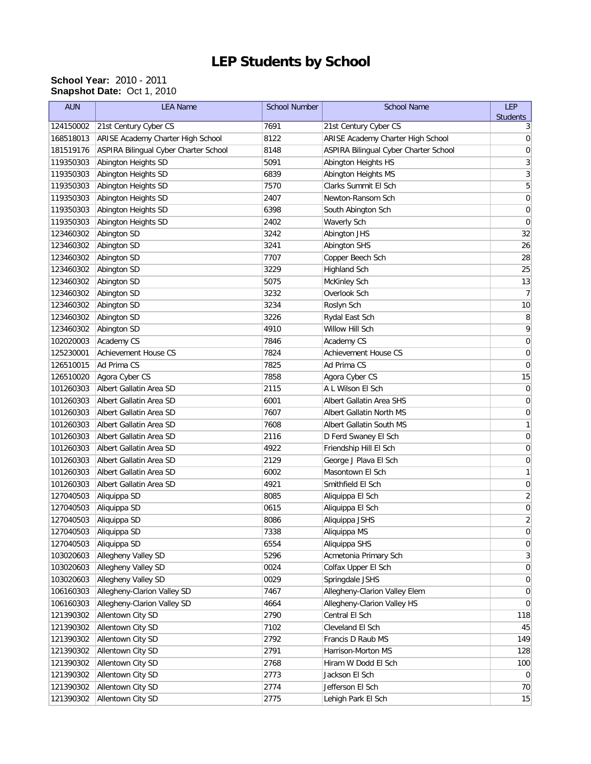# LEP Students by School

**School Year:** 2010 - 2011
**Snapshot Date:** Oct 1, 2010

| AUN | LEA Name | School Number | School Name | LEP Students |
|---|---|---|---|---|
| 124150002 | 21st Century Cyber CS | 7691 | 21st Century Cyber CS | 3 |
| 168518013 | ARISE Academy Charter High School | 8122 | ARISE Academy Charter High School | 0 |
| 181519176 | ASPIRA Bilingual Cyber Charter School | 8148 | ASPIRA Bilingual Cyber Charter School | 0 |
| 119350303 | Abington Heights SD | 5091 | Abington Heights HS | 3 |
| 119350303 | Abington Heights SD | 6839 | Abington Heights MS | 3 |
| 119350303 | Abington Heights SD | 7570 | Clarks Summit El Sch | 5 |
| 119350303 | Abington Heights SD | 2407 | Newton-Ransom Sch | 0 |
| 119350303 | Abington Heights SD | 6398 | South Abington Sch | 0 |
| 119350303 | Abington Heights SD | 2402 | Waverly Sch | 0 |
| 123460302 | Abington SD | 3242 | Abington JHS | 32 |
| 123460302 | Abington SD | 3241 | Abington SHS | 26 |
| 123460302 | Abington SD | 7707 | Copper Beech Sch | 28 |
| 123460302 | Abington SD | 3229 | Highland Sch | 25 |
| 123460302 | Abington SD | 5075 | McKinley Sch | 13 |
| 123460302 | Abington SD | 3232 | Overlook Sch | 7 |
| 123460302 | Abington SD | 3234 | Roslyn Sch | 10 |
| 123460302 | Abington SD | 3226 | Rydal East Sch | 8 |
| 123460302 | Abington SD | 4910 | Willow Hill Sch | 9 |
| 102020003 | Academy CS | 7846 | Academy CS | 0 |
| 125230001 | Achievement House CS | 7824 | Achievement House CS | 0 |
| 126510015 | Ad Prima CS | 7825 | Ad Prima CS | 0 |
| 126510020 | Agora Cyber CS | 7858 | Agora Cyber CS | 15 |
| 101260303 | Albert Gallatin Area SD | 2115 | A L Wilson El Sch | 0 |
| 101260303 | Albert Gallatin Area SD | 6001 | Albert Gallatin Area SHS | 0 |
| 101260303 | Albert Gallatin Area SD | 7607 | Albert Gallatin North MS | 0 |
| 101260303 | Albert Gallatin Area SD | 7608 | Albert Gallatin South MS | 1 |
| 101260303 | Albert Gallatin Area SD | 2116 | D Ferd Swaney El Sch | 0 |
| 101260303 | Albert Gallatin Area SD | 4922 | Friendship Hill El Sch | 0 |
| 101260303 | Albert Gallatin Area SD | 2129 | George J Plava El Sch | 0 |
| 101260303 | Albert Gallatin Area SD | 6002 | Masontown El Sch | 1 |
| 101260303 | Albert Gallatin Area SD | 4921 | Smithfield El Sch | 0 |
| 127040503 | Aliquippa SD | 8085 | Aliquippa El Sch | 2 |
| 127040503 | Aliquippa SD | 0615 | Aliquippa El Sch | 0 |
| 127040503 | Aliquippa SD | 8086 | Aliquippa JSHS | 2 |
| 127040503 | Aliquippa SD | 7338 | Aliquippa MS | 0 |
| 127040503 | Aliquippa SD | 6554 | Aliquippa SHS | 0 |
| 103020603 | Allegheny Valley SD | 5296 | Acmetonia Primary Sch | 3 |
| 103020603 | Allegheny Valley SD | 0024 | Colfax Upper El Sch | 0 |
| 103020603 | Allegheny Valley SD | 0029 | Springdale JSHS | 0 |
| 106160303 | Allegheny-Clarion Valley SD | 7467 | Allegheny-Clarion Valley Elem | 0 |
| 106160303 | Allegheny-Clarion Valley SD | 4664 | Allegheny-Clarion Valley HS | 0 |
| 121390302 | Allentown City SD | 2790 | Central El Sch | 118 |
| 121390302 | Allentown City SD | 7102 | Cleveland El Sch | 45 |
| 121390302 | Allentown City SD | 2792 | Francis D Raub MS | 149 |
| 121390302 | Allentown City SD | 2791 | Harrison-Morton MS | 128 |
| 121390302 | Allentown City SD | 2768 | Hiram W Dodd El Sch | 100 |
| 121390302 | Allentown City SD | 2773 | Jackson El Sch | 0 |
| 121390302 | Allentown City SD | 2774 | Jefferson El Sch | 70 |
| 121390302 | Allentown City SD | 2775 | Lehigh Park El Sch | 15 |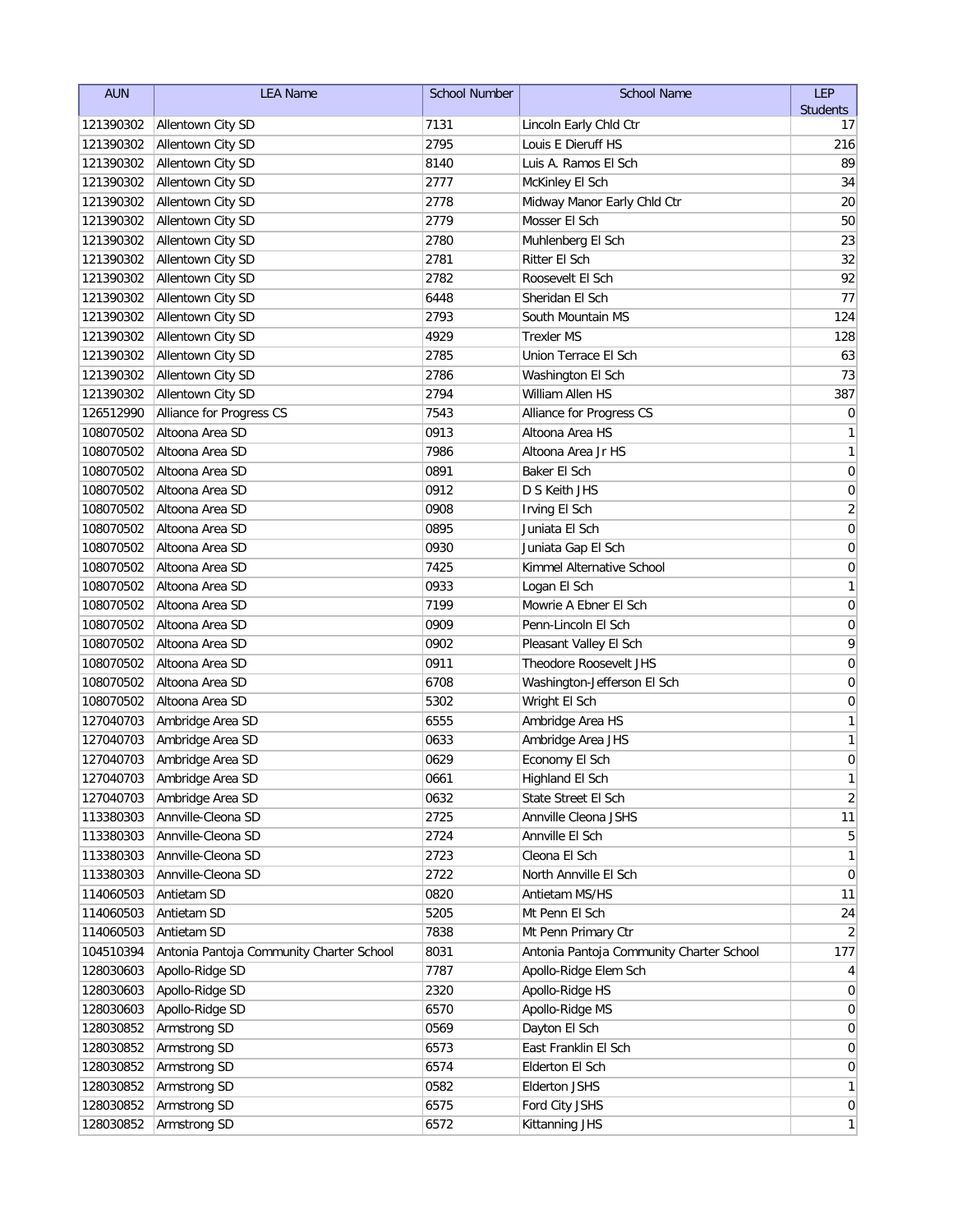| AUN | LEA Name | School Number | School Name | LEP Students |
|---|---|---|---|---|
| 121390302 | Allentown City SD | 7131 | Lincoln Early Chld Ctr | 17 |
| 121390302 | Allentown City SD | 2795 | Louis E Dieruff HS | 216 |
| 121390302 | Allentown City SD | 8140 | Luis A. Ramos El Sch | 89 |
| 121390302 | Allentown City SD | 2777 | McKinley El Sch | 34 |
| 121390302 | Allentown City SD | 2778 | Midway Manor Early Chld Ctr | 20 |
| 121390302 | Allentown City SD | 2779 | Mosser El Sch | 50 |
| 121390302 | Allentown City SD | 2780 | Muhlenberg El Sch | 23 |
| 121390302 | Allentown City SD | 2781 | Ritter El Sch | 32 |
| 121390302 | Allentown City SD | 2782 | Roosevelt El Sch | 92 |
| 121390302 | Allentown City SD | 6448 | Sheridan El Sch | 77 |
| 121390302 | Allentown City SD | 2793 | South Mountain MS | 124 |
| 121390302 | Allentown City SD | 4929 | Trexler MS | 128 |
| 121390302 | Allentown City SD | 2785 | Union Terrace El Sch | 63 |
| 121390302 | Allentown City SD | 2786 | Washington El Sch | 73 |
| 121390302 | Allentown City SD | 2794 | William Allen HS | 387 |
| 126512990 | Alliance for Progress CS | 7543 | Alliance for Progress CS | 0 |
| 108070502 | Altoona Area SD | 0913 | Altoona Area HS | 1 |
| 108070502 | Altoona Area SD | 7986 | Altoona Area Jr HS | 1 |
| 108070502 | Altoona Area SD | 0891 | Baker El Sch | 0 |
| 108070502 | Altoona Area SD | 0912 | D S Keith JHS | 0 |
| 108070502 | Altoona Area SD | 0908 | Irving El Sch | 2 |
| 108070502 | Altoona Area SD | 0895 | Juniata El Sch | 0 |
| 108070502 | Altoona Area SD | 0930 | Juniata Gap El Sch | 0 |
| 108070502 | Altoona Area SD | 7425 | Kimmel Alternative School | 0 |
| 108070502 | Altoona Area SD | 0933 | Logan El Sch | 1 |
| 108070502 | Altoona Area SD | 7199 | Mowrie A Ebner El Sch | 0 |
| 108070502 | Altoona Area SD | 0909 | Penn-Lincoln El Sch | 0 |
| 108070502 | Altoona Area SD | 0902 | Pleasant Valley El Sch | 9 |
| 108070502 | Altoona Area SD | 0911 | Theodore Roosevelt JHS | 0 |
| 108070502 | Altoona Area SD | 6708 | Washington-Jefferson El Sch | 0 |
| 108070502 | Altoona Area SD | 5302 | Wright El Sch | 0 |
| 127040703 | Ambridge Area SD | 6555 | Ambridge Area HS | 1 |
| 127040703 | Ambridge Area SD | 0633 | Ambridge Area JHS | 1 |
| 127040703 | Ambridge Area SD | 0629 | Economy El Sch | 0 |
| 127040703 | Ambridge Area SD | 0661 | Highland El Sch | 1 |
| 127040703 | Ambridge Area SD | 0632 | State Street El Sch | 2 |
| 113380303 | Annville-Cleona SD | 2725 | Annville Cleona JSHS | 11 |
| 113380303 | Annville-Cleona SD | 2724 | Annville El Sch | 5 |
| 113380303 | Annville-Cleona SD | 2723 | Cleona El Sch | 1 |
| 113380303 | Annville-Cleona SD | 2722 | North Annville El Sch | 0 |
| 114060503 | Antietam SD | 0820 | Antietam MS/HS | 11 |
| 114060503 | Antietam SD | 5205 | Mt Penn El Sch | 24 |
| 114060503 | Antietam SD | 7838 | Mt Penn Primary Ctr | 2 |
| 104510394 | Antonia Pantoja Community Charter School | 8031 | Antonia Pantoja Community Charter School | 177 |
| 128030603 | Apollo-Ridge SD | 7787 | Apollo-Ridge Elem Sch | 4 |
| 128030603 | Apollo-Ridge SD | 2320 | Apollo-Ridge HS | 0 |
| 128030603 | Apollo-Ridge SD | 6570 | Apollo-Ridge MS | 0 |
| 128030852 | Armstrong SD | 0569 | Dayton El Sch | 0 |
| 128030852 | Armstrong SD | 6573 | East Franklin El Sch | 0 |
| 128030852 | Armstrong SD | 6574 | Elderton El Sch | 0 |
| 128030852 | Armstrong SD | 0582 | Elderton JSHS | 1 |
| 128030852 | Armstrong SD | 6575 | Ford City JSHS | 0 |
| 128030852 | Armstrong SD | 6572 | Kittanning JHS | 1 |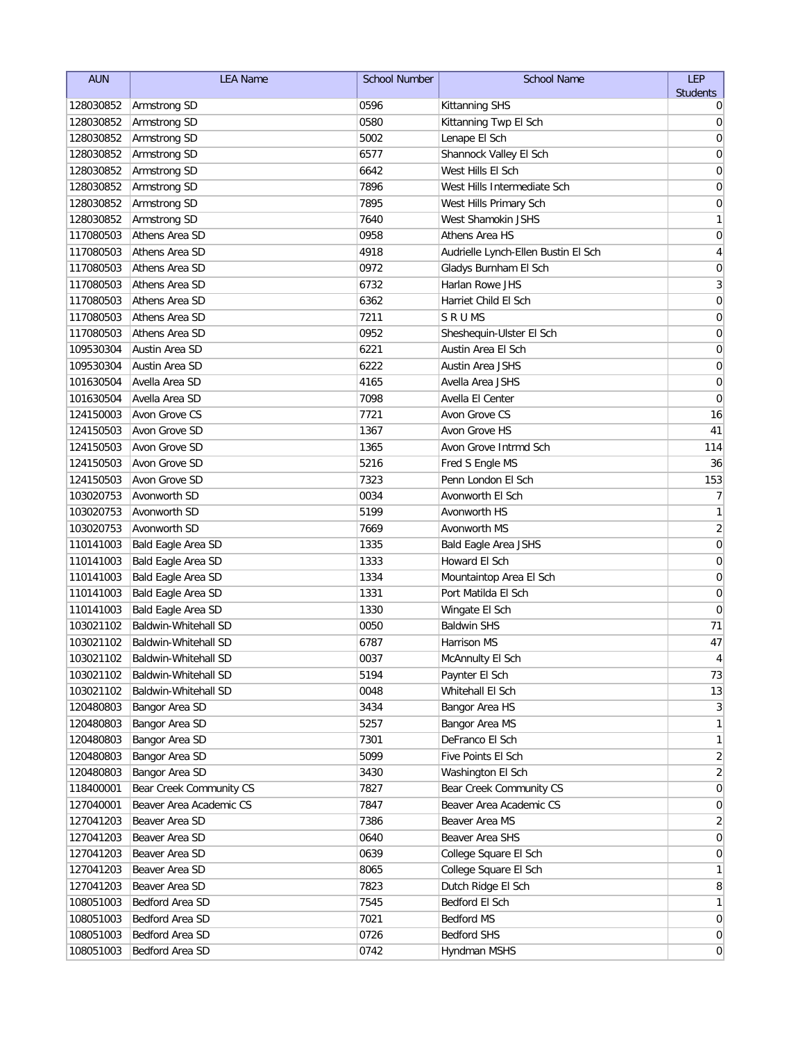| AUN | LEA Name | School Number | School Name | LEP Students |
| --- | --- | --- | --- | --- |
| 128030852 | Armstrong SD | 0596 | Kittanning SHS | 0 |
| 128030852 | Armstrong SD | 0580 | Kittanning Twp El Sch | 0 |
| 128030852 | Armstrong SD | 5002 | Lenape El Sch | 0 |
| 128030852 | Armstrong SD | 6577 | Shannock Valley El Sch | 0 |
| 128030852 | Armstrong SD | 6642 | West Hills El Sch | 0 |
| 128030852 | Armstrong SD | 7896 | West Hills Intermediate Sch | 0 |
| 128030852 | Armstrong SD | 7895 | West Hills Primary Sch | 0 |
| 128030852 | Armstrong SD | 7640 | West Shamokin JSHS | 1 |
| 117080503 | Athens Area SD | 0958 | Athens Area HS | 0 |
| 117080503 | Athens Area SD | 4918 | Audrielle Lynch-Ellen Bustin El Sch | 4 |
| 117080503 | Athens Area SD | 0972 | Gladys Burnham El Sch | 0 |
| 117080503 | Athens Area SD | 6732 | Harlan Rowe JHS | 3 |
| 117080503 | Athens Area SD | 6362 | Harriet Child El Sch | 0 |
| 117080503 | Athens Area SD | 7211 | S R U MS | 0 |
| 117080503 | Athens Area SD | 0952 | Sheshequin-Ulster El Sch | 0 |
| 109530304 | Austin Area SD | 6221 | Austin Area El Sch | 0 |
| 109530304 | Austin Area SD | 6222 | Austin Area JSHS | 0 |
| 101630504 | Avella Area SD | 4165 | Avella Area JSHS | 0 |
| 101630504 | Avella Area SD | 7098 | Avella El Center | 0 |
| 124150003 | Avon Grove CS | 7721 | Avon Grove CS | 16 |
| 124150503 | Avon Grove SD | 1367 | Avon Grove HS | 41 |
| 124150503 | Avon Grove SD | 1365 | Avon Grove Intrmd Sch | 114 |
| 124150503 | Avon Grove SD | 5216 | Fred S Engle MS | 36 |
| 124150503 | Avon Grove SD | 7323 | Penn London El Sch | 153 |
| 103020753 | Avonworth SD | 0034 | Avonworth El Sch | 7 |
| 103020753 | Avonworth SD | 5199 | Avonworth HS | 1 |
| 103020753 | Avonworth SD | 7669 | Avonworth MS | 2 |
| 110141003 | Bald Eagle Area SD | 1335 | Bald Eagle Area JSHS | 0 |
| 110141003 | Bald Eagle Area SD | 1333 | Howard El Sch | 0 |
| 110141003 | Bald Eagle Area SD | 1334 | Mountaintop Area El Sch | 0 |
| 110141003 | Bald Eagle Area SD | 1331 | Port Matilda El Sch | 0 |
| 110141003 | Bald Eagle Area SD | 1330 | Wingate El Sch | 0 |
| 103021102 | Baldwin-Whitehall SD | 0050 | Baldwin SHS | 71 |
| 103021102 | Baldwin-Whitehall SD | 6787 | Harrison MS | 47 |
| 103021102 | Baldwin-Whitehall SD | 0037 | McAnnulty El Sch | 4 |
| 103021102 | Baldwin-Whitehall SD | 5194 | Paynter El Sch | 73 |
| 103021102 | Baldwin-Whitehall SD | 0048 | Whitehall El Sch | 13 |
| 120480803 | Bangor Area SD | 3434 | Bangor Area HS | 3 |
| 120480803 | Bangor Area SD | 5257 | Bangor Area MS | 1 |
| 120480803 | Bangor Area SD | 7301 | DeFranco El Sch | 1 |
| 120480803 | Bangor Area SD | 5099 | Five Points El Sch | 2 |
| 120480803 | Bangor Area SD | 3430 | Washington El Sch | 2 |
| 118400001 | Bear Creek Community CS | 7827 | Bear Creek Community CS | 0 |
| 127040001 | Beaver Area Academic CS | 7847 | Beaver Area Academic CS | 0 |
| 127041203 | Beaver Area SD | 7386 | Beaver Area MS | 2 |
| 127041203 | Beaver Area SD | 0640 | Beaver Area SHS | 0 |
| 127041203 | Beaver Area SD | 0639 | College Square El Sch | 0 |
| 127041203 | Beaver Area SD | 8065 | College Square El Sch | 1 |
| 127041203 | Beaver Area SD | 7823 | Dutch Ridge El Sch | 8 |
| 108051003 | Bedford Area SD | 7545 | Bedford El Sch | 1 |
| 108051003 | Bedford Area SD | 7021 | Bedford MS | 0 |
| 108051003 | Bedford Area SD | 0726 | Bedford SHS | 0 |
| 108051003 | Bedford Area SD | 0742 | Hyndman MSHS | 0 |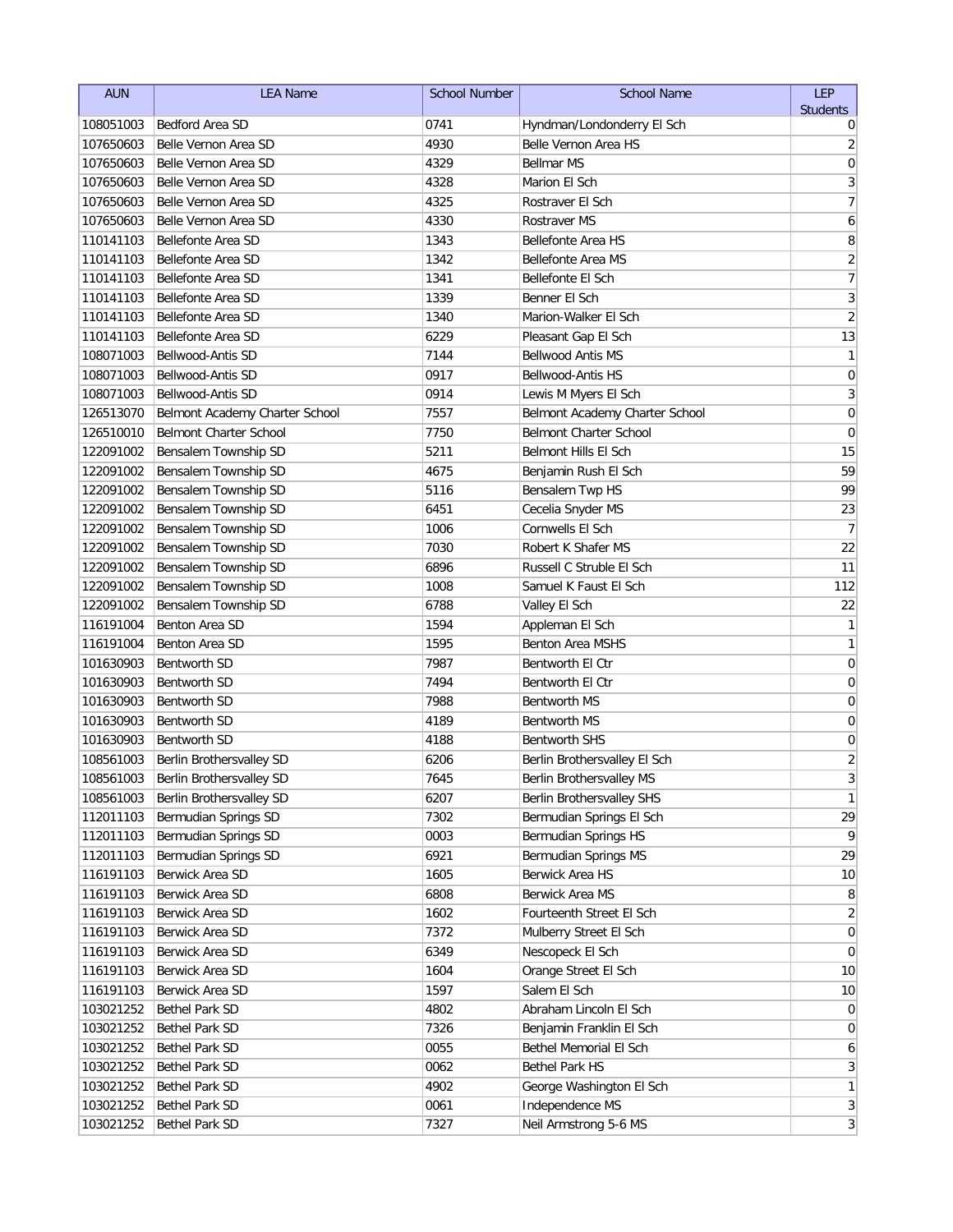| AUN | LEA Name | School Number | School Name | LEP Students |
|---|---|---|---|---|
| 108051003 | Bedford Area SD | 0741 | Hyndman/Londonderry El Sch | 0 |
| 107650603 | Belle Vernon Area SD | 4930 | Belle Vernon Area HS | 2 |
| 107650603 | Belle Vernon Area SD | 4329 | Bellmar MS | 0 |
| 107650603 | Belle Vernon Area SD | 4328 | Marion El Sch | 3 |
| 107650603 | Belle Vernon Area SD | 4325 | Rostraver El Sch | 7 |
| 107650603 | Belle Vernon Area SD | 4330 | Rostraver MS | 6 |
| 110141103 | Bellefonte Area SD | 1343 | Bellefonte Area HS | 8 |
| 110141103 | Bellefonte Area SD | 1342 | Bellefonte Area MS | 2 |
| 110141103 | Bellefonte Area SD | 1341 | Bellefonte El Sch | 7 |
| 110141103 | Bellefonte Area SD | 1339 | Benner El Sch | 3 |
| 110141103 | Bellefonte Area SD | 1340 | Marion-Walker El Sch | 2 |
| 110141103 | Bellefonte Area SD | 6229 | Pleasant Gap El Sch | 13 |
| 108071003 | Bellwood-Antis SD | 7144 | Bellwood Antis MS | 1 |
| 108071003 | Bellwood-Antis SD | 0917 | Bellwood-Antis HS | 0 |
| 108071003 | Bellwood-Antis SD | 0914 | Lewis M Myers El Sch | 3 |
| 126513070 | Belmont Academy Charter School | 7557 | Belmont Academy Charter School | 0 |
| 126510010 | Belmont Charter School | 7750 | Belmont Charter School | 0 |
| 122091002 | Bensalem Township SD | 5211 | Belmont Hills El Sch | 15 |
| 122091002 | Bensalem Township SD | 4675 | Benjamin Rush El Sch | 59 |
| 122091002 | Bensalem Township SD | 5116 | Bensalem Twp HS | 99 |
| 122091002 | Bensalem Township SD | 6451 | Cecelia Snyder MS | 23 |
| 122091002 | Bensalem Township SD | 1006 | Cornwells El Sch | 7 |
| 122091002 | Bensalem Township SD | 7030 | Robert K Shafer MS | 22 |
| 122091002 | Bensalem Township SD | 6896 | Russell C Struble El Sch | 11 |
| 122091002 | Bensalem Township SD | 1008 | Samuel K Faust El Sch | 112 |
| 122091002 | Bensalem Township SD | 6788 | Valley El Sch | 22 |
| 116191004 | Benton Area SD | 1594 | Appleman El Sch | 1 |
| 116191004 | Benton Area SD | 1595 | Benton Area MSHS | 1 |
| 101630903 | Bentworth SD | 7987 | Bentworth El Ctr | 0 |
| 101630903 | Bentworth SD | 7494 | Bentworth El Ctr | 0 |
| 101630903 | Bentworth SD | 7988 | Bentworth MS | 0 |
| 101630903 | Bentworth SD | 4189 | Bentworth MS | 0 |
| 101630903 | Bentworth SD | 4188 | Bentworth SHS | 0 |
| 108561003 | Berlin Brothersvalley SD | 6206 | Berlin Brothersvalley El Sch | 2 |
| 108561003 | Berlin Brothersvalley SD | 7645 | Berlin Brothersvalley MS | 3 |
| 108561003 | Berlin Brothersvalley SD | 6207 | Berlin Brothersvalley SHS | 1 |
| 112011103 | Bermudian Springs SD | 7302 | Bermudian Springs El Sch | 29 |
| 112011103 | Bermudian Springs SD | 0003 | Bermudian Springs HS | 9 |
| 112011103 | Bermudian Springs SD | 6921 | Bermudian Springs MS | 29 |
| 116191103 | Berwick Area SD | 1605 | Berwick Area HS | 10 |
| 116191103 | Berwick Area SD | 6808 | Berwick Area MS | 8 |
| 116191103 | Berwick Area SD | 1602 | Fourteenth Street El Sch | 2 |
| 116191103 | Berwick Area SD | 7372 | Mulberry Street El Sch | 0 |
| 116191103 | Berwick Area SD | 6349 | Nescopeck El Sch | 0 |
| 116191103 | Berwick Area SD | 1604 | Orange Street El Sch | 10 |
| 116191103 | Berwick Area SD | 1597 | Salem El Sch | 10 |
| 103021252 | Bethel Park SD | 4802 | Abraham Lincoln El Sch | 0 |
| 103021252 | Bethel Park SD | 7326 | Benjamin Franklin El Sch | 0 |
| 103021252 | Bethel Park SD | 0055 | Bethel Memorial El Sch | 6 |
| 103021252 | Bethel Park SD | 0062 | Bethel Park HS | 3 |
| 103021252 | Bethel Park SD | 4902 | George Washington El Sch | 1 |
| 103021252 | Bethel Park SD | 0061 | Independence MS | 3 |
| 103021252 | Bethel Park SD | 7327 | Neil Armstrong 5-6 MS | 3 |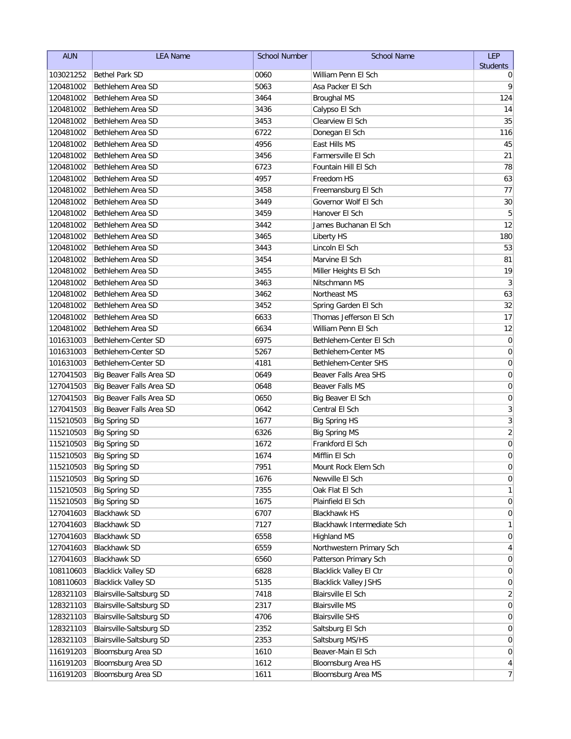| AUN | LEA Name | School Number | School Name | LEP Students |
|---|---|---|---|---|
| 103021252 | Bethel Park SD | 0060 | William Penn El Sch | 0 |
| 120481002 | Bethlehem Area SD | 5063 | Asa Packer El Sch | 9 |
| 120481002 | Bethlehem Area SD | 3464 | Broughal MS | 124 |
| 120481002 | Bethlehem Area SD | 3436 | Calypso El Sch | 14 |
| 120481002 | Bethlehem Area SD | 3453 | Clearview El Sch | 35 |
| 120481002 | Bethlehem Area SD | 6722 | Donegan El Sch | 116 |
| 120481002 | Bethlehem Area SD | 4956 | East Hills MS | 45 |
| 120481002 | Bethlehem Area SD | 3456 | Farmersville El Sch | 21 |
| 120481002 | Bethlehem Area SD | 6723 | Fountain Hill El Sch | 78 |
| 120481002 | Bethlehem Area SD | 4957 | Freedom HS | 63 |
| 120481002 | Bethlehem Area SD | 3458 | Freemansburg El Sch | 77 |
| 120481002 | Bethlehem Area SD | 3449 | Governor Wolf El Sch | 30 |
| 120481002 | Bethlehem Area SD | 3459 | Hanover El Sch | 5 |
| 120481002 | Bethlehem Area SD | 3442 | James Buchanan El Sch | 12 |
| 120481002 | Bethlehem Area SD | 3465 | Liberty HS | 180 |
| 120481002 | Bethlehem Area SD | 3443 | Lincoln El Sch | 53 |
| 120481002 | Bethlehem Area SD | 3454 | Marvine El Sch | 81 |
| 120481002 | Bethlehem Area SD | 3455 | Miller Heights El Sch | 19 |
| 120481002 | Bethlehem Area SD | 3463 | Nitschmann MS | 3 |
| 120481002 | Bethlehem Area SD | 3462 | Northeast MS | 63 |
| 120481002 | Bethlehem Area SD | 3452 | Spring Garden El Sch | 32 |
| 120481002 | Bethlehem Area SD | 6633 | Thomas Jefferson El Sch | 17 |
| 120481002 | Bethlehem Area SD | 6634 | William Penn El Sch | 12 |
| 101631003 | Bethlehem-Center SD | 6975 | Bethlehem-Center El Sch | 0 |
| 101631003 | Bethlehem-Center SD | 5267 | Bethlehem-Center MS | 0 |
| 101631003 | Bethlehem-Center SD | 4181 | Bethlehem-Center SHS | 0 |
| 127041503 | Big Beaver Falls Area SD | 0649 | Beaver Falls Area SHS | 0 |
| 127041503 | Big Beaver Falls Area SD | 0648 | Beaver Falls MS | 0 |
| 127041503 | Big Beaver Falls Area SD | 0650 | Big Beaver El Sch | 0 |
| 127041503 | Big Beaver Falls Area SD | 0642 | Central El Sch | 3 |
| 115210503 | Big Spring SD | 1677 | Big Spring HS | 3 |
| 115210503 | Big Spring SD | 6326 | Big Spring MS | 2 |
| 115210503 | Big Spring SD | 1672 | Frankford El Sch | 0 |
| 115210503 | Big Spring SD | 1674 | Mifflin El Sch | 0 |
| 115210503 | Big Spring SD | 7951 | Mount Rock Elem Sch | 0 |
| 115210503 | Big Spring SD | 1676 | Newville El Sch | 0 |
| 115210503 | Big Spring SD | 7355 | Oak Flat El Sch | 1 |
| 115210503 | Big Spring SD | 1675 | Plainfield El Sch | 0 |
| 127041603 | Blackhawk SD | 6707 | Blackhawk HS | 0 |
| 127041603 | Blackhawk SD | 7127 | Blackhawk Intermediate Sch | 1 |
| 127041603 | Blackhawk SD | 6558 | Highland MS | 0 |
| 127041603 | Blackhawk SD | 6559 | Northwestern Primary Sch | 4 |
| 127041603 | Blackhawk SD | 6560 | Patterson Primary Sch | 0 |
| 108110603 | Blacklick Valley SD | 6828 | Blacklick Valley El Ctr | 0 |
| 108110603 | Blacklick Valley SD | 5135 | Blacklick Valley JSHS | 0 |
| 128321103 | Blairsville-Saltsburg SD | 7418 | Blairsville El Sch | 2 |
| 128321103 | Blairsville-Saltsburg SD | 2317 | Blairsville MS | 0 |
| 128321103 | Blairsville-Saltsburg SD | 4706 | Blairsville SHS | 0 |
| 128321103 | Blairsville-Saltsburg SD | 2352 | Saltsburg El Sch | 0 |
| 128321103 | Blairsville-Saltsburg SD | 2353 | Saltsburg MS/HS | 0 |
| 116191203 | Bloomsburg Area SD | 1610 | Beaver-Main El Sch | 0 |
| 116191203 | Bloomsburg Area SD | 1612 | Bloomsburg Area HS | 4 |
| 116191203 | Bloomsburg Area SD | 1611 | Bloomsburg Area MS | 7 |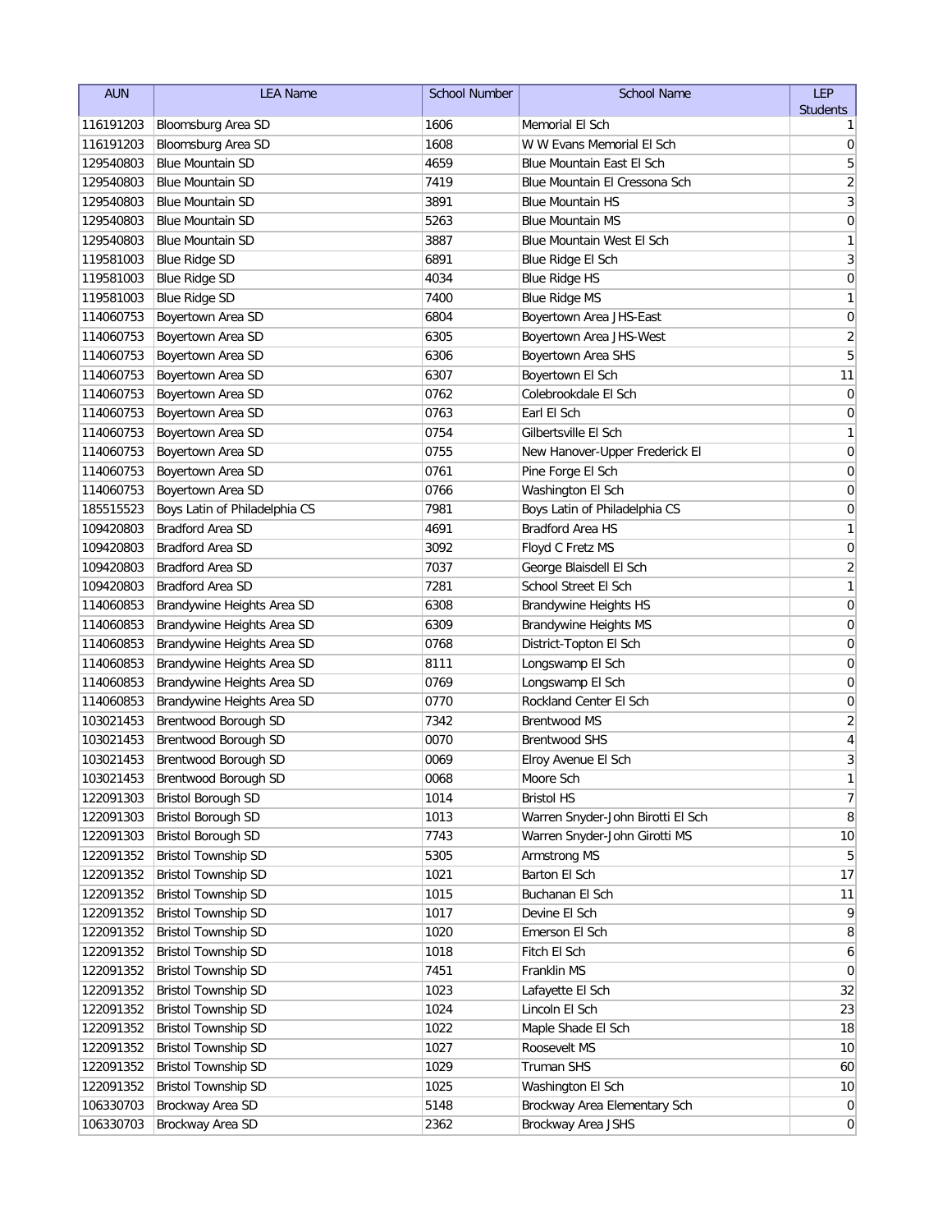| AUN | LEA Name | School Number | School Name | LEP Students |
|---|---|---|---|---|
| 116191203 | Bloomsburg Area SD | 1606 | Memorial El Sch | 1 |
| 116191203 | Bloomsburg Area SD | 1608 | W W Evans Memorial El Sch | 0 |
| 129540803 | Blue Mountain SD | 4659 | Blue Mountain East El Sch | 5 |
| 129540803 | Blue Mountain SD | 7419 | Blue Mountain El Cressona Sch | 2 |
| 129540803 | Blue Mountain SD | 3891 | Blue Mountain HS | 3 |
| 129540803 | Blue Mountain SD | 5263 | Blue Mountain MS | 0 |
| 129540803 | Blue Mountain SD | 3887 | Blue Mountain West El Sch | 1 |
| 119581003 | Blue Ridge SD | 6891 | Blue Ridge El Sch | 3 |
| 119581003 | Blue Ridge SD | 4034 | Blue Ridge HS | 0 |
| 119581003 | Blue Ridge SD | 7400 | Blue Ridge MS | 1 |
| 114060753 | Boyertown Area SD | 6804 | Boyertown Area JHS-East | 0 |
| 114060753 | Boyertown Area SD | 6305 | Boyertown Area JHS-West | 2 |
| 114060753 | Boyertown Area SD | 6306 | Boyertown Area SHS | 5 |
| 114060753 | Boyertown Area SD | 6307 | Boyertown El Sch | 11 |
| 114060753 | Boyertown Area SD | 0762 | Colebrookdale El Sch | 0 |
| 114060753 | Boyertown Area SD | 0763 | Earl El Sch | 0 |
| 114060753 | Boyertown Area SD | 0754 | Gilbertsville El Sch | 1 |
| 114060753 | Boyertown Area SD | 0755 | New Hanover-Upper Frederick El | 0 |
| 114060753 | Boyertown Area SD | 0761 | Pine Forge El Sch | 0 |
| 114060753 | Boyertown Area SD | 0766 | Washington El Sch | 0 |
| 185515523 | Boys Latin of Philadelphia CS | 7981 | Boys Latin of Philadelphia CS | 0 |
| 109420803 | Bradford Area SD | 4691 | Bradford Area HS | 1 |
| 109420803 | Bradford Area SD | 3092 | Floyd C Fretz MS | 0 |
| 109420803 | Bradford Area SD | 7037 | George Blaisdell El Sch | 2 |
| 109420803 | Bradford Area SD | 7281 | School Street El Sch | 1 |
| 114060853 | Brandywine Heights Area SD | 6308 | Brandywine Heights HS | 0 |
| 114060853 | Brandywine Heights Area SD | 6309 | Brandywine Heights MS | 0 |
| 114060853 | Brandywine Heights Area SD | 0768 | District-Topton El Sch | 0 |
| 114060853 | Brandywine Heights Area SD | 8111 | Longswamp El Sch | 0 |
| 114060853 | Brandywine Heights Area SD | 0769 | Longswamp El Sch | 0 |
| 114060853 | Brandywine Heights Area SD | 0770 | Rockland Center El Sch | 0 |
| 103021453 | Brentwood Borough SD | 7342 | Brentwood MS | 2 |
| 103021453 | Brentwood Borough SD | 0070 | Brentwood SHS | 4 |
| 103021453 | Brentwood Borough SD | 0069 | Elroy Avenue El Sch | 3 |
| 103021453 | Brentwood Borough SD | 0068 | Moore Sch | 1 |
| 122091303 | Bristol Borough SD | 1014 | Bristol HS | 7 |
| 122091303 | Bristol Borough SD | 1013 | Warren Snyder-John Birotti El Sch | 8 |
| 122091303 | Bristol Borough SD | 7743 | Warren Snyder-John Girotti MS | 10 |
| 122091352 | Bristol Township SD | 5305 | Armstrong MS | 5 |
| 122091352 | Bristol Township SD | 1021 | Barton El Sch | 17 |
| 122091352 | Bristol Township SD | 1015 | Buchanan El Sch | 11 |
| 122091352 | Bristol Township SD | 1017 | Devine El Sch | 9 |
| 122091352 | Bristol Township SD | 1020 | Emerson El Sch | 8 |
| 122091352 | Bristol Township SD | 1018 | Fitch El Sch | 6 |
| 122091352 | Bristol Township SD | 7451 | Franklin MS | 0 |
| 122091352 | Bristol Township SD | 1023 | Lafayette El Sch | 32 |
| 122091352 | Bristol Township SD | 1024 | Lincoln El Sch | 23 |
| 122091352 | Bristol Township SD | 1022 | Maple Shade El Sch | 18 |
| 122091352 | Bristol Township SD | 1027 | Roosevelt MS | 10 |
| 122091352 | Bristol Township SD | 1029 | Truman SHS | 60 |
| 122091352 | Bristol Township SD | 1025 | Washington El Sch | 10 |
| 106330703 | Brockway Area SD | 5148 | Brockway Area Elementary Sch | 0 |
| 106330703 | Brockway Area SD | 2362 | Brockway Area JSHS | 0 |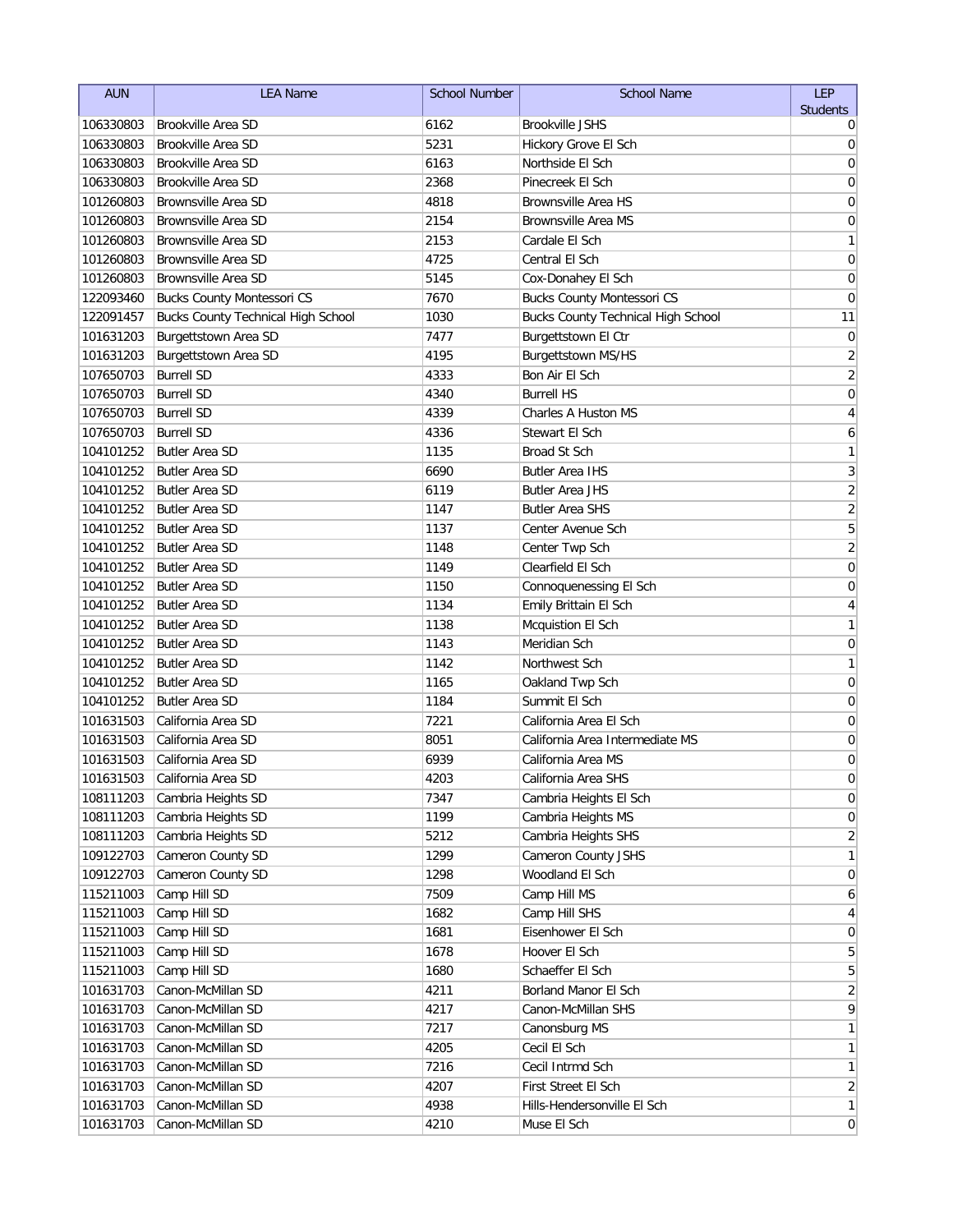| AUN | LEA Name | School Number | School Name | LEP Students |
|---|---|---|---|---|
| 106330803 | Brookville Area SD | 6162 | Brookville JSHS | 0 |
| 106330803 | Brookville Area SD | 5231 | Hickory Grove El Sch | 0 |
| 106330803 | Brookville Area SD | 6163 | Northside El Sch | 0 |
| 106330803 | Brookville Area SD | 2368 | Pinecreek El Sch | 0 |
| 101260803 | Brownsville Area SD | 4818 | Brownsville Area HS | 0 |
| 101260803 | Brownsville Area SD | 2154 | Brownsville Area MS | 0 |
| 101260803 | Brownsville Area SD | 2153 | Cardale El Sch | 1 |
| 101260803 | Brownsville Area SD | 4725 | Central El Sch | 0 |
| 101260803 | Brownsville Area SD | 5145 | Cox-Donahey El Sch | 0 |
| 122093460 | Bucks County Montessori CS | 7670 | Bucks County Montessori CS | 0 |
| 122091457 | Bucks County Technical High School | 1030 | Bucks County Technical High School | 11 |
| 101631203 | Burgettstown Area SD | 7477 | Burgettstown El Ctr | 0 |
| 101631203 | Burgettstown Area SD | 4195 | Burgettstown MS/HS | 2 |
| 107650703 | Burrell SD | 4333 | Bon Air El Sch | 2 |
| 107650703 | Burrell SD | 4340 | Burrell HS | 0 |
| 107650703 | Burrell SD | 4339 | Charles A Huston MS | 4 |
| 107650703 | Burrell SD | 4336 | Stewart El Sch | 6 |
| 104101252 | Butler Area SD | 1135 | Broad St Sch | 1 |
| 104101252 | Butler Area SD | 6690 | Butler Area IHS | 3 |
| 104101252 | Butler Area SD | 6119 | Butler Area JHS | 2 |
| 104101252 | Butler Area SD | 1147 | Butler Area SHS | 2 |
| 104101252 | Butler Area SD | 1137 | Center Avenue Sch | 5 |
| 104101252 | Butler Area SD | 1148 | Center Twp Sch | 2 |
| 104101252 | Butler Area SD | 1149 | Clearfield El Sch | 0 |
| 104101252 | Butler Area SD | 1150 | Connoquenessing El Sch | 0 |
| 104101252 | Butler Area SD | 1134 | Emily Brittain El Sch | 4 |
| 104101252 | Butler Area SD | 1138 | Mcquistion El Sch | 1 |
| 104101252 | Butler Area SD | 1143 | Meridian Sch | 0 |
| 104101252 | Butler Area SD | 1142 | Northwest Sch | 1 |
| 104101252 | Butler Area SD | 1165 | Oakland Twp Sch | 0 |
| 104101252 | Butler Area SD | 1184 | Summit El Sch | 0 |
| 101631503 | California Area SD | 7221 | California Area El Sch | 0 |
| 101631503 | California Area SD | 8051 | California Area Intermediate MS | 0 |
| 101631503 | California Area SD | 6939 | California Area MS | 0 |
| 101631503 | California Area SD | 4203 | California Area SHS | 0 |
| 108111203 | Cambria Heights SD | 7347 | Cambria Heights El Sch | 0 |
| 108111203 | Cambria Heights SD | 1199 | Cambria Heights MS | 0 |
| 108111203 | Cambria Heights SD | 5212 | Cambria Heights SHS | 2 |
| 109122703 | Cameron County SD | 1299 | Cameron County JSHS | 1 |
| 109122703 | Cameron County SD | 1298 | Woodland El Sch | 0 |
| 115211003 | Camp Hill SD | 7509 | Camp Hill MS | 6 |
| 115211003 | Camp Hill SD | 1682 | Camp Hill SHS | 4 |
| 115211003 | Camp Hill SD | 1681 | Eisenhower El Sch | 0 |
| 115211003 | Camp Hill SD | 1678 | Hoover El Sch | 5 |
| 115211003 | Camp Hill SD | 1680 | Schaeffer El Sch | 5 |
| 101631703 | Canon-McMillan SD | 4211 | Borland Manor El Sch | 2 |
| 101631703 | Canon-McMillan SD | 4217 | Canon-McMillan SHS | 9 |
| 101631703 | Canon-McMillan SD | 7217 | Canonsburg MS | 1 |
| 101631703 | Canon-McMillan SD | 4205 | Cecil El Sch | 1 |
| 101631703 | Canon-McMillan SD | 7216 | Cecil Intrmd Sch | 1 |
| 101631703 | Canon-McMillan SD | 4207 | First Street El Sch | 2 |
| 101631703 | Canon-McMillan SD | 4938 | Hills-Hendersonville El Sch | 1 |
| 101631703 | Canon-McMillan SD | 4210 | Muse El Sch | 0 |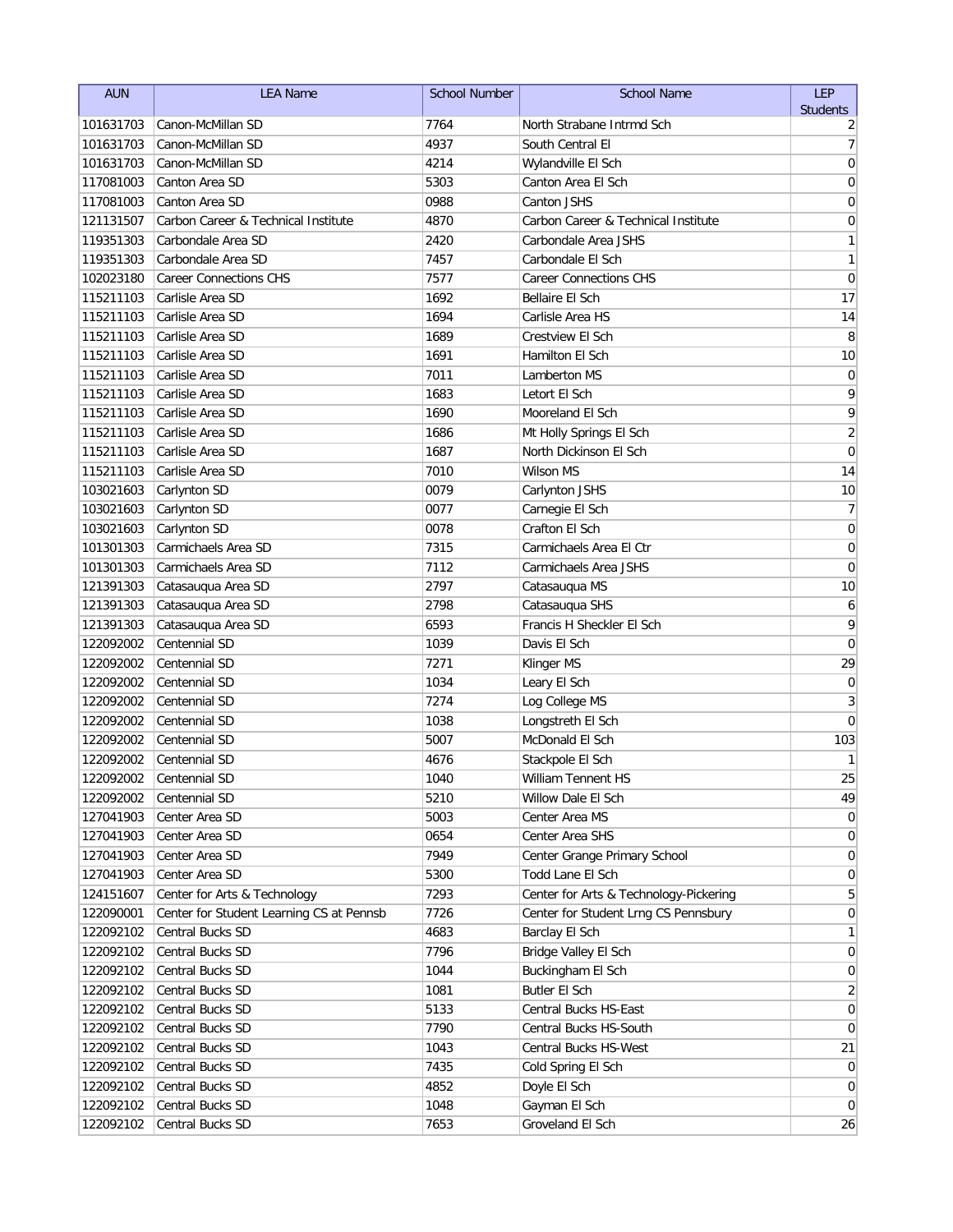| AUN | LEA Name | School Number | School Name | LEP Students |
|---|---|---|---|---|
| 101631703 | Canon-McMillan SD | 7764 | North Strabane Intrmd Sch | 2 |
| 101631703 | Canon-McMillan SD | 4937 | South Central El | 7 |
| 101631703 | Canon-McMillan SD | 4214 | Wylandville El Sch | 0 |
| 117081003 | Canton Area SD | 5303 | Canton Area El Sch | 0 |
| 117081003 | Canton Area SD | 0988 | Canton JSHS | 0 |
| 121131507 | Carbon Career & Technical Institute | 4870 | Carbon Career & Technical Institute | 0 |
| 119351303 | Carbondale Area SD | 2420 | Carbondale Area JSHS | 1 |
| 119351303 | Carbondale Area SD | 7457 | Carbondale El Sch | 1 |
| 102023180 | Career Connections CHS | 7577 | Career Connections CHS | 0 |
| 115211103 | Carlisle Area SD | 1692 | Bellaire El Sch | 17 |
| 115211103 | Carlisle Area SD | 1694 | Carlisle Area HS | 14 |
| 115211103 | Carlisle Area SD | 1689 | Crestview El Sch | 8 |
| 115211103 | Carlisle Area SD | 1691 | Hamilton El Sch | 10 |
| 115211103 | Carlisle Area SD | 7011 | Lamberton MS | 0 |
| 115211103 | Carlisle Area SD | 1683 | Letort El Sch | 9 |
| 115211103 | Carlisle Area SD | 1690 | Mooreland El Sch | 9 |
| 115211103 | Carlisle Area SD | 1686 | Mt Holly Springs El Sch | 2 |
| 115211103 | Carlisle Area SD | 1687 | North Dickinson El Sch | 0 |
| 115211103 | Carlisle Area SD | 7010 | Wilson MS | 14 |
| 103021603 | Carlynton SD | 0079 | Carlynton JSHS | 10 |
| 103021603 | Carlynton SD | 0077 | Carnegie El Sch | 7 |
| 103021603 | Carlynton SD | 0078 | Crafton El Sch | 0 |
| 101301303 | Carmichaels Area SD | 7315 | Carmichaels Area El Ctr | 0 |
| 101301303 | Carmichaels Area SD | 7112 | Carmichaels Area JSHS | 0 |
| 121391303 | Catasauqua Area SD | 2797 | Catasauqua MS | 10 |
| 121391303 | Catasauqua Area SD | 2798 | Catasauqua SHS | 6 |
| 121391303 | Catasauqua Area SD | 6593 | Francis H Sheckler El Sch | 9 |
| 122092002 | Centennial SD | 1039 | Davis El Sch | 0 |
| 122092002 | Centennial SD | 7271 | Klinger MS | 29 |
| 122092002 | Centennial SD | 1034 | Leary El Sch | 0 |
| 122092002 | Centennial SD | 7274 | Log College MS | 3 |
| 122092002 | Centennial SD | 1038 | Longstreth El Sch | 0 |
| 122092002 | Centennial SD | 5007 | McDonald El Sch | 103 |
| 122092002 | Centennial SD | 4676 | Stackpole El Sch | 1 |
| 122092002 | Centennial SD | 1040 | William Tennent HS | 25 |
| 122092002 | Centennial SD | 5210 | Willow Dale El Sch | 49 |
| 127041903 | Center Area SD | 5003 | Center Area MS | 0 |
| 127041903 | Center Area SD | 0654 | Center Area SHS | 0 |
| 127041903 | Center Area SD | 7949 | Center Grange Primary School | 0 |
| 127041903 | Center Area SD | 5300 | Todd Lane El Sch | 0 |
| 124151607 | Center for Arts & Technology | 7293 | Center for Arts & Technology-Pickering | 5 |
| 122090001 | Center for Student Learning CS at Pennsb | 7726 | Center for Student Lrng CS Pennsbury | 0 |
| 122092102 | Central Bucks SD | 4683 | Barclay El Sch | 1 |
| 122092102 | Central Bucks SD | 7796 | Bridge Valley El Sch | 0 |
| 122092102 | Central Bucks SD | 1044 | Buckingham El Sch | 0 |
| 122092102 | Central Bucks SD | 1081 | Butler El Sch | 2 |
| 122092102 | Central Bucks SD | 5133 | Central Bucks HS-East | 0 |
| 122092102 | Central Bucks SD | 7790 | Central Bucks HS-South | 0 |
| 122092102 | Central Bucks SD | 1043 | Central Bucks HS-West | 21 |
| 122092102 | Central Bucks SD | 7435 | Cold Spring El Sch | 0 |
| 122092102 | Central Bucks SD | 4852 | Doyle El Sch | 0 |
| 122092102 | Central Bucks SD | 1048 | Gayman El Sch | 0 |
| 122092102 | Central Bucks SD | 7653 | Groveland El Sch | 26 |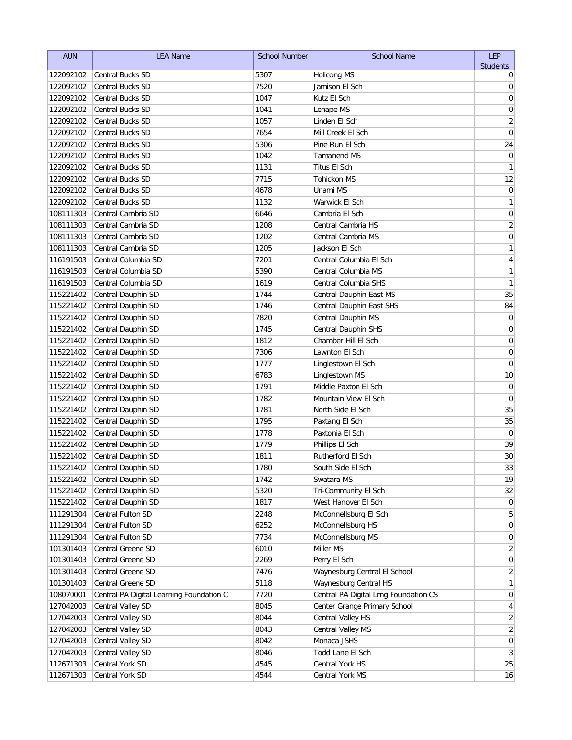| AUN | LEA Name | School Number | School Name | LEP Students |
|---|---|---|---|---|
| 122092102 | Central Bucks SD | 5307 | Holicong MS | 0 |
| 122092102 | Central Bucks SD | 7520 | Jamison El Sch | 0 |
| 122092102 | Central Bucks SD | 1047 | Kutz El Sch | 0 |
| 122092102 | Central Bucks SD | 1041 | Lenape MS | 0 |
| 122092102 | Central Bucks SD | 1057 | Linden El Sch | 2 |
| 122092102 | Central Bucks SD | 7654 | Mill Creek El Sch | 0 |
| 122092102 | Central Bucks SD | 5306 | Pine Run El Sch | 24 |
| 122092102 | Central Bucks SD | 1042 | Tamanend MS | 0 |
| 122092102 | Central Bucks SD | 1131 | Titus El Sch | 1 |
| 122092102 | Central Bucks SD | 7715 | Tohickon MS | 12 |
| 122092102 | Central Bucks SD | 4678 | Unami MS | 0 |
| 122092102 | Central Bucks SD | 1132 | Warwick El Sch | 1 |
| 108111303 | Central Cambria SD | 6646 | Cambria El Sch | 0 |
| 108111303 | Central Cambria SD | 1208 | Central Cambria HS | 2 |
| 108111303 | Central Cambria SD | 1202 | Central Cambria MS | 0 |
| 108111303 | Central Cambria SD | 1205 | Jackson El Sch | 1 |
| 116191503 | Central Columbia SD | 7201 | Central Columbia El Sch | 4 |
| 116191503 | Central Columbia SD | 5390 | Central Columbia MS | 1 |
| 116191503 | Central Columbia SD | 1619 | Central Columbia SHS | 1 |
| 115221402 | Central Dauphin SD | 1744 | Central Dauphin East MS | 35 |
| 115221402 | Central Dauphin SD | 1746 | Central Dauphin East SHS | 84 |
| 115221402 | Central Dauphin SD | 7820 | Central Dauphin MS | 0 |
| 115221402 | Central Dauphin SD | 1745 | Central Dauphin SHS | 0 |
| 115221402 | Central Dauphin SD | 1812 | Chamber Hill El Sch | 0 |
| 115221402 | Central Dauphin SD | 7306 | Lawnton El Sch | 0 |
| 115221402 | Central Dauphin SD | 1777 | Linglestown El Sch | 0 |
| 115221402 | Central Dauphin SD | 6783 | Linglestown MS | 10 |
| 115221402 | Central Dauphin SD | 1791 | Middle Paxton El Sch | 0 |
| 115221402 | Central Dauphin SD | 1782 | Mountain View El Sch | 0 |
| 115221402 | Central Dauphin SD | 1781 | North Side El Sch | 35 |
| 115221402 | Central Dauphin SD | 1795 | Paxtang El Sch | 35 |
| 115221402 | Central Dauphin SD | 1778 | Paxtonia El Sch | 0 |
| 115221402 | Central Dauphin SD | 1779 | Phillips El Sch | 39 |
| 115221402 | Central Dauphin SD | 1811 | Rutherford El Sch | 30 |
| 115221402 | Central Dauphin SD | 1780 | South Side El Sch | 33 |
| 115221402 | Central Dauphin SD | 1742 | Swatara MS | 19 |
| 115221402 | Central Dauphin SD | 5320 | Tri-Community El Sch | 32 |
| 115221402 | Central Dauphin SD | 1817 | West Hanover El Sch | 0 |
| 111291304 | Central Fulton SD | 2248 | McConnellsburg El Sch | 5 |
| 111291304 | Central Fulton SD | 6252 | McConnellsburg HS | 0 |
| 111291304 | Central Fulton SD | 7734 | McConnellsburg MS | 0 |
| 101301403 | Central Greene SD | 6010 | Miller MS | 2 |
| 101301403 | Central Greene SD | 2269 | Perry El Sch | 0 |
| 101301403 | Central Greene SD | 7476 | Waynesburg Central El School | 2 |
| 101301403 | Central Greene SD | 5118 | Waynesburg Central HS | 1 |
| 108070001 | Central PA Digital Learning Foundation C | 7720 | Central PA Digital Lrng Foundation CS | 0 |
| 127042003 | Central Valley SD | 8045 | Center Grange Primary School | 4 |
| 127042003 | Central Valley SD | 8044 | Central Valley HS | 2 |
| 127042003 | Central Valley SD | 8043 | Central Valley MS | 2 |
| 127042003 | Central Valley SD | 8042 | Monaca JSHS | 0 |
| 127042003 | Central Valley SD | 8046 | Todd Lane El Sch | 3 |
| 112671303 | Central York SD | 4545 | Central York HS | 25 |
| 112671303 | Central York SD | 4544 | Central York MS | 16 |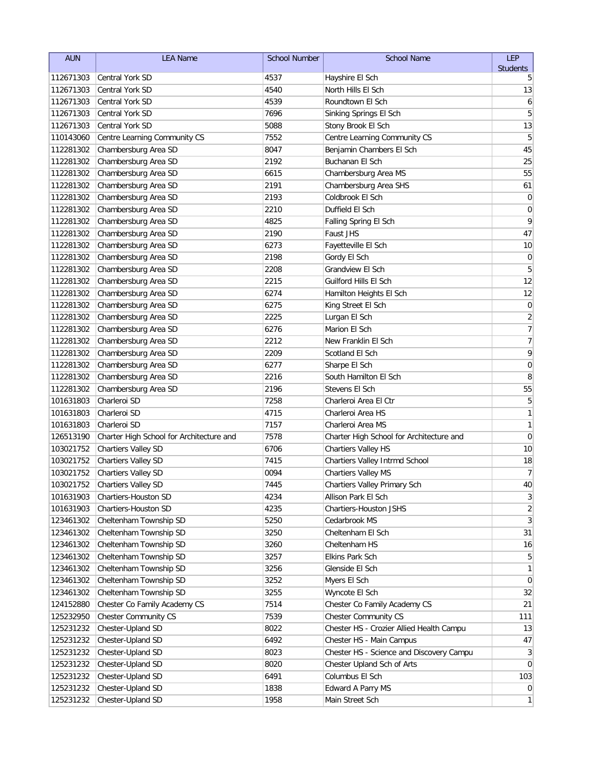| AUN | LEA Name | School Number | School Name | LEP Students |
|---|---|---|---|---|
| 112671303 | Central York SD | 4537 | Hayshire El Sch | 5 |
| 112671303 | Central York SD | 4540 | North Hills El Sch | 13 |
| 112671303 | Central York SD | 4539 | Roundtown El Sch | 6 |
| 112671303 | Central York SD | 7696 | Sinking Springs El Sch | 5 |
| 112671303 | Central York SD | 5088 | Stony Brook El Sch | 13 |
| 110143060 | Centre Learning Community CS | 7552 | Centre Learning Community CS | 5 |
| 112281302 | Chambersburg Area SD | 8047 | Benjamin Chambers El Sch | 45 |
| 112281302 | Chambersburg Area SD | 2192 | Buchanan El Sch | 25 |
| 112281302 | Chambersburg Area SD | 6615 | Chambersburg Area MS | 55 |
| 112281302 | Chambersburg Area SD | 2191 | Chambersburg Area SHS | 61 |
| 112281302 | Chambersburg Area SD | 2193 | Coldbrook El Sch | 0 |
| 112281302 | Chambersburg Area SD | 2210 | Duffield El Sch | 0 |
| 112281302 | Chambersburg Area SD | 4825 | Falling Spring El Sch | 9 |
| 112281302 | Chambersburg Area SD | 2190 | Faust JHS | 47 |
| 112281302 | Chambersburg Area SD | 6273 | Fayetteville El Sch | 10 |
| 112281302 | Chambersburg Area SD | 2198 | Gordy El Sch | 0 |
| 112281302 | Chambersburg Area SD | 2208 | Grandview El Sch | 5 |
| 112281302 | Chambersburg Area SD | 2215 | Guilford Hills El Sch | 12 |
| 112281302 | Chambersburg Area SD | 6274 | Hamilton Heights El Sch | 12 |
| 112281302 | Chambersburg Area SD | 6275 | King Street El Sch | 0 |
| 112281302 | Chambersburg Area SD | 2225 | Lurgan El Sch | 2 |
| 112281302 | Chambersburg Area SD | 6276 | Marion El Sch | 7 |
| 112281302 | Chambersburg Area SD | 2212 | New Franklin El Sch | 7 |
| 112281302 | Chambersburg Area SD | 2209 | Scotland El Sch | 9 |
| 112281302 | Chambersburg Area SD | 6277 | Sharpe El Sch | 0 |
| 112281302 | Chambersburg Area SD | 2216 | South Hamilton El Sch | 8 |
| 112281302 | Chambersburg Area SD | 2196 | Stevens El Sch | 55 |
| 101631803 | Charleroi SD | 7258 | Charleroi Area El Ctr | 5 |
| 101631803 | Charleroi SD | 4715 | Charleroi Area HS | 1 |
| 101631803 | Charleroi SD | 7157 | Charleroi Area MS | 1 |
| 126513190 | Charter High School for Architecture and | 7578 | Charter High School for Architecture and | 0 |
| 103021752 | Chartiers Valley SD | 6706 | Chartiers Valley HS | 10 |
| 103021752 | Chartiers Valley SD | 7415 | Chartiers Valley Intrmd School | 18 |
| 103021752 | Chartiers Valley SD | 0094 | Chartiers Valley MS | 7 |
| 103021752 | Chartiers Valley SD | 7445 | Chartiers Valley Primary Sch | 40 |
| 101631903 | Chartiers-Houston SD | 4234 | Allison Park El Sch | 3 |
| 101631903 | Chartiers-Houston SD | 4235 | Chartiers-Houston JSHS | 2 |
| 123461302 | Cheltenham Township SD | 5250 | Cedarbrook MS | 3 |
| 123461302 | Cheltenham Township SD | 3250 | Cheltenham El Sch | 31 |
| 123461302 | Cheltenham Township SD | 3260 | Cheltenham HS | 16 |
| 123461302 | Cheltenham Township SD | 3257 | Elkins Park Sch | 5 |
| 123461302 | Cheltenham Township SD | 3256 | Glenside El Sch | 1 |
| 123461302 | Cheltenham Township SD | 3252 | Myers El Sch | 0 |
| 123461302 | Cheltenham Township SD | 3255 | Wyncote El Sch | 32 |
| 124152880 | Chester Co Family Academy CS | 7514 | Chester Co Family Academy CS | 21 |
| 125232950 | Chester Community CS | 7539 | Chester Community CS | 111 |
| 125231232 | Chester-Upland SD | 8022 | Chester HS - Crozier Allied Health Campu | 13 |
| 125231232 | Chester-Upland SD | 6492 | Chester HS - Main Campus | 47 |
| 125231232 | Chester-Upland SD | 8023 | Chester HS - Science and Discovery Campu | 3 |
| 125231232 | Chester-Upland SD | 8020 | Chester Upland Sch of Arts | 0 |
| 125231232 | Chester-Upland SD | 6491 | Columbus El Sch | 103 |
| 125231232 | Chester-Upland SD | 1838 | Edward A Parry MS | 0 |
| 125231232 | Chester-Upland SD | 1958 | Main Street Sch | 1 |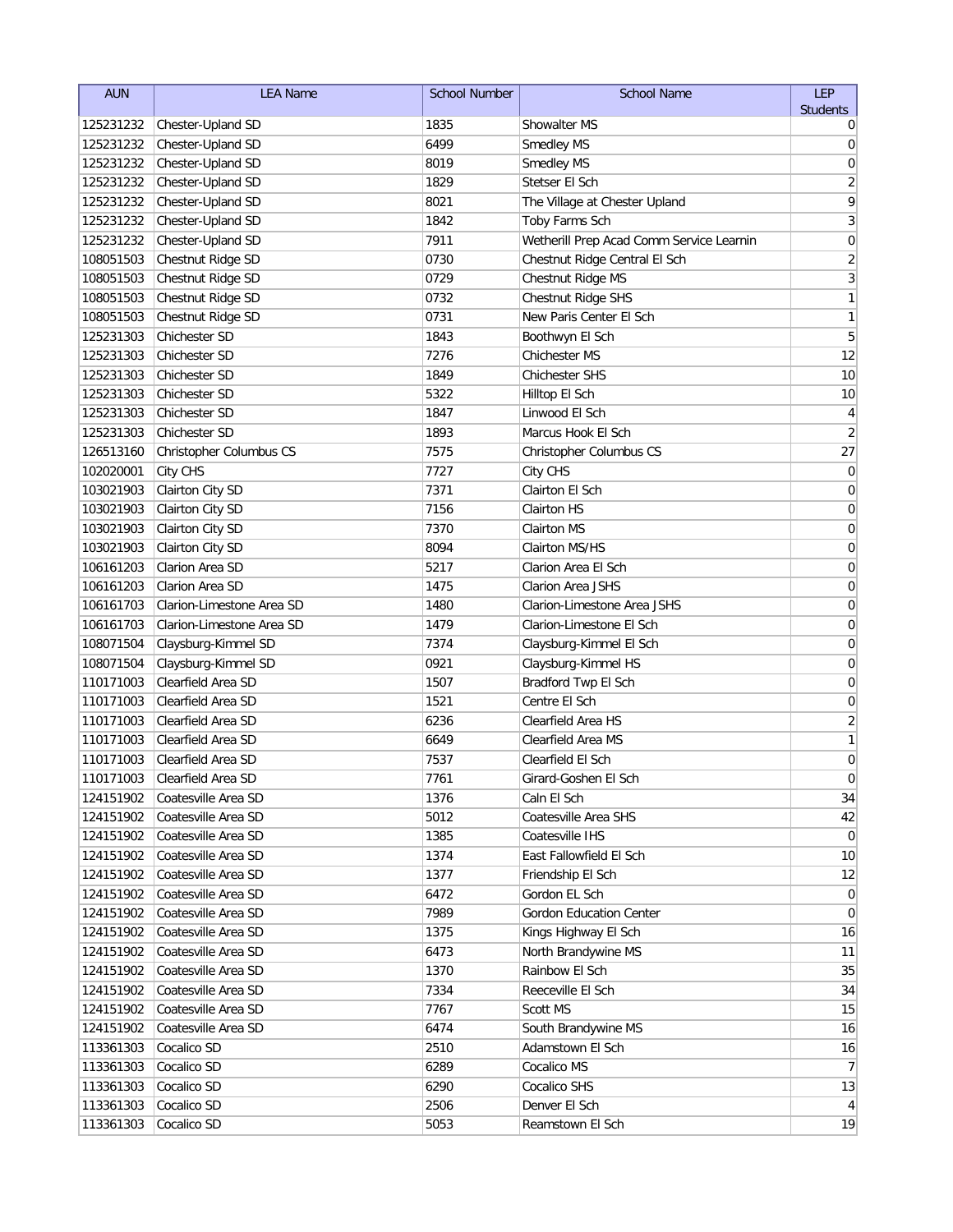| AUN | LEA Name | School Number | School Name | LEP Students |
|---|---|---|---|---|
| 125231232 | Chester-Upland SD | 1835 | Showalter MS | 0 |
| 125231232 | Chester-Upland SD | 6499 | Smedley MS | 0 |
| 125231232 | Chester-Upland SD | 8019 | Smedley MS | 0 |
| 125231232 | Chester-Upland SD | 1829 | Stetser El Sch | 2 |
| 125231232 | Chester-Upland SD | 8021 | The Village at Chester Upland | 9 |
| 125231232 | Chester-Upland SD | 1842 | Toby Farms Sch | 3 |
| 125231232 | Chester-Upland SD | 7911 | Wetherill Prep Acad Comm Service Learnin | 0 |
| 108051503 | Chestnut Ridge SD | 0730 | Chestnut Ridge Central El Sch | 2 |
| 108051503 | Chestnut Ridge SD | 0729 | Chestnut Ridge MS | 3 |
| 108051503 | Chestnut Ridge SD | 0732 | Chestnut Ridge SHS | 1 |
| 108051503 | Chestnut Ridge SD | 0731 | New Paris Center El Sch | 1 |
| 125231303 | Chichester SD | 1843 | Boothwyn El Sch | 5 |
| 125231303 | Chichester SD | 7276 | Chichester MS | 12 |
| 125231303 | Chichester SD | 1849 | Chichester SHS | 10 |
| 125231303 | Chichester SD | 5322 | Hilltop El Sch | 10 |
| 125231303 | Chichester SD | 1847 | Linwood El Sch | 4 |
| 125231303 | Chichester SD | 1893 | Marcus Hook El Sch | 2 |
| 126513160 | Christopher Columbus CS | 7575 | Christopher Columbus CS | 27 |
| 102020001 | City CHS | 7727 | City CHS | 0 |
| 103021903 | Clairton City SD | 7371 | Clairton El Sch | 0 |
| 103021903 | Clairton City SD | 7156 | Clairton HS | 0 |
| 103021903 | Clairton City SD | 7370 | Clairton MS | 0 |
| 103021903 | Clairton City SD | 8094 | Clairton MS/HS | 0 |
| 106161203 | Clarion Area SD | 5217 | Clarion Area El Sch | 0 |
| 106161203 | Clarion Area SD | 1475 | Clarion Area JSHS | 0 |
| 106161703 | Clarion-Limestone Area SD | 1480 | Clarion-Limestone Area JSHS | 0 |
| 106161703 | Clarion-Limestone Area SD | 1479 | Clarion-Limestone El Sch | 0 |
| 108071504 | Claysburg-Kimmel SD | 7374 | Claysburg-Kimmel El Sch | 0 |
| 108071504 | Claysburg-Kimmel SD | 0921 | Claysburg-Kimmel HS | 0 |
| 110171003 | Clearfield Area SD | 1507 | Bradford Twp El Sch | 0 |
| 110171003 | Clearfield Area SD | 1521 | Centre El Sch | 0 |
| 110171003 | Clearfield Area SD | 6236 | Clearfield Area HS | 2 |
| 110171003 | Clearfield Area SD | 6649 | Clearfield Area MS | 1 |
| 110171003 | Clearfield Area SD | 7537 | Clearfield El Sch | 0 |
| 110171003 | Clearfield Area SD | 7761 | Girard-Goshen El Sch | 0 |
| 124151902 | Coatesville Area SD | 1376 | Caln El Sch | 34 |
| 124151902 | Coatesville Area SD | 5012 | Coatesville Area SHS | 42 |
| 124151902 | Coatesville Area SD | 1385 | Coatesville IHS | 0 |
| 124151902 | Coatesville Area SD | 1374 | East Fallowfield El Sch | 10 |
| 124151902 | Coatesville Area SD | 1377 | Friendship El Sch | 12 |
| 124151902 | Coatesville Area SD | 6472 | Gordon EL Sch | 0 |
| 124151902 | Coatesville Area SD | 7989 | Gordon Education Center | 0 |
| 124151902 | Coatesville Area SD | 1375 | Kings Highway El Sch | 16 |
| 124151902 | Coatesville Area SD | 6473 | North Brandywine MS | 11 |
| 124151902 | Coatesville Area SD | 1370 | Rainbow El Sch | 35 |
| 124151902 | Coatesville Area SD | 7334 | Reeceville El Sch | 34 |
| 124151902 | Coatesville Area SD | 7767 | Scott MS | 15 |
| 124151902 | Coatesville Area SD | 6474 | South Brandywine MS | 16 |
| 113361303 | Cocalico SD | 2510 | Adamstown El Sch | 16 |
| 113361303 | Cocalico SD | 6289 | Cocalico MS | 7 |
| 113361303 | Cocalico SD | 6290 | Cocalico SHS | 13 |
| 113361303 | Cocalico SD | 2506 | Denver El Sch | 4 |
| 113361303 | Cocalico SD | 5053 | Reamstown El Sch | 19 |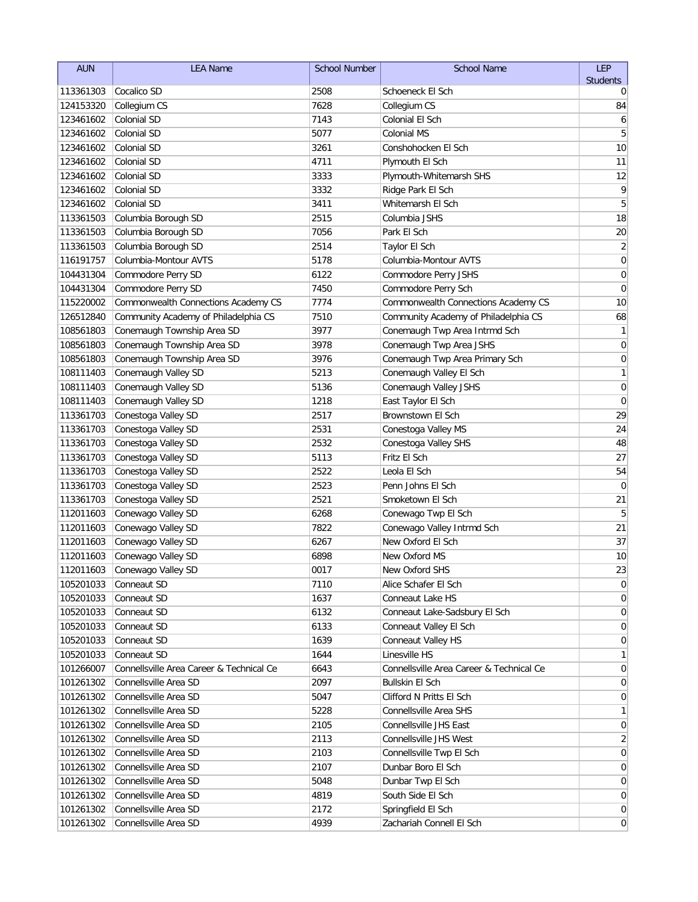| AUN | LEA Name | School Number | School Name | LEP Students |
|---|---|---|---|---|
| 113361303 | Cocalico SD | 2508 | Schoeneck El Sch | 0 |
| 124153320 | Collegium CS | 7628 | Collegium CS | 84 |
| 123461602 | Colonial SD | 7143 | Colonial El Sch | 6 |
| 123461602 | Colonial SD | 5077 | Colonial MS | 5 |
| 123461602 | Colonial SD | 3261 | Conshohocken El Sch | 10 |
| 123461602 | Colonial SD | 4711 | Plymouth El Sch | 11 |
| 123461602 | Colonial SD | 3333 | Plymouth-Whitemarsh SHS | 12 |
| 123461602 | Colonial SD | 3332 | Ridge Park El Sch | 9 |
| 123461602 | Colonial SD | 3411 | Whitemarsh El Sch | 5 |
| 113361503 | Columbia Borough SD | 2515 | Columbia JSHS | 18 |
| 113361503 | Columbia Borough SD | 7056 | Park El Sch | 20 |
| 113361503 | Columbia Borough SD | 2514 | Taylor El Sch | 2 |
| 116191757 | Columbia-Montour AVTS | 5178 | Columbia-Montour AVTS | 0 |
| 104431304 | Commodore Perry SD | 6122 | Commodore Perry JSHS | 0 |
| 104431304 | Commodore Perry SD | 7450 | Commodore Perry Sch | 0 |
| 115220002 | Commonwealth Connections Academy CS | 7774 | Commonwealth Connections Academy CS | 10 |
| 126512840 | Community Academy of Philadelphia CS | 7510 | Community Academy of Philadelphia CS | 68 |
| 108561803 | Conemaugh Township Area SD | 3977 | Conemaugh Twp Area Intrmd Sch | 1 |
| 108561803 | Conemaugh Township Area SD | 3978 | Conemaugh Twp Area JSHS | 0 |
| 108561803 | Conemaugh Township Area SD | 3976 | Conemaugh Twp Area Primary Sch | 0 |
| 108111403 | Conemaugh Valley SD | 5213 | Conemaugh Valley El Sch | 1 |
| 108111403 | Conemaugh Valley SD | 5136 | Conemaugh Valley JSHS | 0 |
| 108111403 | Conemaugh Valley SD | 1218 | East Taylor El Sch | 0 |
| 113361703 | Conestoga Valley SD | 2517 | Brownstown El Sch | 29 |
| 113361703 | Conestoga Valley SD | 2531 | Conestoga Valley MS | 24 |
| 113361703 | Conestoga Valley SD | 2532 | Conestoga Valley SHS | 48 |
| 113361703 | Conestoga Valley SD | 5113 | Fritz El Sch | 27 |
| 113361703 | Conestoga Valley SD | 2522 | Leola El Sch | 54 |
| 113361703 | Conestoga Valley SD | 2523 | Penn Johns El Sch | 0 |
| 113361703 | Conestoga Valley SD | 2521 | Smoketown El Sch | 21 |
| 112011603 | Conewago Valley SD | 6268 | Conewago Twp El Sch | 5 |
| 112011603 | Conewago Valley SD | 7822 | Conewago Valley Intrmd Sch | 21 |
| 112011603 | Conewago Valley SD | 6267 | New Oxford El Sch | 37 |
| 112011603 | Conewago Valley SD | 6898 | New Oxford MS | 10 |
| 112011603 | Conewago Valley SD | 0017 | New Oxford SHS | 23 |
| 105201033 | Conneaut SD | 7110 | Alice Schafer El Sch | 0 |
| 105201033 | Conneaut SD | 1637 | Conneaut Lake HS | 0 |
| 105201033 | Conneaut SD | 6132 | Conneaut Lake-Sadsbury El Sch | 0 |
| 105201033 | Conneaut SD | 6133 | Conneaut Valley El Sch | 0 |
| 105201033 | Conneaut SD | 1639 | Conneaut Valley HS | 0 |
| 105201033 | Conneaut SD | 1644 | Linesville HS | 1 |
| 101266007 | Connellsville Area Career & Technical Ce | 6643 | Connellsville Area Career & Technical Ce | 0 |
| 101261302 | Connellsville Area SD | 2097 | Bullskin El Sch | 0 |
| 101261302 | Connellsville Area SD | 5047 | Clifford N Pritts El Sch | 0 |
| 101261302 | Connellsville Area SD | 5228 | Connellsville Area SHS | 1 |
| 101261302 | Connellsville Area SD | 2105 | Connellsville JHS East | 0 |
| 101261302 | Connellsville Area SD | 2113 | Connellsville JHS West | 2 |
| 101261302 | Connellsville Area SD | 2103 | Connellsville Twp El Sch | 0 |
| 101261302 | Connellsville Area SD | 2107 | Dunbar Boro El Sch | 0 |
| 101261302 | Connellsville Area SD | 5048 | Dunbar Twp El Sch | 0 |
| 101261302 | Connellsville Area SD | 4819 | South Side El Sch | 0 |
| 101261302 | Connellsville Area SD | 2172 | Springfield El Sch | 0 |
| 101261302 | Connellsville Area SD | 4939 | Zachariah Connell El Sch | 0 |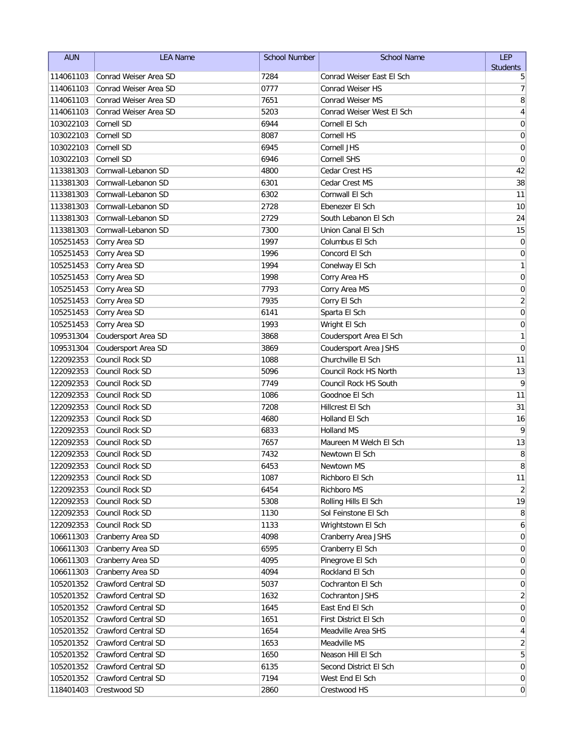| AUN | LEA Name | School Number | School Name | LEP Students |
|---|---|---|---|---|
| 114061103 | Conrad Weiser Area SD | 7284 | Conrad Weiser East El Sch | 5 |
| 114061103 | Conrad Weiser Area SD | 0777 | Conrad Weiser HS | 7 |
| 114061103 | Conrad Weiser Area SD | 7651 | Conrad Weiser MS | 8 |
| 114061103 | Conrad Weiser Area SD | 5203 | Conrad Weiser West El Sch | 4 |
| 103022103 | Cornell SD | 6944 | Cornell El Sch | 0 |
| 103022103 | Cornell SD | 8087 | Cornell HS | 0 |
| 103022103 | Cornell SD | 6945 | Cornell JHS | 0 |
| 103022103 | Cornell SD | 6946 | Cornell SHS | 0 |
| 113381303 | Cornwall-Lebanon SD | 4800 | Cedar Crest HS | 42 |
| 113381303 | Cornwall-Lebanon SD | 6301 | Cedar Crest MS | 38 |
| 113381303 | Cornwall-Lebanon SD | 6302 | Cornwall El Sch | 11 |
| 113381303 | Cornwall-Lebanon SD | 2728 | Ebenezer El Sch | 10 |
| 113381303 | Cornwall-Lebanon SD | 2729 | South Lebanon El Sch | 24 |
| 113381303 | Cornwall-Lebanon SD | 7300 | Union Canal El Sch | 15 |
| 105251453 | Corry Area SD | 1997 | Columbus El Sch | 0 |
| 105251453 | Corry Area SD | 1996 | Concord El Sch | 0 |
| 105251453 | Corry Area SD | 1994 | Conelway El Sch | 1 |
| 105251453 | Corry Area SD | 1998 | Corry Area HS | 0 |
| 105251453 | Corry Area SD | 7793 | Corry Area MS | 0 |
| 105251453 | Corry Area SD | 7935 | Corry El Sch | 2 |
| 105251453 | Corry Area SD | 6141 | Sparta El Sch | 0 |
| 105251453 | Corry Area SD | 1993 | Wright El Sch | 0 |
| 109531304 | Coudersport Area SD | 3868 | Coudersport Area El Sch | 1 |
| 109531304 | Coudersport Area SD | 3869 | Coudersport Area JSHS | 0 |
| 122092353 | Council Rock SD | 1088 | Churchville El Sch | 11 |
| 122092353 | Council Rock SD | 5096 | Council Rock HS North | 13 |
| 122092353 | Council Rock SD | 7749 | Council Rock HS South | 9 |
| 122092353 | Council Rock SD | 1086 | Goodnoe El Sch | 11 |
| 122092353 | Council Rock SD | 7208 | Hillcrest El Sch | 31 |
| 122092353 | Council Rock SD | 4680 | Holland El Sch | 16 |
| 122092353 | Council Rock SD | 6833 | Holland MS | 9 |
| 122092353 | Council Rock SD | 7657 | Maureen M Welch El Sch | 13 |
| 122092353 | Council Rock SD | 7432 | Newtown El Sch | 8 |
| 122092353 | Council Rock SD | 6453 | Newtown MS | 8 |
| 122092353 | Council Rock SD | 1087 | Richboro El Sch | 11 |
| 122092353 | Council Rock SD | 6454 | Richboro MS | 2 |
| 122092353 | Council Rock SD | 5308 | Rolling Hills El Sch | 19 |
| 122092353 | Council Rock SD | 1130 | Sol Feinstone El Sch | 8 |
| 122092353 | Council Rock SD | 1133 | Wrightstown El Sch | 6 |
| 106611303 | Cranberry Area SD | 4098 | Cranberry Area JSHS | 0 |
| 106611303 | Cranberry Area SD | 6595 | Cranberry El Sch | 0 |
| 106611303 | Cranberry Area SD | 4095 | Pinegrove El Sch | 0 |
| 106611303 | Cranberry Area SD | 4094 | Rockland El Sch | 0 |
| 105201352 | Crawford Central SD | 5037 | Cochranton El Sch | 0 |
| 105201352 | Crawford Central SD | 1632 | Cochranton JSHS | 2 |
| 105201352 | Crawford Central SD | 1645 | East End El Sch | 0 |
| 105201352 | Crawford Central SD | 1651 | First District El Sch | 0 |
| 105201352 | Crawford Central SD | 1654 | Meadville Area SHS | 4 |
| 105201352 | Crawford Central SD | 1653 | Meadville MS | 2 |
| 105201352 | Crawford Central SD | 1650 | Neason Hill El Sch | 5 |
| 105201352 | Crawford Central SD | 6135 | Second District El Sch | 0 |
| 105201352 | Crawford Central SD | 7194 | West End El Sch | 0 |
| 118401403 | Crestwood SD | 2860 | Crestwood HS | 0 |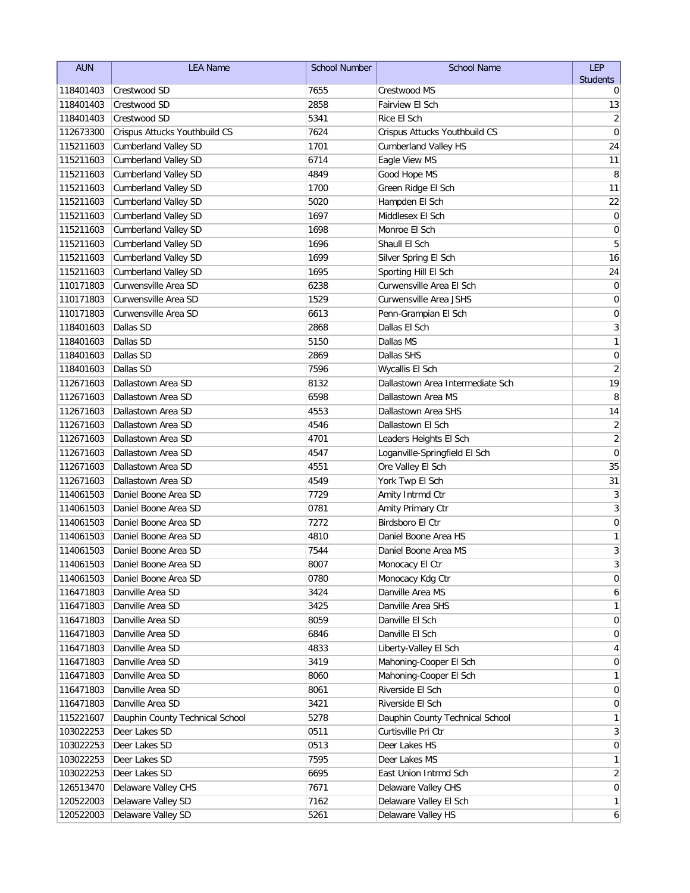| AUN | LEA Name | School Number | School Name | LEP Students |
| --- | --- | --- | --- | --- |
| 118401403 | Crestwood SD | 7655 | Crestwood MS | 0 |
| 118401403 | Crestwood SD | 2858 | Fairview El Sch | 13 |
| 118401403 | Crestwood SD | 5341 | Rice El Sch | 2 |
| 112673300 | Crispus Attucks Youthbuild CS | 7624 | Crispus Attucks Youthbuild CS | 0 |
| 115211603 | Cumberland Valley SD | 1701 | Cumberland Valley HS | 24 |
| 115211603 | Cumberland Valley SD | 6714 | Eagle View MS | 11 |
| 115211603 | Cumberland Valley SD | 4849 | Good Hope MS | 8 |
| 115211603 | Cumberland Valley SD | 1700 | Green Ridge El Sch | 11 |
| 115211603 | Cumberland Valley SD | 5020 | Hampden El Sch | 22 |
| 115211603 | Cumberland Valley SD | 1697 | Middlesex El Sch | 0 |
| 115211603 | Cumberland Valley SD | 1698 | Monroe El Sch | 0 |
| 115211603 | Cumberland Valley SD | 1696 | Shaull El Sch | 5 |
| 115211603 | Cumberland Valley SD | 1699 | Silver Spring El Sch | 16 |
| 115211603 | Cumberland Valley SD | 1695 | Sporting Hill El Sch | 24 |
| 110171803 | Curwensville Area SD | 6238 | Curwensville Area El Sch | 0 |
| 110171803 | Curwensville Area SD | 1529 | Curwensville Area JSHS | 0 |
| 110171803 | Curwensville Area SD | 6613 | Penn-Grampian El Sch | 0 |
| 118401603 | Dallas SD | 2868 | Dallas El Sch | 3 |
| 118401603 | Dallas SD | 5150 | Dallas MS | 1 |
| 118401603 | Dallas SD | 2869 | Dallas SHS | 0 |
| 118401603 | Dallas SD | 7596 | Wycallis El Sch | 2 |
| 112671603 | Dallastown Area SD | 8132 | Dallastown Area Intermediate Sch | 19 |
| 112671603 | Dallastown Area SD | 6598 | Dallastown Area MS | 8 |
| 112671603 | Dallastown Area SD | 4553 | Dallastown Area SHS | 14 |
| 112671603 | Dallastown Area SD | 4546 | Dallastown El Sch | 2 |
| 112671603 | Dallastown Area SD | 4701 | Leaders Heights El Sch | 2 |
| 112671603 | Dallastown Area SD | 4547 | Loganville-Springfield El Sch | 0 |
| 112671603 | Dallastown Area SD | 4551 | Ore Valley El Sch | 35 |
| 112671603 | Dallastown Area SD | 4549 | York Twp El Sch | 31 |
| 114061503 | Daniel Boone Area SD | 7729 | Amity Intrmd Ctr | 3 |
| 114061503 | Daniel Boone Area SD | 0781 | Amity Primary Ctr | 3 |
| 114061503 | Daniel Boone Area SD | 7272 | Birdsboro El Ctr | 0 |
| 114061503 | Daniel Boone Area SD | 4810 | Daniel Boone Area HS | 1 |
| 114061503 | Daniel Boone Area SD | 7544 | Daniel Boone Area MS | 3 |
| 114061503 | Daniel Boone Area SD | 8007 | Monocacy El Ctr | 3 |
| 114061503 | Daniel Boone Area SD | 0780 | Monocacy Kdg Ctr | 0 |
| 116471803 | Danville Area SD | 3424 | Danville Area MS | 6 |
| 116471803 | Danville Area SD | 3425 | Danville Area SHS | 1 |
| 116471803 | Danville Area SD | 8059 | Danville El Sch | 0 |
| 116471803 | Danville Area SD | 6846 | Danville El Sch | 0 |
| 116471803 | Danville Area SD | 4833 | Liberty-Valley El Sch | 4 |
| 116471803 | Danville Area SD | 3419 | Mahoning-Cooper El Sch | 0 |
| 116471803 | Danville Area SD | 8060 | Mahoning-Cooper El Sch | 1 |
| 116471803 | Danville Area SD | 8061 | Riverside El Sch | 0 |
| 116471803 | Danville Area SD | 3421 | Riverside El Sch | 0 |
| 115221607 | Dauphin County Technical School | 5278 | Dauphin County Technical School | 1 |
| 103022253 | Deer Lakes SD | 0511 | Curtisville Pri Ctr | 3 |
| 103022253 | Deer Lakes SD | 0513 | Deer Lakes HS | 0 |
| 103022253 | Deer Lakes SD | 7595 | Deer Lakes MS | 1 |
| 103022253 | Deer Lakes SD | 6695 | East Union Intrmd Sch | 2 |
| 126513470 | Delaware Valley CHS | 7671 | Delaware Valley CHS | 0 |
| 120522003 | Delaware Valley SD | 7162 | Delaware Valley El Sch | 1 |
| 120522003 | Delaware Valley SD | 5261 | Delaware Valley HS | 6 |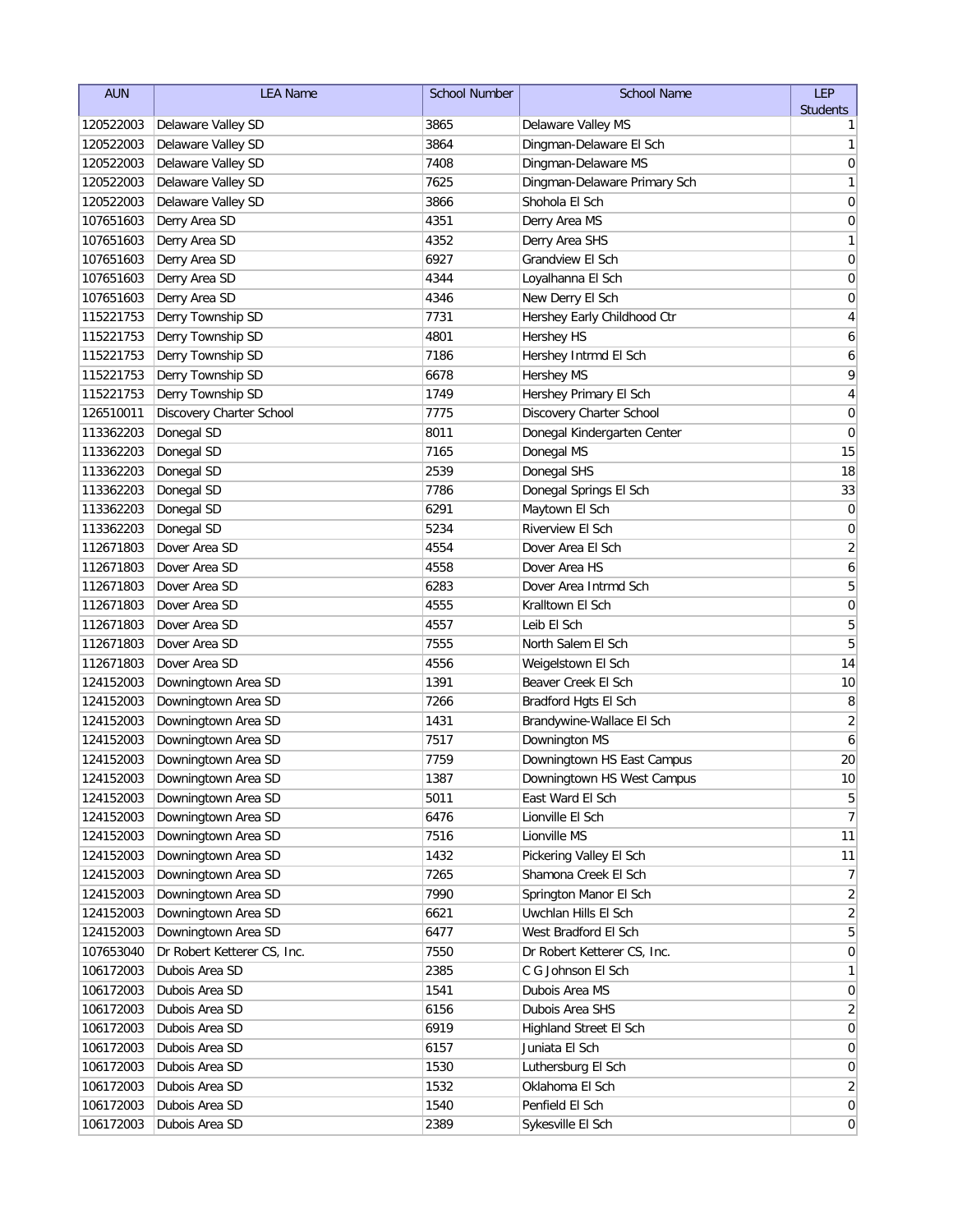| AUN | LEA Name | School Number | School Name | LEP Students |
|---|---|---|---|---|
| 120522003 | Delaware Valley SD | 3865 | Delaware Valley MS | 1 |
| 120522003 | Delaware Valley SD | 3864 | Dingman-Delaware El Sch | 1 |
| 120522003 | Delaware Valley SD | 7408 | Dingman-Delaware MS | 0 |
| 120522003 | Delaware Valley SD | 7625 | Dingman-Delaware Primary Sch | 1 |
| 120522003 | Delaware Valley SD | 3866 | Shohola El Sch | 0 |
| 107651603 | Derry Area SD | 4351 | Derry Area MS | 0 |
| 107651603 | Derry Area SD | 4352 | Derry Area SHS | 1 |
| 107651603 | Derry Area SD | 6927 | Grandview El Sch | 0 |
| 107651603 | Derry Area SD | 4344 | Loyalhanna El Sch | 0 |
| 107651603 | Derry Area SD | 4346 | New Derry El Sch | 0 |
| 115221753 | Derry Township SD | 7731 | Hershey Early Childhood Ctr | 4 |
| 115221753 | Derry Township SD | 4801 | Hershey HS | 6 |
| 115221753 | Derry Township SD | 7186 | Hershey Intrmd El Sch | 6 |
| 115221753 | Derry Township SD | 6678 | Hershey MS | 9 |
| 115221753 | Derry Township SD | 1749 | Hershey Primary El Sch | 4 |
| 126510011 | Discovery Charter School | 7775 | Discovery Charter School | 0 |
| 113362203 | Donegal SD | 8011 | Donegal Kindergarten Center | 0 |
| 113362203 | Donegal SD | 7165 | Donegal MS | 15 |
| 113362203 | Donegal SD | 2539 | Donegal SHS | 18 |
| 113362203 | Donegal SD | 7786 | Donegal Springs El Sch | 33 |
| 113362203 | Donegal SD | 6291 | Maytown El Sch | 0 |
| 113362203 | Donegal SD | 5234 | Riverview El Sch | 0 |
| 112671803 | Dover Area SD | 4554 | Dover Area El Sch | 2 |
| 112671803 | Dover Area SD | 4558 | Dover Area HS | 6 |
| 112671803 | Dover Area SD | 6283 | Dover Area Intrmd Sch | 5 |
| 112671803 | Dover Area SD | 4555 | Kralltown El Sch | 0 |
| 112671803 | Dover Area SD | 4557 | Leib El Sch | 5 |
| 112671803 | Dover Area SD | 7555 | North Salem El Sch | 5 |
| 112671803 | Dover Area SD | 4556 | Weigelstown El Sch | 14 |
| 124152003 | Downingtown Area SD | 1391 | Beaver Creek El Sch | 10 |
| 124152003 | Downingtown Area SD | 7266 | Bradford Hgts El Sch | 8 |
| 124152003 | Downingtown Area SD | 1431 | Brandywine-Wallace El Sch | 2 |
| 124152003 | Downingtown Area SD | 7517 | Downington MS | 6 |
| 124152003 | Downingtown Area SD | 7759 | Downingtown HS East Campus | 20 |
| 124152003 | Downingtown Area SD | 1387 | Downingtown HS West Campus | 10 |
| 124152003 | Downingtown Area SD | 5011 | East Ward El Sch | 5 |
| 124152003 | Downingtown Area SD | 6476 | Lionville El Sch | 7 |
| 124152003 | Downingtown Area SD | 7516 | Lionville MS | 11 |
| 124152003 | Downingtown Area SD | 1432 | Pickering Valley El Sch | 11 |
| 124152003 | Downingtown Area SD | 7265 | Shamona Creek El Sch | 7 |
| 124152003 | Downingtown Area SD | 7990 | Springton Manor El Sch | 2 |
| 124152003 | Downingtown Area SD | 6621 | Uwchlan Hills El Sch | 2 |
| 124152003 | Downingtown Area SD | 6477 | West Bradford El Sch | 5 |
| 107653040 | Dr Robert Ketterer CS, Inc. | 7550 | Dr Robert Ketterer CS, Inc. | 0 |
| 106172003 | Dubois Area SD | 2385 | C G Johnson El Sch | 1 |
| 106172003 | Dubois Area SD | 1541 | Dubois Area MS | 0 |
| 106172003 | Dubois Area SD | 6156 | Dubois Area SHS | 2 |
| 106172003 | Dubois Area SD | 6919 | Highland Street El Sch | 0 |
| 106172003 | Dubois Area SD | 6157 | Juniata El Sch | 0 |
| 106172003 | Dubois Area SD | 1530 | Luthersburg El Sch | 0 |
| 106172003 | Dubois Area SD | 1532 | Oklahoma El Sch | 2 |
| 106172003 | Dubois Area SD | 1540 | Penfield El Sch | 0 |
| 106172003 | Dubois Area SD | 2389 | Sykesville El Sch | 0 |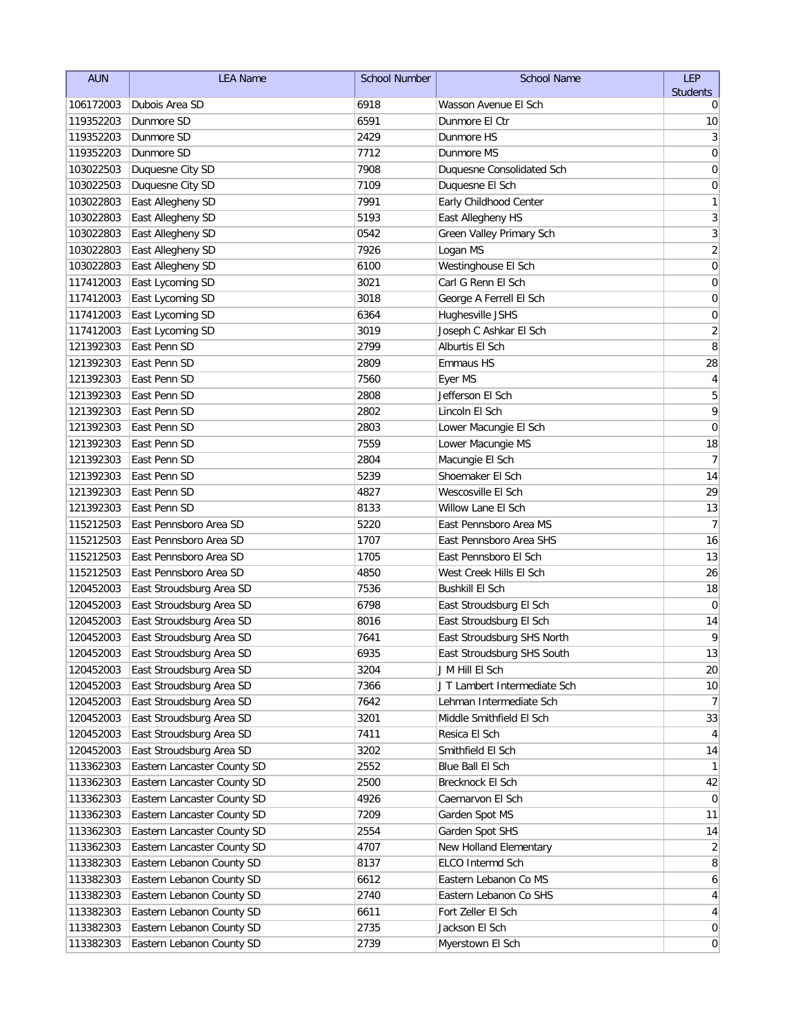| AUN | LEA Name | School Number | School Name | LEP Students |
|---|---|---|---|---|
| 106172003 | Dubois Area SD | 6918 | Wasson Avenue El Sch | 0 |
| 119352203 | Dunmore SD | 6591 | Dunmore El Ctr | 10 |
| 119352203 | Dunmore SD | 2429 | Dunmore HS | 3 |
| 119352203 | Dunmore SD | 7712 | Dunmore MS | 0 |
| 103022503 | Duquesne City SD | 7908 | Duquesne Consolidated Sch | 0 |
| 103022503 | Duquesne City SD | 7109 | Duquesne El Sch | 0 |
| 103022803 | East Allegheny SD | 7991 | Early Childhood Center | 1 |
| 103022803 | East Allegheny SD | 5193 | East Allegheny HS | 3 |
| 103022803 | East Allegheny SD | 0542 | Green Valley Primary Sch | 3 |
| 103022803 | East Allegheny SD | 7926 | Logan MS | 2 |
| 103022803 | East Allegheny SD | 6100 | Westinghouse El Sch | 0 |
| 117412003 | East Lycoming SD | 3021 | Carl G Renn El Sch | 0 |
| 117412003 | East Lycoming SD | 3018 | George A Ferrell El Sch | 0 |
| 117412003 | East Lycoming SD | 6364 | Hughesville JSHS | 0 |
| 117412003 | East Lycoming SD | 3019 | Joseph C Ashkar El Sch | 2 |
| 121392303 | East Penn SD | 2799 | Alburtis El Sch | 8 |
| 121392303 | East Penn SD | 2809 | Emmaus HS | 28 |
| 121392303 | East Penn SD | 7560 | Eyer MS | 4 |
| 121392303 | East Penn SD | 2808 | Jefferson El Sch | 5 |
| 121392303 | East Penn SD | 2802 | Lincoln El Sch | 9 |
| 121392303 | East Penn SD | 2803 | Lower Macungie El Sch | 0 |
| 121392303 | East Penn SD | 7559 | Lower Macungie MS | 18 |
| 121392303 | East Penn SD | 2804 | Macungie El Sch | 7 |
| 121392303 | East Penn SD | 5239 | Shoemaker El Sch | 14 |
| 121392303 | East Penn SD | 4827 | Wescosville El Sch | 29 |
| 121392303 | East Penn SD | 8133 | Willow Lane El Sch | 13 |
| 115212503 | East Pennsboro Area SD | 5220 | East Pennsboro Area MS | 7 |
| 115212503 | East Pennsboro Area SD | 1707 | East Pennsboro Area SHS | 16 |
| 115212503 | East Pennsboro Area SD | 1705 | East Pennsboro El Sch | 13 |
| 115212503 | East Pennsboro Area SD | 4850 | West Creek Hills El Sch | 26 |
| 120452003 | East Stroudsburg Area SD | 7536 | Bushkill El Sch | 18 |
| 120452003 | East Stroudsburg Area SD | 6798 | East Stroudsburg El Sch | 0 |
| 120452003 | East Stroudsburg Area SD | 8016 | East Stroudsburg El Sch | 14 |
| 120452003 | East Stroudsburg Area SD | 7641 | East Stroudsburg SHS North | 9 |
| 120452003 | East Stroudsburg Area SD | 6935 | East Stroudsburg SHS South | 13 |
| 120452003 | East Stroudsburg Area SD | 3204 | J M Hill El Sch | 20 |
| 120452003 | East Stroudsburg Area SD | 7366 | J T Lambert Intermediate Sch | 10 |
| 120452003 | East Stroudsburg Area SD | 7642 | Lehman Intermediate Sch | 7 |
| 120452003 | East Stroudsburg Area SD | 3201 | Middle Smithfield El Sch | 33 |
| 120452003 | East Stroudsburg Area SD | 7411 | Resica El Sch | 4 |
| 120452003 | East Stroudsburg Area SD | 3202 | Smithfield El Sch | 14 |
| 113362303 | Eastern Lancaster County SD | 2552 | Blue Ball El Sch | 1 |
| 113362303 | Eastern Lancaster County SD | 2500 | Brecknock El Sch | 42 |
| 113362303 | Eastern Lancaster County SD | 4926 | Caernarvon El Sch | 0 |
| 113362303 | Eastern Lancaster County SD | 7209 | Garden Spot MS | 11 |
| 113362303 | Eastern Lancaster County SD | 2554 | Garden Spot SHS | 14 |
| 113362303 | Eastern Lancaster County SD | 4707 | New Holland Elementary | 2 |
| 113382303 | Eastern Lebanon County SD | 8137 | ELCO Intermd Sch | 8 |
| 113382303 | Eastern Lebanon County SD | 6612 | Eastern Lebanon Co MS | 6 |
| 113382303 | Eastern Lebanon County SD | 2740 | Eastern Lebanon Co SHS | 4 |
| 113382303 | Eastern Lebanon County SD | 6611 | Fort Zeller El Sch | 4 |
| 113382303 | Eastern Lebanon County SD | 2735 | Jackson El Sch | 0 |
| 113382303 | Eastern Lebanon County SD | 2739 | Myerstown El Sch | 0 |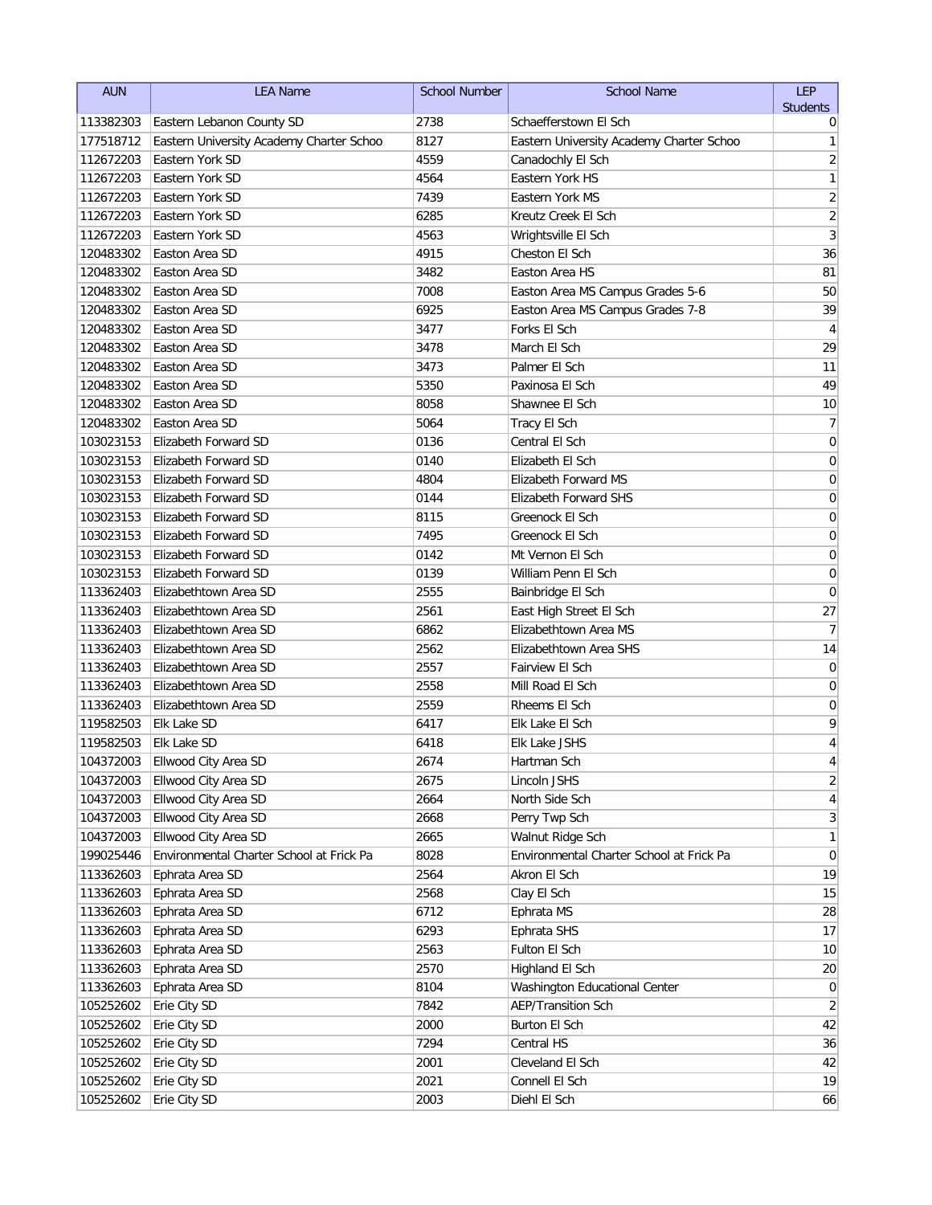| AUN | LEA Name | School Number | School Name | LEP Students |
|---|---|---|---|---|
| 113382303 | Eastern Lebanon County SD | 2738 | Schaefferstown El Sch | 0 |
| 177518712 | Eastern University Academy Charter Schoo | 8127 | Eastern University Academy Charter Schoo | 1 |
| 112672203 | Eastern York SD | 4559 | Canadochly El Sch | 2 |
| 112672203 | Eastern York SD | 4564 | Eastern York HS | 1 |
| 112672203 | Eastern York SD | 7439 | Eastern York MS | 2 |
| 112672203 | Eastern York SD | 6285 | Kreutz Creek El Sch | 2 |
| 112672203 | Eastern York SD | 4563 | Wrightsville El Sch | 3 |
| 120483302 | Easton Area SD | 4915 | Cheston El Sch | 36 |
| 120483302 | Easton Area SD | 3482 | Easton Area HS | 81 |
| 120483302 | Easton Area SD | 7008 | Easton Area MS Campus Grades 5-6 | 50 |
| 120483302 | Easton Area SD | 6925 | Easton Area MS Campus Grades 7-8 | 39 |
| 120483302 | Easton Area SD | 3477 | Forks El Sch | 4 |
| 120483302 | Easton Area SD | 3478 | March El Sch | 29 |
| 120483302 | Easton Area SD | 3473 | Palmer El Sch | 11 |
| 120483302 | Easton Area SD | 5350 | Paxinosa El Sch | 49 |
| 120483302 | Easton Area SD | 8058 | Shawnee El Sch | 10 |
| 120483302 | Easton Area SD | 5064 | Tracy El Sch | 7 |
| 103023153 | Elizabeth Forward SD | 0136 | Central El Sch | 0 |
| 103023153 | Elizabeth Forward SD | 0140 | Elizabeth El Sch | 0 |
| 103023153 | Elizabeth Forward SD | 4804 | Elizabeth Forward MS | 0 |
| 103023153 | Elizabeth Forward SD | 0144 | Elizabeth Forward SHS | 0 |
| 103023153 | Elizabeth Forward SD | 8115 | Greenock El Sch | 0 |
| 103023153 | Elizabeth Forward SD | 7495 | Greenock El Sch | 0 |
| 103023153 | Elizabeth Forward SD | 0142 | Mt Vernon El Sch | 0 |
| 103023153 | Elizabeth Forward SD | 0139 | William Penn El Sch | 0 |
| 113362403 | Elizabethtown Area SD | 2555 | Bainbridge El Sch | 0 |
| 113362403 | Elizabethtown Area SD | 2561 | East High Street El Sch | 27 |
| 113362403 | Elizabethtown Area SD | 6862 | Elizabethtown Area MS | 7 |
| 113362403 | Elizabethtown Area SD | 2562 | Elizabethtown Area SHS | 14 |
| 113362403 | Elizabethtown Area SD | 2557 | Fairview El Sch | 0 |
| 113362403 | Elizabethtown Area SD | 2558 | Mill Road El Sch | 0 |
| 113362403 | Elizabethtown Area SD | 2559 | Rheems El Sch | 0 |
| 119582503 | Elk Lake SD | 6417 | Elk Lake El Sch | 9 |
| 119582503 | Elk Lake SD | 6418 | Elk Lake JSHS | 4 |
| 104372003 | Ellwood City Area SD | 2674 | Hartman Sch | 4 |
| 104372003 | Ellwood City Area SD | 2675 | Lincoln JSHS | 2 |
| 104372003 | Ellwood City Area SD | 2664 | North Side Sch | 4 |
| 104372003 | Ellwood City Area SD | 2668 | Perry Twp Sch | 3 |
| 104372003 | Ellwood City Area SD | 2665 | Walnut Ridge Sch | 1 |
| 199025446 | Environmental Charter School at Frick Pa | 8028 | Environmental Charter School at Frick Pa | 0 |
| 113362603 | Ephrata Area SD | 2564 | Akron El Sch | 19 |
| 113362603 | Ephrata Area SD | 2568 | Clay El Sch | 15 |
| 113362603 | Ephrata Area SD | 6712 | Ephrata MS | 28 |
| 113362603 | Ephrata Area SD | 6293 | Ephrata SHS | 17 |
| 113362603 | Ephrata Area SD | 2563 | Fulton El Sch | 10 |
| 113362603 | Ephrata Area SD | 2570 | Highland El Sch | 20 |
| 113362603 | Ephrata Area SD | 8104 | Washington Educational Center | 0 |
| 105252602 | Erie City SD | 7842 | AEP/Transition Sch | 2 |
| 105252602 | Erie City SD | 2000 | Burton El Sch | 42 |
| 105252602 | Erie City SD | 7294 | Central HS | 36 |
| 105252602 | Erie City SD | 2001 | Cleveland El Sch | 42 |
| 105252602 | Erie City SD | 2021 | Connell El Sch | 19 |
| 105252602 | Erie City SD | 2003 | Diehl El Sch | 66 |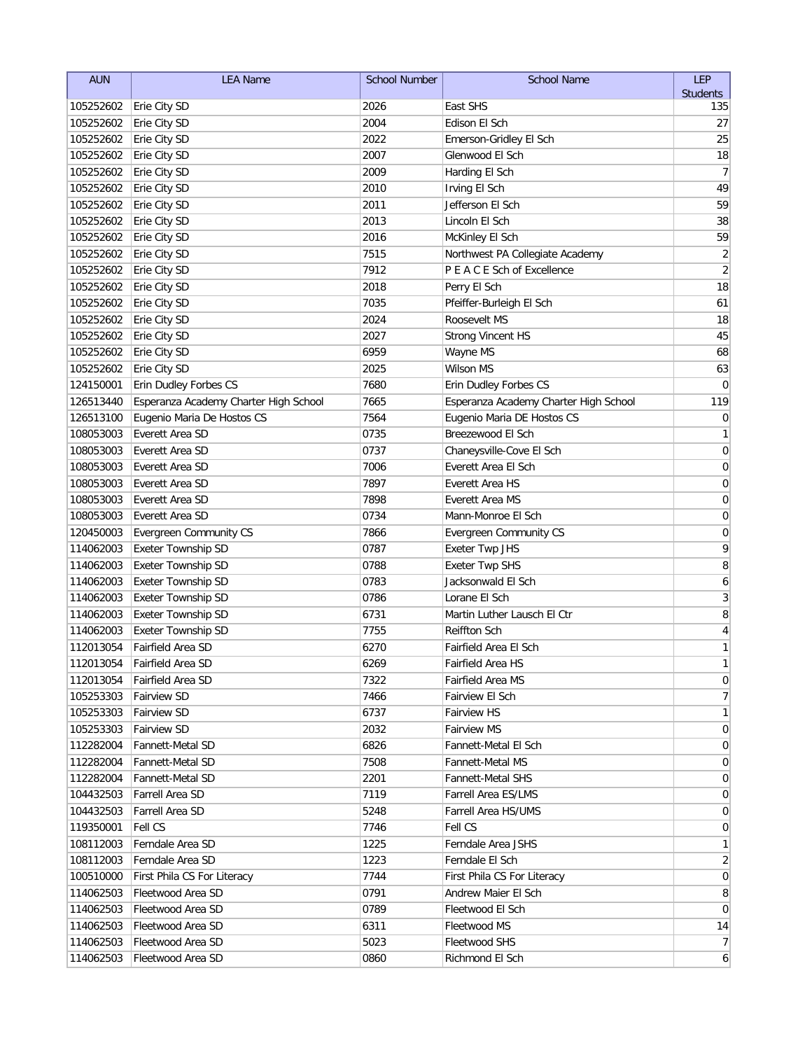| AUN | LEA Name | School Number | School Name | LEP Students |
|---|---|---|---|---|
| 105252602 | Erie City SD | 2026 | East SHS | 135 |
| 105252602 | Erie City SD | 2004 | Edison El Sch | 27 |
| 105252602 | Erie City SD | 2022 | Emerson-Gridley El Sch | 25 |
| 105252602 | Erie City SD | 2007 | Glenwood El Sch | 18 |
| 105252602 | Erie City SD | 2009 | Harding El Sch | 7 |
| 105252602 | Erie City SD | 2010 | Irving El Sch | 49 |
| 105252602 | Erie City SD | 2011 | Jefferson El Sch | 59 |
| 105252602 | Erie City SD | 2013 | Lincoln El Sch | 38 |
| 105252602 | Erie City SD | 2016 | McKinley El Sch | 59 |
| 105252602 | Erie City SD | 7515 | Northwest PA Collegiate Academy | 2 |
| 105252602 | Erie City SD | 7912 | P E A C E Sch of Excellence | 2 |
| 105252602 | Erie City SD | 2018 | Perry El Sch | 18 |
| 105252602 | Erie City SD | 7035 | Pfeiffer-Burleigh El Sch | 61 |
| 105252602 | Erie City SD | 2024 | Roosevelt MS | 18 |
| 105252602 | Erie City SD | 2027 | Strong Vincent HS | 45 |
| 105252602 | Erie City SD | 6959 | Wayne MS | 68 |
| 105252602 | Erie City SD | 2025 | Wilson MS | 63 |
| 124150001 | Erin Dudley Forbes CS | 7680 | Erin Dudley Forbes CS | 0 |
| 126513440 | Esperanza Academy Charter High School | 7665 | Esperanza Academy Charter High School | 119 |
| 126513100 | Eugenio Maria De Hostos CS | 7564 | Eugenio Maria DE Hostos CS | 0 |
| 108053003 | Everett Area SD | 0735 | Breezewood El Sch | 1 |
| 108053003 | Everett Area SD | 0737 | Chaneysville-Cove El Sch | 0 |
| 108053003 | Everett Area SD | 7006 | Everett Area El Sch | 0 |
| 108053003 | Everett Area SD | 7897 | Everett Area HS | 0 |
| 108053003 | Everett Area SD | 7898 | Everett Area MS | 0 |
| 108053003 | Everett Area SD | 0734 | Mann-Monroe El Sch | 0 |
| 120450003 | Evergreen Community CS | 7866 | Evergreen Community CS | 0 |
| 114062003 | Exeter Township SD | 0787 | Exeter Twp JHS | 9 |
| 114062003 | Exeter Township SD | 0788 | Exeter Twp SHS | 8 |
| 114062003 | Exeter Township SD | 0783 | Jacksonwald El Sch | 6 |
| 114062003 | Exeter Township SD | 0786 | Lorane El Sch | 3 |
| 114062003 | Exeter Township SD | 6731 | Martin Luther Lausch El Ctr | 8 |
| 114062003 | Exeter Township SD | 7755 | Reiffton Sch | 4 |
| 112013054 | Fairfield Area SD | 6270 | Fairfield Area El Sch | 1 |
| 112013054 | Fairfield Area SD | 6269 | Fairfield Area HS | 1 |
| 112013054 | Fairfield Area SD | 7322 | Fairfield Area MS | 0 |
| 105253303 | Fairview SD | 7466 | Fairview El Sch | 7 |
| 105253303 | Fairview SD | 6737 | Fairview HS | 1 |
| 105253303 | Fairview SD | 2032 | Fairview MS | 0 |
| 112282004 | Fannett-Metal SD | 6826 | Fannett-Metal El Sch | 0 |
| 112282004 | Fannett-Metal SD | 7508 | Fannett-Metal MS | 0 |
| 112282004 | Fannett-Metal SD | 2201 | Fannett-Metal SHS | 0 |
| 104432503 | Farrell Area SD | 7119 | Farrell Area ES/LMS | 0 |
| 104432503 | Farrell Area SD | 5248 | Farrell Area HS/UMS | 0 |
| 119350001 | Fell CS | 7746 | Fell CS | 0 |
| 108112003 | Ferndale Area SD | 1225 | Ferndale Area JSHS | 1 |
| 108112003 | Ferndale Area SD | 1223 | Ferndale El Sch | 2 |
| 100510000 | First Phila CS For Literacy | 7744 | First Phila CS For Literacy | 0 |
| 114062503 | Fleetwood Area SD | 0791 | Andrew Maier El Sch | 8 |
| 114062503 | Fleetwood Area SD | 0789 | Fleetwood El Sch | 0 |
| 114062503 | Fleetwood Area SD | 6311 | Fleetwood MS | 14 |
| 114062503 | Fleetwood Area SD | 5023 | Fleetwood SHS | 7 |
| 114062503 | Fleetwood Area SD | 0860 | Richmond El Sch | 6 |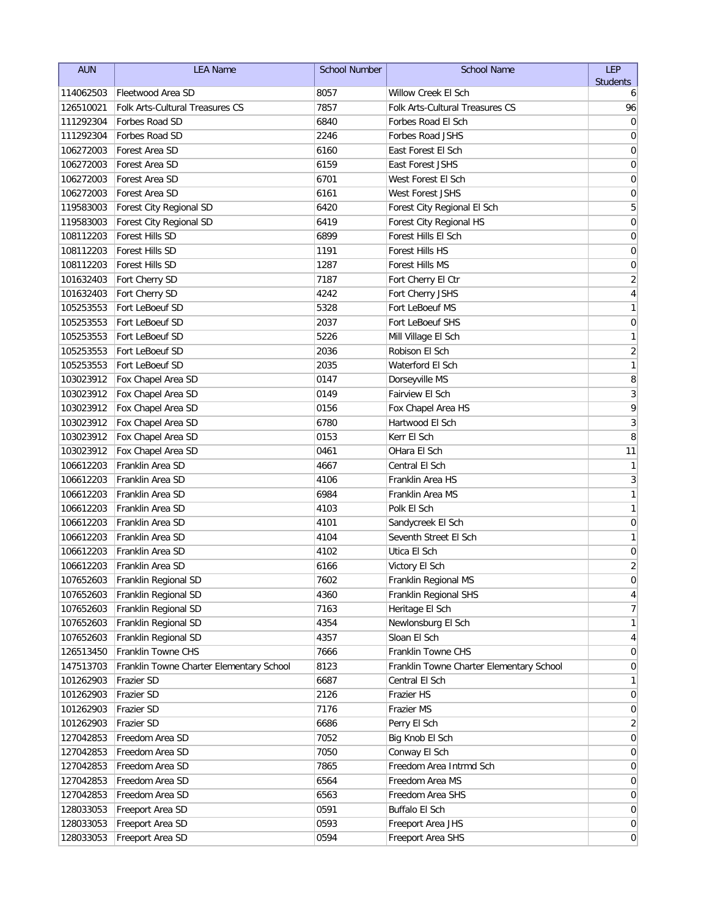| AUN | LEA Name | School Number | School Name | LEP Students |
|---|---|---|---|---|
| 114062503 | Fleetwood Area SD | 8057 | Willow Creek El Sch | 6 |
| 126510021 | Folk Arts-Cultural Treasures CS | 7857 | Folk Arts-Cultural Treasures CS | 96 |
| 111292304 | Forbes Road SD | 6840 | Forbes Road El Sch | 0 |
| 111292304 | Forbes Road SD | 2246 | Forbes Road JSHS | 0 |
| 106272003 | Forest Area SD | 6160 | East Forest El Sch | 0 |
| 106272003 | Forest Area SD | 6159 | East Forest JSHS | 0 |
| 106272003 | Forest Area SD | 6701 | West Forest El Sch | 0 |
| 106272003 | Forest Area SD | 6161 | West Forest JSHS | 0 |
| 119583003 | Forest City Regional SD | 6420 | Forest City Regional El Sch | 5 |
| 119583003 | Forest City Regional SD | 6419 | Forest City Regional HS | 0 |
| 108112203 | Forest Hills SD | 6899 | Forest Hills El Sch | 0 |
| 108112203 | Forest Hills SD | 1191 | Forest Hills HS | 0 |
| 108112203 | Forest Hills SD | 1287 | Forest Hills MS | 0 |
| 101632403 | Fort Cherry SD | 7187 | Fort Cherry El Ctr | 2 |
| 101632403 | Fort Cherry SD | 4242 | Fort Cherry JSHS | 4 |
| 105253553 | Fort LeBoeuf SD | 5328 | Fort LeBoeuf MS | 1 |
| 105253553 | Fort LeBoeuf SD | 2037 | Fort LeBoeuf SHS | 0 |
| 105253553 | Fort LeBoeuf SD | 5226 | Mill Village El Sch | 1 |
| 105253553 | Fort LeBoeuf SD | 2036 | Robison El Sch | 2 |
| 105253553 | Fort LeBoeuf SD | 2035 | Waterford El Sch | 1 |
| 103023912 | Fox Chapel Area SD | 0147 | Dorseyville MS | 8 |
| 103023912 | Fox Chapel Area SD | 0149 | Fairview El Sch | 3 |
| 103023912 | Fox Chapel Area SD | 0156 | Fox Chapel Area HS | 9 |
| 103023912 | Fox Chapel Area SD | 6780 | Hartwood El Sch | 3 |
| 103023912 | Fox Chapel Area SD | 0153 | Kerr El Sch | 8 |
| 103023912 | Fox Chapel Area SD | 0461 | OHara El Sch | 11 |
| 106612203 | Franklin Area SD | 4667 | Central El Sch | 1 |
| 106612203 | Franklin Area SD | 4106 | Franklin Area HS | 3 |
| 106612203 | Franklin Area SD | 6984 | Franklin Area MS | 1 |
| 106612203 | Franklin Area SD | 4103 | Polk El Sch | 1 |
| 106612203 | Franklin Area SD | 4101 | Sandycreek El Sch | 0 |
| 106612203 | Franklin Area SD | 4104 | Seventh Street El Sch | 1 |
| 106612203 | Franklin Area SD | 4102 | Utica El Sch | 0 |
| 106612203 | Franklin Area SD | 6166 | Victory El Sch | 2 |
| 107652603 | Franklin Regional SD | 7602 | Franklin Regional MS | 0 |
| 107652603 | Franklin Regional SD | 4360 | Franklin Regional SHS | 4 |
| 107652603 | Franklin Regional SD | 7163 | Heritage El Sch | 7 |
| 107652603 | Franklin Regional SD | 4354 | Newlonsburg El Sch | 1 |
| 107652603 | Franklin Regional SD | 4357 | Sloan El Sch | 4 |
| 126513450 | Franklin Towne CHS | 7666 | Franklin Towne CHS | 0 |
| 147513703 | Franklin Towne Charter Elementary School | 8123 | Franklin Towne Charter Elementary School | 0 |
| 101262903 | Frazier SD | 6687 | Central El Sch | 1 |
| 101262903 | Frazier SD | 2126 | Frazier HS | 0 |
| 101262903 | Frazier SD | 7176 | Frazier MS | 0 |
| 101262903 | Frazier SD | 6686 | Perry El Sch | 2 |
| 127042853 | Freedom Area SD | 7052 | Big Knob El Sch | 0 |
| 127042853 | Freedom Area SD | 7050 | Conway El Sch | 0 |
| 127042853 | Freedom Area SD | 7865 | Freedom Area Intrmd Sch | 0 |
| 127042853 | Freedom Area SD | 6564 | Freedom Area MS | 0 |
| 127042853 | Freedom Area SD | 6563 | Freedom Area SHS | 0 |
| 128033053 | Freeport Area SD | 0591 | Buffalo El Sch | 0 |
| 128033053 | Freeport Area SD | 0593 | Freeport Area JHS | 0 |
| 128033053 | Freeport Area SD | 0594 | Freeport Area SHS | 0 |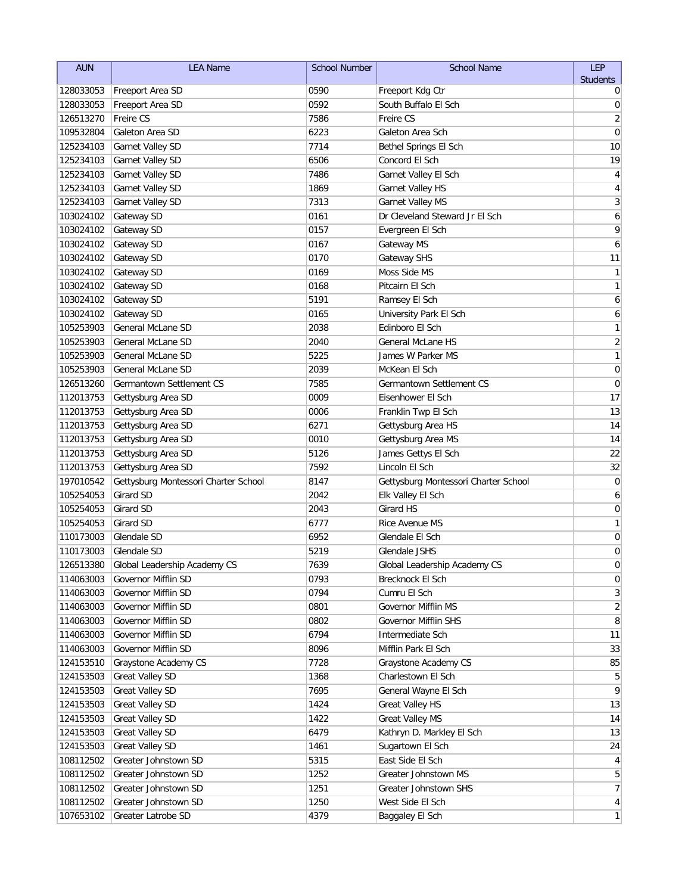| AUN | LEA Name | School Number | School Name | LEP Students |
|---|---|---|---|---|
| 128033053 | Freeport Area SD | 0590 | Freeport Kdg Ctr | 0 |
| 128033053 | Freeport Area SD | 0592 | South Buffalo El Sch | 0 |
| 126513270 | Freire CS | 7586 | Freire CS | 2 |
| 109532804 | Galeton Area SD | 6223 | Galeton Area Sch | 0 |
| 125234103 | Garnet Valley SD | 7714 | Bethel Springs El Sch | 10 |
| 125234103 | Garnet Valley SD | 6506 | Concord El Sch | 19 |
| 125234103 | Garnet Valley SD | 7486 | Garnet Valley El Sch | 4 |
| 125234103 | Garnet Valley SD | 1869 | Garnet Valley HS | 4 |
| 125234103 | Garnet Valley SD | 7313 | Garnet Valley MS | 3 |
| 103024102 | Gateway SD | 0161 | Dr Cleveland Steward Jr El Sch | 6 |
| 103024102 | Gateway SD | 0157 | Evergreen El Sch | 9 |
| 103024102 | Gateway SD | 0167 | Gateway MS | 6 |
| 103024102 | Gateway SD | 0170 | Gateway SHS | 11 |
| 103024102 | Gateway SD | 0169 | Moss Side MS | 1 |
| 103024102 | Gateway SD | 0168 | Pitcairn El Sch | 1 |
| 103024102 | Gateway SD | 5191 | Ramsey El Sch | 6 |
| 103024102 | Gateway SD | 0165 | University Park El Sch | 6 |
| 105253903 | General McLane SD | 2038 | Edinboro El Sch | 1 |
| 105253903 | General McLane SD | 2040 | General McLane HS | 2 |
| 105253903 | General McLane SD | 5225 | James W Parker MS | 1 |
| 105253903 | General McLane SD | 2039 | McKean El Sch | 0 |
| 126513260 | Germantown Settlement CS | 7585 | Germantown Settlement CS | 0 |
| 112013753 | Gettysburg Area SD | 0009 | Eisenhower El Sch | 17 |
| 112013753 | Gettysburg Area SD | 0006 | Franklin Twp El Sch | 13 |
| 112013753 | Gettysburg Area SD | 6271 | Gettysburg Area HS | 14 |
| 112013753 | Gettysburg Area SD | 0010 | Gettysburg Area MS | 14 |
| 112013753 | Gettysburg Area SD | 5126 | James Gettys El Sch | 22 |
| 112013753 | Gettysburg Area SD | 7592 | Lincoln El Sch | 32 |
| 197010542 | Gettysburg Montessori Charter School | 8147 | Gettysburg Montessori Charter School | 0 |
| 105254053 | Girard SD | 2042 | Elk Valley El Sch | 6 |
| 105254053 | Girard SD | 2043 | Girard HS | 0 |
| 105254053 | Girard SD | 6777 | Rice Avenue MS | 1 |
| 110173003 | Glendale SD | 6952 | Glendale El Sch | 0 |
| 110173003 | Glendale SD | 5219 | Glendale JSHS | 0 |
| 126513380 | Global Leadership Academy CS | 7639 | Global Leadership Academy CS | 0 |
| 114063003 | Governor Mifflin SD | 0793 | Brecknock El Sch | 0 |
| 114063003 | Governor Mifflin SD | 0794 | Cumru El Sch | 3 |
| 114063003 | Governor Mifflin SD | 0801 | Governor Mifflin MS | 2 |
| 114063003 | Governor Mifflin SD | 0802 | Governor Mifflin SHS | 8 |
| 114063003 | Governor Mifflin SD | 6794 | Intermediate Sch | 11 |
| 114063003 | Governor Mifflin SD | 8096 | Mifflin Park El Sch | 33 |
| 124153510 | Graystone Academy CS | 7728 | Graystone Academy CS | 85 |
| 124153503 | Great Valley SD | 1368 | Charlestown El Sch | 5 |
| 124153503 | Great Valley SD | 7695 | General Wayne El Sch | 9 |
| 124153503 | Great Valley SD | 1424 | Great Valley HS | 13 |
| 124153503 | Great Valley SD | 1422 | Great Valley MS | 14 |
| 124153503 | Great Valley SD | 6479 | Kathryn D. Markley El Sch | 13 |
| 124153503 | Great Valley SD | 1461 | Sugartown El Sch | 24 |
| 108112502 | Greater Johnstown SD | 5315 | East Side El Sch | 4 |
| 108112502 | Greater Johnstown SD | 1252 | Greater Johnstown MS | 5 |
| 108112502 | Greater Johnstown SD | 1251 | Greater Johnstown SHS | 7 |
| 108112502 | Greater Johnstown SD | 1250 | West Side El Sch | 4 |
| 107653102 | Greater Latrobe SD | 4379 | Baggaley El Sch | 1 |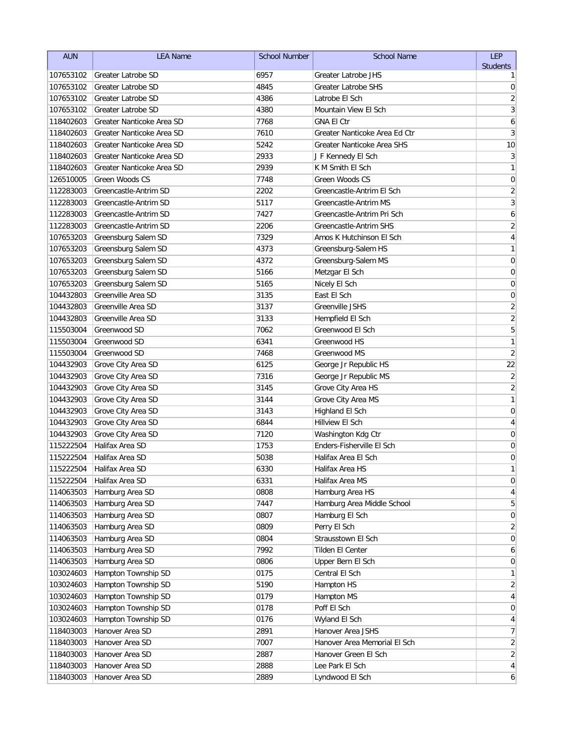| AUN | LEA Name | School Number | School Name | LEP Students |
|---|---|---|---|---|
| 107653102 | Greater Latrobe SD | 6957 | Greater Latrobe JHS | 1 |
| 107653102 | Greater Latrobe SD | 4845 | Greater Latrobe SHS | 0 |
| 107653102 | Greater Latrobe SD | 4386 | Latrobe El Sch | 2 |
| 107653102 | Greater Latrobe SD | 4380 | Mountain View El Sch | 3 |
| 118402603 | Greater Nanticoke Area SD | 7768 | GNA El Ctr | 6 |
| 118402603 | Greater Nanticoke Area SD | 7610 | Greater Nanticoke Area Ed Ctr | 3 |
| 118402603 | Greater Nanticoke Area SD | 5242 | Greater Nanticoke Area SHS | 10 |
| 118402603 | Greater Nanticoke Area SD | 2933 | J F Kennedy El Sch | 3 |
| 118402603 | Greater Nanticoke Area SD | 2939 | K M Smith El Sch | 1 |
| 126510005 | Green Woods CS | 7748 | Green Woods CS | 0 |
| 112283003 | Greencastle-Antrim SD | 2202 | Greencastle-Antrim El Sch | 2 |
| 112283003 | Greencastle-Antrim SD | 5117 | Greencastle-Antrim MS | 3 |
| 112283003 | Greencastle-Antrim SD | 7427 | Greencastle-Antrim Pri Sch | 6 |
| 112283003 | Greencastle-Antrim SD | 2206 | Greencastle-Antrim SHS | 2 |
| 107653203 | Greensburg Salem SD | 7329 | Amos K Hutchinson El Sch | 4 |
| 107653203 | Greensburg Salem SD | 4373 | Greensburg-Salem HS | 1 |
| 107653203 | Greensburg Salem SD | 4372 | Greensburg-Salem MS | 0 |
| 107653203 | Greensburg Salem SD | 5166 | Metzgar El Sch | 0 |
| 107653203 | Greensburg Salem SD | 5165 | Nicely El Sch | 0 |
| 104432803 | Greenville Area SD | 3135 | East El Sch | 0 |
| 104432803 | Greenville Area SD | 3137 | Greenville JSHS | 2 |
| 104432803 | Greenville Area SD | 3133 | Hempfield El Sch | 2 |
| 115503004 | Greenwood SD | 7062 | Greenwood El Sch | 5 |
| 115503004 | Greenwood SD | 6341 | Greenwood HS | 1 |
| 115503004 | Greenwood SD | 7468 | Greenwood MS | 2 |
| 104432903 | Grove City Area SD | 6125 | George Jr Republic HS | 22 |
| 104432903 | Grove City Area SD | 7316 | George Jr Republic MS | 2 |
| 104432903 | Grove City Area SD | 3145 | Grove City Area HS | 2 |
| 104432903 | Grove City Area SD | 3144 | Grove City Area MS | 1 |
| 104432903 | Grove City Area SD | 3143 | Highland El Sch | 0 |
| 104432903 | Grove City Area SD | 6844 | Hillview El Sch | 4 |
| 104432903 | Grove City Area SD | 7120 | Washington Kdg Ctr | 0 |
| 115222504 | Halifax Area SD | 1753 | Enders-Fisherville El Sch | 0 |
| 115222504 | Halifax Area SD | 5038 | Halifax Area El Sch | 0 |
| 115222504 | Halifax Area SD | 6330 | Halifax Area HS | 1 |
| 115222504 | Halifax Area SD | 6331 | Halifax Area MS | 0 |
| 114063503 | Hamburg Area SD | 0808 | Hamburg Area HS | 4 |
| 114063503 | Hamburg Area SD | 7447 | Hamburg Area Middle School | 5 |
| 114063503 | Hamburg Area SD | 0807 | Hamburg El Sch | 0 |
| 114063503 | Hamburg Area SD | 0809 | Perry El Sch | 2 |
| 114063503 | Hamburg Area SD | 0804 | Strausstown El Sch | 0 |
| 114063503 | Hamburg Area SD | 7992 | Tilden El Center | 6 |
| 114063503 | Hamburg Area SD | 0806 | Upper Bern El Sch | 0 |
| 103024603 | Hampton Township SD | 0175 | Central El Sch | 1 |
| 103024603 | Hampton Township SD | 5190 | Hampton HS | 2 |
| 103024603 | Hampton Township SD | 0179 | Hampton MS | 4 |
| 103024603 | Hampton Township SD | 0178 | Poff El Sch | 0 |
| 103024603 | Hampton Township SD | 0176 | Wyland El Sch | 4 |
| 118403003 | Hanover Area SD | 2891 | Hanover Area JSHS | 7 |
| 118403003 | Hanover Area SD | 7007 | Hanover Area Memorial El Sch | 2 |
| 118403003 | Hanover Area SD | 2887 | Hanover Green El Sch | 2 |
| 118403003 | Hanover Area SD | 2888 | Lee Park El Sch | 4 |
| 118403003 | Hanover Area SD | 2889 | Lyndwood El Sch | 6 |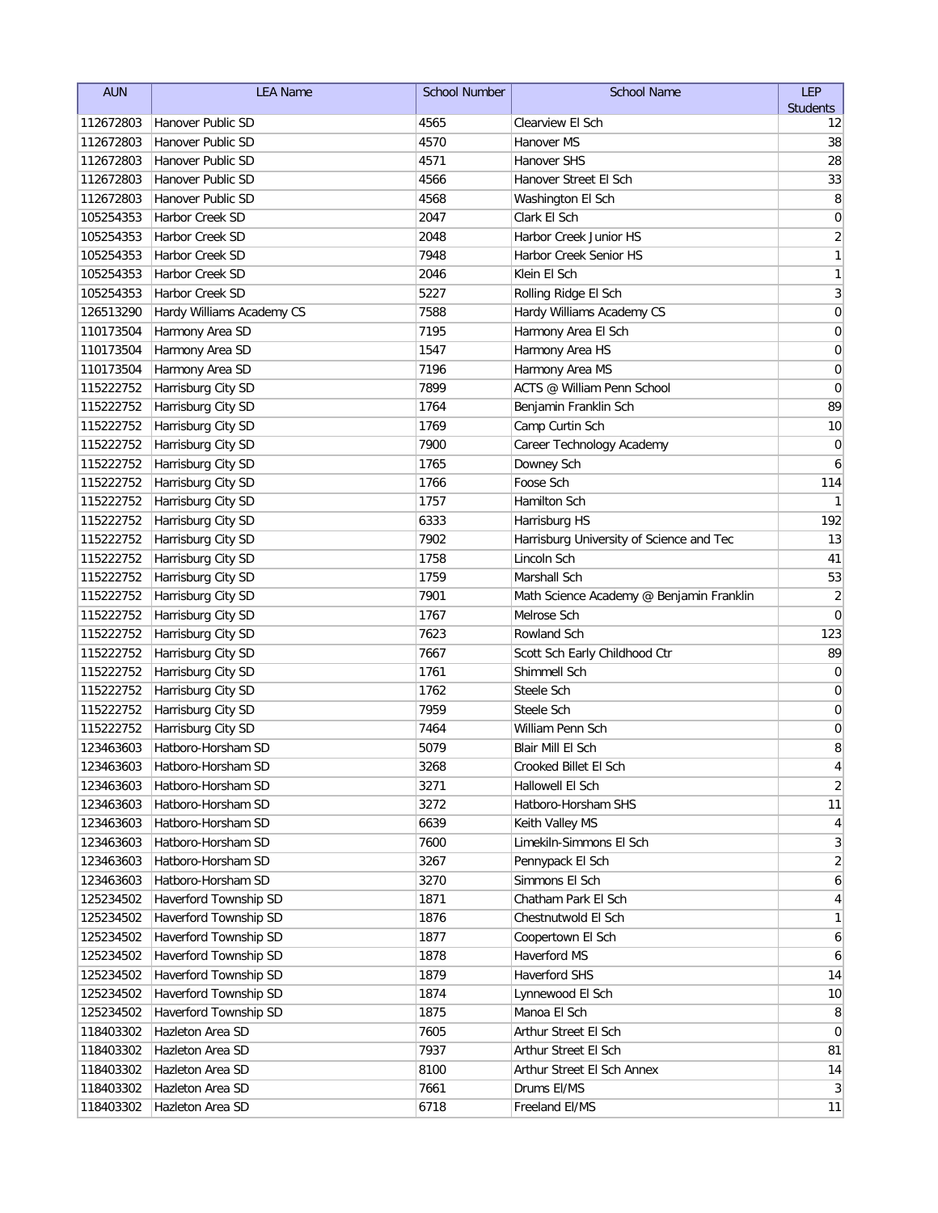| AUN | LEA Name | School Number | School Name | LEP Students |
|---|---|---|---|---|
| 112672803 | Hanover Public SD | 4565 | Clearview El Sch | 12 |
| 112672803 | Hanover Public SD | 4570 | Hanover MS | 38 |
| 112672803 | Hanover Public SD | 4571 | Hanover SHS | 28 |
| 112672803 | Hanover Public SD | 4566 | Hanover Street El Sch | 33 |
| 112672803 | Hanover Public SD | 4568 | Washington El Sch | 8 |
| 105254353 | Harbor Creek SD | 2047 | Clark El Sch | 0 |
| 105254353 | Harbor Creek SD | 2048 | Harbor Creek Junior HS | 2 |
| 105254353 | Harbor Creek SD | 7948 | Harbor Creek Senior HS | 1 |
| 105254353 | Harbor Creek SD | 2046 | Klein El Sch | 1 |
| 105254353 | Harbor Creek SD | 5227 | Rolling Ridge El Sch | 3 |
| 126513290 | Hardy Williams Academy CS | 7588 | Hardy Williams Academy CS | 0 |
| 110173504 | Harmony Area SD | 7195 | Harmony Area El Sch | 0 |
| 110173504 | Harmony Area SD | 1547 | Harmony Area HS | 0 |
| 110173504 | Harmony Area SD | 7196 | Harmony Area MS | 0 |
| 115222752 | Harrisburg City SD | 7899 | ACTS @ William Penn School | 0 |
| 115222752 | Harrisburg City SD | 1764 | Benjamin Franklin Sch | 89 |
| 115222752 | Harrisburg City SD | 1769 | Camp Curtin Sch | 10 |
| 115222752 | Harrisburg City SD | 7900 | Career Technology Academy | 0 |
| 115222752 | Harrisburg City SD | 1765 | Downey Sch | 6 |
| 115222752 | Harrisburg City SD | 1766 | Foose Sch | 114 |
| 115222752 | Harrisburg City SD | 1757 | Hamilton Sch | 1 |
| 115222752 | Harrisburg City SD | 6333 | Harrisburg HS | 192 |
| 115222752 | Harrisburg City SD | 7902 | Harrisburg University of Science and Tec | 13 |
| 115222752 | Harrisburg City SD | 1758 | Lincoln Sch | 41 |
| 115222752 | Harrisburg City SD | 1759 | Marshall Sch | 53 |
| 115222752 | Harrisburg City SD | 7901 | Math Science Academy @ Benjamin Franklin | 2 |
| 115222752 | Harrisburg City SD | 1767 | Melrose Sch | 0 |
| 115222752 | Harrisburg City SD | 7623 | Rowland Sch | 123 |
| 115222752 | Harrisburg City SD | 7667 | Scott Sch Early Childhood Ctr | 89 |
| 115222752 | Harrisburg City SD | 1761 | Shimmell Sch | 0 |
| 115222752 | Harrisburg City SD | 1762 | Steele Sch | 0 |
| 115222752 | Harrisburg City SD | 7959 | Steele Sch | 0 |
| 115222752 | Harrisburg City SD | 7464 | William Penn Sch | 0 |
| 123463603 | Hatboro-Horsham SD | 5079 | Blair Mill El Sch | 8 |
| 123463603 | Hatboro-Horsham SD | 3268 | Crooked Billet El Sch | 4 |
| 123463603 | Hatboro-Horsham SD | 3271 | Hallowell El Sch | 2 |
| 123463603 | Hatboro-Horsham SD | 3272 | Hatboro-Horsham SHS | 11 |
| 123463603 | Hatboro-Horsham SD | 6639 | Keith Valley MS | 4 |
| 123463603 | Hatboro-Horsham SD | 7600 | Limekiln-Simmons El Sch | 3 |
| 123463603 | Hatboro-Horsham SD | 3267 | Pennypack El Sch | 2 |
| 123463603 | Hatboro-Horsham SD | 3270 | Simmons El Sch | 6 |
| 125234502 | Haverford Township SD | 1871 | Chatham Park El Sch | 4 |
| 125234502 | Haverford Township SD | 1876 | Chestnutwold El Sch | 1 |
| 125234502 | Haverford Township SD | 1877 | Coopertown El Sch | 6 |
| 125234502 | Haverford Township SD | 1878 | Haverford MS | 6 |
| 125234502 | Haverford Township SD | 1879 | Haverford SHS | 14 |
| 125234502 | Haverford Township SD | 1874 | Lynnewood El Sch | 10 |
| 125234502 | Haverford Township SD | 1875 | Manoa El Sch | 8 |
| 118403302 | Hazleton Area SD | 7605 | Arthur Street El Sch | 0 |
| 118403302 | Hazleton Area SD | 7937 | Arthur Street El Sch | 81 |
| 118403302 | Hazleton Area SD | 8100 | Arthur Street El Sch Annex | 14 |
| 118403302 | Hazleton Area SD | 7661 | Drums El/MS | 3 |
| 118403302 | Hazleton Area SD | 6718 | Freeland El/MS | 11 |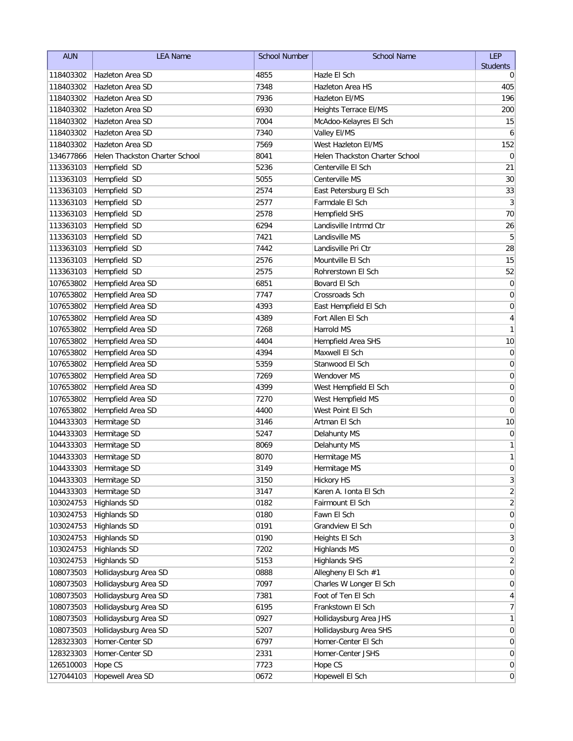| AUN | LEA Name | School Number | School Name | LEP Students |
|---|---|---|---|---|
| 118403302 | Hazleton Area SD | 4855 | Hazle El Sch | 0 |
| 118403302 | Hazleton Area SD | 7348 | Hazleton Area HS | 405 |
| 118403302 | Hazleton Area SD | 7936 | Hazleton El/MS | 196 |
| 118403302 | Hazleton Area SD | 6930 | Heights Terrace El/MS | 200 |
| 118403302 | Hazleton Area SD | 7004 | McAdoo-Kelayres El Sch | 15 |
| 118403302 | Hazleton Area SD | 7340 | Valley El/MS | 6 |
| 118403302 | Hazleton Area SD | 7569 | West Hazleton El/MS | 152 |
| 134677866 | Helen Thackston Charter School | 8041 | Helen Thackston Charter School | 0 |
| 113363103 | Hempfield SD | 5236 | Centerville El Sch | 21 |
| 113363103 | Hempfield SD | 5055 | Centerville MS | 30 |
| 113363103 | Hempfield SD | 2574 | East Petersburg El Sch | 33 |
| 113363103 | Hempfield SD | 2577 | Farmdale El Sch | 3 |
| 113363103 | Hempfield SD | 2578 | Hempfield SHS | 70 |
| 113363103 | Hempfield SD | 6294 | Landisville Intrmd Ctr | 26 |
| 113363103 | Hempfield SD | 7421 | Landisville MS | 5 |
| 113363103 | Hempfield SD | 7442 | Landisville Pri Ctr | 28 |
| 113363103 | Hempfield SD | 2576 | Mountville El Sch | 15 |
| 113363103 | Hempfield SD | 2575 | Rohrerstown El Sch | 52 |
| 107653802 | Hempfield Area SD | 6851 | Bovard El Sch | 0 |
| 107653802 | Hempfield Area SD | 7747 | Crossroads Sch | 0 |
| 107653802 | Hempfield Area SD | 4393 | East Hempfield El Sch | 0 |
| 107653802 | Hempfield Area SD | 4389 | Fort Allen El Sch | 4 |
| 107653802 | Hempfield Area SD | 7268 | Harrold MS | 1 |
| 107653802 | Hempfield Area SD | 4404 | Hempfield Area SHS | 10 |
| 107653802 | Hempfield Area SD | 4394 | Maxwell El Sch | 0 |
| 107653802 | Hempfield Area SD | 5359 | Stanwood El Sch | 0 |
| 107653802 | Hempfield Area SD | 7269 | Wendover MS | 0 |
| 107653802 | Hempfield Area SD | 4399 | West Hempfield El Sch | 0 |
| 107653802 | Hempfield Area SD | 7270 | West Hempfield MS | 0 |
| 107653802 | Hempfield Area SD | 4400 | West Point El Sch | 0 |
| 104433303 | Hermitage SD | 3146 | Artman El Sch | 10 |
| 104433303 | Hermitage SD | 5247 | Delahunty MS | 0 |
| 104433303 | Hermitage SD | 8069 | Delahunty MS | 1 |
| 104433303 | Hermitage SD | 8070 | Hermitage MS | 1 |
| 104433303 | Hermitage SD | 3149 | Hermitage MS | 0 |
| 104433303 | Hermitage SD | 3150 | Hickory HS | 3 |
| 104433303 | Hermitage SD | 3147 | Karen A. Ionta El Sch | 2 |
| 103024753 | Highlands SD | 0182 | Fairmount El Sch | 2 |
| 103024753 | Highlands SD | 0180 | Fawn El Sch | 0 |
| 103024753 | Highlands SD | 0191 | Grandview El Sch | 0 |
| 103024753 | Highlands SD | 0190 | Heights El Sch | 3 |
| 103024753 | Highlands SD | 7202 | Highlands MS | 0 |
| 103024753 | Highlands SD | 5153 | Highlands SHS | 2 |
| 108073503 | Hollidaysburg Area SD | 0888 | Allegheny El Sch #1 | 0 |
| 108073503 | Hollidaysburg Area SD | 7097 | Charles W Longer El Sch | 0 |
| 108073503 | Hollidaysburg Area SD | 7381 | Foot of Ten El Sch | 4 |
| 108073503 | Hollidaysburg Area SD | 6195 | Frankstown El Sch | 7 |
| 108073503 | Hollidaysburg Area SD | 0927 | Hollidaysburg Area JHS | 1 |
| 108073503 | Hollidaysburg Area SD | 5207 | Hollidaysburg Area SHS | 0 |
| 128323303 | Homer-Center SD | 6797 | Homer-Center El Sch | 0 |
| 128323303 | Homer-Center SD | 2331 | Homer-Center JSHS | 0 |
| 126510003 | Hope CS | 7723 | Hope CS | 0 |
| 127044103 | Hopewell Area SD | 0672 | Hopewell El Sch | 0 |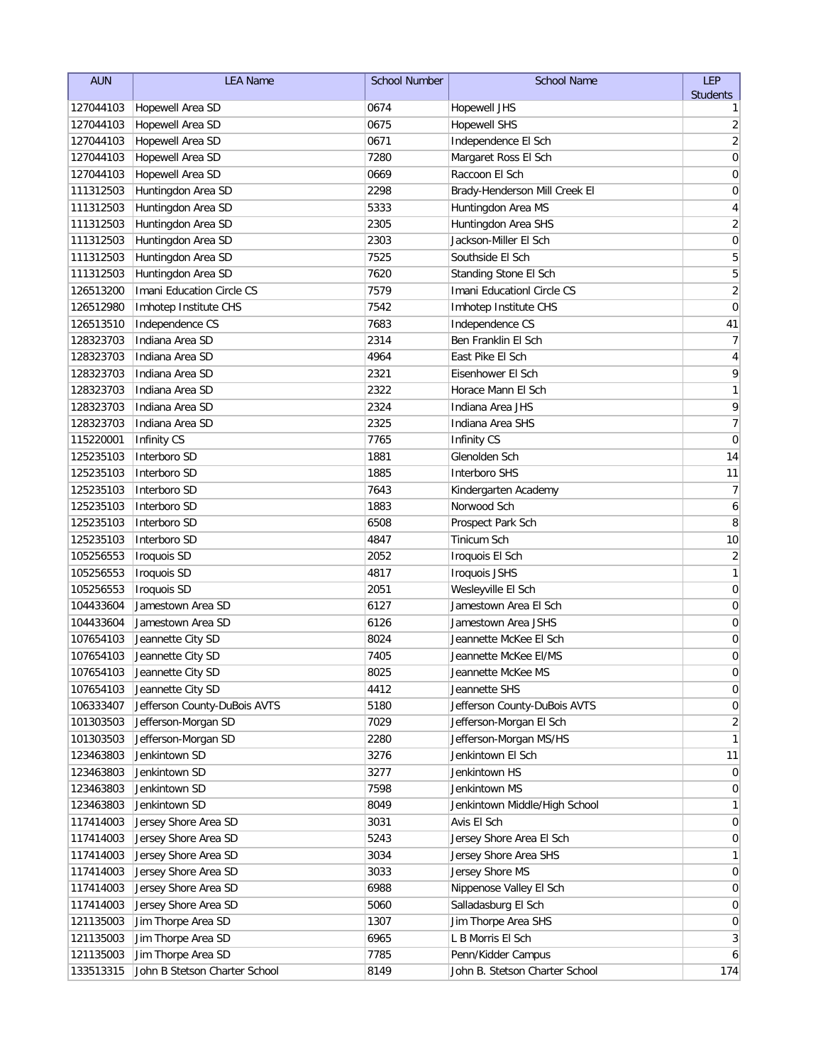| AUN | LEA Name | School Number | School Name | LEP Students |
| --- | --- | --- | --- | --- |
| 127044103 | Hopewell Area SD | 0674 | Hopewell JHS | 1 |
| 127044103 | Hopewell Area SD | 0675 | Hopewell SHS | 2 |
| 127044103 | Hopewell Area SD | 0671 | Independence El Sch | 2 |
| 127044103 | Hopewell Area SD | 7280 | Margaret Ross El Sch | 0 |
| 127044103 | Hopewell Area SD | 0669 | Raccoon El Sch | 0 |
| 111312503 | Huntingdon Area SD | 2298 | Brady-Henderson Mill Creek El | 0 |
| 111312503 | Huntingdon Area SD | 5333 | Huntingdon Area MS | 4 |
| 111312503 | Huntingdon Area SD | 2305 | Huntingdon Area SHS | 2 |
| 111312503 | Huntingdon Area SD | 2303 | Jackson-Miller El Sch | 0 |
| 111312503 | Huntingdon Area SD | 7525 | Southside El Sch | 5 |
| 111312503 | Huntingdon Area SD | 7620 | Standing Stone El Sch | 5 |
| 126513200 | Imani Education Circle CS | 7579 | Imani Educationl Circle CS | 2 |
| 126512980 | Imhotep Institute CHS | 7542 | Imhotep Institute CHS | 0 |
| 126513510 | Independence CS | 7683 | Independence CS | 41 |
| 128323703 | Indiana Area SD | 2314 | Ben Franklin El Sch | 7 |
| 128323703 | Indiana Area SD | 4964 | East Pike El Sch | 4 |
| 128323703 | Indiana Area SD | 2321 | Eisenhower El Sch | 9 |
| 128323703 | Indiana Area SD | 2322 | Horace Mann El Sch | 1 |
| 128323703 | Indiana Area SD | 2324 | Indiana Area JHS | 9 |
| 128323703 | Indiana Area SD | 2325 | Indiana Area SHS | 7 |
| 115220001 | Infinity CS | 7765 | Infinity CS | 0 |
| 125235103 | Interboro SD | 1881 | Glenolden Sch | 14 |
| 125235103 | Interboro SD | 1885 | Interboro SHS | 11 |
| 125235103 | Interboro SD | 7643 | Kindergarten Academy | 7 |
| 125235103 | Interboro SD | 1883 | Norwood Sch | 6 |
| 125235103 | Interboro SD | 6508 | Prospect Park Sch | 8 |
| 125235103 | Interboro SD | 4847 | Tinicum Sch | 10 |
| 105256553 | Iroquois SD | 2052 | Iroquois El Sch | 2 |
| 105256553 | Iroquois SD | 4817 | Iroquois JSHS | 1 |
| 105256553 | Iroquois SD | 2051 | Wesleyville El Sch | 0 |
| 104433604 | Jamestown Area SD | 6127 | Jamestown Area El Sch | 0 |
| 104433604 | Jamestown Area SD | 6126 | Jamestown Area JSHS | 0 |
| 107654103 | Jeannette City SD | 8024 | Jeannette McKee El Sch | 0 |
| 107654103 | Jeannette City SD | 7405 | Jeannette McKee El/MS | 0 |
| 107654103 | Jeannette City SD | 8025 | Jeannette McKee MS | 0 |
| 107654103 | Jeannette City SD | 4412 | Jeannette SHS | 0 |
| 106333407 | Jefferson County-DuBois AVTS | 5180 | Jefferson County-DuBois AVTS | 0 |
| 101303503 | Jefferson-Morgan SD | 7029 | Jefferson-Morgan El Sch | 2 |
| 101303503 | Jefferson-Morgan SD | 2280 | Jefferson-Morgan MS/HS | 1 |
| 123463803 | Jenkintown SD | 3276 | Jenkintown El Sch | 11 |
| 123463803 | Jenkintown SD | 3277 | Jenkintown HS | 0 |
| 123463803 | Jenkintown SD | 7598 | Jenkintown MS | 0 |
| 123463803 | Jenkintown SD | 8049 | Jenkintown Middle/High School | 1 |
| 117414003 | Jersey Shore Area SD | 3031 | Avis El Sch | 0 |
| 117414003 | Jersey Shore Area SD | 5243 | Jersey Shore Area El Sch | 0 |
| 117414003 | Jersey Shore Area SD | 3034 | Jersey Shore Area SHS | 1 |
| 117414003 | Jersey Shore Area SD | 3033 | Jersey Shore MS | 0 |
| 117414003 | Jersey Shore Area SD | 6988 | Nippenose Valley El Sch | 0 |
| 117414003 | Jersey Shore Area SD | 5060 | Salladasburg El Sch | 0 |
| 121135003 | Jim Thorpe Area SD | 1307 | Jim Thorpe Area SHS | 0 |
| 121135003 | Jim Thorpe Area SD | 6965 | L B Morris El Sch | 3 |
| 121135003 | Jim Thorpe Area SD | 7785 | Penn/Kidder Campus | 6 |
| 133513315 | John B Stetson Charter School | 8149 | John B. Stetson Charter School | 174 |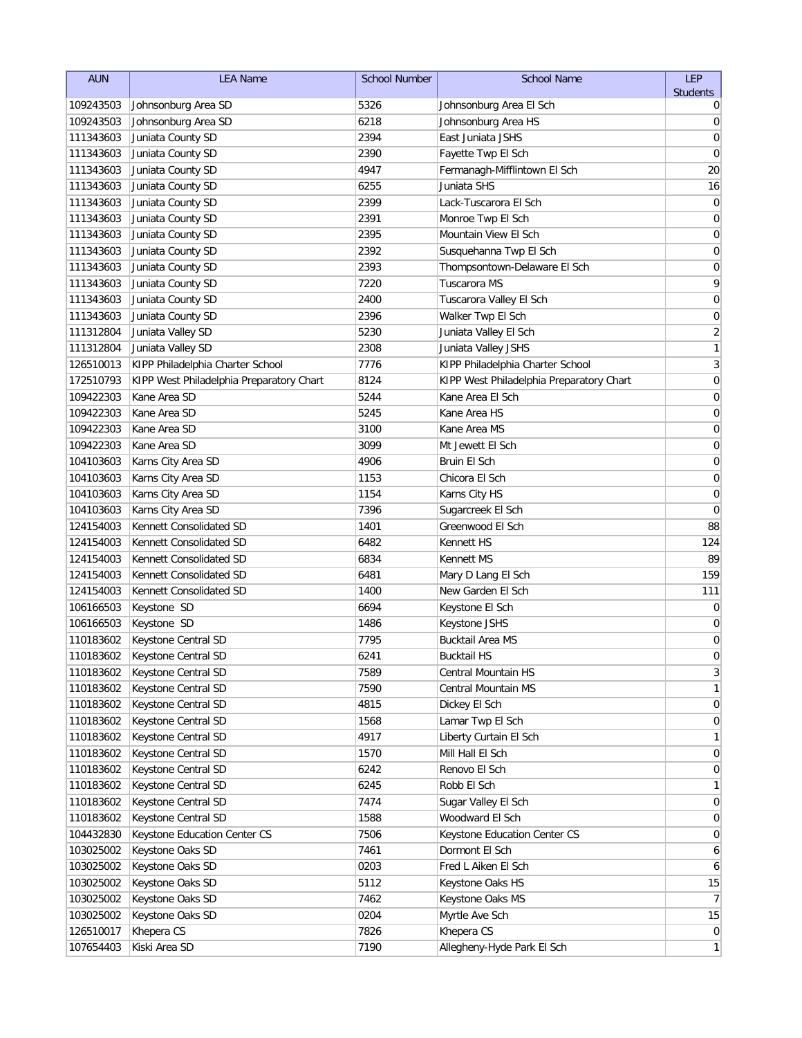| AUN | LEA Name | School Number | School Name | LEP Students |
| --- | --- | --- | --- | --- |
| 109243503 | Johnsonburg Area SD | 5326 | Johnsonburg Area El Sch | 0 |
| 109243503 | Johnsonburg Area SD | 6218 | Johnsonburg Area HS | 0 |
| 111343603 | Juniata County SD | 2394 | East Juniata JSHS | 0 |
| 111343603 | Juniata County SD | 2390 | Fayette Twp El Sch | 0 |
| 111343603 | Juniata County SD | 4947 | Fermanagh-Mifflintown El Sch | 20 |
| 111343603 | Juniata County SD | 6255 | Juniata SHS | 16 |
| 111343603 | Juniata County SD | 2399 | Lack-Tuscarora El Sch | 0 |
| 111343603 | Juniata County SD | 2391 | Monroe Twp El Sch | 0 |
| 111343603 | Juniata County SD | 2395 | Mountain View El Sch | 0 |
| 111343603 | Juniata County SD | 2392 | Susquehanna Twp El Sch | 0 |
| 111343603 | Juniata County SD | 2393 | Thompsontown-Delaware El Sch | 0 |
| 111343603 | Juniata County SD | 7220 | Tuscarora MS | 9 |
| 111343603 | Juniata County SD | 2400 | Tuscarora Valley El Sch | 0 |
| 111343603 | Juniata County SD | 2396 | Walker Twp El Sch | 0 |
| 111312804 | Juniata Valley SD | 5230 | Juniata Valley El Sch | 2 |
| 111312804 | Juniata Valley SD | 2308 | Juniata Valley JSHS | 1 |
| 126510013 | KIPP Philadelphia Charter School | 7776 | KIPP Philadelphia Charter School | 3 |
| 172510793 | KIPP West Philadelphia Preparatory Chart | 8124 | KIPP West Philadelphia Preparatory Chart | 0 |
| 109422303 | Kane Area SD | 5244 | Kane Area El Sch | 0 |
| 109422303 | Kane Area SD | 5245 | Kane Area HS | 0 |
| 109422303 | Kane Area SD | 3100 | Kane Area MS | 0 |
| 109422303 | Kane Area SD | 3099 | Mt Jewett El Sch | 0 |
| 104103603 | Karns City Area SD | 4906 | Bruin El Sch | 0 |
| 104103603 | Karns City Area SD | 1153 | Chicora El Sch | 0 |
| 104103603 | Karns City Area SD | 1154 | Karns City HS | 0 |
| 104103603 | Karns City Area SD | 7396 | Sugarcreek El Sch | 0 |
| 124154003 | Kennett Consolidated SD | 1401 | Greenwood El Sch | 88 |
| 124154003 | Kennett Consolidated SD | 6482 | Kennett HS | 124 |
| 124154003 | Kennett Consolidated SD | 6834 | Kennett MS | 89 |
| 124154003 | Kennett Consolidated SD | 6481 | Mary D Lang El Sch | 159 |
| 124154003 | Kennett Consolidated SD | 1400 | New Garden El Sch | 111 |
| 106166503 | Keystone SD | 6694 | Keystone El Sch | 0 |
| 106166503 | Keystone SD | 1486 | Keystone JSHS | 0 |
| 110183602 | Keystone Central SD | 7795 | Bucktail Area MS | 0 |
| 110183602 | Keystone Central SD | 6241 | Bucktail HS | 0 |
| 110183602 | Keystone Central SD | 7589 | Central Mountain HS | 3 |
| 110183602 | Keystone Central SD | 7590 | Central Mountain MS | 1 |
| 110183602 | Keystone Central SD | 4815 | Dickey El Sch | 0 |
| 110183602 | Keystone Central SD | 1568 | Lamar Twp El Sch | 0 |
| 110183602 | Keystone Central SD | 4917 | Liberty Curtain El Sch | 1 |
| 110183602 | Keystone Central SD | 1570 | Mill Hall El Sch | 0 |
| 110183602 | Keystone Central SD | 6242 | Renovo El Sch | 0 |
| 110183602 | Keystone Central SD | 6245 | Robb El Sch | 1 |
| 110183602 | Keystone Central SD | 7474 | Sugar Valley El Sch | 0 |
| 110183602 | Keystone Central SD | 1588 | Woodward El Sch | 0 |
| 104432830 | Keystone Education Center CS | 7506 | Keystone Education Center CS | 0 |
| 103025002 | Keystone Oaks SD | 7461 | Dormont El Sch | 6 |
| 103025002 | Keystone Oaks SD | 0203 | Fred L Aiken El Sch | 6 |
| 103025002 | Keystone Oaks SD | 5112 | Keystone Oaks HS | 15 |
| 103025002 | Keystone Oaks SD | 7462 | Keystone Oaks MS | 7 |
| 103025002 | Keystone Oaks SD | 0204 | Myrtle Ave Sch | 15 |
| 126510017 | Khepera CS | 7826 | Khepera CS | 0 |
| 107654403 | Kiski Area SD | 7190 | Allegheny-Hyde Park El Sch | 1 |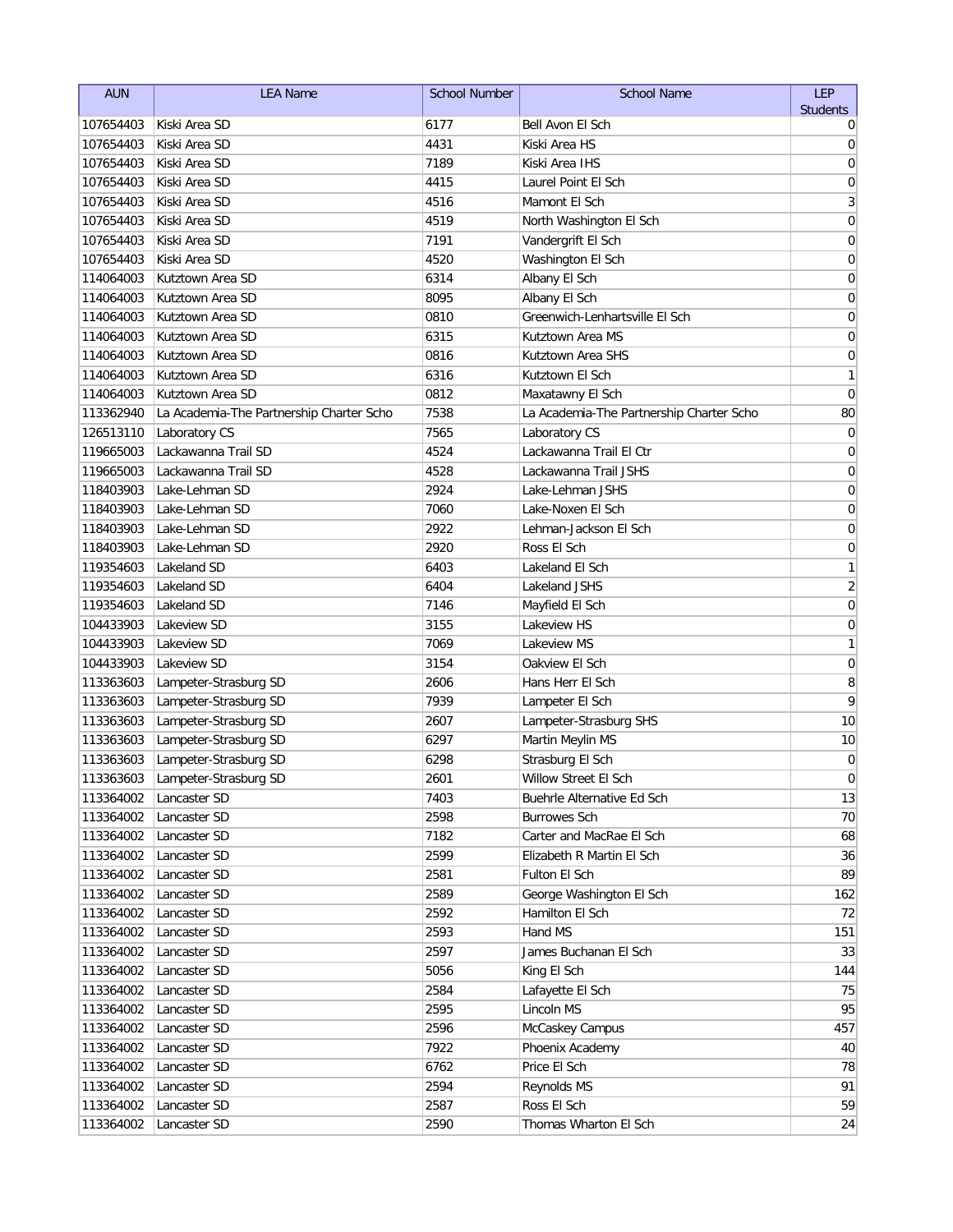| AUN | LEA Name | School Number | School Name | LEP Students |
|---|---|---|---|---|
| 107654403 | Kiski Area SD | 6177 | Bell Avon El Sch | 0 |
| 107654403 | Kiski Area SD | 4431 | Kiski Area HS | 0 |
| 107654403 | Kiski Area SD | 7189 | Kiski Area IHS | 0 |
| 107654403 | Kiski Area SD | 4415 | Laurel Point El Sch | 0 |
| 107654403 | Kiski Area SD | 4516 | Mamont El Sch | 3 |
| 107654403 | Kiski Area SD | 4519 | North Washington El Sch | 0 |
| 107654403 | Kiski Area SD | 7191 | Vandergrift El Sch | 0 |
| 107654403 | Kiski Area SD | 4520 | Washington El Sch | 0 |
| 114064003 | Kutztown Area SD | 6314 | Albany El Sch | 0 |
| 114064003 | Kutztown Area SD | 8095 | Albany El Sch | 0 |
| 114064003 | Kutztown Area SD | 0810 | Greenwich-Lenhartsville El Sch | 0 |
| 114064003 | Kutztown Area SD | 6315 | Kutztown Area MS | 0 |
| 114064003 | Kutztown Area SD | 0816 | Kutztown Area SHS | 0 |
| 114064003 | Kutztown Area SD | 6316 | Kutztown El Sch | 1 |
| 114064003 | Kutztown Area SD | 0812 | Maxatawny El Sch | 0 |
| 113362940 | La Academia-The Partnership Charter Scho | 7538 | La Academia-The Partnership Charter Scho | 80 |
| 126513110 | Laboratory CS | 7565 | Laboratory CS | 0 |
| 119665003 | Lackawanna Trail SD | 4524 | Lackawanna Trail El Ctr | 0 |
| 119665003 | Lackawanna Trail SD | 4528 | Lackawanna Trail JSHS | 0 |
| 118403903 | Lake-Lehman SD | 2924 | Lake-Lehman JSHS | 0 |
| 118403903 | Lake-Lehman SD | 7060 | Lake-Noxen El Sch | 0 |
| 118403903 | Lake-Lehman SD | 2922 | Lehman-Jackson El Sch | 0 |
| 118403903 | Lake-Lehman SD | 2920 | Ross El Sch | 0 |
| 119354603 | Lakeland SD | 6403 | Lakeland El Sch | 1 |
| 119354603 | Lakeland SD | 6404 | Lakeland JSHS | 2 |
| 119354603 | Lakeland SD | 7146 | Mayfield El Sch | 0 |
| 104433903 | Lakeview SD | 3155 | Lakeview HS | 0 |
| 104433903 | Lakeview SD | 7069 | Lakeview MS | 1 |
| 104433903 | Lakeview SD | 3154 | Oakview El Sch | 0 |
| 113363603 | Lampeter-Strasburg SD | 2606 | Hans Herr El Sch | 8 |
| 113363603 | Lampeter-Strasburg SD | 7939 | Lampeter El Sch | 9 |
| 113363603 | Lampeter-Strasburg SD | 2607 | Lampeter-Strasburg SHS | 10 |
| 113363603 | Lampeter-Strasburg SD | 6297 | Martin Meylin MS | 10 |
| 113363603 | Lampeter-Strasburg SD | 6298 | Strasburg El Sch | 0 |
| 113363603 | Lampeter-Strasburg SD | 2601 | Willow Street El Sch | 0 |
| 113364002 | Lancaster SD | 7403 | Buehrle Alternative Ed Sch | 13 |
| 113364002 | Lancaster SD | 2598 | Burrowes Sch | 70 |
| 113364002 | Lancaster SD | 7182 | Carter and MacRae El Sch | 68 |
| 113364002 | Lancaster SD | 2599 | Elizabeth R Martin El Sch | 36 |
| 113364002 | Lancaster SD | 2581 | Fulton El Sch | 89 |
| 113364002 | Lancaster SD | 2589 | George Washington El Sch | 162 |
| 113364002 | Lancaster SD | 2592 | Hamilton El Sch | 72 |
| 113364002 | Lancaster SD | 2593 | Hand MS | 151 |
| 113364002 | Lancaster SD | 2597 | James Buchanan El Sch | 33 |
| 113364002 | Lancaster SD | 5056 | King El Sch | 144 |
| 113364002 | Lancaster SD | 2584 | Lafayette El Sch | 75 |
| 113364002 | Lancaster SD | 2595 | Lincoln MS | 95 |
| 113364002 | Lancaster SD | 2596 | McCaskey Campus | 457 |
| 113364002 | Lancaster SD | 7922 | Phoenix Academy | 40 |
| 113364002 | Lancaster SD | 6762 | Price El Sch | 78 |
| 113364002 | Lancaster SD | 2594 | Reynolds MS | 91 |
| 113364002 | Lancaster SD | 2587 | Ross El Sch | 59 |
| 113364002 | Lancaster SD | 2590 | Thomas Wharton El Sch | 24 |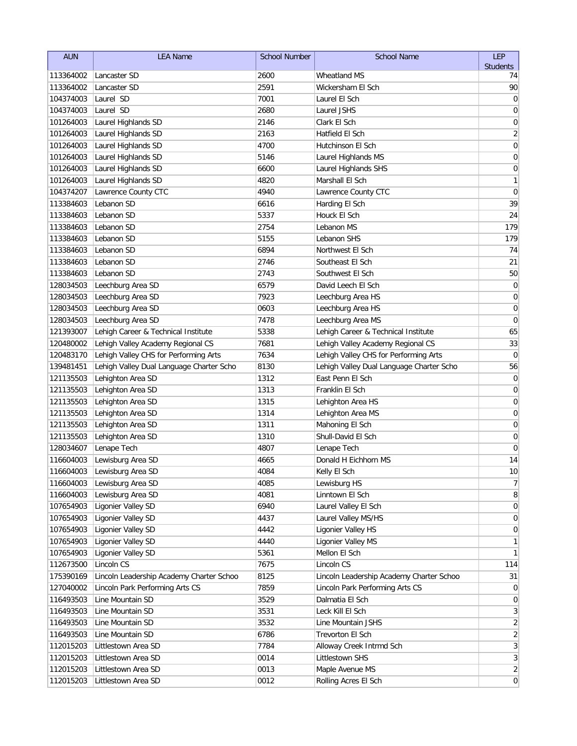| AUN | LEA Name | School Number | School Name | LEP Students |
|---|---|---|---|---|
| 113364002 | Lancaster SD | 2600 | Wheatland MS | 74 |
| 113364002 | Lancaster SD | 2591 | Wickersham El Sch | 90 |
| 104374003 | Laurel SD | 7001 | Laurel El Sch | 0 |
| 104374003 | Laurel SD | 2680 | Laurel JSHS | 0 |
| 101264003 | Laurel Highlands SD | 2146 | Clark El Sch | 0 |
| 101264003 | Laurel Highlands SD | 2163 | Hatfield El Sch | 2 |
| 101264003 | Laurel Highlands SD | 4700 | Hutchinson El Sch | 0 |
| 101264003 | Laurel Highlands SD | 5146 | Laurel Highlands MS | 0 |
| 101264003 | Laurel Highlands SD | 6600 | Laurel Highlands SHS | 0 |
| 101264003 | Laurel Highlands SD | 4820 | Marshall El Sch | 1 |
| 104374207 | Lawrence County CTC | 4940 | Lawrence County CTC | 0 |
| 113384603 | Lebanon SD | 6616 | Harding El Sch | 39 |
| 113384603 | Lebanon SD | 5337 | Houck El Sch | 24 |
| 113384603 | Lebanon SD | 2754 | Lebanon MS | 179 |
| 113384603 | Lebanon SD | 5155 | Lebanon SHS | 179 |
| 113384603 | Lebanon SD | 6894 | Northwest El Sch | 74 |
| 113384603 | Lebanon SD | 2746 | Southeast El Sch | 21 |
| 113384603 | Lebanon SD | 2743 | Southwest El Sch | 50 |
| 128034503 | Leechburg Area SD | 6579 | David Leech El Sch | 0 |
| 128034503 | Leechburg Area SD | 7923 | Leechburg Area HS | 0 |
| 128034503 | Leechburg Area SD | 0603 | Leechburg Area HS | 0 |
| 128034503 | Leechburg Area SD | 7478 | Leechburg Area MS | 0 |
| 121393007 | Lehigh Career & Technical Institute | 5338 | Lehigh Career & Technical Institute | 65 |
| 120480002 | Lehigh Valley Academy Regional CS | 7681 | Lehigh Valley Academy Regional CS | 33 |
| 120483170 | Lehigh Valley CHS for Performing Arts | 7634 | Lehigh Valley CHS for Performing Arts | 0 |
| 139481451 | Lehigh Valley Dual Language Charter Scho | 8130 | Lehigh Valley Dual Language Charter Scho | 56 |
| 121135503 | Lehighton Area SD | 1312 | East Penn El Sch | 0 |
| 121135503 | Lehighton Area SD | 1313 | Franklin El Sch | 0 |
| 121135503 | Lehighton Area SD | 1315 | Lehighton Area HS | 0 |
| 121135503 | Lehighton Area SD | 1314 | Lehighton Area MS | 0 |
| 121135503 | Lehighton Area SD | 1311 | Mahoning El Sch | 0 |
| 121135503 | Lehighton Area SD | 1310 | Shull-David El Sch | 0 |
| 128034607 | Lenape Tech | 4807 | Lenape Tech | 0 |
| 116604003 | Lewisburg Area SD | 4665 | Donald H Eichhorn MS | 14 |
| 116604003 | Lewisburg Area SD | 4084 | Kelly El Sch | 10 |
| 116604003 | Lewisburg Area SD | 4085 | Lewisburg HS | 7 |
| 116604003 | Lewisburg Area SD | 4081 | Linntown El Sch | 8 |
| 107654903 | Ligonier Valley SD | 6940 | Laurel Valley El Sch | 0 |
| 107654903 | Ligonier Valley SD | 4437 | Laurel Valley MS/HS | 0 |
| 107654903 | Ligonier Valley SD | 4442 | Ligonier Valley HS | 0 |
| 107654903 | Ligonier Valley SD | 4440 | Ligonier Valley MS | 1 |
| 107654903 | Ligonier Valley SD | 5361 | Mellon El Sch | 1 |
| 112673500 | Lincoln CS | 7675 | Lincoln CS | 114 |
| 175390169 | Lincoln Leadership Academy Charter Schoo | 8125 | Lincoln Leadership Academy Charter Schoo | 31 |
| 127040002 | Lincoln Park Performing Arts CS | 7859 | Lincoln Park Performing Arts CS | 0 |
| 116493503 | Line Mountain SD | 3529 | Dalmatia El Sch | 0 |
| 116493503 | Line Mountain SD | 3531 | Leck Kill El Sch | 3 |
| 116493503 | Line Mountain SD | 3532 | Line Mountain JSHS | 2 |
| 116493503 | Line Mountain SD | 6786 | Trevorton El Sch | 2 |
| 112015203 | Littlestown Area SD | 7784 | Alloway Creek Intrmd Sch | 3 |
| 112015203 | Littlestown Area SD | 0014 | Littlestown SHS | 3 |
| 112015203 | Littlestown Area SD | 0013 | Maple Avenue MS | 2 |
| 112015203 | Littlestown Area SD | 0012 | Rolling Acres El Sch | 0 |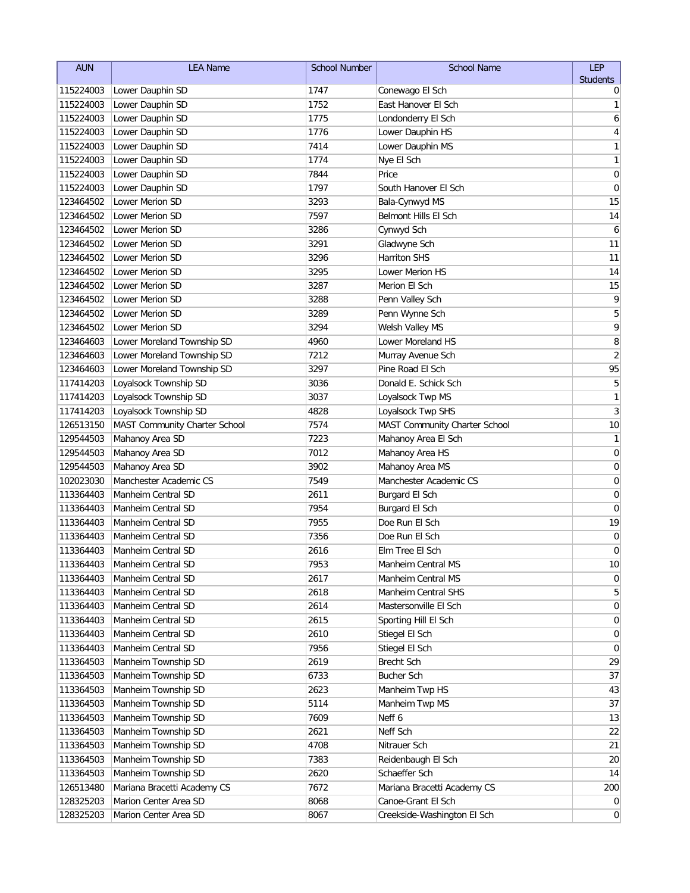| AUN | LEA Name | School Number | School Name | LEP Students |
|---|---|---|---|---|
| 115224003 | Lower Dauphin SD | 1747 | Conewago El Sch | 0 |
| 115224003 | Lower Dauphin SD | 1752 | East Hanover El Sch | 1 |
| 115224003 | Lower Dauphin SD | 1775 | Londonderry El Sch | 6 |
| 115224003 | Lower Dauphin SD | 1776 | Lower Dauphin HS | 4 |
| 115224003 | Lower Dauphin SD | 7414 | Lower Dauphin MS | 1 |
| 115224003 | Lower Dauphin SD | 1774 | Nye El Sch | 1 |
| 115224003 | Lower Dauphin SD | 7844 | Price | 0 |
| 115224003 | Lower Dauphin SD | 1797 | South Hanover El Sch | 0 |
| 123464502 | Lower Merion SD | 3293 | Bala-Cynwyd MS | 15 |
| 123464502 | Lower Merion SD | 7597 | Belmont Hills El Sch | 14 |
| 123464502 | Lower Merion SD | 3286 | Cynwyd Sch | 6 |
| 123464502 | Lower Merion SD | 3291 | Gladwyne Sch | 11 |
| 123464502 | Lower Merion SD | 3296 | Harriton SHS | 11 |
| 123464502 | Lower Merion SD | 3295 | Lower Merion HS | 14 |
| 123464502 | Lower Merion SD | 3287 | Merion El Sch | 15 |
| 123464502 | Lower Merion SD | 3288 | Penn Valley Sch | 9 |
| 123464502 | Lower Merion SD | 3289 | Penn Wynne Sch | 5 |
| 123464502 | Lower Merion SD | 3294 | Welsh Valley MS | 9 |
| 123464603 | Lower Moreland Township SD | 4960 | Lower Moreland HS | 8 |
| 123464603 | Lower Moreland Township SD | 7212 | Murray Avenue Sch | 2 |
| 123464603 | Lower Moreland Township SD | 3297 | Pine Road El Sch | 95 |
| 117414203 | Loyalsock Township SD | 3036 | Donald E. Schick Sch | 5 |
| 117414203 | Loyalsock Township SD | 3037 | Loyalsock Twp MS | 1 |
| 117414203 | Loyalsock Township SD | 4828 | Loyalsock Twp SHS | 3 |
| 126513150 | MAST Community Charter School | 7574 | MAST Community Charter School | 10 |
| 129544503 | Mahanoy Area SD | 7223 | Mahanoy Area El Sch | 1 |
| 129544503 | Mahanoy Area SD | 7012 | Mahanoy Area HS | 0 |
| 129544503 | Mahanoy Area SD | 3902 | Mahanoy Area MS | 0 |
| 102023030 | Manchester Academic CS | 7549 | Manchester Academic CS | 0 |
| 113364403 | Manheim Central SD | 2611 | Burgard El Sch | 0 |
| 113364403 | Manheim Central SD | 7954 | Burgard El Sch | 0 |
| 113364403 | Manheim Central SD | 7955 | Doe Run El Sch | 19 |
| 113364403 | Manheim Central SD | 7356 | Doe Run El Sch | 0 |
| 113364403 | Manheim Central SD | 2616 | Elm Tree El Sch | 0 |
| 113364403 | Manheim Central SD | 7953 | Manheim Central MS | 10 |
| 113364403 | Manheim Central SD | 2617 | Manheim Central MS | 0 |
| 113364403 | Manheim Central SD | 2618 | Manheim Central SHS | 5 |
| 113364403 | Manheim Central SD | 2614 | Mastersonville El Sch | 0 |
| 113364403 | Manheim Central SD | 2615 | Sporting Hill El Sch | 0 |
| 113364403 | Manheim Central SD | 2610 | Stiegel El Sch | 0 |
| 113364403 | Manheim Central SD | 7956 | Stiegel El Sch | 0 |
| 113364503 | Manheim Township SD | 2619 | Brecht Sch | 29 |
| 113364503 | Manheim Township SD | 6733 | Bucher Sch | 37 |
| 113364503 | Manheim Township SD | 2623 | Manheim Twp HS | 43 |
| 113364503 | Manheim Township SD | 5114 | Manheim Twp MS | 37 |
| 113364503 | Manheim Township SD | 7609 | Neff 6 | 13 |
| 113364503 | Manheim Township SD | 2621 | Neff Sch | 22 |
| 113364503 | Manheim Township SD | 4708 | Nitrauer Sch | 21 |
| 113364503 | Manheim Township SD | 7383 | Reidenbaugh El Sch | 20 |
| 113364503 | Manheim Township SD | 2620 | Schaeffer Sch | 14 |
| 126513480 | Mariana Bracetti Academy CS | 7672 | Mariana Bracetti Academy CS | 200 |
| 128325203 | Marion Center Area SD | 8068 | Canoe-Grant El Sch | 0 |
| 128325203 | Marion Center Area SD | 8067 | Creekside-Washington El Sch | 0 |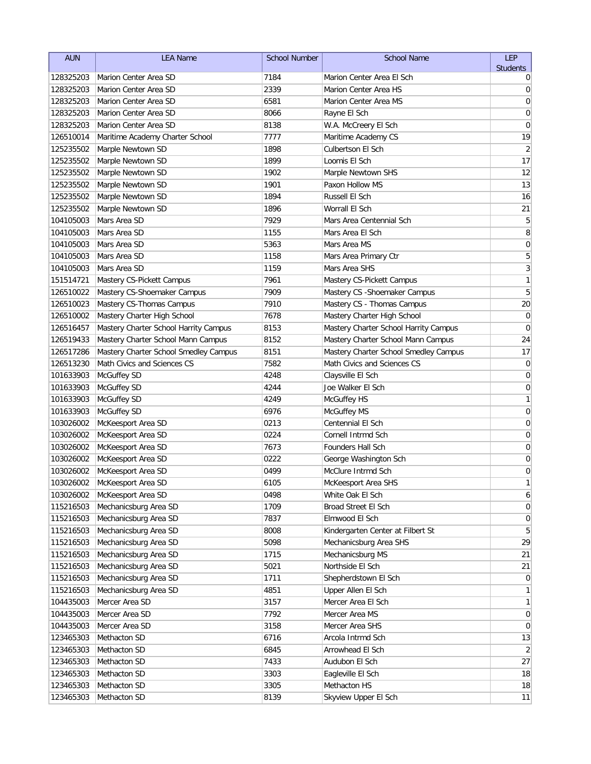| AUN | LEA Name | School Number | School Name | LEP Students |
|---|---|---|---|---|
| 128325203 | Marion Center Area SD | 7184 | Marion Center Area El Sch | 0 |
| 128325203 | Marion Center Area SD | 2339 | Marion Center Area HS | 0 |
| 128325203 | Marion Center Area SD | 6581 | Marion Center Area MS | 0 |
| 128325203 | Marion Center Area SD | 8066 | Rayne El Sch | 0 |
| 128325203 | Marion Center Area SD | 8138 | W.A. McCreery El Sch | 0 |
| 126510014 | Maritime Academy Charter School | 7777 | Maritime Academy CS | 19 |
| 125235502 | Marple Newtown SD | 1898 | Culbertson El Sch | 2 |
| 125235502 | Marple Newtown SD | 1899 | Loomis El Sch | 17 |
| 125235502 | Marple Newtown SD | 1902 | Marple Newtown SHS | 12 |
| 125235502 | Marple Newtown SD | 1901 | Paxon Hollow MS | 13 |
| 125235502 | Marple Newtown SD | 1894 | Russell El Sch | 16 |
| 125235502 | Marple Newtown SD | 1896 | Worrall El Sch | 21 |
| 104105003 | Mars Area SD | 7929 | Mars Area Centennial Sch | 5 |
| 104105003 | Mars Area SD | 1155 | Mars Area El Sch | 8 |
| 104105003 | Mars Area SD | 5363 | Mars Area MS | 0 |
| 104105003 | Mars Area SD | 1158 | Mars Area Primary Ctr | 5 |
| 104105003 | Mars Area SD | 1159 | Mars Area SHS | 3 |
| 151514721 | Mastery CS-Pickett Campus | 7961 | Mastery CS-Pickett Campus | 1 |
| 126510022 | Mastery CS-Shoemaker Campus | 7909 | Mastery CS -Shoemaker Campus | 5 |
| 126510023 | Mastery CS-Thomas Campus | 7910 | Mastery CS - Thomas Campus | 20 |
| 126510002 | Mastery Charter High School | 7678 | Mastery Charter High School | 0 |
| 126516457 | Mastery Charter School Harrity Campus | 8153 | Mastery Charter School Harrity Campus | 0 |
| 126519433 | Mastery Charter School Mann Campus | 8152 | Mastery Charter School Mann Campus | 24 |
| 126517286 | Mastery Charter School Smedley Campus | 8151 | Mastery Charter School Smedley Campus | 17 |
| 126513230 | Math Civics and Sciences CS | 7582 | Math Civics and Sciences CS | 0 |
| 101633903 | McGuffey SD | 4248 | Claysville El Sch | 0 |
| 101633903 | McGuffey SD | 4244 | Joe Walker El Sch | 0 |
| 101633903 | McGuffey SD | 4249 | McGuffey HS | 1 |
| 101633903 | McGuffey SD | 6976 | McGuffey MS | 0 |
| 103026002 | McKeesport Area SD | 0213 | Centennial El Sch | 0 |
| 103026002 | McKeesport Area SD | 0224 | Cornell Intrmd Sch | 0 |
| 103026002 | McKeesport Area SD | 7673 | Founders Hall Sch | 0 |
| 103026002 | McKeesport Area SD | 0222 | George Washington Sch | 0 |
| 103026002 | McKeesport Area SD | 0499 | McClure Intrmd Sch | 0 |
| 103026002 | McKeesport Area SD | 6105 | McKeesport Area SHS | 1 |
| 103026002 | McKeesport Area SD | 0498 | White Oak El Sch | 6 |
| 115216503 | Mechanicsburg Area SD | 1709 | Broad Street El Sch | 0 |
| 115216503 | Mechanicsburg Area SD | 7837 | Elmwood El Sch | 0 |
| 115216503 | Mechanicsburg Area SD | 8008 | Kindergarten Center at Filbert St | 5 |
| 115216503 | Mechanicsburg Area SD | 5098 | Mechanicsburg Area SHS | 29 |
| 115216503 | Mechanicsburg Area SD | 1715 | Mechanicsburg MS | 21 |
| 115216503 | Mechanicsburg Area SD | 5021 | Northside El Sch | 21 |
| 115216503 | Mechanicsburg Area SD | 1711 | Shepherdstown El Sch | 0 |
| 115216503 | Mechanicsburg Area SD | 4851 | Upper Allen El Sch | 1 |
| 104435003 | Mercer Area SD | 3157 | Mercer Area El Sch | 1 |
| 104435003 | Mercer Area SD | 7792 | Mercer Area MS | 0 |
| 104435003 | Mercer Area SD | 3158 | Mercer Area SHS | 0 |
| 123465303 | Methacton SD | 6716 | Arcola Intrmd Sch | 13 |
| 123465303 | Methacton SD | 6845 | Arrowhead El Sch | 2 |
| 123465303 | Methacton SD | 7433 | Audubon El Sch | 27 |
| 123465303 | Methacton SD | 3303 | Eagleville El Sch | 18 |
| 123465303 | Methacton SD | 3305 | Methacton HS | 18 |
| 123465303 | Methacton SD | 8139 | Skyview Upper El Sch | 11 |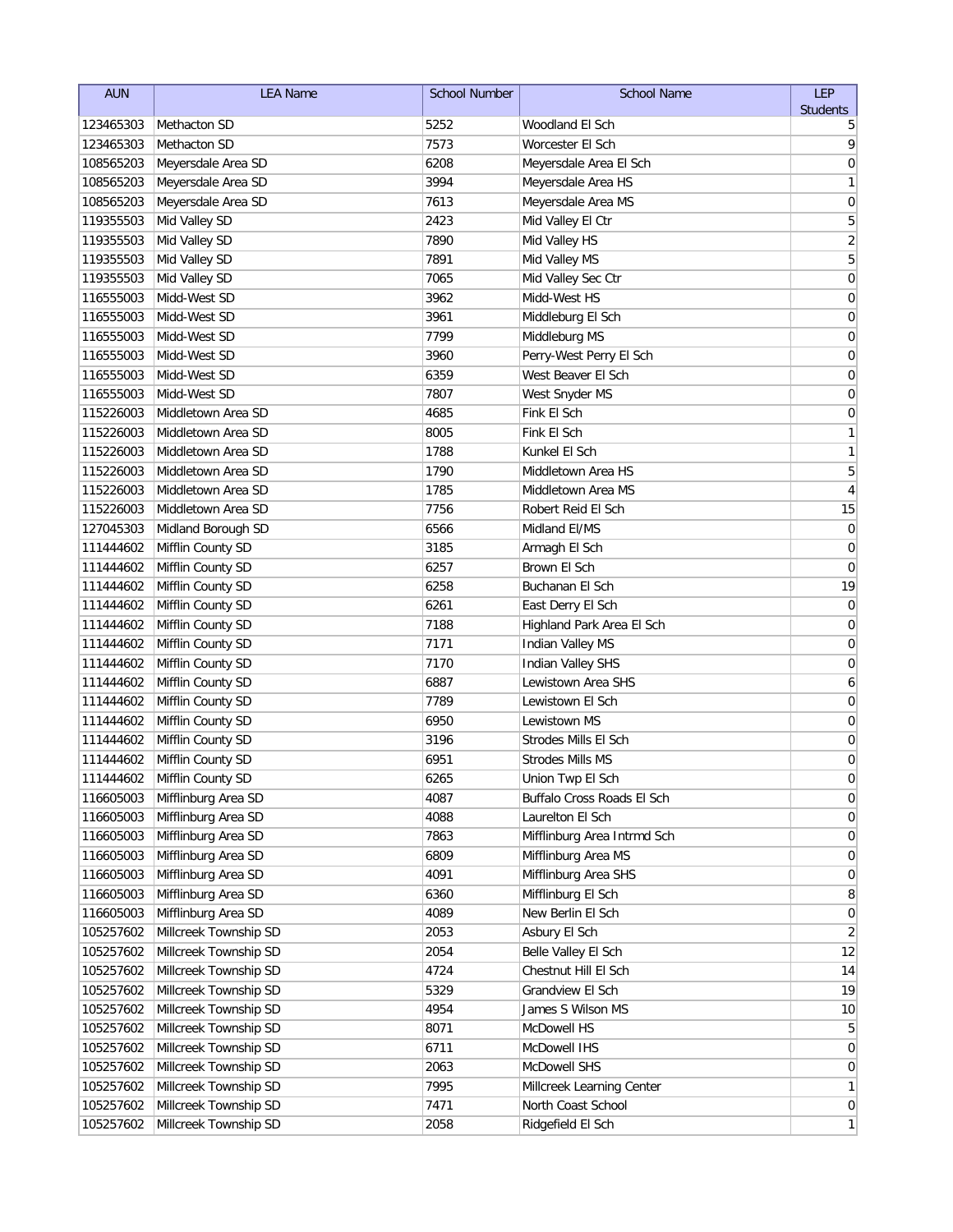| AUN | LEA Name | School Number | School Name | LEP Students |
|---|---|---|---|---|
| 123465303 | Methacton SD | 5252 | Woodland El Sch | 5 |
| 123465303 | Methacton SD | 7573 | Worcester El Sch | 9 |
| 108565203 | Meyersdale Area SD | 6208 | Meyersdale Area El Sch | 0 |
| 108565203 | Meyersdale Area SD | 3994 | Meyersdale Area HS | 1 |
| 108565203 | Meyersdale Area SD | 7613 | Meyersdale Area MS | 0 |
| 119355503 | Mid Valley SD | 2423 | Mid Valley El Ctr | 5 |
| 119355503 | Mid Valley SD | 7890 | Mid Valley HS | 2 |
| 119355503 | Mid Valley SD | 7891 | Mid Valley MS | 5 |
| 119355503 | Mid Valley SD | 7065 | Mid Valley Sec Ctr | 0 |
| 116555003 | Midd-West SD | 3962 | Midd-West HS | 0 |
| 116555003 | Midd-West SD | 3961 | Middleburg El Sch | 0 |
| 116555003 | Midd-West SD | 7799 | Middleburg MS | 0 |
| 116555003 | Midd-West SD | 3960 | Perry-West Perry El Sch | 0 |
| 116555003 | Midd-West SD | 6359 | West Beaver El Sch | 0 |
| 116555003 | Midd-West SD | 7807 | West Snyder MS | 0 |
| 115226003 | Middletown Area SD | 4685 | Fink El Sch | 0 |
| 115226003 | Middletown Area SD | 8005 | Fink El Sch | 1 |
| 115226003 | Middletown Area SD | 1788 | Kunkel El Sch | 1 |
| 115226003 | Middletown Area SD | 1790 | Middletown Area HS | 5 |
| 115226003 | Middletown Area SD | 1785 | Middletown Area MS | 4 |
| 115226003 | Middletown Area SD | 7756 | Robert Reid El Sch | 15 |
| 127045303 | Midland Borough SD | 6566 | Midland El/MS | 0 |
| 111444602 | Mifflin County SD | 3185 | Armagh El Sch | 0 |
| 111444602 | Mifflin County SD | 6257 | Brown El Sch | 0 |
| 111444602 | Mifflin County SD | 6258 | Buchanan El Sch | 19 |
| 111444602 | Mifflin County SD | 6261 | East Derry El Sch | 0 |
| 111444602 | Mifflin County SD | 7188 | Highland Park Area El Sch | 0 |
| 111444602 | Mifflin County SD | 7171 | Indian Valley MS | 0 |
| 111444602 | Mifflin County SD | 7170 | Indian Valley SHS | 0 |
| 111444602 | Mifflin County SD | 6887 | Lewistown Area SHS | 6 |
| 111444602 | Mifflin County SD | 7789 | Lewistown El Sch | 0 |
| 111444602 | Mifflin County SD | 6950 | Lewistown MS | 0 |
| 111444602 | Mifflin County SD | 3196 | Strodes Mills El Sch | 0 |
| 111444602 | Mifflin County SD | 6951 | Strodes Mills MS | 0 |
| 111444602 | Mifflin County SD | 6265 | Union Twp El Sch | 0 |
| 116605003 | Mifflinburg Area SD | 4087 | Buffalo Cross Roads El Sch | 0 |
| 116605003 | Mifflinburg Area SD | 4088 | Laurelton El Sch | 0 |
| 116605003 | Mifflinburg Area SD | 7863 | Mifflinburg Area Intrmd Sch | 0 |
| 116605003 | Mifflinburg Area SD | 6809 | Mifflinburg Area MS | 0 |
| 116605003 | Mifflinburg Area SD | 4091 | Mifflinburg Area SHS | 0 |
| 116605003 | Mifflinburg Area SD | 6360 | Mifflinburg El Sch | 8 |
| 116605003 | Mifflinburg Area SD | 4089 | New Berlin El Sch | 0 |
| 105257602 | Millcreek Township SD | 2053 | Asbury El Sch | 2 |
| 105257602 | Millcreek Township SD | 2054 | Belle Valley El Sch | 12 |
| 105257602 | Millcreek Township SD | 4724 | Chestnut Hill El Sch | 14 |
| 105257602 | Millcreek Township SD | 5329 | Grandview El Sch | 19 |
| 105257602 | Millcreek Township SD | 4954 | James S Wilson MS | 10 |
| 105257602 | Millcreek Township SD | 8071 | McDowell HS | 5 |
| 105257602 | Millcreek Township SD | 6711 | McDowell IHS | 0 |
| 105257602 | Millcreek Township SD | 2063 | McDowell SHS | 0 |
| 105257602 | Millcreek Township SD | 7995 | Millcreek Learning Center | 1 |
| 105257602 | Millcreek Township SD | 7471 | North Coast School | 0 |
| 105257602 | Millcreek Township SD | 2058 | Ridgefield El Sch | 1 |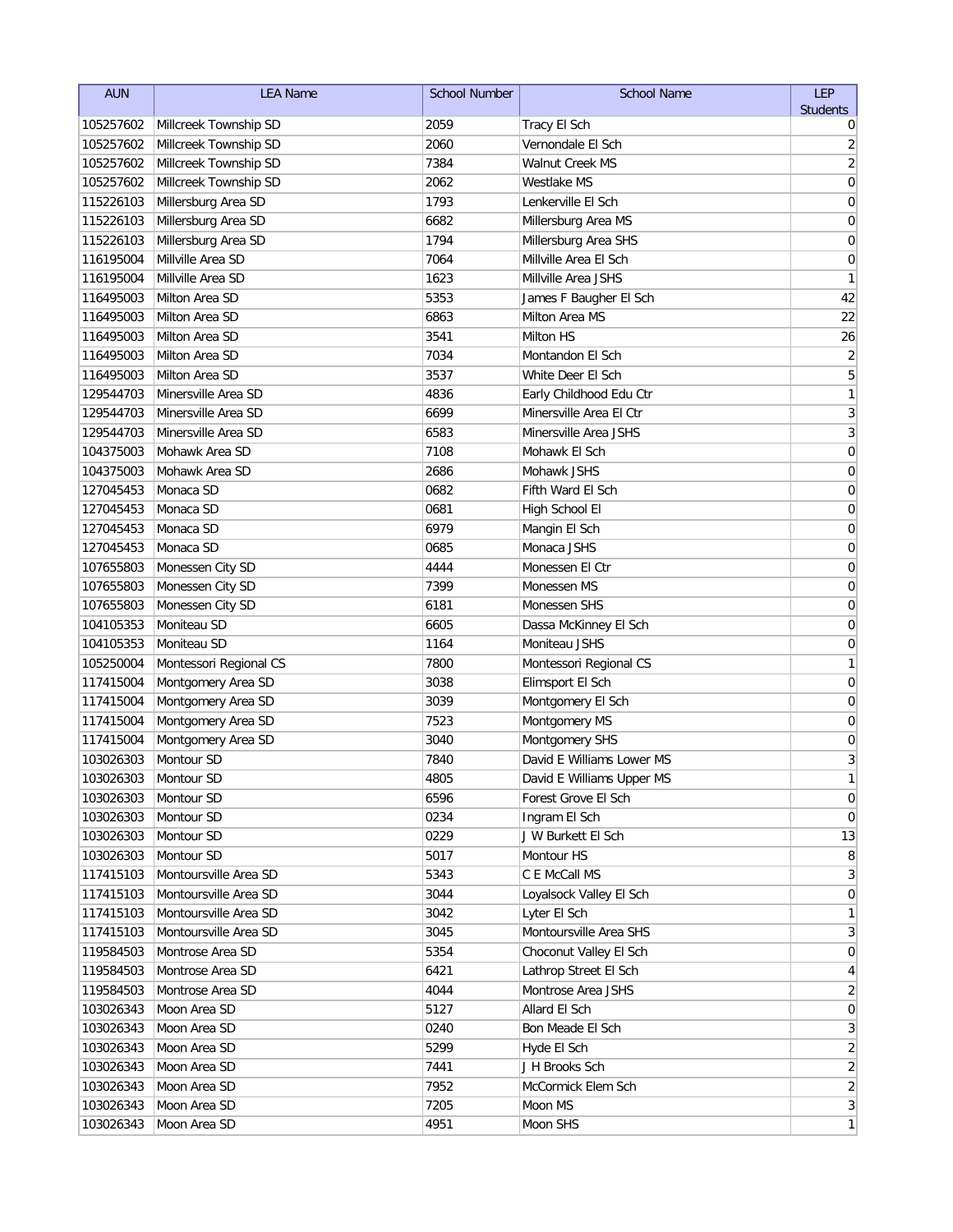| AUN | LEA Name | School Number | School Name | LEP Students |
|---|---|---|---|---|
| 105257602 | Millcreek Township SD | 2059 | Tracy El Sch | 0 |
| 105257602 | Millcreek Township SD | 2060 | Vernondale El Sch | 2 |
| 105257602 | Millcreek Township SD | 7384 | Walnut Creek MS | 2 |
| 105257602 | Millcreek Township SD | 2062 | Westlake MS | 0 |
| 115226103 | Millersburg Area SD | 1793 | Lenkerville El Sch | 0 |
| 115226103 | Millersburg Area SD | 6682 | Millersburg Area MS | 0 |
| 115226103 | Millersburg Area SD | 1794 | Millersburg Area SHS | 0 |
| 116195004 | Millville Area SD | 7064 | Millville Area El Sch | 0 |
| 116195004 | Millville Area SD | 1623 | Millville Area JSHS | 1 |
| 116495003 | Milton Area SD | 5353 | James F Baugher El Sch | 42 |
| 116495003 | Milton Area SD | 6863 | Milton Area MS | 22 |
| 116495003 | Milton Area SD | 3541 | Milton HS | 26 |
| 116495003 | Milton Area SD | 7034 | Montandon El Sch | 2 |
| 116495003 | Milton Area SD | 3537 | White Deer El Sch | 5 |
| 129544703 | Minersville Area SD | 4836 | Early Childhood Edu Ctr | 1 |
| 129544703 | Minersville Area SD | 6699 | Minersville Area El Ctr | 3 |
| 129544703 | Minersville Area SD | 6583 | Minersville Area JSHS | 3 |
| 104375003 | Mohawk Area SD | 7108 | Mohawk El Sch | 0 |
| 104375003 | Mohawk Area SD | 2686 | Mohawk JSHS | 0 |
| 127045453 | Monaca SD | 0682 | Fifth Ward El Sch | 0 |
| 127045453 | Monaca SD | 0681 | High School El | 0 |
| 127045453 | Monaca SD | 6979 | Mangin El Sch | 0 |
| 127045453 | Monaca SD | 0685 | Monaca JSHS | 0 |
| 107655803 | Monessen City SD | 4444 | Monessen El Ctr | 0 |
| 107655803 | Monessen City SD | 7399 | Monessen MS | 0 |
| 107655803 | Monessen City SD | 6181 | Monessen SHS | 0 |
| 104105353 | Moniteau SD | 6605 | Dassa McKinney El Sch | 0 |
| 104105353 | Moniteau SD | 1164 | Moniteau JSHS | 0 |
| 105250004 | Montessori Regional CS | 7800 | Montessori Regional CS | 1 |
| 117415004 | Montgomery Area SD | 3038 | Elimsport El Sch | 0 |
| 117415004 | Montgomery Area SD | 3039 | Montgomery El Sch | 0 |
| 117415004 | Montgomery Area SD | 7523 | Montgomery MS | 0 |
| 117415004 | Montgomery Area SD | 3040 | Montgomery SHS | 0 |
| 103026303 | Montour SD | 7840 | David E Williams Lower MS | 3 |
| 103026303 | Montour SD | 4805 | David E Williams Upper MS | 1 |
| 103026303 | Montour SD | 6596 | Forest Grove El Sch | 0 |
| 103026303 | Montour SD | 0234 | Ingram El Sch | 0 |
| 103026303 | Montour SD | 0229 | J W Burkett El Sch | 13 |
| 103026303 | Montour SD | 5017 | Montour HS | 8 |
| 117415103 | Montoursville Area SD | 5343 | C E McCall MS | 3 |
| 117415103 | Montoursville Area SD | 3044 | Loyalsock Valley El Sch | 0 |
| 117415103 | Montoursville Area SD | 3042 | Lyter El Sch | 1 |
| 117415103 | Montoursville Area SD | 3045 | Montoursville Area SHS | 3 |
| 119584503 | Montrose Area SD | 5354 | Choconut Valley El Sch | 0 |
| 119584503 | Montrose Area SD | 6421 | Lathrop Street El Sch | 4 |
| 119584503 | Montrose Area SD | 4044 | Montrose Area JSHS | 2 |
| 103026343 | Moon Area SD | 5127 | Allard El Sch | 0 |
| 103026343 | Moon Area SD | 0240 | Bon Meade El Sch | 3 |
| 103026343 | Moon Area SD | 5299 | Hyde El Sch | 2 |
| 103026343 | Moon Area SD | 7441 | J H Brooks Sch | 2 |
| 103026343 | Moon Area SD | 7952 | McCormick Elem Sch | 2 |
| 103026343 | Moon Area SD | 7205 | Moon MS | 3 |
| 103026343 | Moon Area SD | 4951 | Moon SHS | 1 |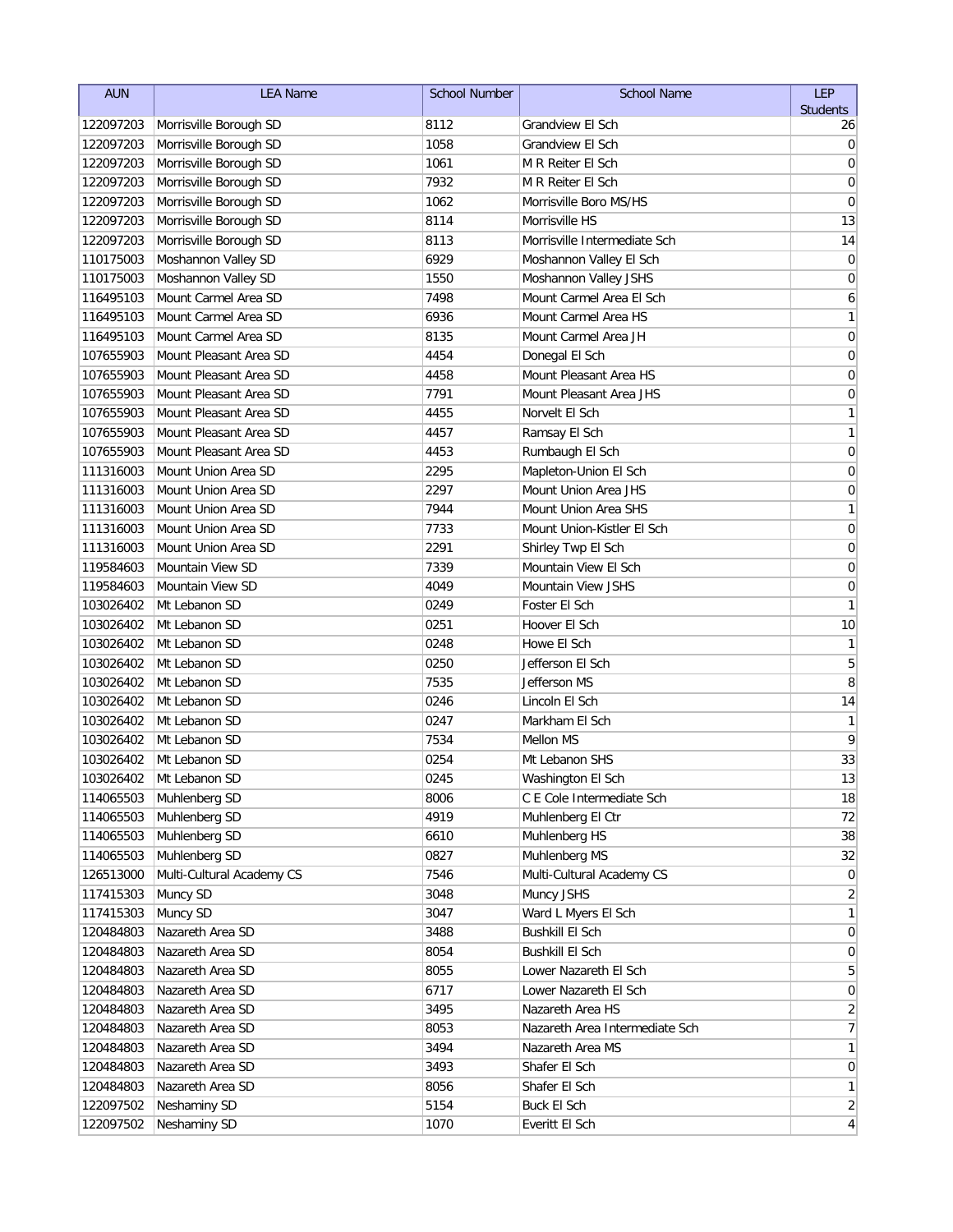| AUN | LEA Name | School Number | School Name | LEP Students |
|---|---|---|---|---|
| 122097203 | Morrisville Borough SD | 8112 | Grandview El Sch | 26 |
| 122097203 | Morrisville Borough SD | 1058 | Grandview El Sch | 0 |
| 122097203 | Morrisville Borough SD | 1061 | M R Reiter El Sch | 0 |
| 122097203 | Morrisville Borough SD | 7932 | M R Reiter El Sch | 0 |
| 122097203 | Morrisville Borough SD | 1062 | Morrisville Boro MS/HS | 0 |
| 122097203 | Morrisville Borough SD | 8114 | Morrisville HS | 13 |
| 122097203 | Morrisville Borough SD | 8113 | Morrisville Intermediate Sch | 14 |
| 110175003 | Moshannon Valley SD | 6929 | Moshannon Valley El Sch | 0 |
| 110175003 | Moshannon Valley SD | 1550 | Moshannon Valley JSHS | 0 |
| 116495103 | Mount Carmel Area SD | 7498 | Mount Carmel Area El Sch | 6 |
| 116495103 | Mount Carmel Area SD | 6936 | Mount Carmel Area HS | 1 |
| 116495103 | Mount Carmel Area SD | 8135 | Mount Carmel Area JH | 0 |
| 107655903 | Mount Pleasant Area SD | 4454 | Donegal El Sch | 0 |
| 107655903 | Mount Pleasant Area SD | 4458 | Mount Pleasant Area HS | 0 |
| 107655903 | Mount Pleasant Area SD | 7791 | Mount Pleasant Area JHS | 0 |
| 107655903 | Mount Pleasant Area SD | 4455 | Norvelt El Sch | 1 |
| 107655903 | Mount Pleasant Area SD | 4457 | Ramsay El Sch | 1 |
| 107655903 | Mount Pleasant Area SD | 4453 | Rumbaugh El Sch | 0 |
| 111316003 | Mount Union Area SD | 2295 | Mapleton-Union El Sch | 0 |
| 111316003 | Mount Union Area SD | 2297 | Mount Union Area JHS | 0 |
| 111316003 | Mount Union Area SD | 7944 | Mount Union Area SHS | 1 |
| 111316003 | Mount Union Area SD | 7733 | Mount Union-Kistler El Sch | 0 |
| 111316003 | Mount Union Area SD | 2291 | Shirley Twp El Sch | 0 |
| 119584603 | Mountain View SD | 7339 | Mountain View El Sch | 0 |
| 119584603 | Mountain View SD | 4049 | Mountain View JSHS | 0 |
| 103026402 | Mt Lebanon SD | 0249 | Foster El Sch | 1 |
| 103026402 | Mt Lebanon SD | 0251 | Hoover El Sch | 10 |
| 103026402 | Mt Lebanon SD | 0248 | Howe El Sch | 1 |
| 103026402 | Mt Lebanon SD | 0250 | Jefferson El Sch | 5 |
| 103026402 | Mt Lebanon SD | 7535 | Jefferson MS | 8 |
| 103026402 | Mt Lebanon SD | 0246 | Lincoln El Sch | 14 |
| 103026402 | Mt Lebanon SD | 0247 | Markham El Sch | 1 |
| 103026402 | Mt Lebanon SD | 7534 | Mellon MS | 9 |
| 103026402 | Mt Lebanon SD | 0254 | Mt Lebanon SHS | 33 |
| 103026402 | Mt Lebanon SD | 0245 | Washington El Sch | 13 |
| 114065503 | Muhlenberg SD | 8006 | C E Cole Intermediate Sch | 18 |
| 114065503 | Muhlenberg SD | 4919 | Muhlenberg El Ctr | 72 |
| 114065503 | Muhlenberg SD | 6610 | Muhlenberg HS | 38 |
| 114065503 | Muhlenberg SD | 0827 | Muhlenberg MS | 32 |
| 126513000 | Multi-Cultural Academy CS | 7546 | Multi-Cultural Academy CS | 0 |
| 117415303 | Muncy SD | 3048 | Muncy JSHS | 2 |
| 117415303 | Muncy SD | 3047 | Ward L Myers El Sch | 1 |
| 120484803 | Nazareth Area SD | 3488 | Bushkill El Sch | 0 |
| 120484803 | Nazareth Area SD | 8054 | Bushkill El Sch | 0 |
| 120484803 | Nazareth Area SD | 8055 | Lower Nazareth El Sch | 5 |
| 120484803 | Nazareth Area SD | 6717 | Lower Nazareth El Sch | 0 |
| 120484803 | Nazareth Area SD | 3495 | Nazareth Area HS | 2 |
| 120484803 | Nazareth Area SD | 8053 | Nazareth Area Intermediate Sch | 7 |
| 120484803 | Nazareth Area SD | 3494 | Nazareth Area MS | 1 |
| 120484803 | Nazareth Area SD | 3493 | Shafer El Sch | 0 |
| 120484803 | Nazareth Area SD | 8056 | Shafer El Sch | 1 |
| 122097502 | Neshaminy SD | 5154 | Buck El Sch | 2 |
| 122097502 | Neshaminy SD | 1070 | Everitt El Sch | 4 |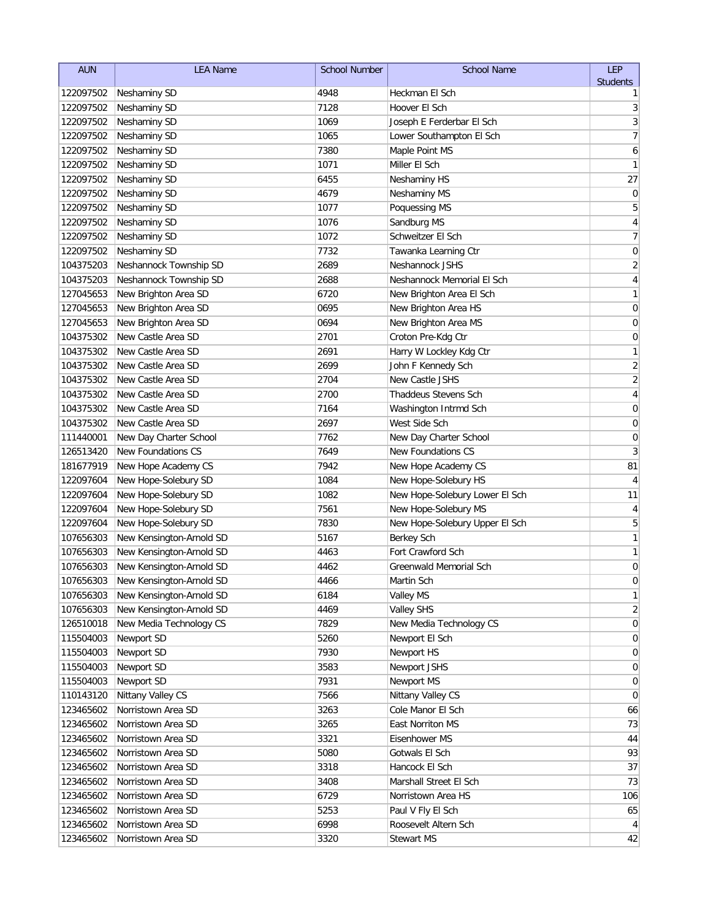| AUN | LEA Name | School Number | School Name | LEP Students |
|---|---|---|---|---|
| 122097502 | Neshaminy SD | 4948 | Heckman El Sch | 1 |
| 122097502 | Neshaminy SD | 7128 | Hoover El Sch | 3 |
| 122097502 | Neshaminy SD | 1069 | Joseph E Ferderbar El Sch | 3 |
| 122097502 | Neshaminy SD | 1065 | Lower Southampton El Sch | 7 |
| 122097502 | Neshaminy SD | 7380 | Maple Point MS | 6 |
| 122097502 | Neshaminy SD | 1071 | Miller El Sch | 1 |
| 122097502 | Neshaminy SD | 6455 | Neshaminy HS | 27 |
| 122097502 | Neshaminy SD | 4679 | Neshaminy MS | 0 |
| 122097502 | Neshaminy SD | 1077 | Poquessing MS | 5 |
| 122097502 | Neshaminy SD | 1076 | Sandburg MS | 4 |
| 122097502 | Neshaminy SD | 1072 | Schweitzer El Sch | 7 |
| 122097502 | Neshaminy SD | 7732 | Tawanka Learning Ctr | 0 |
| 104375203 | Neshannock Township SD | 2689 | Neshannock JSHS | 2 |
| 104375203 | Neshannock Township SD | 2688 | Neshannock Memorial El Sch | 4 |
| 127045653 | New Brighton Area SD | 6720 | New Brighton Area El Sch | 1 |
| 127045653 | New Brighton Area SD | 0695 | New Brighton Area HS | 0 |
| 127045653 | New Brighton Area SD | 0694 | New Brighton Area MS | 0 |
| 104375302 | New Castle Area SD | 2701 | Croton Pre-Kdg Ctr | 0 |
| 104375302 | New Castle Area SD | 2691 | Harry W Lockley Kdg Ctr | 1 |
| 104375302 | New Castle Area SD | 2699 | John F Kennedy Sch | 2 |
| 104375302 | New Castle Area SD | 2704 | New Castle JSHS | 2 |
| 104375302 | New Castle Area SD | 2700 | Thaddeus Stevens Sch | 4 |
| 104375302 | New Castle Area SD | 7164 | Washington Intrmd Sch | 0 |
| 104375302 | New Castle Area SD | 2697 | West Side Sch | 0 |
| 111440001 | New Day Charter School | 7762 | New Day Charter School | 0 |
| 126513420 | New Foundations CS | 7649 | New Foundations CS | 3 |
| 181677919 | New Hope Academy CS | 7942 | New Hope Academy CS | 81 |
| 122097604 | New Hope-Solebury SD | 1084 | New Hope-Solebury HS | 4 |
| 122097604 | New Hope-Solebury SD | 1082 | New Hope-Solebury Lower El Sch | 11 |
| 122097604 | New Hope-Solebury SD | 7561 | New Hope-Solebury MS | 4 |
| 122097604 | New Hope-Solebury SD | 7830 | New Hope-Solebury Upper El Sch | 5 |
| 107656303 | New Kensington-Arnold SD | 5167 | Berkey Sch | 1 |
| 107656303 | New Kensington-Arnold SD | 4463 | Fort Crawford Sch | 1 |
| 107656303 | New Kensington-Arnold SD | 4462 | Greenwald Memorial Sch | 0 |
| 107656303 | New Kensington-Arnold SD | 4466 | Martin Sch | 0 |
| 107656303 | New Kensington-Arnold SD | 6184 | Valley MS | 1 |
| 107656303 | New Kensington-Arnold SD | 4469 | Valley SHS | 2 |
| 126510018 | New Media Technology CS | 7829 | New Media Technology CS | 0 |
| 115504003 | Newport SD | 5260 | Newport El Sch | 0 |
| 115504003 | Newport SD | 7930 | Newport HS | 0 |
| 115504003 | Newport SD | 3583 | Newport JSHS | 0 |
| 115504003 | Newport SD | 7931 | Newport MS | 0 |
| 110143120 | Nittany Valley CS | 7566 | Nittany Valley CS | 0 |
| 123465602 | Norristown Area SD | 3263 | Cole Manor El Sch | 66 |
| 123465602 | Norristown Area SD | 3265 | East Norriton MS | 73 |
| 123465602 | Norristown Area SD | 3321 | Eisenhower MS | 44 |
| 123465602 | Norristown Area SD | 5080 | Gotwals El Sch | 93 |
| 123465602 | Norristown Area SD | 3318 | Hancock El Sch | 37 |
| 123465602 | Norristown Area SD | 3408 | Marshall Street El Sch | 73 |
| 123465602 | Norristown Area SD | 6729 | Norristown Area HS | 106 |
| 123465602 | Norristown Area SD | 5253 | Paul V Fly El Sch | 65 |
| 123465602 | Norristown Area SD | 6998 | Roosevelt Altern Sch | 4 |
| 123465602 | Norristown Area SD | 3320 | Stewart MS | 42 |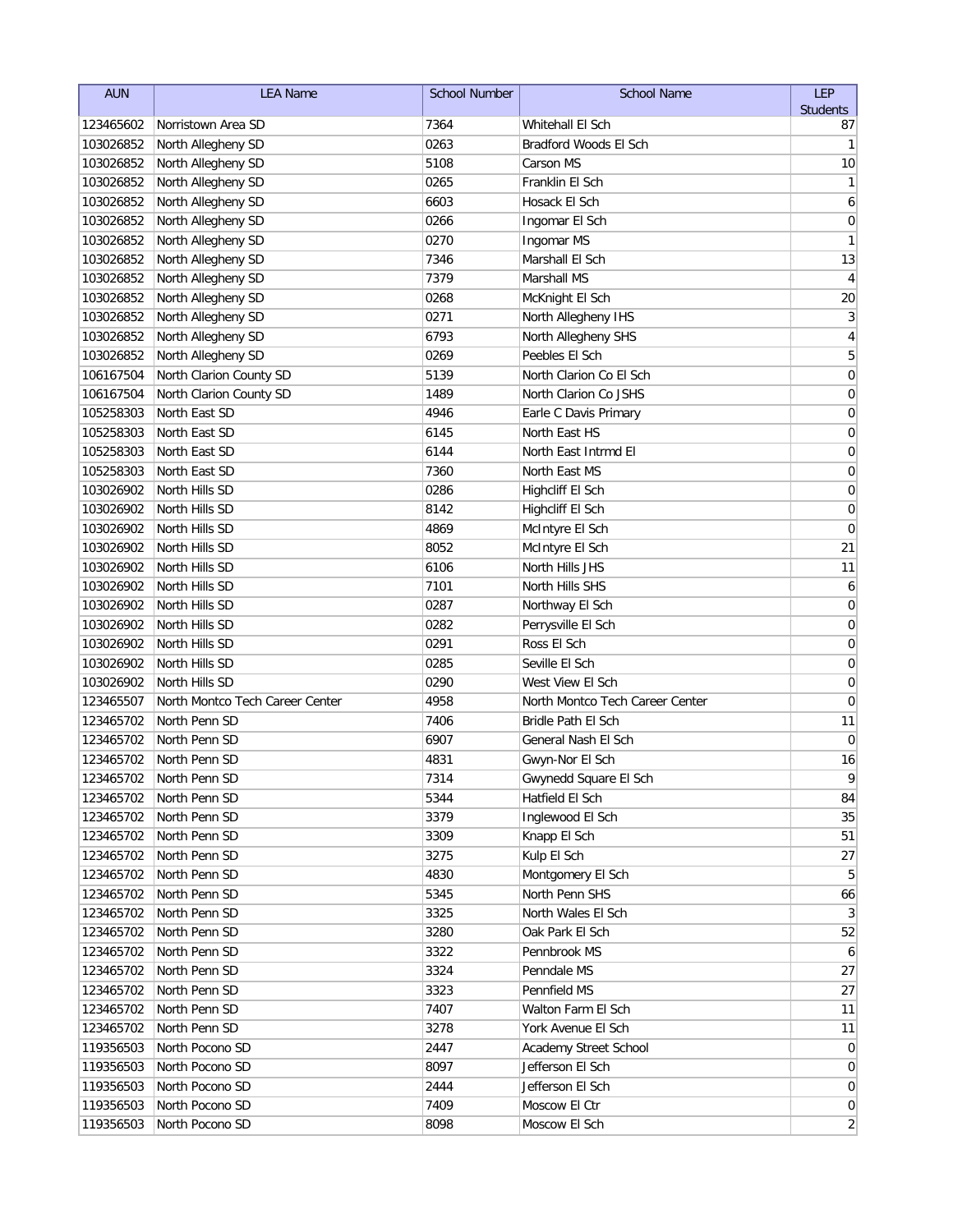| AUN | LEA Name | School Number | School Name | LEP Students |
|---|---|---|---|---|
| 123465602 | Norristown Area SD | 7364 | Whitehall El Sch | 87 |
| 103026852 | North Allegheny SD | 0263 | Bradford Woods El Sch | 1 |
| 103026852 | North Allegheny SD | 5108 | Carson MS | 10 |
| 103026852 | North Allegheny SD | 0265 | Franklin El Sch | 1 |
| 103026852 | North Allegheny SD | 6603 | Hosack El Sch | 6 |
| 103026852 | North Allegheny SD | 0266 | Ingomar El Sch | 0 |
| 103026852 | North Allegheny SD | 0270 | Ingomar MS | 1 |
| 103026852 | North Allegheny SD | 7346 | Marshall El Sch | 13 |
| 103026852 | North Allegheny SD | 7379 | Marshall MS | 4 |
| 103026852 | North Allegheny SD | 0268 | McKnight El Sch | 20 |
| 103026852 | North Allegheny SD | 0271 | North Allegheny IHS | 3 |
| 103026852 | North Allegheny SD | 6793 | North Allegheny SHS | 4 |
| 103026852 | North Allegheny SD | 0269 | Peebles El Sch | 5 |
| 106167504 | North Clarion County SD | 5139 | North Clarion Co El Sch | 0 |
| 106167504 | North Clarion County SD | 1489 | North Clarion Co JSHS | 0 |
| 105258303 | North East SD | 4946 | Earle C Davis Primary | 0 |
| 105258303 | North East SD | 6145 | North East HS | 0 |
| 105258303 | North East SD | 6144 | North East Intrmd El | 0 |
| 105258303 | North East SD | 7360 | North East MS | 0 |
| 103026902 | North Hills SD | 0286 | Highcliff El Sch | 0 |
| 103026902 | North Hills SD | 8142 | Highcliff El Sch | 0 |
| 103026902 | North Hills SD | 4869 | McIntyre El Sch | 0 |
| 103026902 | North Hills SD | 8052 | McIntyre El Sch | 21 |
| 103026902 | North Hills SD | 6106 | North Hills JHS | 11 |
| 103026902 | North Hills SD | 7101 | North Hills SHS | 6 |
| 103026902 | North Hills SD | 0287 | Northway El Sch | 0 |
| 103026902 | North Hills SD | 0282 | Perrysville El Sch | 0 |
| 103026902 | North Hills SD | 0291 | Ross El Sch | 0 |
| 103026902 | North Hills SD | 0285 | Seville El Sch | 0 |
| 103026902 | North Hills SD | 0290 | West View El Sch | 0 |
| 123465507 | North Montco Tech Career Center | 4958 | North Montco Tech Career Center | 0 |
| 123465702 | North Penn SD | 7406 | Bridle Path El Sch | 11 |
| 123465702 | North Penn SD | 6907 | General Nash El Sch | 0 |
| 123465702 | North Penn SD | 4831 | Gwyn-Nor El Sch | 16 |
| 123465702 | North Penn SD | 7314 | Gwynedd Square El Sch | 9 |
| 123465702 | North Penn SD | 5344 | Hatfield El Sch | 84 |
| 123465702 | North Penn SD | 3379 | Inglewood El Sch | 35 |
| 123465702 | North Penn SD | 3309 | Knapp El Sch | 51 |
| 123465702 | North Penn SD | 3275 | Kulp El Sch | 27 |
| 123465702 | North Penn SD | 4830 | Montgomery El Sch | 5 |
| 123465702 | North Penn SD | 5345 | North Penn SHS | 66 |
| 123465702 | North Penn SD | 3325 | North Wales El Sch | 3 |
| 123465702 | North Penn SD | 3280 | Oak Park El Sch | 52 |
| 123465702 | North Penn SD | 3322 | Pennbrook MS | 6 |
| 123465702 | North Penn SD | 3324 | Penndale MS | 27 |
| 123465702 | North Penn SD | 3323 | Pennfield MS | 27 |
| 123465702 | North Penn SD | 7407 | Walton Farm El Sch | 11 |
| 123465702 | North Penn SD | 3278 | York Avenue El Sch | 11 |
| 119356503 | North Pocono SD | 2447 | Academy Street School | 0 |
| 119356503 | North Pocono SD | 8097 | Jefferson El Sch | 0 |
| 119356503 | North Pocono SD | 2444 | Jefferson El Sch | 0 |
| 119356503 | North Pocono SD | 7409 | Moscow El Ctr | 0 |
| 119356503 | North Pocono SD | 8098 | Moscow El Sch | 2 |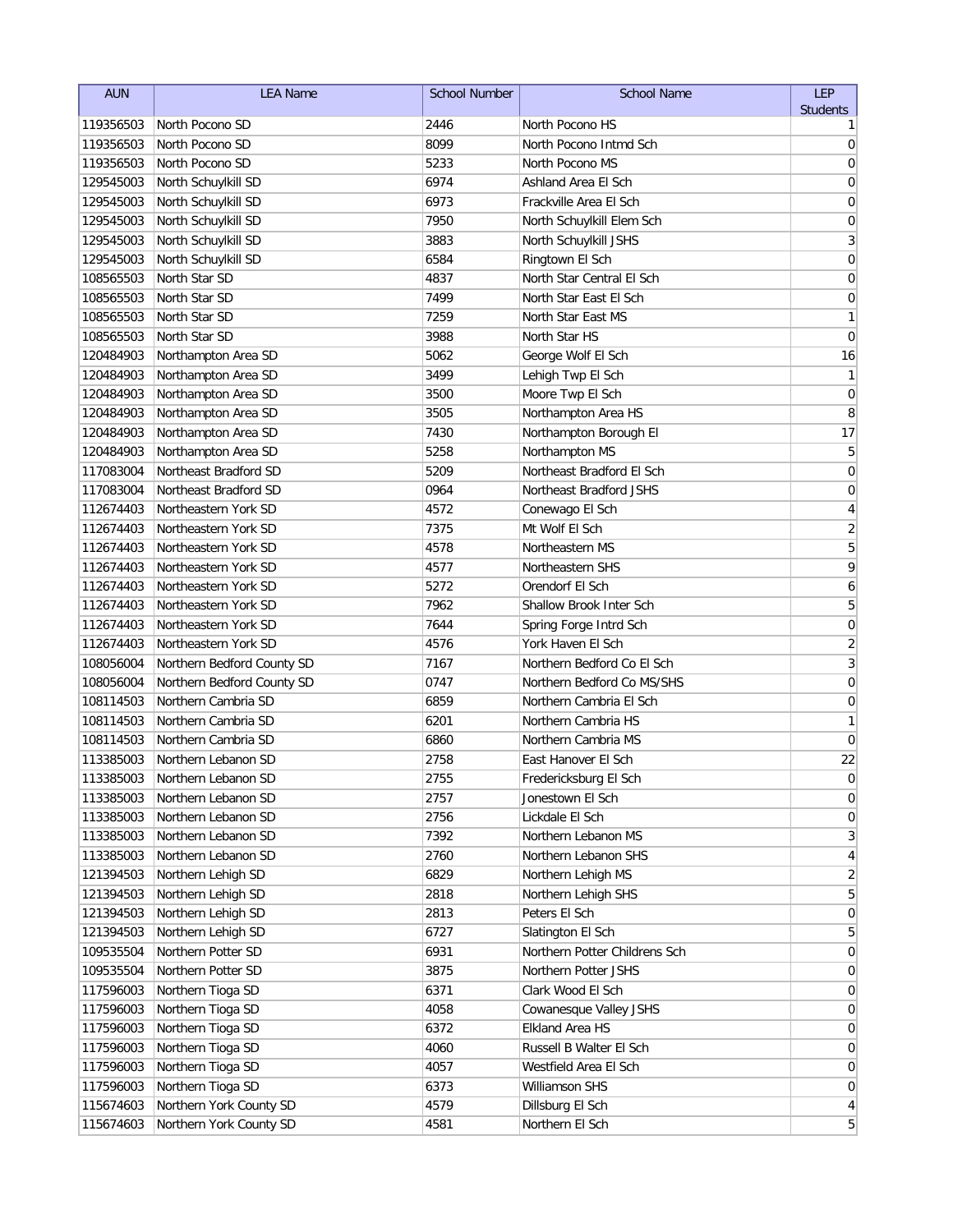| AUN | LEA Name | School Number | School Name | LEP Students |
|---|---|---|---|---|
| 119356503 | North Pocono SD | 2446 | North Pocono HS | 1 |
| 119356503 | North Pocono SD | 8099 | North Pocono Intmd Sch | 0 |
| 119356503 | North Pocono SD | 5233 | North Pocono MS | 0 |
| 129545003 | North Schuylkill SD | 6974 | Ashland Area El Sch | 0 |
| 129545003 | North Schuylkill SD | 6973 | Frackville Area El Sch | 0 |
| 129545003 | North Schuylkill SD | 7950 | North Schuylkill Elem Sch | 0 |
| 129545003 | North Schuylkill SD | 3883 | North Schuylkill JSHS | 3 |
| 129545003 | North Schuylkill SD | 6584 | Ringtown El Sch | 0 |
| 108565503 | North Star SD | 4837 | North Star Central El Sch | 0 |
| 108565503 | North Star SD | 7499 | North Star East El Sch | 0 |
| 108565503 | North Star SD | 7259 | North Star East MS | 1 |
| 108565503 | North Star SD | 3988 | North Star HS | 0 |
| 120484903 | Northampton Area SD | 5062 | George Wolf El Sch | 16 |
| 120484903 | Northampton Area SD | 3499 | Lehigh Twp El Sch | 1 |
| 120484903 | Northampton Area SD | 3500 | Moore Twp El Sch | 0 |
| 120484903 | Northampton Area SD | 3505 | Northampton Area HS | 8 |
| 120484903 | Northampton Area SD | 7430 | Northampton Borough El | 17 |
| 120484903 | Northampton Area SD | 5258 | Northampton MS | 5 |
| 117083004 | Northeast Bradford SD | 5209 | Northeast Bradford El Sch | 0 |
| 117083004 | Northeast Bradford SD | 0964 | Northeast Bradford JSHS | 0 |
| 112674403 | Northeastern York SD | 4572 | Conewago El Sch | 4 |
| 112674403 | Northeastern York SD | 7375 | Mt Wolf El Sch | 2 |
| 112674403 | Northeastern York SD | 4578 | Northeastern MS | 5 |
| 112674403 | Northeastern York SD | 4577 | Northeastern SHS | 9 |
| 112674403 | Northeastern York SD | 5272 | Orendorf El Sch | 6 |
| 112674403 | Northeastern York SD | 7962 | Shallow Brook Inter Sch | 5 |
| 112674403 | Northeastern York SD | 7644 | Spring Forge Intrd Sch | 0 |
| 112674403 | Northeastern York SD | 4576 | York Haven El Sch | 2 |
| 108056004 | Northern Bedford County SD | 7167 | Northern Bedford Co El Sch | 3 |
| 108056004 | Northern Bedford County SD | 0747 | Northern Bedford Co MS/SHS | 0 |
| 108114503 | Northern Cambria SD | 6859 | Northern Cambria El Sch | 0 |
| 108114503 | Northern Cambria SD | 6201 | Northern Cambria HS | 1 |
| 108114503 | Northern Cambria SD | 6860 | Northern Cambria MS | 0 |
| 113385003 | Northern Lebanon SD | 2758 | East Hanover El Sch | 22 |
| 113385003 | Northern Lebanon SD | 2755 | Fredericksburg El Sch | 0 |
| 113385003 | Northern Lebanon SD | 2757 | Jonestown El Sch | 0 |
| 113385003 | Northern Lebanon SD | 2756 | Lickdale El Sch | 0 |
| 113385003 | Northern Lebanon SD | 7392 | Northern Lebanon MS | 3 |
| 113385003 | Northern Lebanon SD | 2760 | Northern Lebanon SHS | 4 |
| 121394503 | Northern Lehigh SD | 6829 | Northern Lehigh MS | 2 |
| 121394503 | Northern Lehigh SD | 2818 | Northern Lehigh SHS | 5 |
| 121394503 | Northern Lehigh SD | 2813 | Peters El Sch | 0 |
| 121394503 | Northern Lehigh SD | 6727 | Slatington El Sch | 5 |
| 109535504 | Northern Potter SD | 6931 | Northern Potter Childrens Sch | 0 |
| 109535504 | Northern Potter SD | 3875 | Northern Potter JSHS | 0 |
| 117596003 | Northern Tioga SD | 6371 | Clark Wood El Sch | 0 |
| 117596003 | Northern Tioga SD | 4058 | Cowanesque Valley JSHS | 0 |
| 117596003 | Northern Tioga SD | 6372 | Elkland Area HS | 0 |
| 117596003 | Northern Tioga SD | 4060 | Russell B Walter El Sch | 0 |
| 117596003 | Northern Tioga SD | 4057 | Westfield Area El Sch | 0 |
| 117596003 | Northern Tioga SD | 6373 | Williamson SHS | 0 |
| 115674603 | Northern York County SD | 4579 | Dillsburg El Sch | 4 |
| 115674603 | Northern York County SD | 4581 | Northern El Sch | 5 |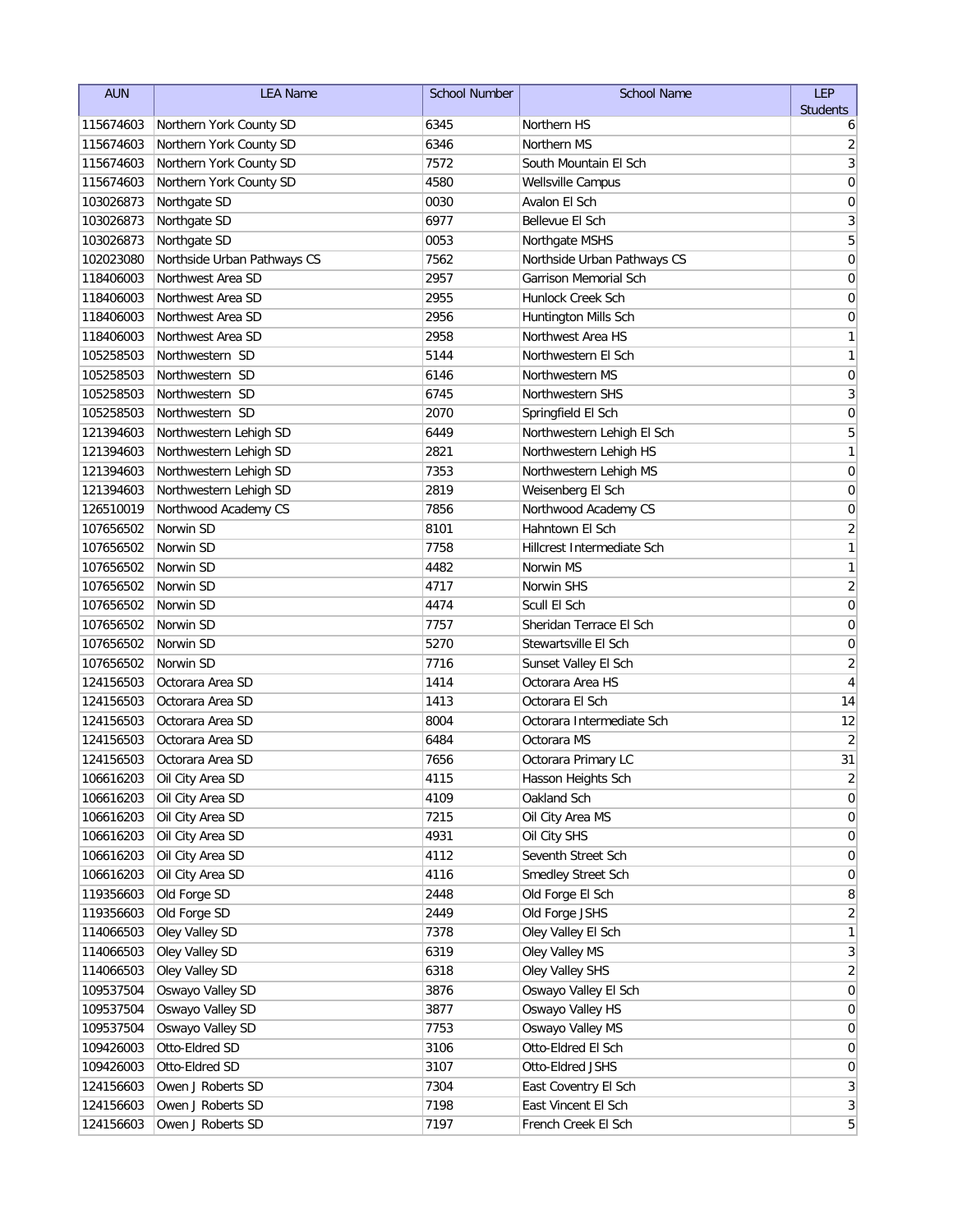| AUN | LEA Name | School Number | School Name | LEP Students |
|---|---|---|---|---|
| 115674603 | Northern York County SD | 6345 | Northern HS | 6 |
| 115674603 | Northern York County SD | 6346 | Northern MS | 2 |
| 115674603 | Northern York County SD | 7572 | South Mountain El Sch | 3 |
| 115674603 | Northern York County SD | 4580 | Wellsville Campus | 0 |
| 103026873 | Northgate SD | 0030 | Avalon El Sch | 0 |
| 103026873 | Northgate SD | 6977 | Bellevue El Sch | 3 |
| 103026873 | Northgate SD | 0053 | Northgate MSHS | 5 |
| 102023080 | Northside Urban Pathways CS | 7562 | Northside Urban Pathways CS | 0 |
| 118406003 | Northwest Area SD | 2957 | Garrison Memorial Sch | 0 |
| 118406003 | Northwest Area SD | 2955 | Hunlock Creek Sch | 0 |
| 118406003 | Northwest Area SD | 2956 | Huntington Mills Sch | 0 |
| 118406003 | Northwest Area SD | 2958 | Northwest Area HS | 1 |
| 105258503 | Northwestern SD | 5144 | Northwestern El Sch | 1 |
| 105258503 | Northwestern SD | 6146 | Northwestern MS | 0 |
| 105258503 | Northwestern SD | 6745 | Northwestern SHS | 3 |
| 105258503 | Northwestern SD | 2070 | Springfield El Sch | 0 |
| 121394603 | Northwestern Lehigh SD | 6449 | Northwestern Lehigh El Sch | 5 |
| 121394603 | Northwestern Lehigh SD | 2821 | Northwestern Lehigh HS | 1 |
| 121394603 | Northwestern Lehigh SD | 7353 | Northwestern Lehigh MS | 0 |
| 121394603 | Northwestern Lehigh SD | 2819 | Weisenberg El Sch | 0 |
| 126510019 | Northwood Academy CS | 7856 | Northwood Academy CS | 0 |
| 107656502 | Norwin SD | 8101 | Hahntown El Sch | 2 |
| 107656502 | Norwin SD | 7758 | Hillcrest Intermediate Sch | 1 |
| 107656502 | Norwin SD | 4482 | Norwin MS | 1 |
| 107656502 | Norwin SD | 4717 | Norwin SHS | 2 |
| 107656502 | Norwin SD | 4474 | Scull El Sch | 0 |
| 107656502 | Norwin SD | 7757 | Sheridan Terrace El Sch | 0 |
| 107656502 | Norwin SD | 5270 | Stewartsville El Sch | 0 |
| 107656502 | Norwin SD | 7716 | Sunset Valley El Sch | 2 |
| 124156503 | Octorara Area SD | 1414 | Octorara Area HS | 4 |
| 124156503 | Octorara Area SD | 1413 | Octorara El Sch | 14 |
| 124156503 | Octorara Area SD | 8004 | Octorara Intermediate Sch | 12 |
| 124156503 | Octorara Area SD | 6484 | Octorara MS | 2 |
| 124156503 | Octorara Area SD | 7656 | Octorara Primary LC | 31 |
| 106616203 | Oil City Area SD | 4115 | Hasson Heights Sch | 2 |
| 106616203 | Oil City Area SD | 4109 | Oakland Sch | 0 |
| 106616203 | Oil City Area SD | 7215 | Oil City Area MS | 0 |
| 106616203 | Oil City Area SD | 4931 | Oil City SHS | 0 |
| 106616203 | Oil City Area SD | 4112 | Seventh Street Sch | 0 |
| 106616203 | Oil City Area SD | 4116 | Smedley Street Sch | 0 |
| 119356603 | Old Forge SD | 2448 | Old Forge El Sch | 8 |
| 119356603 | Old Forge SD | 2449 | Old Forge JSHS | 2 |
| 114066503 | Oley Valley SD | 7378 | Oley Valley El Sch | 1 |
| 114066503 | Oley Valley SD | 6319 | Oley Valley MS | 3 |
| 114066503 | Oley Valley SD | 6318 | Oley Valley SHS | 2 |
| 109537504 | Oswayo Valley SD | 3876 | Oswayo Valley El Sch | 0 |
| 109537504 | Oswayo Valley SD | 3877 | Oswayo Valley HS | 0 |
| 109537504 | Oswayo Valley SD | 7753 | Oswayo Valley MS | 0 |
| 109426003 | Otto-Eldred SD | 3106 | Otto-Eldred El Sch | 0 |
| 109426003 | Otto-Eldred SD | 3107 | Otto-Eldred JSHS | 0 |
| 124156603 | Owen J Roberts SD | 7304 | East Coventry El Sch | 3 |
| 124156603 | Owen J Roberts SD | 7198 | East Vincent El Sch | 3 |
| 124156603 | Owen J Roberts SD | 7197 | French Creek El Sch | 5 |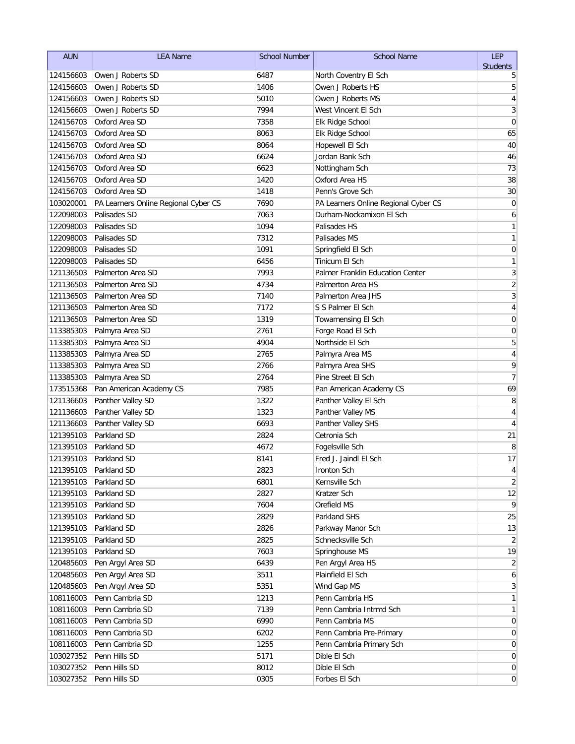| AUN | LEA Name | School Number | School Name | LEP Students |
|---|---|---|---|---|
| 124156603 | Owen J Roberts SD | 6487 | North Coventry El Sch | 5 |
| 124156603 | Owen J Roberts SD | 1406 | Owen J Roberts HS | 5 |
| 124156603 | Owen J Roberts SD | 5010 | Owen J Roberts MS | 4 |
| 124156603 | Owen J Roberts SD | 7994 | West Vincent El Sch | 3 |
| 124156703 | Oxford Area SD | 7358 | Elk Ridge School | 0 |
| 124156703 | Oxford Area SD | 8063 | Elk Ridge School | 65 |
| 124156703 | Oxford Area SD | 8064 | Hopewell El Sch | 40 |
| 124156703 | Oxford Area SD | 6624 | Jordan Bank Sch | 46 |
| 124156703 | Oxford Area SD | 6623 | Nottingham Sch | 73 |
| 124156703 | Oxford Area SD | 1420 | Oxford Area HS | 38 |
| 124156703 | Oxford Area SD | 1418 | Penn's Grove Sch | 30 |
| 103020001 | PA Learners Online Regional Cyber CS | 7690 | PA Learners Online Regional Cyber CS | 0 |
| 122098003 | Palisades SD | 7063 | Durham-Nockamixon El Sch | 6 |
| 122098003 | Palisades SD | 1094 | Palisades HS | 1 |
| 122098003 | Palisades SD | 7312 | Palisades MS | 1 |
| 122098003 | Palisades SD | 1091 | Springfield El Sch | 0 |
| 122098003 | Palisades SD | 6456 | Tinicum El Sch | 1 |
| 121136503 | Palmerton Area SD | 7993 | Palmer Franklin Education Center | 3 |
| 121136503 | Palmerton Area SD | 4734 | Palmerton Area HS | 2 |
| 121136503 | Palmerton Area SD | 7140 | Palmerton Area JHS | 3 |
| 121136503 | Palmerton Area SD | 7172 | S S Palmer El Sch | 4 |
| 121136503 | Palmerton Area SD | 1319 | Towamensing El Sch | 0 |
| 113385303 | Palmyra Area SD | 2761 | Forge Road El Sch | 0 |
| 113385303 | Palmyra Area SD | 4904 | Northside El Sch | 5 |
| 113385303 | Palmyra Area SD | 2765 | Palmyra Area MS | 4 |
| 113385303 | Palmyra Area SD | 2766 | Palmyra Area SHS | 9 |
| 113385303 | Palmyra Area SD | 2764 | Pine Street El Sch | 7 |
| 173515368 | Pan American Academy CS | 7985 | Pan American Academy CS | 69 |
| 121136603 | Panther Valley SD | 1322 | Panther Valley El Sch | 8 |
| 121136603 | Panther Valley SD | 1323 | Panther Valley MS | 4 |
| 121136603 | Panther Valley SD | 6693 | Panther Valley SHS | 4 |
| 121395103 | Parkland SD | 2824 | Cetronia Sch | 21 |
| 121395103 | Parkland SD | 4672 | Fogelsville Sch | 8 |
| 121395103 | Parkland SD | 8141 | Fred J. Jaindl El Sch | 17 |
| 121395103 | Parkland SD | 2823 | Ironton Sch | 4 |
| 121395103 | Parkland SD | 6801 | Kernsville Sch | 2 |
| 121395103 | Parkland SD | 2827 | Kratzer Sch | 12 |
| 121395103 | Parkland SD | 7604 | Orefield MS | 9 |
| 121395103 | Parkland SD | 2829 | Parkland SHS | 25 |
| 121395103 | Parkland SD | 2826 | Parkway Manor Sch | 13 |
| 121395103 | Parkland SD | 2825 | Schnecksville Sch | 2 |
| 121395103 | Parkland SD | 7603 | Springhouse MS | 19 |
| 120485603 | Pen Argyl Area SD | 6439 | Pen Argyl Area HS | 2 |
| 120485603 | Pen Argyl Area SD | 3511 | Plainfield El Sch | 6 |
| 120485603 | Pen Argyl Area SD | 5351 | Wind Gap MS | 3 |
| 108116003 | Penn Cambria SD | 1213 | Penn Cambria HS | 1 |
| 108116003 | Penn Cambria SD | 7139 | Penn Cambria Intrmd Sch | 1 |
| 108116003 | Penn Cambria SD | 6990 | Penn Cambria MS | 0 |
| 108116003 | Penn Cambria SD | 6202 | Penn Cambria Pre-Primary | 0 |
| 108116003 | Penn Cambria SD | 1255 | Penn Cambria Primary Sch | 0 |
| 103027352 | Penn Hills SD | 5171 | Dible El Sch | 0 |
| 103027352 | Penn Hills SD | 8012 | Dible El Sch | 0 |
| 103027352 | Penn Hills SD | 0305 | Forbes El Sch | 0 |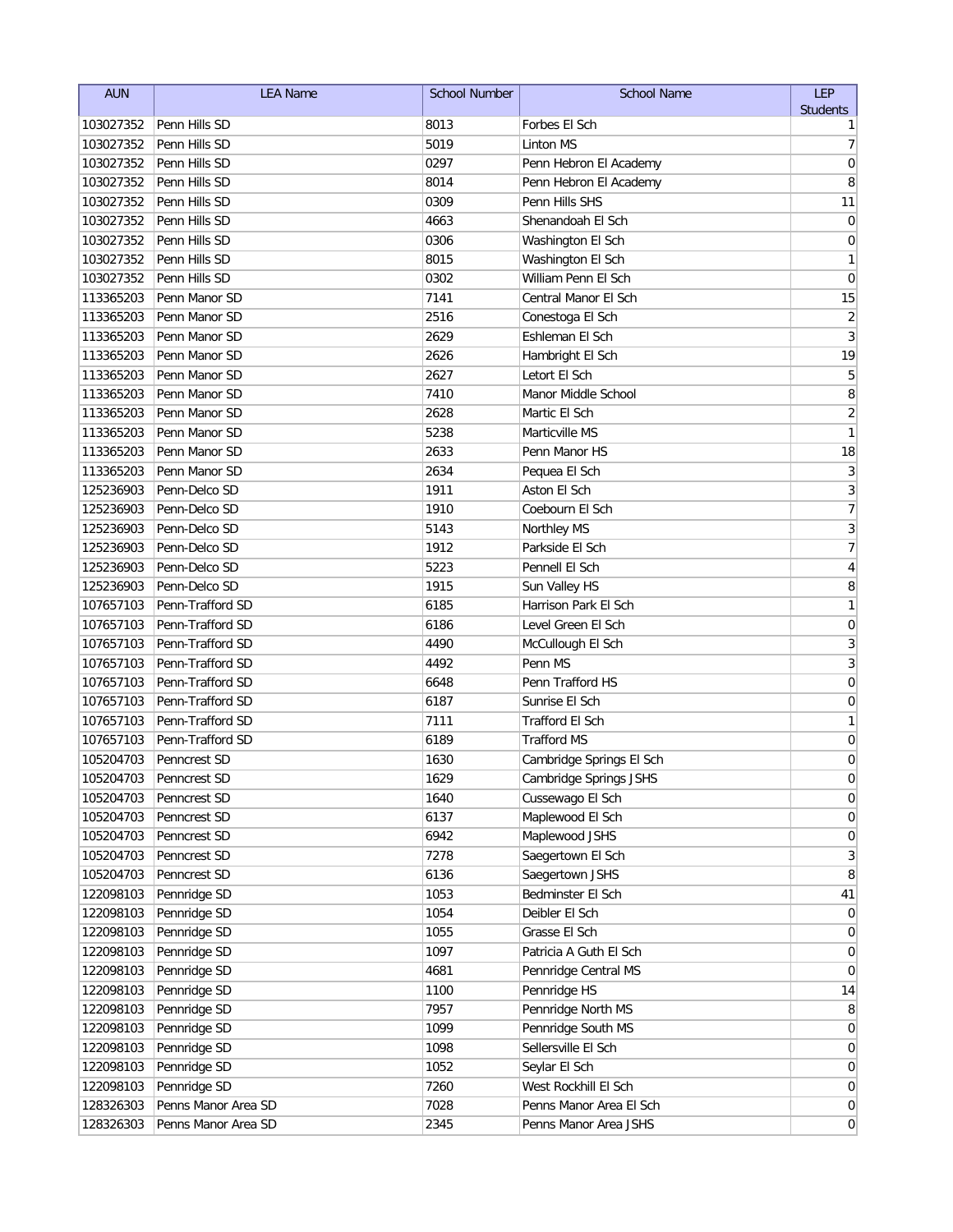| AUN | LEA Name | School Number | School Name | LEP Students |
|---|---|---|---|---|
| 103027352 | Penn Hills SD | 8013 | Forbes El Sch | 1 |
| 103027352 | Penn Hills SD | 5019 | Linton MS | 7 |
| 103027352 | Penn Hills SD | 0297 | Penn Hebron El Academy | 0 |
| 103027352 | Penn Hills SD | 8014 | Penn Hebron El Academy | 8 |
| 103027352 | Penn Hills SD | 0309 | Penn Hills SHS | 11 |
| 103027352 | Penn Hills SD | 4663 | Shenandoah El Sch | 0 |
| 103027352 | Penn Hills SD | 0306 | Washington El Sch | 0 |
| 103027352 | Penn Hills SD | 8015 | Washington El Sch | 1 |
| 103027352 | Penn Hills SD | 0302 | William Penn El Sch | 0 |
| 113365203 | Penn Manor SD | 7141 | Central Manor El Sch | 15 |
| 113365203 | Penn Manor SD | 2516 | Conestoga El Sch | 2 |
| 113365203 | Penn Manor SD | 2629 | Eshleman El Sch | 3 |
| 113365203 | Penn Manor SD | 2626 | Hambright El Sch | 19 |
| 113365203 | Penn Manor SD | 2627 | Letort El Sch | 5 |
| 113365203 | Penn Manor SD | 7410 | Manor Middle School | 8 |
| 113365203 | Penn Manor SD | 2628 | Martic El Sch | 2 |
| 113365203 | Penn Manor SD | 5238 | Marticville MS | 1 |
| 113365203 | Penn Manor SD | 2633 | Penn Manor HS | 18 |
| 113365203 | Penn Manor SD | 2634 | Pequea El Sch | 3 |
| 125236903 | Penn-Delco SD | 1911 | Aston El Sch | 3 |
| 125236903 | Penn-Delco SD | 1910 | Coebourn El Sch | 7 |
| 125236903 | Penn-Delco SD | 5143 | Northley MS | 3 |
| 125236903 | Penn-Delco SD | 1912 | Parkside El Sch | 7 |
| 125236903 | Penn-Delco SD | 5223 | Pennell El Sch | 4 |
| 125236903 | Penn-Delco SD | 1915 | Sun Valley HS | 8 |
| 107657103 | Penn-Trafford SD | 6185 | Harrison Park El Sch | 1 |
| 107657103 | Penn-Trafford SD | 6186 | Level Green El Sch | 0 |
| 107657103 | Penn-Trafford SD | 4490 | McCullough El Sch | 3 |
| 107657103 | Penn-Trafford SD | 4492 | Penn MS | 3 |
| 107657103 | Penn-Trafford SD | 6648 | Penn Trafford HS | 0 |
| 107657103 | Penn-Trafford SD | 6187 | Sunrise El Sch | 0 |
| 107657103 | Penn-Trafford SD | 7111 | Trafford El Sch | 1 |
| 107657103 | Penn-Trafford SD | 6189 | Trafford MS | 0 |
| 105204703 | Penncrest SD | 1630 | Cambridge Springs El Sch | 0 |
| 105204703 | Penncrest SD | 1629 | Cambridge Springs JSHS | 0 |
| 105204703 | Penncrest SD | 1640 | Cussewago El Sch | 0 |
| 105204703 | Penncrest SD | 6137 | Maplewood El Sch | 0 |
| 105204703 | Penncrest SD | 6942 | Maplewood JSHS | 0 |
| 105204703 | Penncrest SD | 7278 | Saegertown El Sch | 3 |
| 105204703 | Penncrest SD | 6136 | Saegertown JSHS | 8 |
| 122098103 | Pennridge SD | 1053 | Bedminster El Sch | 41 |
| 122098103 | Pennridge SD | 1054 | Deibler El Sch | 0 |
| 122098103 | Pennridge SD | 1055 | Grasse El Sch | 0 |
| 122098103 | Pennridge SD | 1097 | Patricia A Guth El Sch | 0 |
| 122098103 | Pennridge SD | 4681 | Pennridge Central MS | 0 |
| 122098103 | Pennridge SD | 1100 | Pennridge HS | 14 |
| 122098103 | Pennridge SD | 7957 | Pennridge North MS | 8 |
| 122098103 | Pennridge SD | 1099 | Pennridge South MS | 0 |
| 122098103 | Pennridge SD | 1098 | Sellersville El Sch | 0 |
| 122098103 | Pennridge SD | 1052 | Seylar El Sch | 0 |
| 122098103 | Pennridge SD | 7260 | West Rockhill El Sch | 0 |
| 128326303 | Penns Manor Area SD | 7028 | Penns Manor Area El Sch | 0 |
| 128326303 | Penns Manor Area SD | 2345 | Penns Manor Area JSHS | 0 |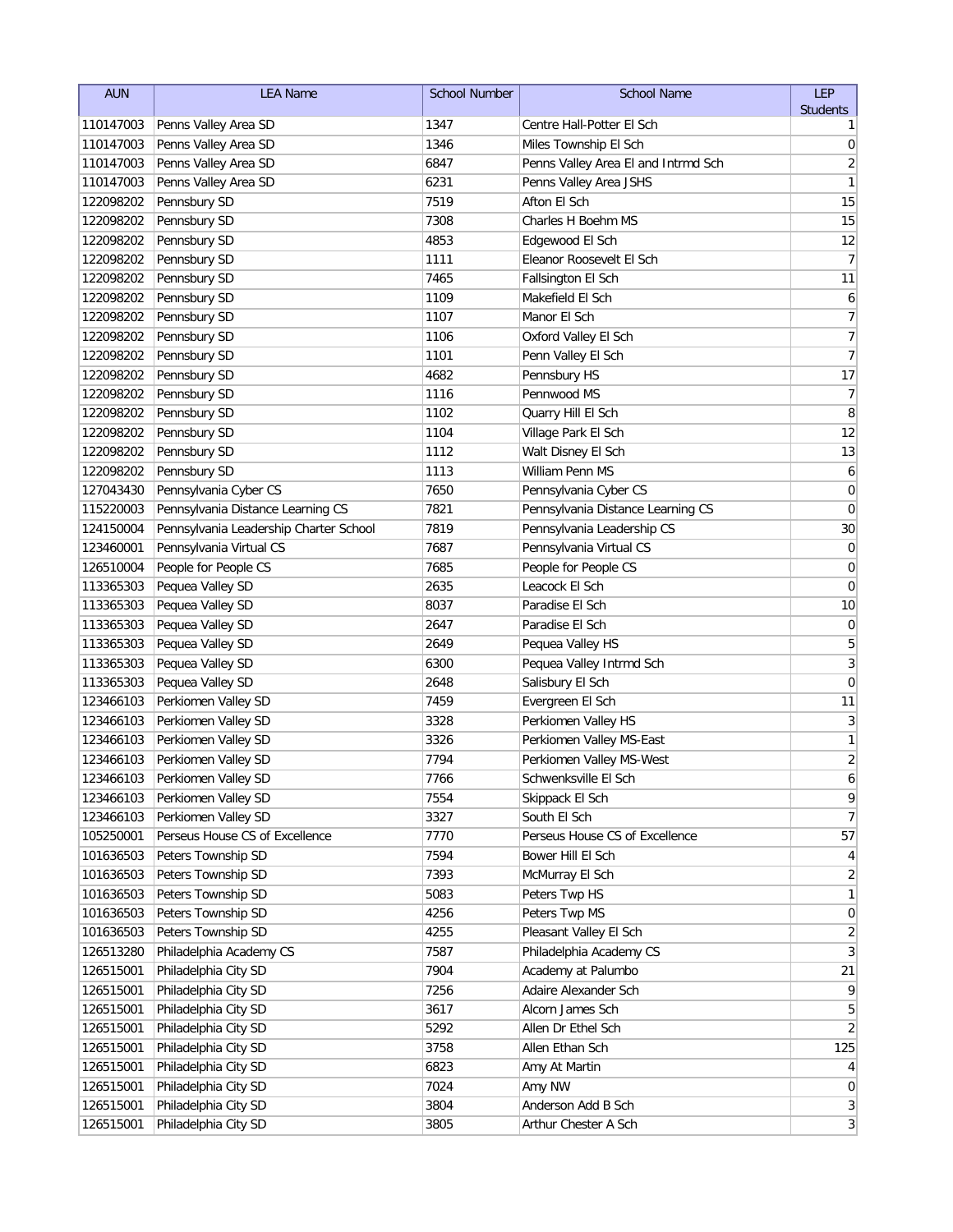| AUN | LEA Name | School Number | School Name | LEP Students |
|---|---|---|---|---|
| 110147003 | Penns Valley Area SD | 1347 | Centre Hall-Potter El Sch | 1 |
| 110147003 | Penns Valley Area SD | 1346 | Miles Township El Sch | 0 |
| 110147003 | Penns Valley Area SD | 6847 | Penns Valley Area El and Intrmd Sch | 2 |
| 110147003 | Penns Valley Area SD | 6231 | Penns Valley Area JSHS | 1 |
| 122098202 | Pennsbury SD | 7519 | Afton El Sch | 15 |
| 122098202 | Pennsbury SD | 7308 | Charles H Boehm MS | 15 |
| 122098202 | Pennsbury SD | 4853 | Edgewood El Sch | 12 |
| 122098202 | Pennsbury SD | 1111 | Eleanor Roosevelt El Sch | 7 |
| 122098202 | Pennsbury SD | 7465 | Fallsington El Sch | 11 |
| 122098202 | Pennsbury SD | 1109 | Makefield El Sch | 6 |
| 122098202 | Pennsbury SD | 1107 | Manor El Sch | 7 |
| 122098202 | Pennsbury SD | 1106 | Oxford Valley El Sch | 7 |
| 122098202 | Pennsbury SD | 1101 | Penn Valley El Sch | 7 |
| 122098202 | Pennsbury SD | 4682 | Pennsbury HS | 17 |
| 122098202 | Pennsbury SD | 1116 | Pennwood MS | 7 |
| 122098202 | Pennsbury SD | 1102 | Quarry Hill El Sch | 8 |
| 122098202 | Pennsbury SD | 1104 | Village Park El Sch | 12 |
| 122098202 | Pennsbury SD | 1112 | Walt Disney El Sch | 13 |
| 122098202 | Pennsbury SD | 1113 | William Penn MS | 6 |
| 127043430 | Pennsylvania Cyber CS | 7650 | Pennsylvania Cyber CS | 0 |
| 115220003 | Pennsylvania Distance Learning CS | 7821 | Pennsylvania Distance Learning CS | 0 |
| 124150004 | Pennsylvania Leadership Charter School | 7819 | Pennsylvania Leadership CS | 30 |
| 123460001 | Pennsylvania Virtual CS | 7687 | Pennsylvania Virtual CS | 0 |
| 126510004 | People for People CS | 7685 | People for People CS | 0 |
| 113365303 | Pequea Valley SD | 2635 | Leacock El Sch | 0 |
| 113365303 | Pequea Valley SD | 8037 | Paradise El Sch | 10 |
| 113365303 | Pequea Valley SD | 2647 | Paradise El Sch | 0 |
| 113365303 | Pequea Valley SD | 2649 | Pequea Valley HS | 5 |
| 113365303 | Pequea Valley SD | 6300 | Pequea Valley Intrmd Sch | 3 |
| 113365303 | Pequea Valley SD | 2648 | Salisbury El Sch | 0 |
| 123466103 | Perkiomen Valley SD | 7459 | Evergreen El Sch | 11 |
| 123466103 | Perkiomen Valley SD | 3328 | Perkiomen Valley HS | 3 |
| 123466103 | Perkiomen Valley SD | 3326 | Perkiomen Valley MS-East | 1 |
| 123466103 | Perkiomen Valley SD | 7794 | Perkiomen Valley MS-West | 2 |
| 123466103 | Perkiomen Valley SD | 7766 | Schwenksville El Sch | 6 |
| 123466103 | Perkiomen Valley SD | 7554 | Skippack El Sch | 9 |
| 123466103 | Perkiomen Valley SD | 3327 | South El Sch | 7 |
| 105250001 | Perseus House CS of Excellence | 7770 | Perseus House CS of Excellence | 57 |
| 101636503 | Peters Township SD | 7594 | Bower Hill El Sch | 4 |
| 101636503 | Peters Township SD | 7393 | McMurray El Sch | 2 |
| 101636503 | Peters Township SD | 5083 | Peters Twp HS | 1 |
| 101636503 | Peters Township SD | 4256 | Peters Twp MS | 0 |
| 101636503 | Peters Township SD | 4255 | Pleasant Valley El Sch | 2 |
| 126513280 | Philadelphia Academy CS | 7587 | Philadelphia Academy CS | 3 |
| 126515001 | Philadelphia City SD | 7904 | Academy at Palumbo | 21 |
| 126515001 | Philadelphia City SD | 7256 | Adaire Alexander Sch | 9 |
| 126515001 | Philadelphia City SD | 3617 | Alcorn James Sch | 5 |
| 126515001 | Philadelphia City SD | 5292 | Allen Dr Ethel Sch | 2 |
| 126515001 | Philadelphia City SD | 3758 | Allen Ethan Sch | 125 |
| 126515001 | Philadelphia City SD | 6823 | Amy At Martin | 4 |
| 126515001 | Philadelphia City SD | 7024 | Amy NW | 0 |
| 126515001 | Philadelphia City SD | 3804 | Anderson Add B Sch | 3 |
| 126515001 | Philadelphia City SD | 3805 | Arthur Chester A Sch | 3 |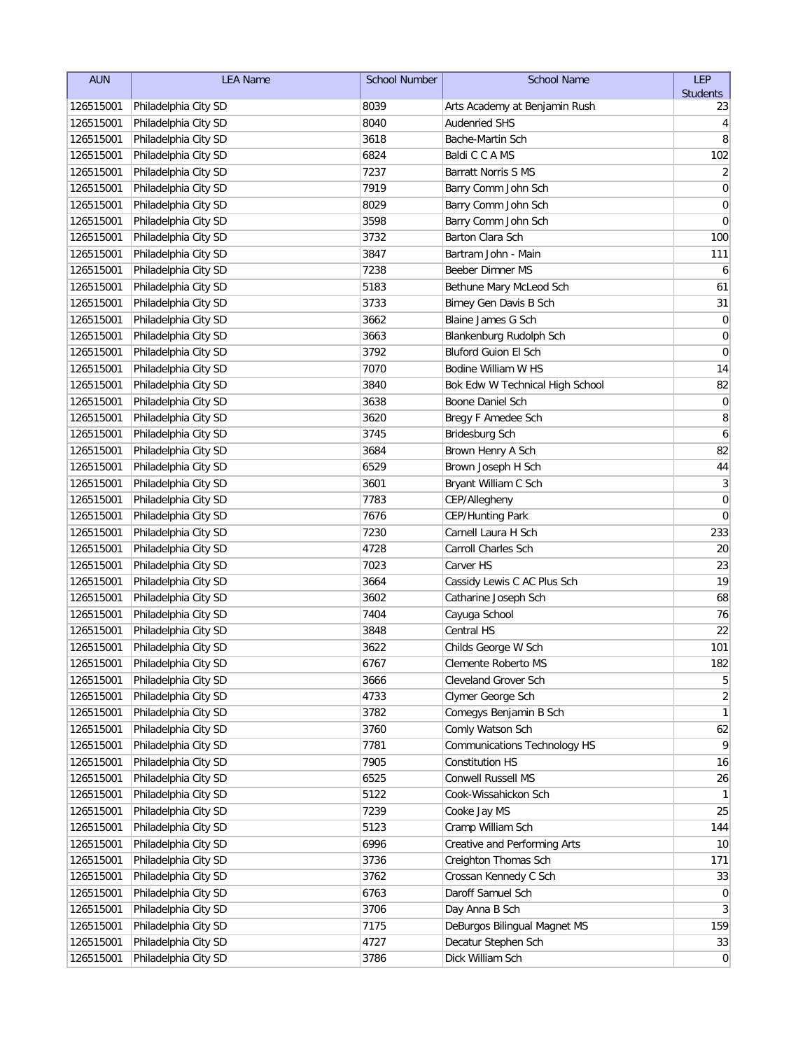| AUN | LEA Name | School Number | School Name | LEP Students |
|---|---|---|---|---|
| 126515001 | Philadelphia City SD | 8039 | Arts Academy at Benjamin Rush | 23 |
| 126515001 | Philadelphia City SD | 8040 | Audenried SHS | 4 |
| 126515001 | Philadelphia City SD | 3618 | Bache-Martin Sch | 8 |
| 126515001 | Philadelphia City SD | 6824 | Baldi C C A MS | 102 |
| 126515001 | Philadelphia City SD | 7237 | Barratt Norris S MS | 2 |
| 126515001 | Philadelphia City SD | 7919 | Barry Comm John Sch | 0 |
| 126515001 | Philadelphia City SD | 8029 | Barry Comm John Sch | 0 |
| 126515001 | Philadelphia City SD | 3598 | Barry Comm John Sch | 0 |
| 126515001 | Philadelphia City SD | 3732 | Barton Clara Sch | 100 |
| 126515001 | Philadelphia City SD | 3847 | Bartram John - Main | 111 |
| 126515001 | Philadelphia City SD | 7238 | Beeber Dimner MS | 6 |
| 126515001 | Philadelphia City SD | 5183 | Bethune Mary McLeod Sch | 61 |
| 126515001 | Philadelphia City SD | 3733 | Birney Gen Davis B Sch | 31 |
| 126515001 | Philadelphia City SD | 3662 | Blaine James G Sch | 0 |
| 126515001 | Philadelphia City SD | 3663 | Blankenburg Rudolph Sch | 0 |
| 126515001 | Philadelphia City SD | 3792 | Bluford Guion El Sch | 0 |
| 126515001 | Philadelphia City SD | 7070 | Bodine William W HS | 14 |
| 126515001 | Philadelphia City SD | 3840 | Bok Edw W Technical High School | 82 |
| 126515001 | Philadelphia City SD | 3638 | Boone Daniel Sch | 0 |
| 126515001 | Philadelphia City SD | 3620 | Bregy F Amedee Sch | 8 |
| 126515001 | Philadelphia City SD | 3745 | Bridesburg Sch | 6 |
| 126515001 | Philadelphia City SD | 3684 | Brown Henry A Sch | 82 |
| 126515001 | Philadelphia City SD | 6529 | Brown Joseph H Sch | 44 |
| 126515001 | Philadelphia City SD | 3601 | Bryant William C Sch | 3 |
| 126515001 | Philadelphia City SD | 7783 | CEP/Allegheny | 0 |
| 126515001 | Philadelphia City SD | 7676 | CEP/Hunting Park | 0 |
| 126515001 | Philadelphia City SD | 7230 | Carnell Laura H Sch | 233 |
| 126515001 | Philadelphia City SD | 4728 | Carroll Charles Sch | 20 |
| 126515001 | Philadelphia City SD | 7023 | Carver HS | 23 |
| 126515001 | Philadelphia City SD | 3664 | Cassidy Lewis C AC Plus Sch | 19 |
| 126515001 | Philadelphia City SD | 3602 | Catharine Joseph Sch | 68 |
| 126515001 | Philadelphia City SD | 7404 | Cayuga School | 76 |
| 126515001 | Philadelphia City SD | 3848 | Central HS | 22 |
| 126515001 | Philadelphia City SD | 3622 | Childs George W Sch | 101 |
| 126515001 | Philadelphia City SD | 6767 | Clemente Roberto MS | 182 |
| 126515001 | Philadelphia City SD | 3666 | Cleveland Grover Sch | 5 |
| 126515001 | Philadelphia City SD | 4733 | Clymer George Sch | 2 |
| 126515001 | Philadelphia City SD | 3782 | Comegys Benjamin B Sch | 1 |
| 126515001 | Philadelphia City SD | 3760 | Comly Watson Sch | 62 |
| 126515001 | Philadelphia City SD | 7781 | Communications Technology HS | 9 |
| 126515001 | Philadelphia City SD | 7905 | Constitution HS | 16 |
| 126515001 | Philadelphia City SD | 6525 | Conwell Russell MS | 26 |
| 126515001 | Philadelphia City SD | 5122 | Cook-Wissahickon Sch | 1 |
| 126515001 | Philadelphia City SD | 7239 | Cooke Jay MS | 25 |
| 126515001 | Philadelphia City SD | 5123 | Cramp William Sch | 144 |
| 126515001 | Philadelphia City SD | 6996 | Creative and Performing Arts | 10 |
| 126515001 | Philadelphia City SD | 3736 | Creighton Thomas Sch | 171 |
| 126515001 | Philadelphia City SD | 3762 | Crossan Kennedy C Sch | 33 |
| 126515001 | Philadelphia City SD | 6763 | Daroff Samuel Sch | 0 |
| 126515001 | Philadelphia City SD | 3706 | Day Anna B Sch | 3 |
| 126515001 | Philadelphia City SD | 7175 | DeBurgos Bilingual Magnet MS | 159 |
| 126515001 | Philadelphia City SD | 4727 | Decatur Stephen Sch | 33 |
| 126515001 | Philadelphia City SD | 3786 | Dick William Sch | 0 |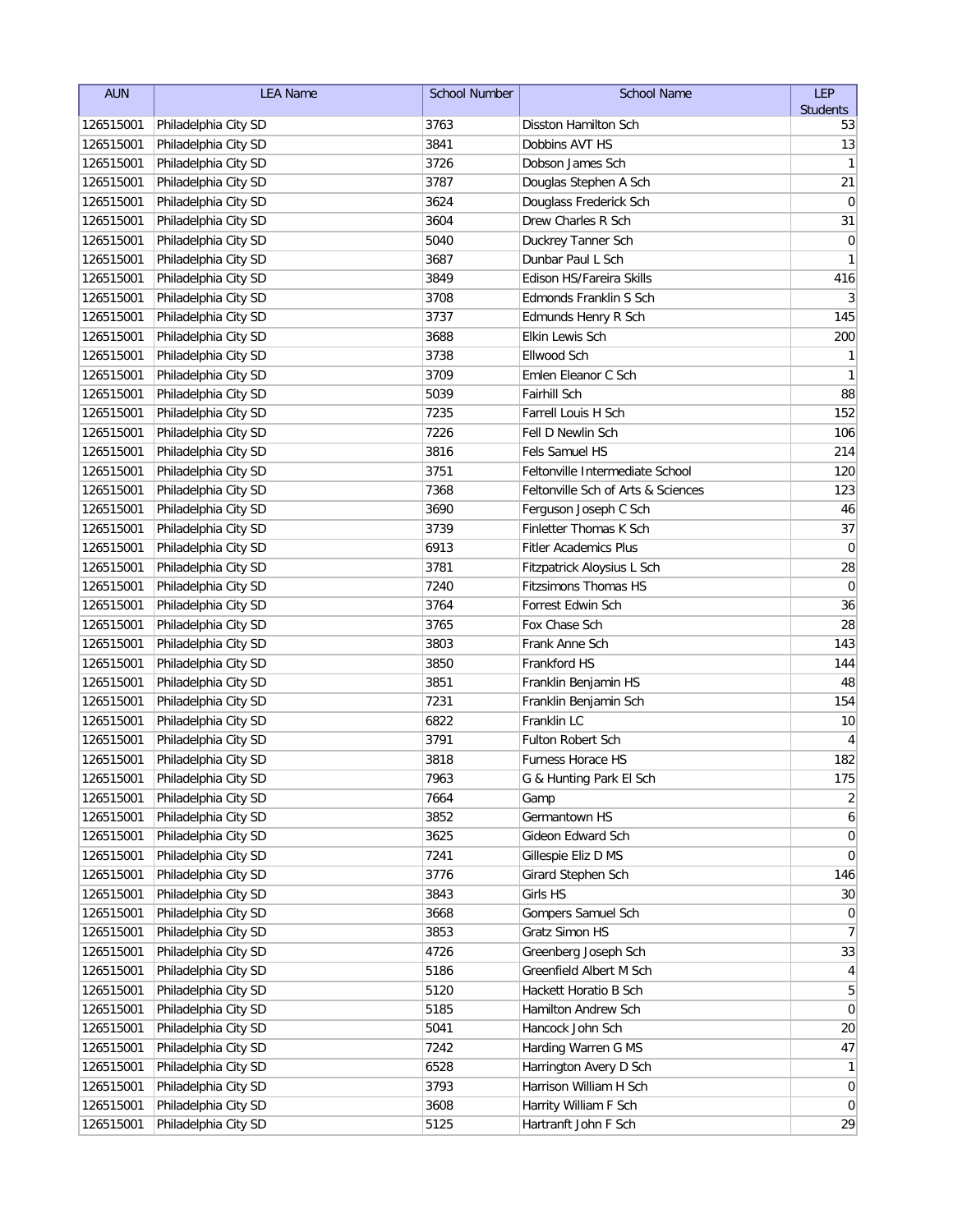| AUN | LEA Name | School Number | School Name | LEP Students |
| --- | --- | --- | --- | --- |
| 126515001 | Philadelphia City SD | 3763 | Disston Hamilton Sch | 53 |
| 126515001 | Philadelphia City SD | 3841 | Dobbins AVT HS | 13 |
| 126515001 | Philadelphia City SD | 3726 | Dobson James Sch | 1 |
| 126515001 | Philadelphia City SD | 3787 | Douglas Stephen A Sch | 21 |
| 126515001 | Philadelphia City SD | 3624 | Douglass Frederick Sch | 0 |
| 126515001 | Philadelphia City SD | 3604 | Drew Charles R Sch | 31 |
| 126515001 | Philadelphia City SD | 5040 | Duckrey Tanner Sch | 0 |
| 126515001 | Philadelphia City SD | 3687 | Dunbar Paul L Sch | 1 |
| 126515001 | Philadelphia City SD | 3849 | Edison HS/Fareira Skills | 416 |
| 126515001 | Philadelphia City SD | 3708 | Edmonds Franklin S Sch | 3 |
| 126515001 | Philadelphia City SD | 3737 | Edmunds Henry R Sch | 145 |
| 126515001 | Philadelphia City SD | 3688 | Elkin Lewis Sch | 200 |
| 126515001 | Philadelphia City SD | 3738 | Ellwood Sch | 1 |
| 126515001 | Philadelphia City SD | 3709 | Emlen Eleanor C Sch | 1 |
| 126515001 | Philadelphia City SD | 5039 | Fairhill Sch | 88 |
| 126515001 | Philadelphia City SD | 7235 | Farrell Louis H Sch | 152 |
| 126515001 | Philadelphia City SD | 7226 | Fell D Newlin Sch | 106 |
| 126515001 | Philadelphia City SD | 3816 | Fels Samuel HS | 214 |
| 126515001 | Philadelphia City SD | 3751 | Feltonville Intermediate School | 120 |
| 126515001 | Philadelphia City SD | 7368 | Feltonville Sch of Arts & Sciences | 123 |
| 126515001 | Philadelphia City SD | 3690 | Ferguson Joseph C Sch | 46 |
| 126515001 | Philadelphia City SD | 3739 | Finletter Thomas K Sch | 37 |
| 126515001 | Philadelphia City SD | 6913 | Fitler Academics Plus | 0 |
| 126515001 | Philadelphia City SD | 3781 | Fitzpatrick Aloysius L Sch | 28 |
| 126515001 | Philadelphia City SD | 7240 | Fitzsimons Thomas HS | 0 |
| 126515001 | Philadelphia City SD | 3764 | Forrest Edwin Sch | 36 |
| 126515001 | Philadelphia City SD | 3765 | Fox Chase Sch | 28 |
| 126515001 | Philadelphia City SD | 3803 | Frank Anne Sch | 143 |
| 126515001 | Philadelphia City SD | 3850 | Frankford HS | 144 |
| 126515001 | Philadelphia City SD | 3851 | Franklin Benjamin HS | 48 |
| 126515001 | Philadelphia City SD | 7231 | Franklin Benjamin Sch | 154 |
| 126515001 | Philadelphia City SD | 6822 | Franklin LC | 10 |
| 126515001 | Philadelphia City SD | 3791 | Fulton Robert Sch | 4 |
| 126515001 | Philadelphia City SD | 3818 | Furness Horace HS | 182 |
| 126515001 | Philadelphia City SD | 7963 | G & Hunting Park El Sch | 175 |
| 126515001 | Philadelphia City SD | 7664 | Gamp | 2 |
| 126515001 | Philadelphia City SD | 3852 | Germantown HS | 6 |
| 126515001 | Philadelphia City SD | 3625 | Gideon Edward Sch | 0 |
| 126515001 | Philadelphia City SD | 7241 | Gillespie Eliz D MS | 0 |
| 126515001 | Philadelphia City SD | 3776 | Girard Stephen Sch | 146 |
| 126515001 | Philadelphia City SD | 3843 | Girls HS | 30 |
| 126515001 | Philadelphia City SD | 3668 | Gompers Samuel Sch | 0 |
| 126515001 | Philadelphia City SD | 3853 | Gratz Simon HS | 7 |
| 126515001 | Philadelphia City SD | 4726 | Greenberg Joseph Sch | 33 |
| 126515001 | Philadelphia City SD | 5186 | Greenfield Albert M Sch | 4 |
| 126515001 | Philadelphia City SD | 5120 | Hackett Horatio B Sch | 5 |
| 126515001 | Philadelphia City SD | 5185 | Hamilton Andrew Sch | 0 |
| 126515001 | Philadelphia City SD | 5041 | Hancock John Sch | 20 |
| 126515001 | Philadelphia City SD | 7242 | Harding Warren G MS | 47 |
| 126515001 | Philadelphia City SD | 6528 | Harrington Avery D Sch | 1 |
| 126515001 | Philadelphia City SD | 3793 | Harrison William H Sch | 0 |
| 126515001 | Philadelphia City SD | 3608 | Harrity William F Sch | 0 |
| 126515001 | Philadelphia City SD | 5125 | Hartranft John F Sch | 29 |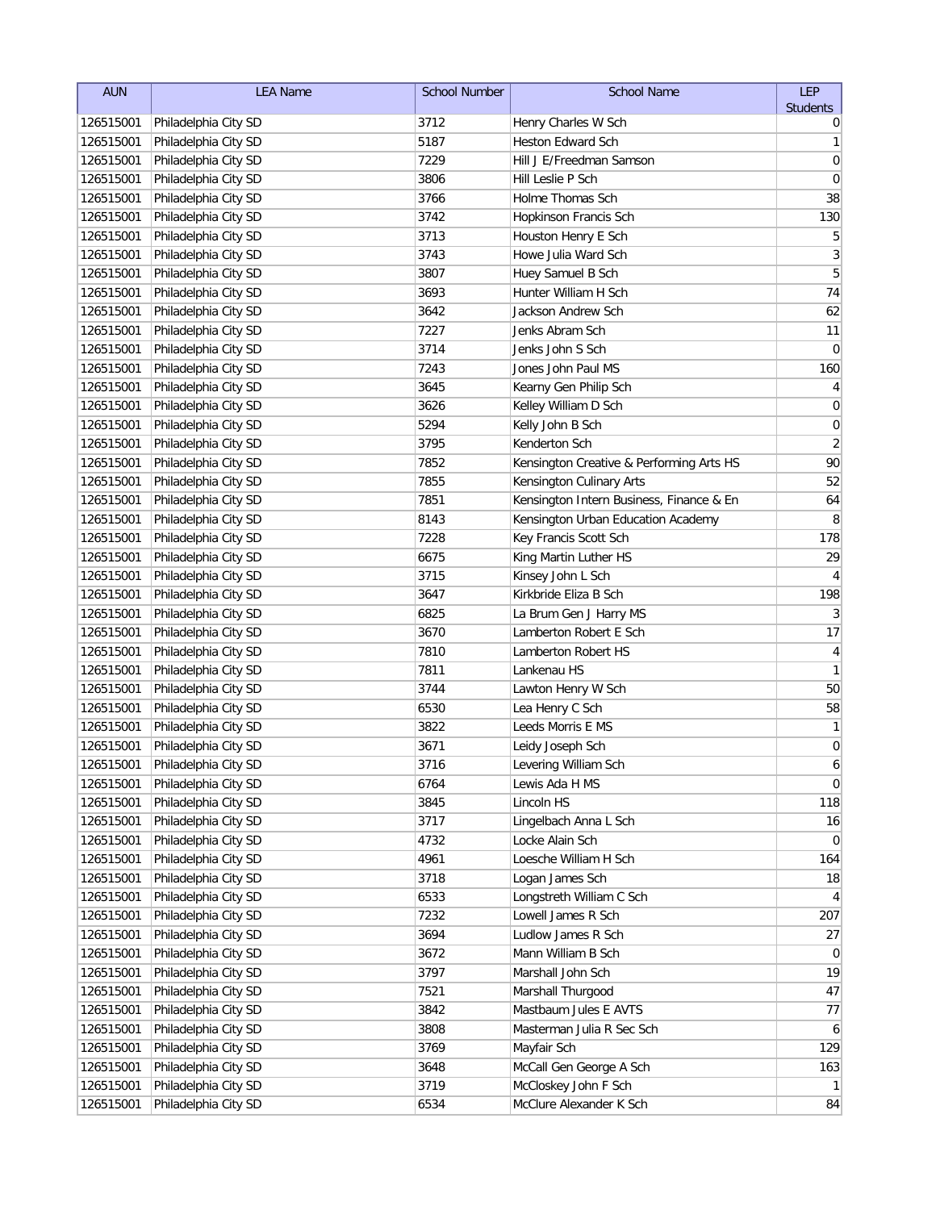| AUN | LEA Name | School Number | School Name | LEP Students |
|---|---|---|---|---|
| 126515001 | Philadelphia City SD | 3712 | Henry Charles W Sch | 0 |
| 126515001 | Philadelphia City SD | 5187 | Heston Edward Sch | 1 |
| 126515001 | Philadelphia City SD | 7229 | Hill J E/Freedman Samson | 0 |
| 126515001 | Philadelphia City SD | 3806 | Hill Leslie P Sch | 0 |
| 126515001 | Philadelphia City SD | 3766 | Holme Thomas Sch | 38 |
| 126515001 | Philadelphia City SD | 3742 | Hopkinson Francis Sch | 130 |
| 126515001 | Philadelphia City SD | 3713 | Houston Henry E Sch | 5 |
| 126515001 | Philadelphia City SD | 3743 | Howe Julia Ward Sch | 3 |
| 126515001 | Philadelphia City SD | 3807 | Huey Samuel B Sch | 5 |
| 126515001 | Philadelphia City SD | 3693 | Hunter William H Sch | 74 |
| 126515001 | Philadelphia City SD | 3642 | Jackson Andrew Sch | 62 |
| 126515001 | Philadelphia City SD | 7227 | Jenks Abram Sch | 11 |
| 126515001 | Philadelphia City SD | 3714 | Jenks John S Sch | 0 |
| 126515001 | Philadelphia City SD | 7243 | Jones John Paul MS | 160 |
| 126515001 | Philadelphia City SD | 3645 | Kearny Gen Philip Sch | 4 |
| 126515001 | Philadelphia City SD | 3626 | Kelley William D Sch | 0 |
| 126515001 | Philadelphia City SD | 5294 | Kelly John B Sch | 0 |
| 126515001 | Philadelphia City SD | 3795 | Kenderton Sch | 2 |
| 126515001 | Philadelphia City SD | 7852 | Kensington Creative & Performing Arts HS | 90 |
| 126515001 | Philadelphia City SD | 7855 | Kensington Culinary Arts | 52 |
| 126515001 | Philadelphia City SD | 7851 | Kensington Intern Business, Finance & En | 64 |
| 126515001 | Philadelphia City SD | 8143 | Kensington Urban Education Academy | 8 |
| 126515001 | Philadelphia City SD | 7228 | Key Francis Scott Sch | 178 |
| 126515001 | Philadelphia City SD | 6675 | King Martin Luther HS | 29 |
| 126515001 | Philadelphia City SD | 3715 | Kinsey John L Sch | 4 |
| 126515001 | Philadelphia City SD | 3647 | Kirkbride Eliza B Sch | 198 |
| 126515001 | Philadelphia City SD | 6825 | La Brum Gen J Harry MS | 3 |
| 126515001 | Philadelphia City SD | 3670 | Lamberton Robert E Sch | 17 |
| 126515001 | Philadelphia City SD | 7810 | Lamberton Robert HS | 4 |
| 126515001 | Philadelphia City SD | 7811 | Lankenau HS | 1 |
| 126515001 | Philadelphia City SD | 3744 | Lawton Henry W Sch | 50 |
| 126515001 | Philadelphia City SD | 6530 | Lea Henry C Sch | 58 |
| 126515001 | Philadelphia City SD | 3822 | Leeds Morris E MS | 1 |
| 126515001 | Philadelphia City SD | 3671 | Leidy Joseph Sch | 0 |
| 126515001 | Philadelphia City SD | 3716 | Levering William Sch | 6 |
| 126515001 | Philadelphia City SD | 6764 | Lewis Ada H MS | 0 |
| 126515001 | Philadelphia City SD | 3845 | Lincoln HS | 118 |
| 126515001 | Philadelphia City SD | 3717 | Lingelbach Anna L Sch | 16 |
| 126515001 | Philadelphia City SD | 4732 | Locke Alain Sch | 0 |
| 126515001 | Philadelphia City SD | 4961 | Loesche William H Sch | 164 |
| 126515001 | Philadelphia City SD | 3718 | Logan James Sch | 18 |
| 126515001 | Philadelphia City SD | 6533 | Longstreth William C Sch | 4 |
| 126515001 | Philadelphia City SD | 7232 | Lowell James R Sch | 207 |
| 126515001 | Philadelphia City SD | 3694 | Ludlow James R Sch | 27 |
| 126515001 | Philadelphia City SD | 3672 | Mann William B Sch | 0 |
| 126515001 | Philadelphia City SD | 3797 | Marshall John Sch | 19 |
| 126515001 | Philadelphia City SD | 7521 | Marshall Thurgood | 47 |
| 126515001 | Philadelphia City SD | 3842 | Mastbaum Jules E AVTS | 77 |
| 126515001 | Philadelphia City SD | 3808 | Masterman Julia R Sec Sch | 6 |
| 126515001 | Philadelphia City SD | 3769 | Mayfair Sch | 129 |
| 126515001 | Philadelphia City SD | 3648 | McCall Gen George A Sch | 163 |
| 126515001 | Philadelphia City SD | 3719 | McCloskey John F Sch | 1 |
| 126515001 | Philadelphia City SD | 6534 | McClure Alexander K Sch | 84 |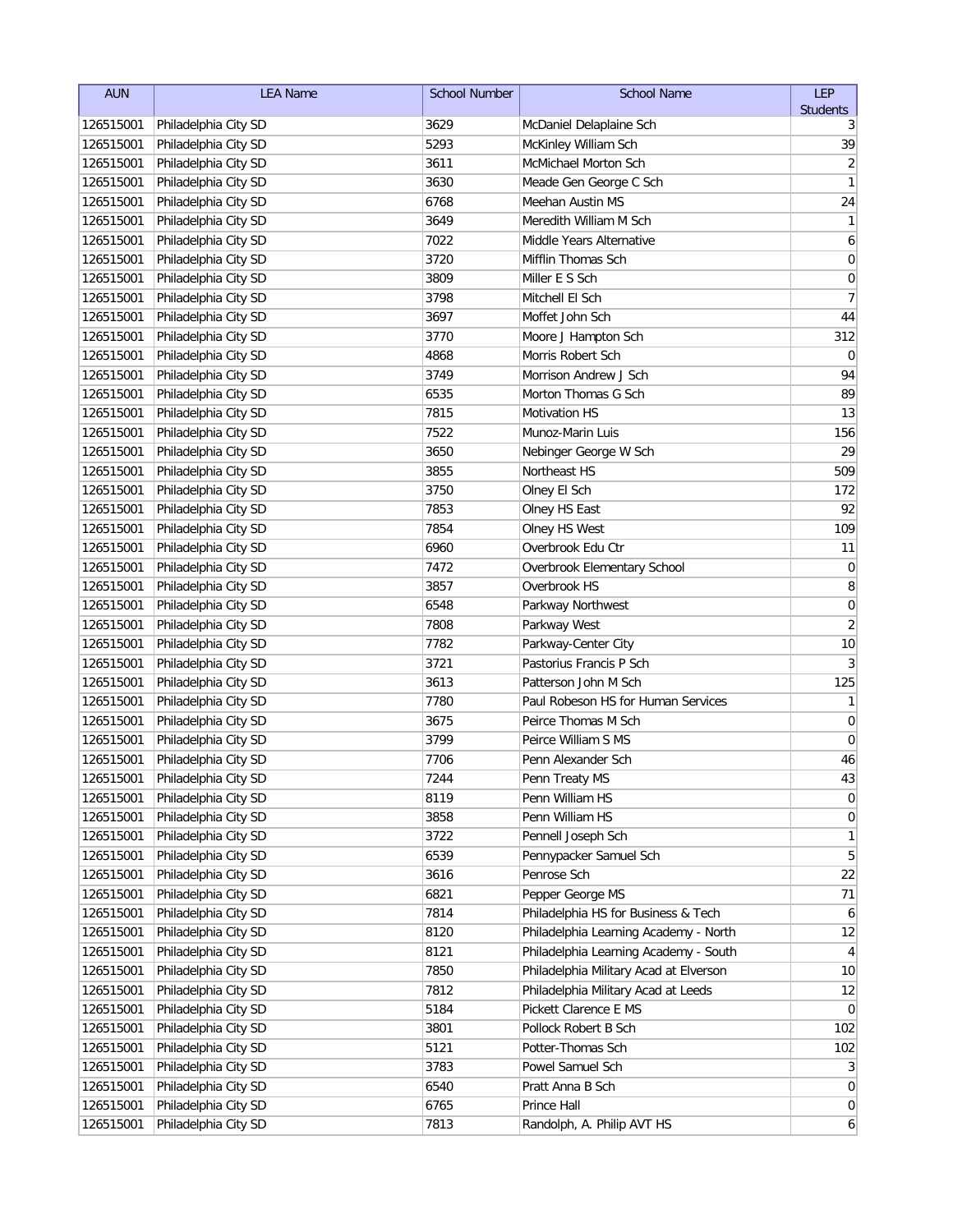| AUN | LEA Name | School Number | School Name | LEP Students |
|---|---|---|---|---|
| 126515001 | Philadelphia City SD | 3629 | McDaniel Delaplaine Sch | 3 |
| 126515001 | Philadelphia City SD | 5293 | McKinley William Sch | 39 |
| 126515001 | Philadelphia City SD | 3611 | McMichael Morton Sch | 2 |
| 126515001 | Philadelphia City SD | 3630 | Meade Gen George C Sch | 1 |
| 126515001 | Philadelphia City SD | 6768 | Meehan Austin MS | 24 |
| 126515001 | Philadelphia City SD | 3649 | Meredith William M Sch | 1 |
| 126515001 | Philadelphia City SD | 7022 | Middle Years Alternative | 6 |
| 126515001 | Philadelphia City SD | 3720 | Mifflin Thomas Sch | 0 |
| 126515001 | Philadelphia City SD | 3809 | Miller E S Sch | 0 |
| 126515001 | Philadelphia City SD | 3798 | Mitchell El Sch | 7 |
| 126515001 | Philadelphia City SD | 3697 | Moffet John Sch | 44 |
| 126515001 | Philadelphia City SD | 3770 | Moore J Hampton Sch | 312 |
| 126515001 | Philadelphia City SD | 4868 | Morris Robert Sch | 0 |
| 126515001 | Philadelphia City SD | 3749 | Morrison Andrew J Sch | 94 |
| 126515001 | Philadelphia City SD | 6535 | Morton Thomas G Sch | 89 |
| 126515001 | Philadelphia City SD | 7815 | Motivation HS | 13 |
| 126515001 | Philadelphia City SD | 7522 | Munoz-Marin Luis | 156 |
| 126515001 | Philadelphia City SD | 3650 | Nebinger George W Sch | 29 |
| 126515001 | Philadelphia City SD | 3855 | Northeast HS | 509 |
| 126515001 | Philadelphia City SD | 3750 | Olney El Sch | 172 |
| 126515001 | Philadelphia City SD | 7853 | Olney HS East | 92 |
| 126515001 | Philadelphia City SD | 7854 | Olney HS West | 109 |
| 126515001 | Philadelphia City SD | 6960 | Overbrook Edu Ctr | 11 |
| 126515001 | Philadelphia City SD | 7472 | Overbrook Elementary School | 0 |
| 126515001 | Philadelphia City SD | 3857 | Overbrook HS | 8 |
| 126515001 | Philadelphia City SD | 6548 | Parkway Northwest | 0 |
| 126515001 | Philadelphia City SD | 7808 | Parkway West | 2 |
| 126515001 | Philadelphia City SD | 7782 | Parkway-Center City | 10 |
| 126515001 | Philadelphia City SD | 3721 | Pastorius Francis P Sch | 3 |
| 126515001 | Philadelphia City SD | 3613 | Patterson John M Sch | 125 |
| 126515001 | Philadelphia City SD | 7780 | Paul Robeson HS for Human Services | 1 |
| 126515001 | Philadelphia City SD | 3675 | Peirce Thomas M Sch | 0 |
| 126515001 | Philadelphia City SD | 3799 | Peirce William S MS | 0 |
| 126515001 | Philadelphia City SD | 7706 | Penn Alexander Sch | 46 |
| 126515001 | Philadelphia City SD | 7244 | Penn Treaty MS | 43 |
| 126515001 | Philadelphia City SD | 8119 | Penn William HS | 0 |
| 126515001 | Philadelphia City SD | 3858 | Penn William HS | 0 |
| 126515001 | Philadelphia City SD | 3722 | Pennell Joseph Sch | 1 |
| 126515001 | Philadelphia City SD | 6539 | Pennypacker Samuel Sch | 5 |
| 126515001 | Philadelphia City SD | 3616 | Penrose Sch | 22 |
| 126515001 | Philadelphia City SD | 6821 | Pepper George MS | 71 |
| 126515001 | Philadelphia City SD | 7814 | Philadelphia HS for Business & Tech | 6 |
| 126515001 | Philadelphia City SD | 8120 | Philadelphia Learning Academy - North | 12 |
| 126515001 | Philadelphia City SD | 8121 | Philadelphia Learning Academy - South | 4 |
| 126515001 | Philadelphia City SD | 7850 | Philadelphia Military Acad at Elverson | 10 |
| 126515001 | Philadelphia City SD | 7812 | Philadelphia Military Acad at Leeds | 12 |
| 126515001 | Philadelphia City SD | 5184 | Pickett Clarence E MS | 0 |
| 126515001 | Philadelphia City SD | 3801 | Pollock Robert B Sch | 102 |
| 126515001 | Philadelphia City SD | 5121 | Potter-Thomas Sch | 102 |
| 126515001 | Philadelphia City SD | 3783 | Powel Samuel Sch | 3 |
| 126515001 | Philadelphia City SD | 6540 | Pratt Anna B Sch | 0 |
| 126515001 | Philadelphia City SD | 6765 | Prince Hall | 0 |
| 126515001 | Philadelphia City SD | 7813 | Randolph, A. Philip AVT HS | 6 |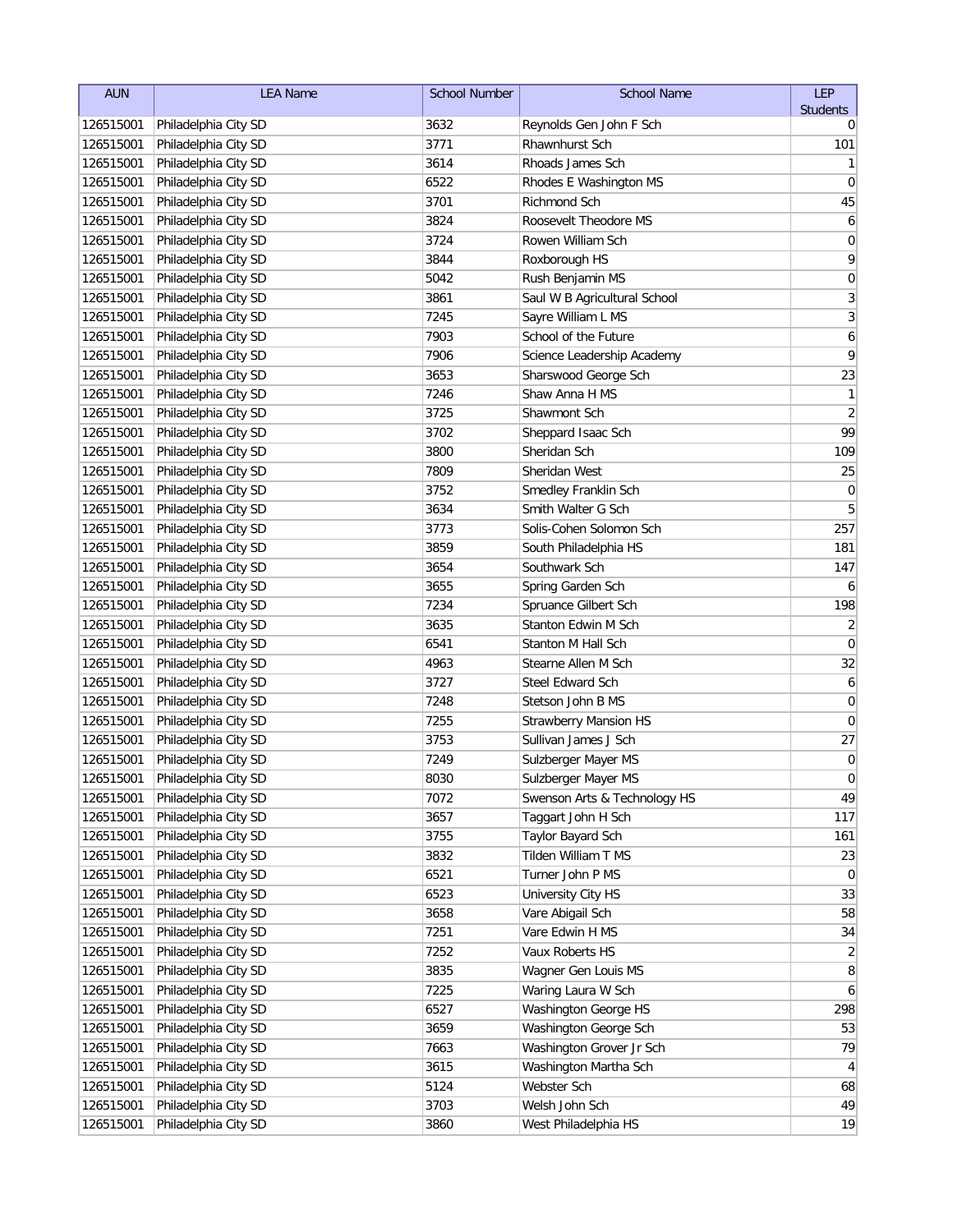| AUN | LEA Name | School Number | School Name | LEP Students |
|---|---|---|---|---|
| 126515001 | Philadelphia City SD | 3632 | Reynolds Gen John F Sch | 0 |
| 126515001 | Philadelphia City SD | 3771 | Rhawnhurst Sch | 101 |
| 126515001 | Philadelphia City SD | 3614 | Rhoads James Sch | 1 |
| 126515001 | Philadelphia City SD | 6522 | Rhodes E Washington MS | 0 |
| 126515001 | Philadelphia City SD | 3701 | Richmond Sch | 45 |
| 126515001 | Philadelphia City SD | 3824 | Roosevelt Theodore MS | 6 |
| 126515001 | Philadelphia City SD | 3724 | Rowen William Sch | 0 |
| 126515001 | Philadelphia City SD | 3844 | Roxborough HS | 9 |
| 126515001 | Philadelphia City SD | 5042 | Rush Benjamin MS | 0 |
| 126515001 | Philadelphia City SD | 3861 | Saul W B Agricultural School | 3 |
| 126515001 | Philadelphia City SD | 7245 | Sayre William L MS | 3 |
| 126515001 | Philadelphia City SD | 7903 | School of the Future | 6 |
| 126515001 | Philadelphia City SD | 7906 | Science Leadership Academy | 9 |
| 126515001 | Philadelphia City SD | 3653 | Sharswood George Sch | 23 |
| 126515001 | Philadelphia City SD | 7246 | Shaw Anna H MS | 1 |
| 126515001 | Philadelphia City SD | 3725 | Shawmont Sch | 2 |
| 126515001 | Philadelphia City SD | 3702 | Sheppard Isaac Sch | 99 |
| 126515001 | Philadelphia City SD | 3800 | Sheridan Sch | 109 |
| 126515001 | Philadelphia City SD | 7809 | Sheridan West | 25 |
| 126515001 | Philadelphia City SD | 3752 | Smedley Franklin Sch | 0 |
| 126515001 | Philadelphia City SD | 3634 | Smith Walter G Sch | 5 |
| 126515001 | Philadelphia City SD | 3773 | Solis-Cohen Solomon Sch | 257 |
| 126515001 | Philadelphia City SD | 3859 | South Philadelphia HS | 181 |
| 126515001 | Philadelphia City SD | 3654 | Southwark Sch | 147 |
| 126515001 | Philadelphia City SD | 3655 | Spring Garden Sch | 6 |
| 126515001 | Philadelphia City SD | 7234 | Spruance Gilbert Sch | 198 |
| 126515001 | Philadelphia City SD | 3635 | Stanton Edwin M Sch | 2 |
| 126515001 | Philadelphia City SD | 6541 | Stanton M Hall Sch | 0 |
| 126515001 | Philadelphia City SD | 4963 | Stearne Allen M Sch | 32 |
| 126515001 | Philadelphia City SD | 3727 | Steel Edward Sch | 6 |
| 126515001 | Philadelphia City SD | 7248 | Stetson John B MS | 0 |
| 126515001 | Philadelphia City SD | 7255 | Strawberry Mansion HS | 0 |
| 126515001 | Philadelphia City SD | 3753 | Sullivan James J Sch | 27 |
| 126515001 | Philadelphia City SD | 7249 | Sulzberger Mayer MS | 0 |
| 126515001 | Philadelphia City SD | 8030 | Sulzberger Mayer MS | 0 |
| 126515001 | Philadelphia City SD | 7072 | Swenson Arts & Technology HS | 49 |
| 126515001 | Philadelphia City SD | 3657 | Taggart John H Sch | 117 |
| 126515001 | Philadelphia City SD | 3755 | Taylor Bayard Sch | 161 |
| 126515001 | Philadelphia City SD | 3832 | Tilden William T MS | 23 |
| 126515001 | Philadelphia City SD | 6521 | Turner John P MS | 0 |
| 126515001 | Philadelphia City SD | 6523 | University City HS | 33 |
| 126515001 | Philadelphia City SD | 3658 | Vare Abigail Sch | 58 |
| 126515001 | Philadelphia City SD | 7251 | Vare Edwin H MS | 34 |
| 126515001 | Philadelphia City SD | 7252 | Vaux Roberts HS | 2 |
| 126515001 | Philadelphia City SD | 3835 | Wagner Gen Louis MS | 8 |
| 126515001 | Philadelphia City SD | 7225 | Waring Laura W Sch | 6 |
| 126515001 | Philadelphia City SD | 6527 | Washington George HS | 298 |
| 126515001 | Philadelphia City SD | 3659 | Washington George Sch | 53 |
| 126515001 | Philadelphia City SD | 7663 | Washington Grover Jr Sch | 79 |
| 126515001 | Philadelphia City SD | 3615 | Washington Martha Sch | 4 |
| 126515001 | Philadelphia City SD | 5124 | Webster Sch | 68 |
| 126515001 | Philadelphia City SD | 3703 | Welsh John Sch | 49 |
| 126515001 | Philadelphia City SD | 3860 | West Philadelphia HS | 19 |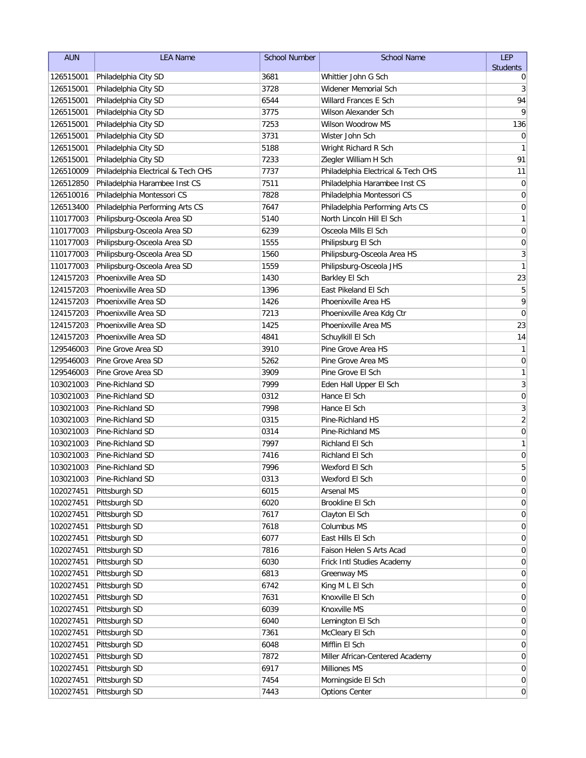| AUN | LEA Name | School Number | School Name | LEP Students |
|---|---|---|---|---|
| 126515001 | Philadelphia City SD | 3681 | Whittier John G Sch | 0 |
| 126515001 | Philadelphia City SD | 3728 | Widener Memorial Sch | 3 |
| 126515001 | Philadelphia City SD | 6544 | Willard Frances E Sch | 94 |
| 126515001 | Philadelphia City SD | 3775 | Wilson Alexander Sch | 9 |
| 126515001 | Philadelphia City SD | 7253 | Wilson Woodrow MS | 136 |
| 126515001 | Philadelphia City SD | 3731 | Wister John Sch | 0 |
| 126515001 | Philadelphia City SD | 5188 | Wright Richard R Sch | 1 |
| 126515001 | Philadelphia City SD | 7233 | Ziegler William H Sch | 91 |
| 126510009 | Philadelphia Electrical & Tech CHS | 7737 | Philadelphia Electrical & Tech CHS | 11 |
| 126512850 | Philadelphia Harambee Inst CS | 7511 | Philadelphia Harambee Inst CS | 0 |
| 126510016 | Philadelphia Montessori CS | 7828 | Philadelphia Montessori CS | 0 |
| 126513400 | Philadelphia Performing Arts CS | 7647 | Philadelphia Performing Arts CS | 0 |
| 110177003 | Philipsburg-Osceola Area SD | 5140 | North Lincoln Hill El Sch | 1 |
| 110177003 | Philipsburg-Osceola Area SD | 6239 | Osceola Mills El Sch | 0 |
| 110177003 | Philipsburg-Osceola Area SD | 1555 | Philipsburg El Sch | 0 |
| 110177003 | Philipsburg-Osceola Area SD | 1560 | Philipsburg-Osceola Area HS | 3 |
| 110177003 | Philipsburg-Osceola Area SD | 1559 | Philipsburg-Osceola JHS | 1 |
| 124157203 | Phoenixville Area SD | 1430 | Barkley El Sch | 23 |
| 124157203 | Phoenixville Area SD | 1396 | East Pikeland El Sch | 5 |
| 124157203 | Phoenixville Area SD | 1426 | Phoenixville Area HS | 9 |
| 124157203 | Phoenixville Area SD | 7213 | Phoenixville Area Kdg Ctr | 0 |
| 124157203 | Phoenixville Area SD | 1425 | Phoenixville Area MS | 23 |
| 124157203 | Phoenixville Area SD | 4841 | Schuylkill El Sch | 14 |
| 129546003 | Pine Grove Area SD | 3910 | Pine Grove Area HS | 1 |
| 129546003 | Pine Grove Area SD | 5262 | Pine Grove Area MS | 0 |
| 129546003 | Pine Grove Area SD | 3909 | Pine Grove El Sch | 1 |
| 103021003 | Pine-Richland SD | 7999 | Eden Hall Upper El Sch | 3 |
| 103021003 | Pine-Richland SD | 0312 | Hance El Sch | 0 |
| 103021003 | Pine-Richland SD | 7998 | Hance El Sch | 3 |
| 103021003 | Pine-Richland SD | 0315 | Pine-Richland HS | 2 |
| 103021003 | Pine-Richland SD | 0314 | Pine-Richland MS | 0 |
| 103021003 | Pine-Richland SD | 7997 | Richland El Sch | 1 |
| 103021003 | Pine-Richland SD | 7416 | Richland El Sch | 0 |
| 103021003 | Pine-Richland SD | 7996 | Wexford El Sch | 5 |
| 103021003 | Pine-Richland SD | 0313 | Wexford El Sch | 0 |
| 102027451 | Pittsburgh SD | 6015 | Arsenal MS | 0 |
| 102027451 | Pittsburgh SD | 6020 | Brookline El Sch | 0 |
| 102027451 | Pittsburgh SD | 7617 | Clayton El Sch | 0 |
| 102027451 | Pittsburgh SD | 7618 | Columbus MS | 0 |
| 102027451 | Pittsburgh SD | 6077 | East Hills El Sch | 0 |
| 102027451 | Pittsburgh SD | 7816 | Faison Helen S Arts Acad | 0 |
| 102027451 | Pittsburgh SD | 6030 | Frick Intl Studies Academy | 0 |
| 102027451 | Pittsburgh SD | 6813 | Greenway MS | 0 |
| 102027451 | Pittsburgh SD | 6742 | King M L El Sch | 0 |
| 102027451 | Pittsburgh SD | 7631 | Knoxville El Sch | 0 |
| 102027451 | Pittsburgh SD | 6039 | Knoxville MS | 0 |
| 102027451 | Pittsburgh SD | 6040 | Lemington El Sch | 0 |
| 102027451 | Pittsburgh SD | 7361 | McCleary El Sch | 0 |
| 102027451 | Pittsburgh SD | 6048 | Mifflin El Sch | 0 |
| 102027451 | Pittsburgh SD | 7872 | Miller African-Centered Academy | 0 |
| 102027451 | Pittsburgh SD | 6917 | Milliones MS | 0 |
| 102027451 | Pittsburgh SD | 7454 | Morningside El Sch | 0 |
| 102027451 | Pittsburgh SD | 7443 | Options Center | 0 |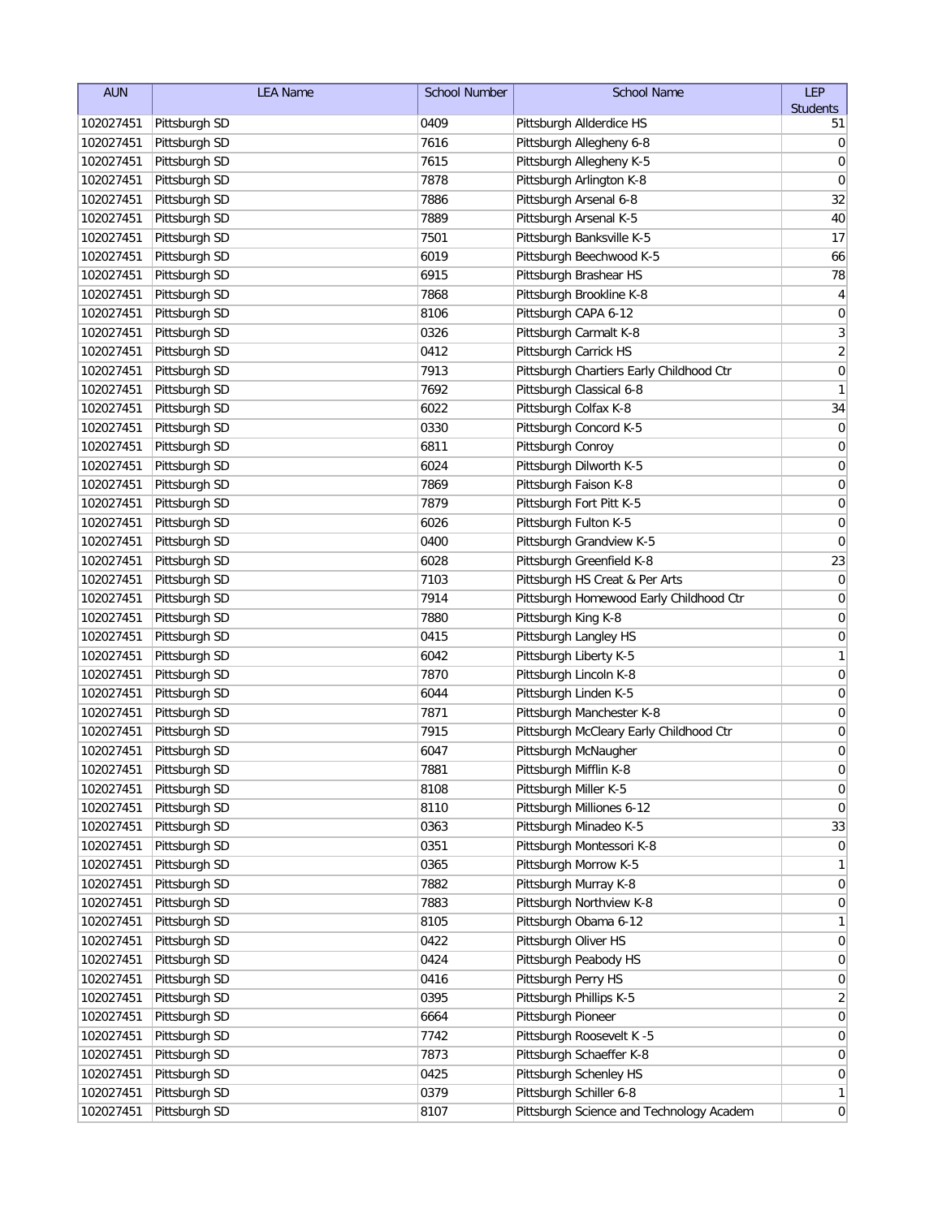| AUN | LEA Name | School Number | School Name | LEP Students |
|---|---|---|---|---|
| 102027451 | Pittsburgh SD | 0409 | Pittsburgh Allderdice HS | 51 |
| 102027451 | Pittsburgh SD | 7616 | Pittsburgh Allegheny 6-8 | 0 |
| 102027451 | Pittsburgh SD | 7615 | Pittsburgh Allegheny K-5 | 0 |
| 102027451 | Pittsburgh SD | 7878 | Pittsburgh Arlington K-8 | 0 |
| 102027451 | Pittsburgh SD | 7886 | Pittsburgh Arsenal 6-8 | 32 |
| 102027451 | Pittsburgh SD | 7889 | Pittsburgh Arsenal K-5 | 40 |
| 102027451 | Pittsburgh SD | 7501 | Pittsburgh Banksville K-5 | 17 |
| 102027451 | Pittsburgh SD | 6019 | Pittsburgh Beechwood K-5 | 66 |
| 102027451 | Pittsburgh SD | 6915 | Pittsburgh Brashear HS | 78 |
| 102027451 | Pittsburgh SD | 7868 | Pittsburgh Brookline K-8 | 4 |
| 102027451 | Pittsburgh SD | 8106 | Pittsburgh CAPA 6-12 | 0 |
| 102027451 | Pittsburgh SD | 0326 | Pittsburgh Carmalt K-8 | 3 |
| 102027451 | Pittsburgh SD | 0412 | Pittsburgh Carrick HS | 2 |
| 102027451 | Pittsburgh SD | 7913 | Pittsburgh Chartiers Early Childhood Ctr | 0 |
| 102027451 | Pittsburgh SD | 7692 | Pittsburgh Classical 6-8 | 1 |
| 102027451 | Pittsburgh SD | 6022 | Pittsburgh Colfax K-8 | 34 |
| 102027451 | Pittsburgh SD | 0330 | Pittsburgh Concord K-5 | 0 |
| 102027451 | Pittsburgh SD | 6811 | Pittsburgh Conroy | 0 |
| 102027451 | Pittsburgh SD | 6024 | Pittsburgh Dilworth K-5 | 0 |
| 102027451 | Pittsburgh SD | 7869 | Pittsburgh Faison K-8 | 0 |
| 102027451 | Pittsburgh SD | 7879 | Pittsburgh Fort Pitt K-5 | 0 |
| 102027451 | Pittsburgh SD | 6026 | Pittsburgh Fulton K-5 | 0 |
| 102027451 | Pittsburgh SD | 0400 | Pittsburgh Grandview K-5 | 0 |
| 102027451 | Pittsburgh SD | 6028 | Pittsburgh Greenfield K-8 | 23 |
| 102027451 | Pittsburgh SD | 7103 | Pittsburgh HS Creat & Per Arts | 0 |
| 102027451 | Pittsburgh SD | 7914 | Pittsburgh Homewood Early Childhood Ctr | 0 |
| 102027451 | Pittsburgh SD | 7880 | Pittsburgh King K-8 | 0 |
| 102027451 | Pittsburgh SD | 0415 | Pittsburgh Langley HS | 0 |
| 102027451 | Pittsburgh SD | 6042 | Pittsburgh Liberty K-5 | 1 |
| 102027451 | Pittsburgh SD | 7870 | Pittsburgh Lincoln K-8 | 0 |
| 102027451 | Pittsburgh SD | 6044 | Pittsburgh Linden K-5 | 0 |
| 102027451 | Pittsburgh SD | 7871 | Pittsburgh Manchester K-8 | 0 |
| 102027451 | Pittsburgh SD | 7915 | Pittsburgh McCleary Early Childhood Ctr | 0 |
| 102027451 | Pittsburgh SD | 6047 | Pittsburgh McNaugher | 0 |
| 102027451 | Pittsburgh SD | 7881 | Pittsburgh Mifflin K-8 | 0 |
| 102027451 | Pittsburgh SD | 8108 | Pittsburgh Miller K-5 | 0 |
| 102027451 | Pittsburgh SD | 8110 | Pittsburgh Milliones 6-12 | 0 |
| 102027451 | Pittsburgh SD | 0363 | Pittsburgh Minadeo K-5 | 33 |
| 102027451 | Pittsburgh SD | 0351 | Pittsburgh Montessori K-8 | 0 |
| 102027451 | Pittsburgh SD | 0365 | Pittsburgh Morrow K-5 | 1 |
| 102027451 | Pittsburgh SD | 7882 | Pittsburgh Murray K-8 | 0 |
| 102027451 | Pittsburgh SD | 7883 | Pittsburgh Northview K-8 | 0 |
| 102027451 | Pittsburgh SD | 8105 | Pittsburgh Obama 6-12 | 1 |
| 102027451 | Pittsburgh SD | 0422 | Pittsburgh Oliver HS | 0 |
| 102027451 | Pittsburgh SD | 0424 | Pittsburgh Peabody HS | 0 |
| 102027451 | Pittsburgh SD | 0416 | Pittsburgh Perry HS | 0 |
| 102027451 | Pittsburgh SD | 0395 | Pittsburgh Phillips K-5 | 2 |
| 102027451 | Pittsburgh SD | 6664 | Pittsburgh Pioneer | 0 |
| 102027451 | Pittsburgh SD | 7742 | Pittsburgh Roosevelt K -5 | 0 |
| 102027451 | Pittsburgh SD | 7873 | Pittsburgh Schaeffer K-8 | 0 |
| 102027451 | Pittsburgh SD | 0425 | Pittsburgh Schenley HS | 0 |
| 102027451 | Pittsburgh SD | 0379 | Pittsburgh Schiller 6-8 | 1 |
| 102027451 | Pittsburgh SD | 8107 | Pittsburgh Science and Technology Academ | 0 |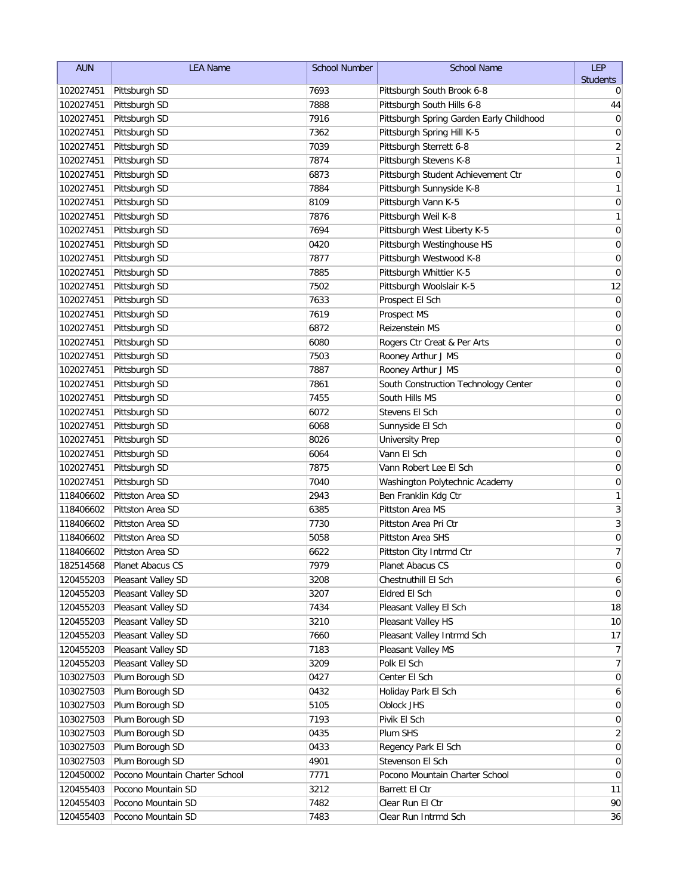| AUN | LEA Name | School Number | School Name | LEP Students |
|---|---|---|---|---|
| 102027451 | Pittsburgh SD | 7693 | Pittsburgh South Brook 6-8 | 0 |
| 102027451 | Pittsburgh SD | 7888 | Pittsburgh South Hills 6-8 | 44 |
| 102027451 | Pittsburgh SD | 7916 | Pittsburgh Spring Garden Early Childhood | 0 |
| 102027451 | Pittsburgh SD | 7362 | Pittsburgh Spring Hill K-5 | 0 |
| 102027451 | Pittsburgh SD | 7039 | Pittsburgh Sterrett 6-8 | 2 |
| 102027451 | Pittsburgh SD | 7874 | Pittsburgh Stevens K-8 | 1 |
| 102027451 | Pittsburgh SD | 6873 | Pittsburgh Student Achievement Ctr | 0 |
| 102027451 | Pittsburgh SD | 7884 | Pittsburgh Sunnyside K-8 | 1 |
| 102027451 | Pittsburgh SD | 8109 | Pittsburgh Vann K-5 | 0 |
| 102027451 | Pittsburgh SD | 7876 | Pittsburgh Weil K-8 | 1 |
| 102027451 | Pittsburgh SD | 7694 | Pittsburgh West Liberty K-5 | 0 |
| 102027451 | Pittsburgh SD | 0420 | Pittsburgh Westinghouse HS | 0 |
| 102027451 | Pittsburgh SD | 7877 | Pittsburgh Westwood K-8 | 0 |
| 102027451 | Pittsburgh SD | 7885 | Pittsburgh Whittier K-5 | 0 |
| 102027451 | Pittsburgh SD | 7502 | Pittsburgh Woolslair K-5 | 12 |
| 102027451 | Pittsburgh SD | 7633 | Prospect El Sch | 0 |
| 102027451 | Pittsburgh SD | 7619 | Prospect MS | 0 |
| 102027451 | Pittsburgh SD | 6872 | Reizenstein MS | 0 |
| 102027451 | Pittsburgh SD | 6080 | Rogers Ctr Creat & Per Arts | 0 |
| 102027451 | Pittsburgh SD | 7503 | Rooney Arthur J MS | 0 |
| 102027451 | Pittsburgh SD | 7887 | Rooney Arthur J MS | 0 |
| 102027451 | Pittsburgh SD | 7861 | South Construction Technology Center | 0 |
| 102027451 | Pittsburgh SD | 7455 | South Hills MS | 0 |
| 102027451 | Pittsburgh SD | 6072 | Stevens El Sch | 0 |
| 102027451 | Pittsburgh SD | 6068 | Sunnyside El Sch | 0 |
| 102027451 | Pittsburgh SD | 8026 | University Prep | 0 |
| 102027451 | Pittsburgh SD | 6064 | Vann El Sch | 0 |
| 102027451 | Pittsburgh SD | 7875 | Vann Robert Lee El Sch | 0 |
| 102027451 | Pittsburgh SD | 7040 | Washington Polytechnic Academy | 0 |
| 118406602 | Pittston Area SD | 2943 | Ben Franklin Kdg Ctr | 1 |
| 118406602 | Pittston Area SD | 6385 | Pittston Area MS | 3 |
| 118406602 | Pittston Area SD | 7730 | Pittston Area Pri Ctr | 3 |
| 118406602 | Pittston Area SD | 5058 | Pittston Area SHS | 0 |
| 118406602 | Pittston Area SD | 6622 | Pittston City Intrmd Ctr | 7 |
| 182514568 | Planet Abacus CS | 7979 | Planet Abacus CS | 0 |
| 120455203 | Pleasant Valley SD | 3208 | Chestnuthill El Sch | 6 |
| 120455203 | Pleasant Valley SD | 3207 | Eldred El Sch | 0 |
| 120455203 | Pleasant Valley SD | 7434 | Pleasant Valley El Sch | 18 |
| 120455203 | Pleasant Valley SD | 3210 | Pleasant Valley HS | 10 |
| 120455203 | Pleasant Valley SD | 7660 | Pleasant Valley Intrmd Sch | 17 |
| 120455203 | Pleasant Valley SD | 7183 | Pleasant Valley MS | 7 |
| 120455203 | Pleasant Valley SD | 3209 | Polk El Sch | 7 |
| 103027503 | Plum Borough SD | 0427 | Center El Sch | 0 |
| 103027503 | Plum Borough SD | 0432 | Holiday Park El Sch | 6 |
| 103027503 | Plum Borough SD | 5105 | Oblock JHS | 0 |
| 103027503 | Plum Borough SD | 7193 | Pivik El Sch | 0 |
| 103027503 | Plum Borough SD | 0435 | Plum SHS | 2 |
| 103027503 | Plum Borough SD | 0433 | Regency Park El Sch | 0 |
| 103027503 | Plum Borough SD | 4901 | Stevenson El Sch | 0 |
| 120450002 | Pocono Mountain Charter School | 7771 | Pocono Mountain Charter School | 0 |
| 120455403 | Pocono Mountain SD | 3212 | Barrett El Ctr | 11 |
| 120455403 | Pocono Mountain SD | 7482 | Clear Run El Ctr | 90 |
| 120455403 | Pocono Mountain SD | 7483 | Clear Run Intrmd Sch | 36 |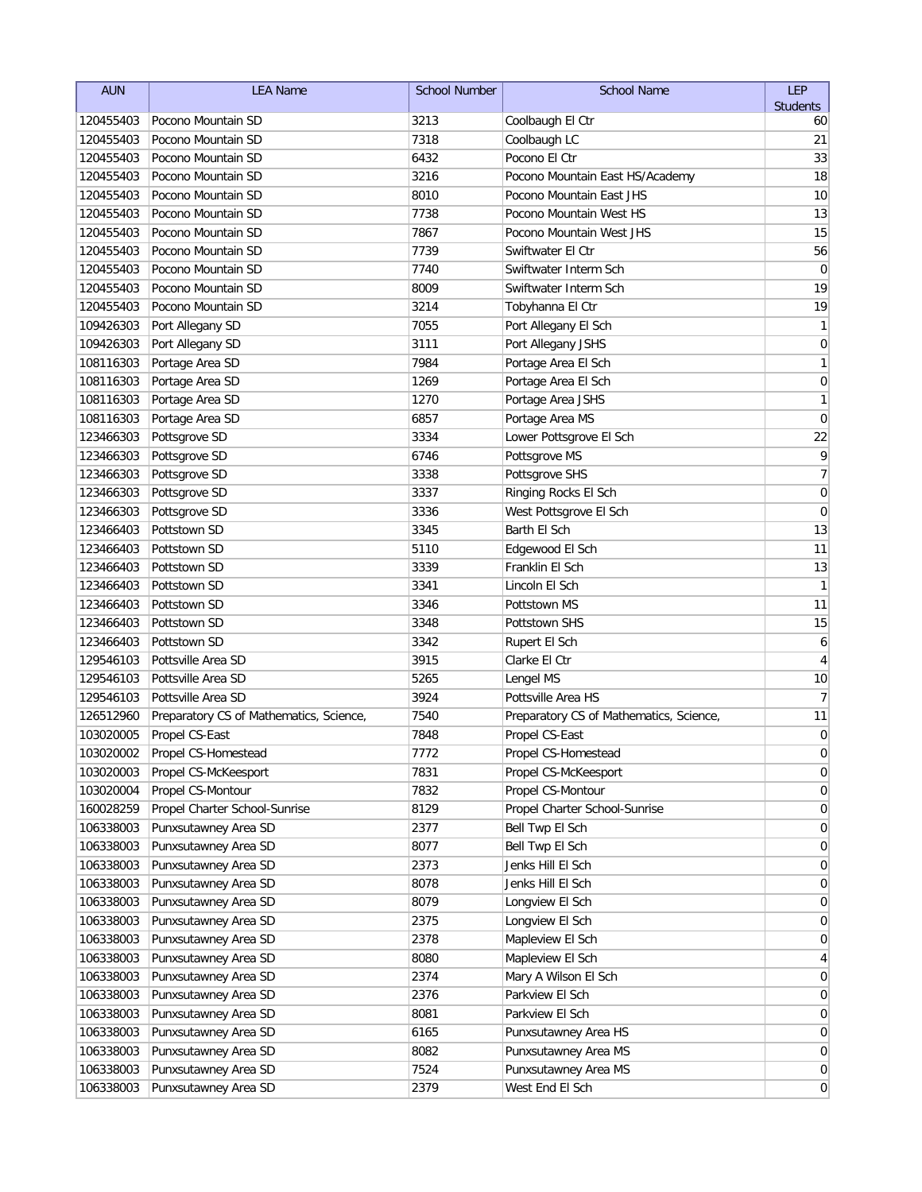| AUN | LEA Name | School Number | School Name | LEP Students |
|---|---|---|---|---|
| 120455403 | Pocono Mountain SD | 3213 | Coolbaugh El Ctr | 60 |
| 120455403 | Pocono Mountain SD | 7318 | Coolbaugh LC | 21 |
| 120455403 | Pocono Mountain SD | 6432 | Pocono El Ctr | 33 |
| 120455403 | Pocono Mountain SD | 3216 | Pocono Mountain East HS/Academy | 18 |
| 120455403 | Pocono Mountain SD | 8010 | Pocono Mountain East JHS | 10 |
| 120455403 | Pocono Mountain SD | 7738 | Pocono Mountain West HS | 13 |
| 120455403 | Pocono Mountain SD | 7867 | Pocono Mountain West JHS | 15 |
| 120455403 | Pocono Mountain SD | 7739 | Swiftwater El Ctr | 56 |
| 120455403 | Pocono Mountain SD | 7740 | Swiftwater Interm Sch | 0 |
| 120455403 | Pocono Mountain SD | 8009 | Swiftwater Interm Sch | 19 |
| 120455403 | Pocono Mountain SD | 3214 | Tobyhanna El Ctr | 19 |
| 109426303 | Port Allegany SD | 7055 | Port Allegany El Sch | 1 |
| 109426303 | Port Allegany SD | 3111 | Port Allegany JSHS | 0 |
| 108116303 | Portage Area SD | 7984 | Portage Area El Sch | 1 |
| 108116303 | Portage Area SD | 1269 | Portage Area El Sch | 0 |
| 108116303 | Portage Area SD | 1270 | Portage Area JSHS | 1 |
| 108116303 | Portage Area SD | 6857 | Portage Area MS | 0 |
| 123466303 | Pottsgrove SD | 3334 | Lower Pottsgrove El Sch | 22 |
| 123466303 | Pottsgrove SD | 6746 | Pottsgrove MS | 9 |
| 123466303 | Pottsgrove SD | 3338 | Pottsgrove SHS | 7 |
| 123466303 | Pottsgrove SD | 3337 | Ringing Rocks El Sch | 0 |
| 123466303 | Pottsgrove SD | 3336 | West Pottsgrove El Sch | 0 |
| 123466403 | Pottstown SD | 3345 | Barth El Sch | 13 |
| 123466403 | Pottstown SD | 5110 | Edgewood El Sch | 11 |
| 123466403 | Pottstown SD | 3339 | Franklin El Sch | 13 |
| 123466403 | Pottstown SD | 3341 | Lincoln El Sch | 1 |
| 123466403 | Pottstown SD | 3346 | Pottstown MS | 11 |
| 123466403 | Pottstown SD | 3348 | Pottstown SHS | 15 |
| 123466403 | Pottstown SD | 3342 | Rupert El Sch | 6 |
| 129546103 | Pottsville Area SD | 3915 | Clarke El Ctr | 4 |
| 129546103 | Pottsville Area SD | 5265 | Lengel MS | 10 |
| 129546103 | Pottsville Area SD | 3924 | Pottsville Area HS | 7 |
| 126512960 | Preparatory CS of Mathematics, Science, | 7540 | Preparatory CS of Mathematics, Science, | 11 |
| 103020005 | Propel CS-East | 7848 | Propel CS-East | 0 |
| 103020002 | Propel CS-Homestead | 7772 | Propel CS-Homestead | 0 |
| 103020003 | Propel CS-McKeesport | 7831 | Propel CS-McKeesport | 0 |
| 103020004 | Propel CS-Montour | 7832 | Propel CS-Montour | 0 |
| 160028259 | Propel Charter School-Sunrise | 8129 | Propel Charter School-Sunrise | 0 |
| 106338003 | Punxsutawney Area SD | 2377 | Bell Twp El Sch | 0 |
| 106338003 | Punxsutawney Area SD | 8077 | Bell Twp El Sch | 0 |
| 106338003 | Punxsutawney Area SD | 2373 | Jenks Hill El Sch | 0 |
| 106338003 | Punxsutawney Area SD | 8078 | Jenks Hill El Sch | 0 |
| 106338003 | Punxsutawney Area SD | 8079 | Longview El Sch | 0 |
| 106338003 | Punxsutawney Area SD | 2375 | Longview El Sch | 0 |
| 106338003 | Punxsutawney Area SD | 2378 | Mapleview El Sch | 0 |
| 106338003 | Punxsutawney Area SD | 8080 | Mapleview El Sch | 4 |
| 106338003 | Punxsutawney Area SD | 2374 | Mary A Wilson El Sch | 0 |
| 106338003 | Punxsutawney Area SD | 2376 | Parkview El Sch | 0 |
| 106338003 | Punxsutawney Area SD | 8081 | Parkview El Sch | 0 |
| 106338003 | Punxsutawney Area SD | 6165 | Punxsutawney Area HS | 0 |
| 106338003 | Punxsutawney Area SD | 8082 | Punxsutawney Area MS | 0 |
| 106338003 | Punxsutawney Area SD | 7524 | Punxsutawney Area MS | 0 |
| 106338003 | Punxsutawney Area SD | 2379 | West End El Sch | 0 |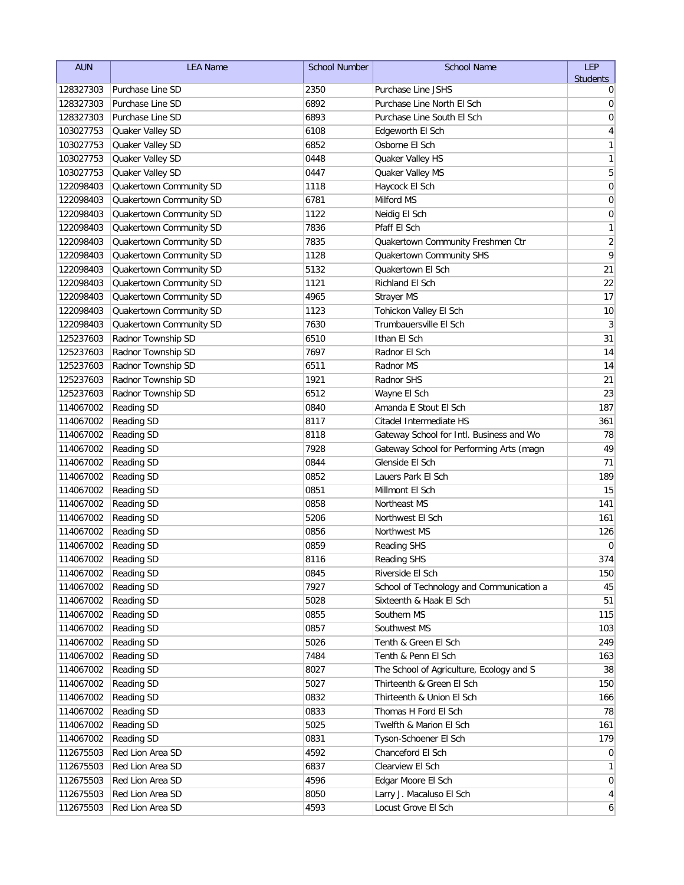| AUN | LEA Name | School Number | School Name | LEP Students |
|---|---|---|---|---|
| 128327303 | Purchase Line SD | 2350 | Purchase Line JSHS | 0 |
| 128327303 | Purchase Line SD | 6892 | Purchase Line North El Sch | 0 |
| 128327303 | Purchase Line SD | 6893 | Purchase Line South El Sch | 0 |
| 103027753 | Quaker Valley SD | 6108 | Edgeworth El Sch | 4 |
| 103027753 | Quaker Valley SD | 6852 | Osborne El Sch | 1 |
| 103027753 | Quaker Valley SD | 0448 | Quaker Valley HS | 1 |
| 103027753 | Quaker Valley SD | 0447 | Quaker Valley MS | 5 |
| 122098403 | Quakertown Community SD | 1118 | Haycock El Sch | 0 |
| 122098403 | Quakertown Community SD | 6781 | Milford MS | 0 |
| 122098403 | Quakertown Community SD | 1122 | Neidig El Sch | 0 |
| 122098403 | Quakertown Community SD | 7836 | Pfaff El Sch | 1 |
| 122098403 | Quakertown Community SD | 7835 | Quakertown Community Freshmen Ctr | 2 |
| 122098403 | Quakertown Community SD | 1128 | Quakertown Community SHS | 9 |
| 122098403 | Quakertown Community SD | 5132 | Quakertown El Sch | 21 |
| 122098403 | Quakertown Community SD | 1121 | Richland El Sch | 22 |
| 122098403 | Quakertown Community SD | 4965 | Strayer MS | 17 |
| 122098403 | Quakertown Community SD | 1123 | Tohickon Valley El Sch | 10 |
| 122098403 | Quakertown Community SD | 7630 | Trumbauersville El Sch | 3 |
| 125237603 | Radnor Township SD | 6510 | Ithan El Sch | 31 |
| 125237603 | Radnor Township SD | 7697 | Radnor El Sch | 14 |
| 125237603 | Radnor Township SD | 6511 | Radnor MS | 14 |
| 125237603 | Radnor Township SD | 1921 | Radnor SHS | 21 |
| 125237603 | Radnor Township SD | 6512 | Wayne El Sch | 23 |
| 114067002 | Reading SD | 0840 | Amanda E Stout El Sch | 187 |
| 114067002 | Reading SD | 8117 | Citadel Intermediate HS | 361 |
| 114067002 | Reading SD | 8118 | Gateway School for Intl. Business and Wo | 78 |
| 114067002 | Reading SD | 7928 | Gateway School for Performing Arts (magn | 49 |
| 114067002 | Reading SD | 0844 | Glenside El Sch | 71 |
| 114067002 | Reading SD | 0852 | Lauers Park El Sch | 189 |
| 114067002 | Reading SD | 0851 | Millmont El Sch | 15 |
| 114067002 | Reading SD | 0858 | Northeast MS | 141 |
| 114067002 | Reading SD | 5206 | Northwest El Sch | 161 |
| 114067002 | Reading SD | 0856 | Northwest MS | 126 |
| 114067002 | Reading SD | 0859 | Reading SHS | 0 |
| 114067002 | Reading SD | 8116 | Reading SHS | 374 |
| 114067002 | Reading SD | 0845 | Riverside El Sch | 150 |
| 114067002 | Reading SD | 7927 | School of Technology and Communication a | 45 |
| 114067002 | Reading SD | 5028 | Sixteenth & Haak El Sch | 51 |
| 114067002 | Reading SD | 0855 | Southern MS | 115 |
| 114067002 | Reading SD | 0857 | Southwest MS | 103 |
| 114067002 | Reading SD | 5026 | Tenth & Green El Sch | 249 |
| 114067002 | Reading SD | 7484 | Tenth & Penn El Sch | 163 |
| 114067002 | Reading SD | 8027 | The School of Agriculture, Ecology and S | 38 |
| 114067002 | Reading SD | 5027 | Thirteenth & Green El Sch | 150 |
| 114067002 | Reading SD | 0832 | Thirteenth & Union El Sch | 166 |
| 114067002 | Reading SD | 0833 | Thomas H Ford El Sch | 78 |
| 114067002 | Reading SD | 5025 | Twelfth & Marion El Sch | 161 |
| 114067002 | Reading SD | 0831 | Tyson-Schoener El Sch | 179 |
| 112675503 | Red Lion Area SD | 4592 | Chanceford El Sch | 0 |
| 112675503 | Red Lion Area SD | 6837 | Clearview El Sch | 1 |
| 112675503 | Red Lion Area SD | 4596 | Edgar Moore El Sch | 0 |
| 112675503 | Red Lion Area SD | 8050 | Larry J. Macaluso El Sch | 4 |
| 112675503 | Red Lion Area SD | 4593 | Locust Grove El Sch | 6 |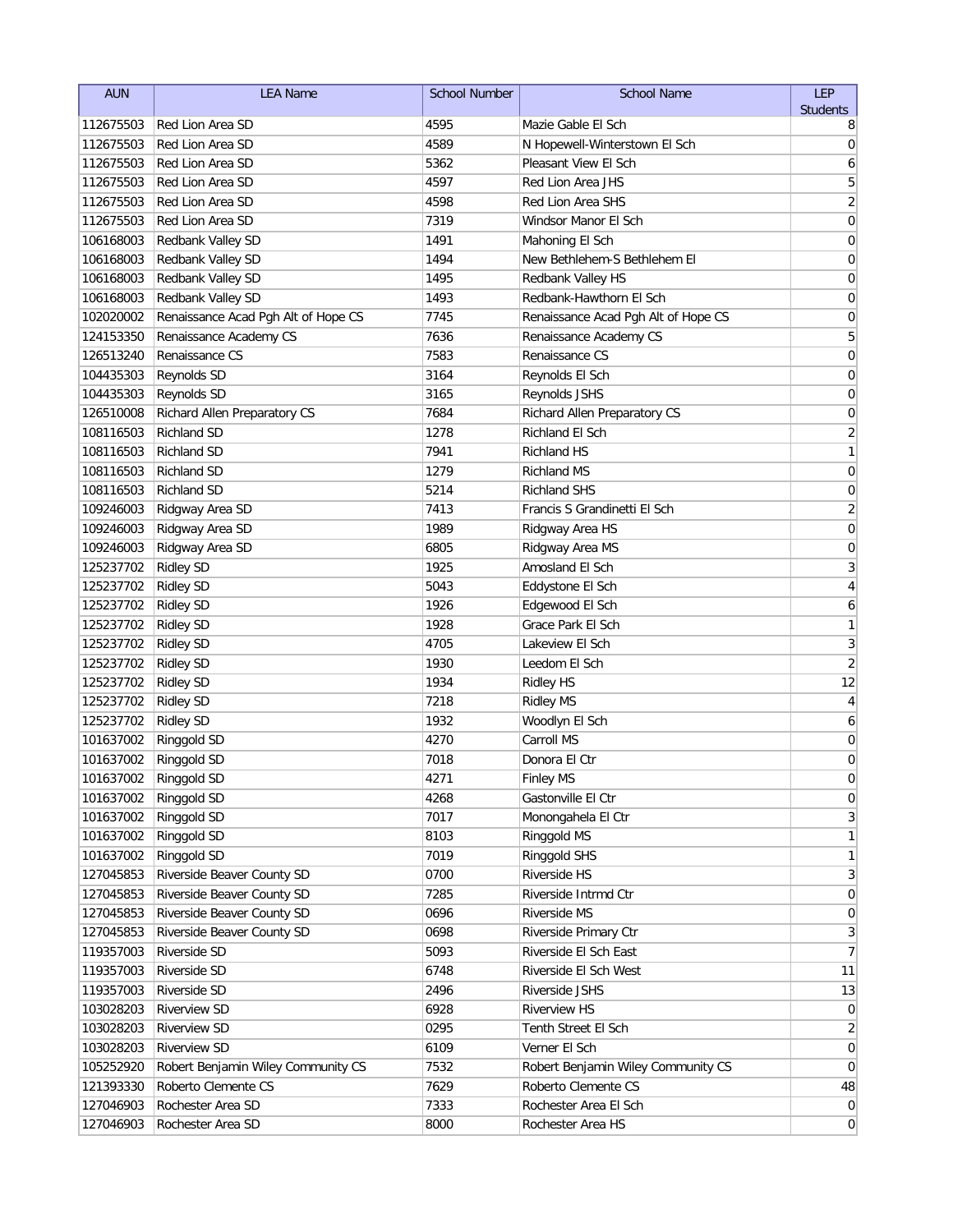| AUN | LEA Name | School Number | School Name | LEP Students |
| --- | --- | --- | --- | --- |
| 112675503 | Red Lion Area SD | 4595 | Mazie Gable El Sch | 8 |
| 112675503 | Red Lion Area SD | 4589 | N Hopewell-Winterstown El Sch | 0 |
| 112675503 | Red Lion Area SD | 5362 | Pleasant View El Sch | 6 |
| 112675503 | Red Lion Area SD | 4597 | Red Lion Area JHS | 5 |
| 112675503 | Red Lion Area SD | 4598 | Red Lion Area SHS | 2 |
| 112675503 | Red Lion Area SD | 7319 | Windsor Manor El Sch | 0 |
| 106168003 | Redbank Valley SD | 1491 | Mahoning El Sch | 0 |
| 106168003 | Redbank Valley SD | 1494 | New Bethlehem-S Bethlehem El | 0 |
| 106168003 | Redbank Valley SD | 1495 | Redbank Valley HS | 0 |
| 106168003 | Redbank Valley SD | 1493 | Redbank-Hawthorn El Sch | 0 |
| 102020002 | Renaissance Acad Pgh Alt of Hope CS | 7745 | Renaissance Acad Pgh Alt of Hope CS | 0 |
| 124153350 | Renaissance Academy CS | 7636 | Renaissance Academy CS | 5 |
| 126513240 | Renaissance CS | 7583 | Renaissance CS | 0 |
| 104435303 | Reynolds SD | 3164 | Reynolds El Sch | 0 |
| 104435303 | Reynolds SD | 3165 | Reynolds JSHS | 0 |
| 126510008 | Richard Allen Preparatory CS | 7684 | Richard Allen Preparatory CS | 0 |
| 108116503 | Richland SD | 1278 | Richland El Sch | 2 |
| 108116503 | Richland SD | 7941 | Richland HS | 1 |
| 108116503 | Richland SD | 1279 | Richland MS | 0 |
| 108116503 | Richland SD | 5214 | Richland SHS | 0 |
| 109246003 | Ridgway Area SD | 7413 | Francis S Grandinetti El Sch | 2 |
| 109246003 | Ridgway Area SD | 1989 | Ridgway Area HS | 0 |
| 109246003 | Ridgway Area SD | 6805 | Ridgway Area MS | 0 |
| 125237702 | Ridley SD | 1925 | Amosland El Sch | 3 |
| 125237702 | Ridley SD | 5043 | Eddystone El Sch | 4 |
| 125237702 | Ridley SD | 1926 | Edgewood El Sch | 6 |
| 125237702 | Ridley SD | 1928 | Grace Park El Sch | 1 |
| 125237702 | Ridley SD | 4705 | Lakeview El Sch | 3 |
| 125237702 | Ridley SD | 1930 | Leedom El Sch | 2 |
| 125237702 | Ridley SD | 1934 | Ridley HS | 12 |
| 125237702 | Ridley SD | 7218 | Ridley MS | 4 |
| 125237702 | Ridley SD | 1932 | Woodlyn El Sch | 6 |
| 101637002 | Ringgold SD | 4270 | Carroll MS | 0 |
| 101637002 | Ringgold SD | 7018 | Donora El Ctr | 0 |
| 101637002 | Ringgold SD | 4271 | Finley MS | 0 |
| 101637002 | Ringgold SD | 4268 | Gastonville El Ctr | 0 |
| 101637002 | Ringgold SD | 7017 | Monongahela El Ctr | 3 |
| 101637002 | Ringgold SD | 8103 | Ringgold MS | 1 |
| 101637002 | Ringgold SD | 7019 | Ringgold SHS | 1 |
| 127045853 | Riverside Beaver County SD | 0700 | Riverside HS | 3 |
| 127045853 | Riverside Beaver County SD | 7285 | Riverside Intrmd Ctr | 0 |
| 127045853 | Riverside Beaver County SD | 0696 | Riverside MS | 0 |
| 127045853 | Riverside Beaver County SD | 0698 | Riverside Primary Ctr | 3 |
| 119357003 | Riverside SD | 5093 | Riverside El Sch East | 7 |
| 119357003 | Riverside SD | 6748 | Riverside El Sch West | 11 |
| 119357003 | Riverside SD | 2496 | Riverside JSHS | 13 |
| 103028203 | Riverview SD | 6928 | Riverview HS | 0 |
| 103028203 | Riverview SD | 0295 | Tenth Street El Sch | 2 |
| 103028203 | Riverview SD | 6109 | Verner El Sch | 0 |
| 105252920 | Robert Benjamin Wiley Community CS | 7532 | Robert Benjamin Wiley Community CS | 0 |
| 121393330 | Roberto Clemente CS | 7629 | Roberto Clemente CS | 48 |
| 127046903 | Rochester Area SD | 7333 | Rochester Area El Sch | 0 |
| 127046903 | Rochester Area SD | 8000 | Rochester Area HS | 0 |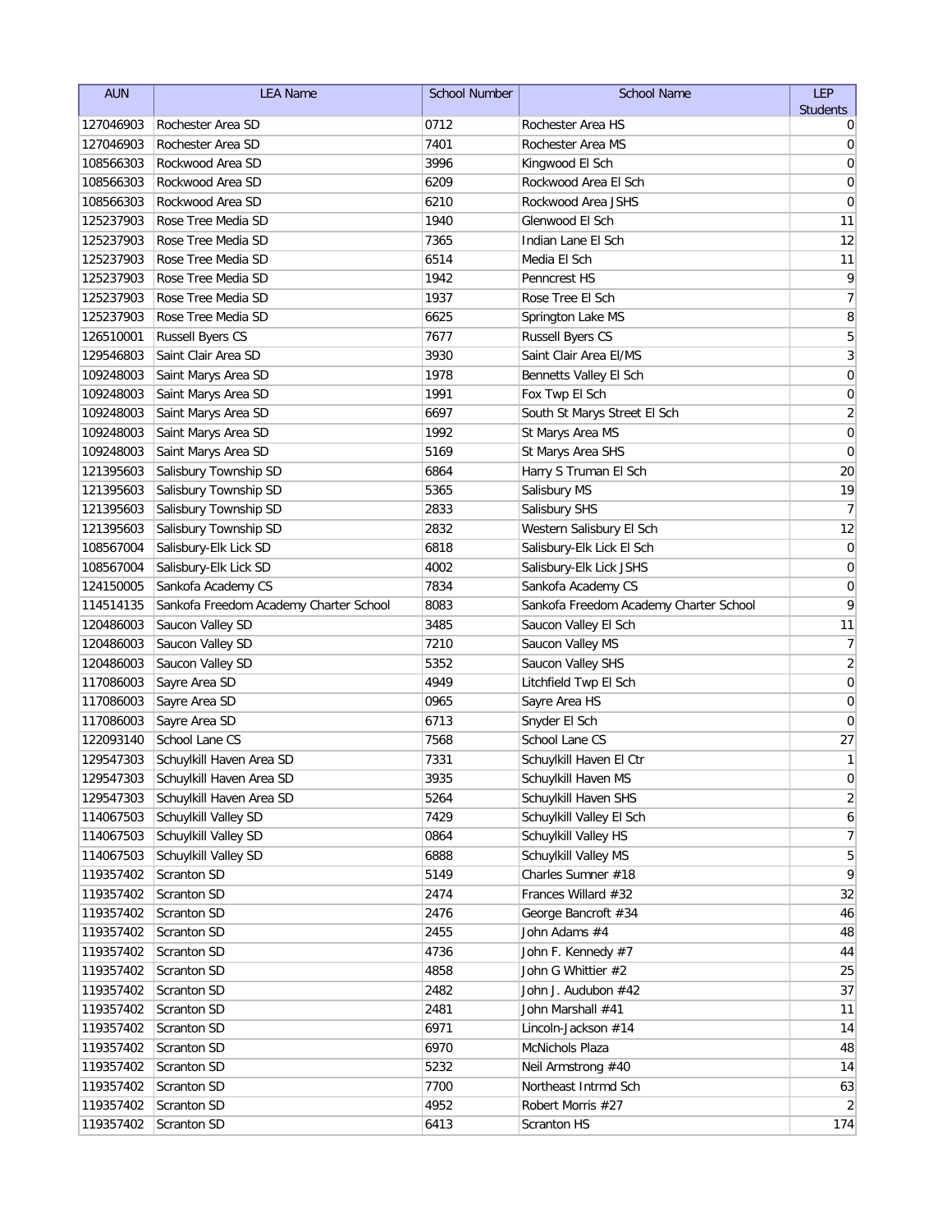| AUN | LEA Name | School Number | School Name | LEP Students |
|---|---|---|---|---|
| 127046903 | Rochester Area SD | 0712 | Rochester Area HS | 0 |
| 127046903 | Rochester Area SD | 7401 | Rochester Area MS | 0 |
| 108566303 | Rockwood Area SD | 3996 | Kingwood El Sch | 0 |
| 108566303 | Rockwood Area SD | 6209 | Rockwood Area El Sch | 0 |
| 108566303 | Rockwood Area SD | 6210 | Rockwood Area JSHS | 0 |
| 125237903 | Rose Tree Media SD | 1940 | Glenwood El Sch | 11 |
| 125237903 | Rose Tree Media SD | 7365 | Indian Lane El Sch | 12 |
| 125237903 | Rose Tree Media SD | 6514 | Media El Sch | 11 |
| 125237903 | Rose Tree Media SD | 1942 | Penncrest HS | 9 |
| 125237903 | Rose Tree Media SD | 1937 | Rose Tree El Sch | 7 |
| 125237903 | Rose Tree Media SD | 6625 | Springton Lake MS | 8 |
| 126510001 | Russell Byers CS | 7677 | Russell Byers CS | 5 |
| 129546803 | Saint Clair Area SD | 3930 | Saint Clair Area El/MS | 3 |
| 109248003 | Saint Marys Area SD | 1978 | Bennetts Valley El Sch | 0 |
| 109248003 | Saint Marys Area SD | 1991 | Fox Twp El Sch | 0 |
| 109248003 | Saint Marys Area SD | 6697 | South St Marys Street El Sch | 2 |
| 109248003 | Saint Marys Area SD | 1992 | St Marys Area MS | 0 |
| 109248003 | Saint Marys Area SD | 5169 | St Marys Area SHS | 0 |
| 121395603 | Salisbury Township SD | 6864 | Harry S Truman El Sch | 20 |
| 121395603 | Salisbury Township SD | 5365 | Salisbury MS | 19 |
| 121395603 | Salisbury Township SD | 2833 | Salisbury SHS | 7 |
| 121395603 | Salisbury Township SD | 2832 | Western Salisbury El Sch | 12 |
| 108567004 | Salisbury-Elk Lick SD | 6818 | Salisbury-Elk Lick El Sch | 0 |
| 108567004 | Salisbury-Elk Lick SD | 4002 | Salisbury-Elk Lick JSHS | 0 |
| 124150005 | Sankofa Academy CS | 7834 | Sankofa Academy CS | 0 |
| 114514135 | Sankofa Freedom Academy Charter School | 8083 | Sankofa Freedom Academy Charter School | 9 |
| 120486003 | Saucon Valley SD | 3485 | Saucon Valley El Sch | 11 |
| 120486003 | Saucon Valley SD | 7210 | Saucon Valley MS | 7 |
| 120486003 | Saucon Valley SD | 5352 | Saucon Valley SHS | 2 |
| 117086003 | Sayre Area SD | 4949 | Litchfield Twp El Sch | 0 |
| 117086003 | Sayre Area SD | 0965 | Sayre Area HS | 0 |
| 117086003 | Sayre Area SD | 6713 | Snyder El Sch | 0 |
| 122093140 | School Lane CS | 7568 | School Lane CS | 27 |
| 129547303 | Schuylkill Haven Area SD | 7331 | Schuylkill Haven El Ctr | 1 |
| 129547303 | Schuylkill Haven Area SD | 3935 | Schuylkill Haven MS | 0 |
| 129547303 | Schuylkill Haven Area SD | 5264 | Schuylkill Haven SHS | 2 |
| 114067503 | Schuylkill Valley SD | 7429 | Schuylkill Valley El Sch | 6 |
| 114067503 | Schuylkill Valley SD | 0864 | Schuylkill Valley HS | 7 |
| 114067503 | Schuylkill Valley SD | 6888 | Schuylkill Valley MS | 5 |
| 119357402 | Scranton SD | 5149 | Charles Sumner #18 | 9 |
| 119357402 | Scranton SD | 2474 | Frances Willard #32 | 32 |
| 119357402 | Scranton SD | 2476 | George Bancroft #34 | 46 |
| 119357402 | Scranton SD | 2455 | John Adams #4 | 48 |
| 119357402 | Scranton SD | 4736 | John F. Kennedy #7 | 44 |
| 119357402 | Scranton SD | 4858 | John G Whittier #2 | 25 |
| 119357402 | Scranton SD | 2482 | John J. Audubon #42 | 37 |
| 119357402 | Scranton SD | 2481 | John Marshall #41 | 11 |
| 119357402 | Scranton SD | 6971 | Lincoln-Jackson #14 | 14 |
| 119357402 | Scranton SD | 6970 | McNichols Plaza | 48 |
| 119357402 | Scranton SD | 5232 | Neil Armstrong #40 | 14 |
| 119357402 | Scranton SD | 7700 | Northeast Intrmd Sch | 63 |
| 119357402 | Scranton SD | 4952 | Robert Morris #27 | 2 |
| 119357402 | Scranton SD | 6413 | Scranton HS | 174 |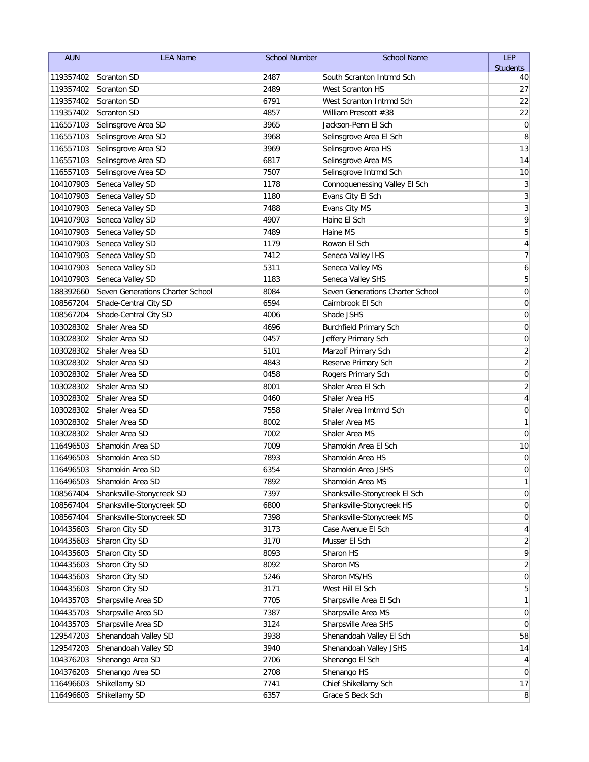| AUN | LEA Name | School Number | School Name | LEP Students |
|---|---|---|---|---|
| 119357402 | Scranton SD | 2487 | South Scranton Intrmd Sch | 40 |
| 119357402 | Scranton SD | 2489 | West Scranton HS | 27 |
| 119357402 | Scranton SD | 6791 | West Scranton Intrmd Sch | 22 |
| 119357402 | Scranton SD | 4857 | William Prescott #38 | 22 |
| 116557103 | Selinsgrove Area SD | 3965 | Jackson-Penn El Sch | 0 |
| 116557103 | Selinsgrove Area SD | 3968 | Selinsgrove Area El Sch | 8 |
| 116557103 | Selinsgrove Area SD | 3969 | Selinsgrove Area HS | 13 |
| 116557103 | Selinsgrove Area SD | 6817 | Selinsgrove Area MS | 14 |
| 116557103 | Selinsgrove Area SD | 7507 | Selinsgrove Intrmd Sch | 10 |
| 104107903 | Seneca Valley SD | 1178 | Connoquenessing Valley El Sch | 3 |
| 104107903 | Seneca Valley SD | 1180 | Evans City El Sch | 3 |
| 104107903 | Seneca Valley SD | 7488 | Evans City MS | 3 |
| 104107903 | Seneca Valley SD | 4907 | Haine El Sch | 9 |
| 104107903 | Seneca Valley SD | 7489 | Haine MS | 5 |
| 104107903 | Seneca Valley SD | 1179 | Rowan El Sch | 4 |
| 104107903 | Seneca Valley SD | 7412 | Seneca Valley IHS | 7 |
| 104107903 | Seneca Valley SD | 5311 | Seneca Valley MS | 6 |
| 104107903 | Seneca Valley SD | 1183 | Seneca Valley SHS | 5 |
| 188392660 | Seven Generations Charter School | 8084 | Seven Generations Charter School | 0 |
| 108567204 | Shade-Central City SD | 6594 | Cairnbrook El Sch | 0 |
| 108567204 | Shade-Central City SD | 4006 | Shade JSHS | 0 |
| 103028302 | Shaler Area SD | 4696 | Burchfield Primary Sch | 0 |
| 103028302 | Shaler Area SD | 0457 | Jeffery Primary Sch | 0 |
| 103028302 | Shaler Area SD | 5101 | Marzolf Primary Sch | 2 |
| 103028302 | Shaler Area SD | 4843 | Reserve Primary Sch | 2 |
| 103028302 | Shaler Area SD | 0458 | Rogers Primary Sch | 0 |
| 103028302 | Shaler Area SD | 8001 | Shaler Area El Sch | 2 |
| 103028302 | Shaler Area SD | 0460 | Shaler Area HS | 4 |
| 103028302 | Shaler Area SD | 7558 | Shaler Area Imtrmd Sch | 0 |
| 103028302 | Shaler Area SD | 8002 | Shaler Area MS | 1 |
| 103028302 | Shaler Area SD | 7002 | Shaler Area MS | 0 |
| 116496503 | Shamokin Area SD | 7009 | Shamokin Area El Sch | 10 |
| 116496503 | Shamokin Area SD | 7893 | Shamokin Area HS | 0 |
| 116496503 | Shamokin Area SD | 6354 | Shamokin Area JSHS | 0 |
| 116496503 | Shamokin Area SD | 7892 | Shamokin Area MS | 1 |
| 108567404 | Shanksville-Stonycreek SD | 7397 | Shanksville-Stonycreek El Sch | 0 |
| 108567404 | Shanksville-Stonycreek SD | 6800 | Shanksville-Stonycreek HS | 0 |
| 108567404 | Shanksville-Stonycreek SD | 7398 | Shanksville-Stonycreek MS | 0 |
| 104435603 | Sharon City SD | 3173 | Case Avenue El Sch | 4 |
| 104435603 | Sharon City SD | 3170 | Musser El Sch | 2 |
| 104435603 | Sharon City SD | 8093 | Sharon HS | 9 |
| 104435603 | Sharon City SD | 8092 | Sharon MS | 2 |
| 104435603 | Sharon City SD | 5246 | Sharon MS/HS | 0 |
| 104435603 | Sharon City SD | 3171 | West Hill El Sch | 5 |
| 104435703 | Sharpsville Area SD | 7705 | Sharpsville Area El Sch | 1 |
| 104435703 | Sharpsville Area SD | 7387 | Sharpsville Area MS | 0 |
| 104435703 | Sharpsville Area SD | 3124 | Sharpsville Area SHS | 0 |
| 129547203 | Shenandoah Valley SD | 3938 | Shenandoah Valley El Sch | 58 |
| 129547203 | Shenandoah Valley SD | 3940 | Shenandoah Valley JSHS | 14 |
| 104376203 | Shenango Area SD | 2706 | Shenango El Sch | 4 |
| 104376203 | Shenango Area SD | 2708 | Shenango HS | 0 |
| 116496603 | Shikellamy SD | 7741 | Chief Shikellamy Sch | 17 |
| 116496603 | Shikellamy SD | 6357 | Grace S Beck Sch | 8 |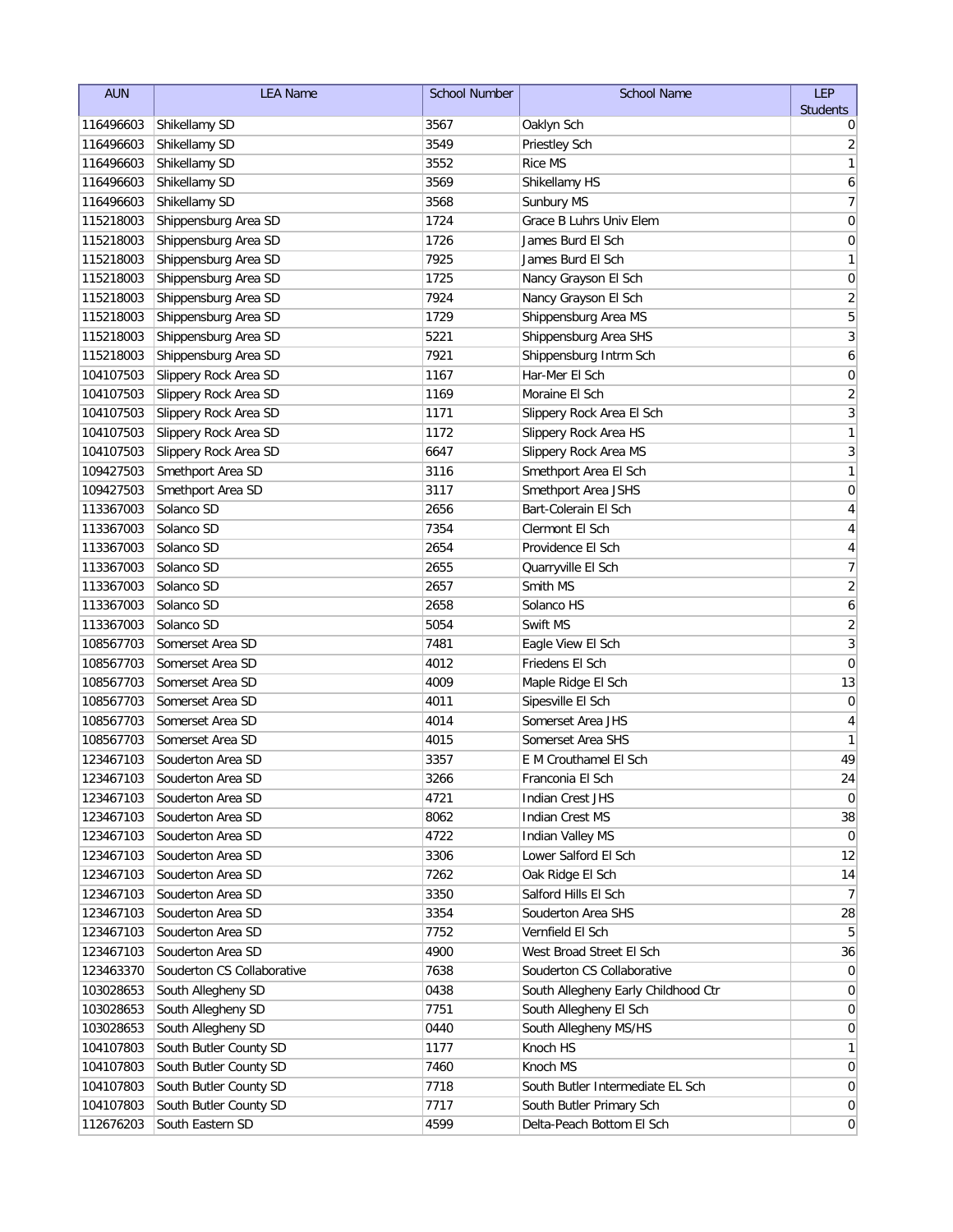| AUN | LEA Name | School Number | School Name | LEP Students |
|---|---|---|---|---|
| 116496603 | Shikellamy SD | 3567 | Oaklyn Sch | 0 |
| 116496603 | Shikellamy SD | 3549 | Priestley Sch | 2 |
| 116496603 | Shikellamy SD | 3552 | Rice MS | 1 |
| 116496603 | Shikellamy SD | 3569 | Shikellamy HS | 6 |
| 116496603 | Shikellamy SD | 3568 | Sunbury MS | 7 |
| 115218003 | Shippensburg Area SD | 1724 | Grace B Luhrs Univ Elem | 0 |
| 115218003 | Shippensburg Area SD | 1726 | James Burd El Sch | 0 |
| 115218003 | Shippensburg Area SD | 7925 | James Burd El Sch | 1 |
| 115218003 | Shippensburg Area SD | 1725 | Nancy Grayson El Sch | 0 |
| 115218003 | Shippensburg Area SD | 7924 | Nancy Grayson El Sch | 2 |
| 115218003 | Shippensburg Area SD | 1729 | Shippensburg Area MS | 5 |
| 115218003 | Shippensburg Area SD | 5221 | Shippensburg Area SHS | 3 |
| 115218003 | Shippensburg Area SD | 7921 | Shippensburg Intrm Sch | 6 |
| 104107503 | Slippery Rock Area SD | 1167 | Har-Mer El Sch | 0 |
| 104107503 | Slippery Rock Area SD | 1169 | Moraine El Sch | 2 |
| 104107503 | Slippery Rock Area SD | 1171 | Slippery Rock Area El Sch | 3 |
| 104107503 | Slippery Rock Area SD | 1172 | Slippery Rock Area HS | 1 |
| 104107503 | Slippery Rock Area SD | 6647 | Slippery Rock Area MS | 3 |
| 109427503 | Smethport Area SD | 3116 | Smethport Area El Sch | 1 |
| 109427503 | Smethport Area SD | 3117 | Smethport Area JSHS | 0 |
| 113367003 | Solanco SD | 2656 | Bart-Colerain El Sch | 4 |
| 113367003 | Solanco SD | 7354 | Clermont El Sch | 4 |
| 113367003 | Solanco SD | 2654 | Providence El Sch | 4 |
| 113367003 | Solanco SD | 2655 | Quarryville El Sch | 7 |
| 113367003 | Solanco SD | 2657 | Smith MS | 2 |
| 113367003 | Solanco SD | 2658 | Solanco HS | 6 |
| 113367003 | Solanco SD | 5054 | Swift MS | 2 |
| 108567703 | Somerset Area SD | 7481 | Eagle View El Sch | 3 |
| 108567703 | Somerset Area SD | 4012 | Friedens El Sch | 0 |
| 108567703 | Somerset Area SD | 4009 | Maple Ridge El Sch | 13 |
| 108567703 | Somerset Area SD | 4011 | Sipesville El Sch | 0 |
| 108567703 | Somerset Area SD | 4014 | Somerset Area JHS | 4 |
| 108567703 | Somerset Area SD | 4015 | Somerset Area SHS | 1 |
| 123467103 | Souderton Area SD | 3357 | E M Crouthamel El Sch | 49 |
| 123467103 | Souderton Area SD | 3266 | Franconia El Sch | 24 |
| 123467103 | Souderton Area SD | 4721 | Indian Crest JHS | 0 |
| 123467103 | Souderton Area SD | 8062 | Indian Crest MS | 38 |
| 123467103 | Souderton Area SD | 4722 | Indian Valley MS | 0 |
| 123467103 | Souderton Area SD | 3306 | Lower Salford El Sch | 12 |
| 123467103 | Souderton Area SD | 7262 | Oak Ridge El Sch | 14 |
| 123467103 | Souderton Area SD | 3350 | Salford Hills El Sch | 7 |
| 123467103 | Souderton Area SD | 3354 | Souderton Area SHS | 28 |
| 123467103 | Souderton Area SD | 7752 | Vernfield El Sch | 5 |
| 123467103 | Souderton Area SD | 4900 | West Broad Street El Sch | 36 |
| 123463370 | Souderton CS Collaborative | 7638 | Souderton CS Collaborative | 0 |
| 103028653 | South Allegheny SD | 0438 | South Allegheny Early Childhood Ctr | 0 |
| 103028653 | South Allegheny SD | 7751 | South Allegheny El Sch | 0 |
| 103028653 | South Allegheny SD | 0440 | South Allegheny MS/HS | 0 |
| 104107803 | South Butler County SD | 1177 | Knoch HS | 1 |
| 104107803 | South Butler County SD | 7460 | Knoch MS | 0 |
| 104107803 | South Butler County SD | 7718 | South Butler Intermediate EL Sch | 0 |
| 104107803 | South Butler County SD | 7717 | South Butler Primary Sch | 0 |
| 112676203 | South Eastern SD | 4599 | Delta-Peach Bottom El Sch | 0 |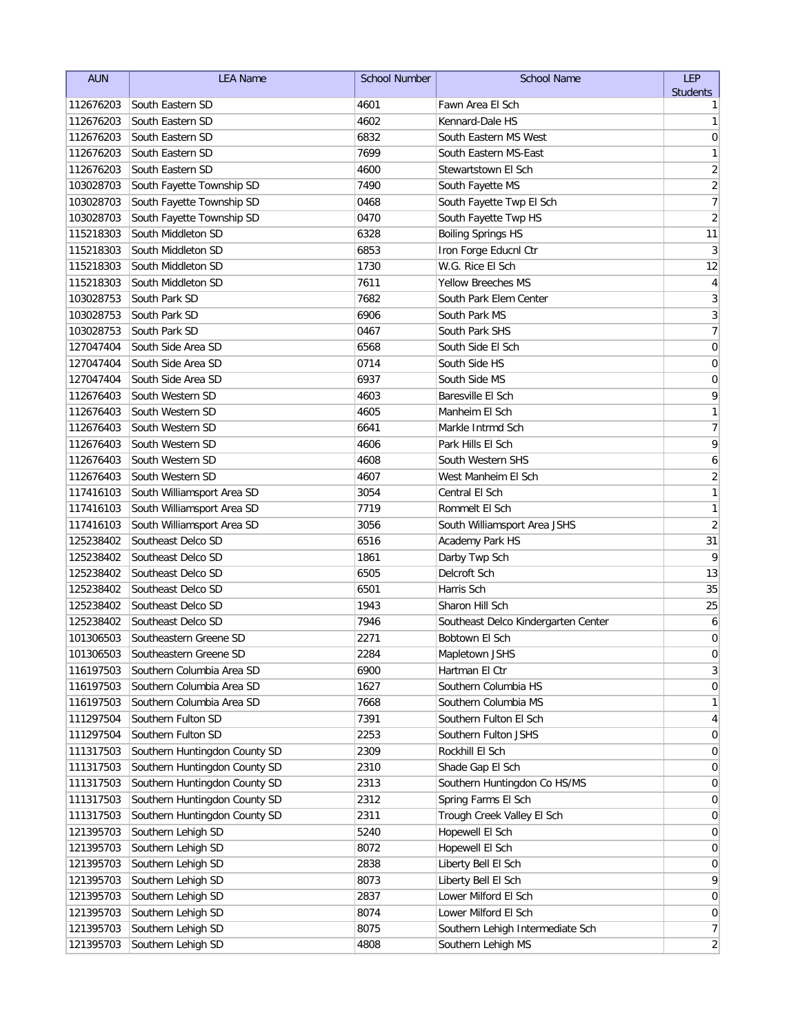| AUN | LEA Name | School Number | School Name | LEP Students |
|---|---|---|---|---|
| 112676203 | South Eastern SD | 4601 | Fawn Area El Sch | 1 |
| 112676203 | South Eastern SD | 4602 | Kennard-Dale HS | 1 |
| 112676203 | South Eastern SD | 6832 | South Eastern MS West | 0 |
| 112676203 | South Eastern SD | 7699 | South Eastern MS-East | 1 |
| 112676203 | South Eastern SD | 4600 | Stewartstown El Sch | 2 |
| 103028703 | South Fayette Township SD | 7490 | South Fayette MS | 2 |
| 103028703 | South Fayette Township SD | 0468 | South Fayette Twp El Sch | 7 |
| 103028703 | South Fayette Township SD | 0470 | South Fayette Twp HS | 2 |
| 115218303 | South Middleton SD | 6328 | Boiling Springs HS | 11 |
| 115218303 | South Middleton SD | 6853 | Iron Forge Educnl Ctr | 3 |
| 115218303 | South Middleton SD | 1730 | W.G. Rice El Sch | 12 |
| 115218303 | South Middleton SD | 7611 | Yellow Breeches MS | 4 |
| 103028753 | South Park SD | 7682 | South Park Elem Center | 3 |
| 103028753 | South Park SD | 6906 | South Park MS | 3 |
| 103028753 | South Park SD | 0467 | South Park SHS | 7 |
| 127047404 | South Side Area SD | 6568 | South Side El Sch | 0 |
| 127047404 | South Side Area SD | 0714 | South Side HS | 0 |
| 127047404 | South Side Area SD | 6937 | South Side MS | 0 |
| 112676403 | South Western SD | 4603 | Baresville El Sch | 9 |
| 112676403 | South Western SD | 4605 | Manheim El Sch | 1 |
| 112676403 | South Western SD | 6641 | Markle Intrmd Sch | 7 |
| 112676403 | South Western SD | 4606 | Park Hills El Sch | 9 |
| 112676403 | South Western SD | 4608 | South Western SHS | 6 |
| 112676403 | South Western SD | 4607 | West Manheim El Sch | 2 |
| 117416103 | South Williamsport Area SD | 3054 | Central El Sch | 1 |
| 117416103 | South Williamsport Area SD | 7719 | Rommelt El Sch | 1 |
| 117416103 | South Williamsport Area SD | 3056 | South Williamsport Area JSHS | 2 |
| 125238402 | Southeast Delco SD | 6516 | Academy Park HS | 31 |
| 125238402 | Southeast Delco SD | 1861 | Darby Twp Sch | 9 |
| 125238402 | Southeast Delco SD | 6505 | Delcroft Sch | 13 |
| 125238402 | Southeast Delco SD | 6501 | Harris Sch | 35 |
| 125238402 | Southeast Delco SD | 1943 | Sharon Hill Sch | 25 |
| 125238402 | Southeast Delco SD | 7946 | Southeast Delco Kindergarten Center | 6 |
| 101306503 | Southeastern Greene SD | 2271 | Bobtown El Sch | 0 |
| 101306503 | Southeastern Greene SD | 2284 | Mapletown JSHS | 0 |
| 116197503 | Southern Columbia Area SD | 6900 | Hartman El Ctr | 3 |
| 116197503 | Southern Columbia Area SD | 1627 | Southern Columbia HS | 0 |
| 116197503 | Southern Columbia Area SD | 7668 | Southern Columbia MS | 1 |
| 111297504 | Southern Fulton SD | 7391 | Southern Fulton El Sch | 4 |
| 111297504 | Southern Fulton SD | 2253 | Southern Fulton JSHS | 0 |
| 111317503 | Southern Huntingdon County SD | 2309 | Rockhill El Sch | 0 |
| 111317503 | Southern Huntingdon County SD | 2310 | Shade Gap El Sch | 0 |
| 111317503 | Southern Huntingdon County SD | 2313 | Southern Huntingdon Co HS/MS | 0 |
| 111317503 | Southern Huntingdon County SD | 2312 | Spring Farms El Sch | 0 |
| 111317503 | Southern Huntingdon County SD | 2311 | Trough Creek Valley El Sch | 0 |
| 121395703 | Southern Lehigh SD | 5240 | Hopewell El Sch | 0 |
| 121395703 | Southern Lehigh SD | 8072 | Hopewell El Sch | 0 |
| 121395703 | Southern Lehigh SD | 2838 | Liberty Bell El Sch | 0 |
| 121395703 | Southern Lehigh SD | 8073 | Liberty Bell El Sch | 9 |
| 121395703 | Southern Lehigh SD | 2837 | Lower Milford El Sch | 0 |
| 121395703 | Southern Lehigh SD | 8074 | Lower Milford El Sch | 0 |
| 121395703 | Southern Lehigh SD | 8075 | Southern Lehigh Intermediate Sch | 7 |
| 121395703 | Southern Lehigh SD | 4808 | Southern Lehigh MS | 2 |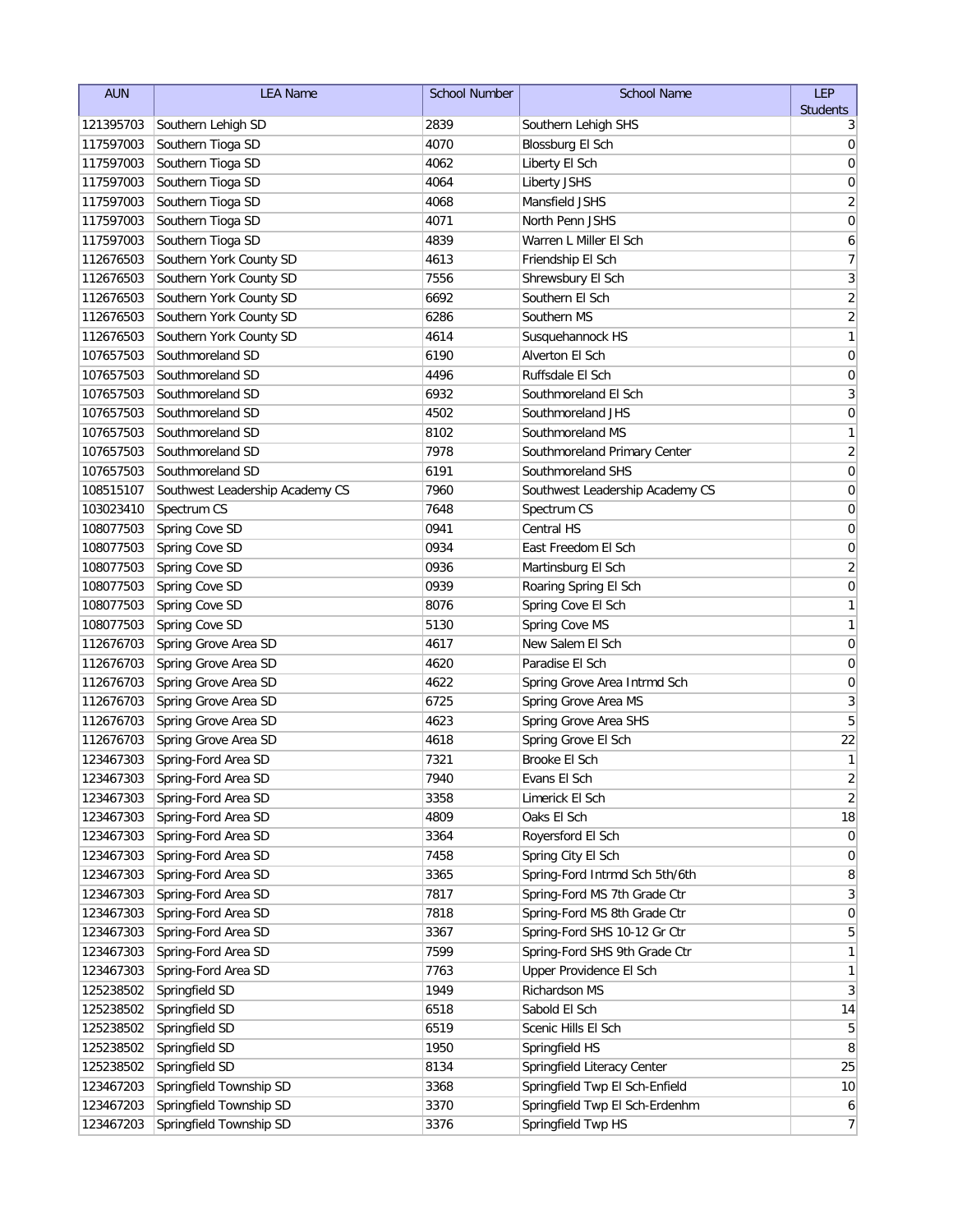| AUN | LEA Name | School Number | School Name | LEP Students |
|---|---|---|---|---|
| 121395703 | Southern Lehigh SD | 2839 | Southern Lehigh SHS | 3 |
| 117597003 | Southern Tioga SD | 4070 | Blossburg El Sch | 0 |
| 117597003 | Southern Tioga SD | 4062 | Liberty El Sch | 0 |
| 117597003 | Southern Tioga SD | 4064 | Liberty JSHS | 0 |
| 117597003 | Southern Tioga SD | 4068 | Mansfield JSHS | 2 |
| 117597003 | Southern Tioga SD | 4071 | North Penn JSHS | 0 |
| 117597003 | Southern Tioga SD | 4839 | Warren L Miller El Sch | 6 |
| 112676503 | Southern York County SD | 4613 | Friendship El Sch | 7 |
| 112676503 | Southern York County SD | 7556 | Shrewsbury El Sch | 3 |
| 112676503 | Southern York County SD | 6692 | Southern El Sch | 2 |
| 112676503 | Southern York County SD | 6286 | Southern MS | 2 |
| 112676503 | Southern York County SD | 4614 | Susquehannock HS | 1 |
| 107657503 | Southmoreland SD | 6190 | Alverton El Sch | 0 |
| 107657503 | Southmoreland SD | 4496 | Ruffsdale El Sch | 0 |
| 107657503 | Southmoreland SD | 6932 | Southmoreland El Sch | 3 |
| 107657503 | Southmoreland SD | 4502 | Southmoreland JHS | 0 |
| 107657503 | Southmoreland SD | 8102 | Southmoreland MS | 1 |
| 107657503 | Southmoreland SD | 7978 | Southmoreland Primary Center | 2 |
| 107657503 | Southmoreland SD | 6191 | Southmoreland SHS | 0 |
| 108515107 | Southwest Leadership Academy CS | 7960 | Southwest Leadership Academy CS | 0 |
| 103023410 | Spectrum CS | 7648 | Spectrum CS | 0 |
| 108077503 | Spring Cove SD | 0941 | Central HS | 0 |
| 108077503 | Spring Cove SD | 0934 | East Freedom El Sch | 0 |
| 108077503 | Spring Cove SD | 0936 | Martinsburg El Sch | 2 |
| 108077503 | Spring Cove SD | 0939 | Roaring Spring El Sch | 0 |
| 108077503 | Spring Cove SD | 8076 | Spring Cove El Sch | 1 |
| 108077503 | Spring Cove SD | 5130 | Spring Cove MS | 1 |
| 112676703 | Spring Grove Area SD | 4617 | New Salem El Sch | 0 |
| 112676703 | Spring Grove Area SD | 4620 | Paradise El Sch | 0 |
| 112676703 | Spring Grove Area SD | 4622 | Spring Grove Area Intrmd Sch | 0 |
| 112676703 | Spring Grove Area SD | 6725 | Spring Grove Area MS | 3 |
| 112676703 | Spring Grove Area SD | 4623 | Spring Grove Area SHS | 5 |
| 112676703 | Spring Grove Area SD | 4618 | Spring Grove El Sch | 22 |
| 123467303 | Spring-Ford Area SD | 7321 | Brooke El Sch | 1 |
| 123467303 | Spring-Ford Area SD | 7940 | Evans El Sch | 2 |
| 123467303 | Spring-Ford Area SD | 3358 | Limerick El Sch | 2 |
| 123467303 | Spring-Ford Area SD | 4809 | Oaks El Sch | 18 |
| 123467303 | Spring-Ford Area SD | 3364 | Royersford El Sch | 0 |
| 123467303 | Spring-Ford Area SD | 7458 | Spring City El Sch | 0 |
| 123467303 | Spring-Ford Area SD | 3365 | Spring-Ford Intrmd Sch 5th/6th | 8 |
| 123467303 | Spring-Ford Area SD | 7817 | Spring-Ford MS 7th Grade Ctr | 3 |
| 123467303 | Spring-Ford Area SD | 7818 | Spring-Ford MS 8th Grade Ctr | 0 |
| 123467303 | Spring-Ford Area SD | 3367 | Spring-Ford SHS 10-12 Gr Ctr | 5 |
| 123467303 | Spring-Ford Area SD | 7599 | Spring-Ford SHS 9th Grade Ctr | 1 |
| 123467303 | Spring-Ford Area SD | 7763 | Upper Providence El Sch | 1 |
| 125238502 | Springfield SD | 1949 | Richardson MS | 3 |
| 125238502 | Springfield SD | 6518 | Sabold El Sch | 14 |
| 125238502 | Springfield SD | 6519 | Scenic Hills El Sch | 5 |
| 125238502 | Springfield SD | 1950 | Springfield HS | 8 |
| 125238502 | Springfield SD | 8134 | Springfield Literacy Center | 25 |
| 123467203 | Springfield Township SD | 3368 | Springfield Twp El Sch-Enfield | 10 |
| 123467203 | Springfield Township SD | 3370 | Springfield Twp El Sch-Erdenhm | 6 |
| 123467203 | Springfield Township SD | 3376 | Springfield Twp HS | 7 |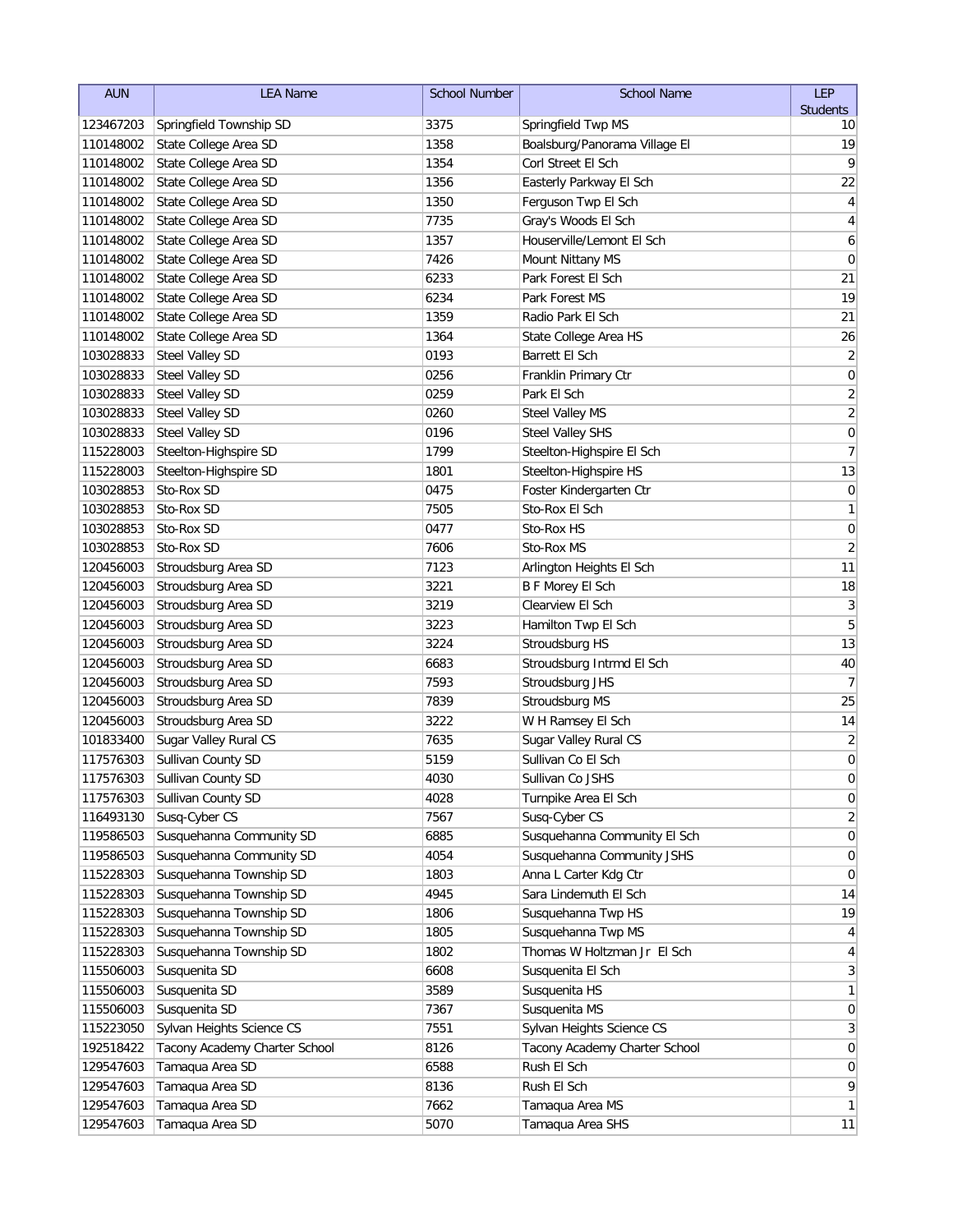| AUN | LEA Name | School Number | School Name | LEP Students |
|---|---|---|---|---|
| 123467203 | Springfield Township SD | 3375 | Springfield Twp MS | 10 |
| 110148002 | State College Area SD | 1358 | Boalsburg/Panorama Village El | 19 |
| 110148002 | State College Area SD | 1354 | Corl Street El Sch | 9 |
| 110148002 | State College Area SD | 1356 | Easterly Parkway El Sch | 22 |
| 110148002 | State College Area SD | 1350 | Ferguson Twp El Sch | 4 |
| 110148002 | State College Area SD | 7735 | Gray's Woods El Sch | 4 |
| 110148002 | State College Area SD | 1357 | Houserville/Lemont El Sch | 6 |
| 110148002 | State College Area SD | 7426 | Mount Nittany MS | 0 |
| 110148002 | State College Area SD | 6233 | Park Forest El Sch | 21 |
| 110148002 | State College Area SD | 6234 | Park Forest MS | 19 |
| 110148002 | State College Area SD | 1359 | Radio Park El Sch | 21 |
| 110148002 | State College Area SD | 1364 | State College Area HS | 26 |
| 103028833 | Steel Valley SD | 0193 | Barrett El Sch | 2 |
| 103028833 | Steel Valley SD | 0256 | Franklin Primary Ctr | 0 |
| 103028833 | Steel Valley SD | 0259 | Park El Sch | 2 |
| 103028833 | Steel Valley SD | 0260 | Steel Valley MS | 2 |
| 103028833 | Steel Valley SD | 0196 | Steel Valley SHS | 0 |
| 115228003 | Steelton-Highspire SD | 1799 | Steelton-Highspire El Sch | 7 |
| 115228003 | Steelton-Highspire SD | 1801 | Steelton-Highspire HS | 13 |
| 103028853 | Sto-Rox SD | 0475 | Foster Kindergarten Ctr | 0 |
| 103028853 | Sto-Rox SD | 7505 | Sto-Rox El Sch | 1 |
| 103028853 | Sto-Rox SD | 0477 | Sto-Rox HS | 0 |
| 103028853 | Sto-Rox SD | 7606 | Sto-Rox MS | 2 |
| 120456003 | Stroudsburg Area SD | 7123 | Arlington Heights El Sch | 11 |
| 120456003 | Stroudsburg Area SD | 3221 | B F Morey El Sch | 18 |
| 120456003 | Stroudsburg Area SD | 3219 | Clearview El Sch | 3 |
| 120456003 | Stroudsburg Area SD | 3223 | Hamilton Twp El Sch | 5 |
| 120456003 | Stroudsburg Area SD | 3224 | Stroudsburg HS | 13 |
| 120456003 | Stroudsburg Area SD | 6683 | Stroudsburg Intrmd El Sch | 40 |
| 120456003 | Stroudsburg Area SD | 7593 | Stroudsburg JHS | 7 |
| 120456003 | Stroudsburg Area SD | 7839 | Stroudsburg MS | 25 |
| 120456003 | Stroudsburg Area SD | 3222 | W H Ramsey El Sch | 14 |
| 101833400 | Sugar Valley Rural CS | 7635 | Sugar Valley Rural CS | 2 |
| 117576303 | Sullivan County SD | 5159 | Sullivan Co El Sch | 0 |
| 117576303 | Sullivan County SD | 4030 | Sullivan Co JSHS | 0 |
| 117576303 | Sullivan County SD | 4028 | Turnpike Area El Sch | 0 |
| 116493130 | Susq-Cyber CS | 7567 | Susq-Cyber CS | 2 |
| 119586503 | Susquehanna Community SD | 6885 | Susquehanna Community El Sch | 0 |
| 119586503 | Susquehanna Community SD | 4054 | Susquehanna Community JSHS | 0 |
| 115228303 | Susquehanna Township SD | 1803 | Anna L Carter Kdg Ctr | 0 |
| 115228303 | Susquehanna Township SD | 4945 | Sara Lindemuth El Sch | 14 |
| 115228303 | Susquehanna Township SD | 1806 | Susquehanna Twp HS | 19 |
| 115228303 | Susquehanna Township SD | 1805 | Susquehanna Twp MS | 4 |
| 115228303 | Susquehanna Township SD | 1802 | Thomas W Holtzman Jr El Sch | 4 |
| 115506003 | Susquenita SD | 6608 | Susquenita El Sch | 3 |
| 115506003 | Susquenita SD | 3589 | Susquenita HS | 1 |
| 115506003 | Susquenita SD | 7367 | Susquenita MS | 0 |
| 115223050 | Sylvan Heights Science CS | 7551 | Sylvan Heights Science CS | 3 |
| 192518422 | Tacony Academy Charter School | 8126 | Tacony Academy Charter School | 0 |
| 129547603 | Tamaqua Area SD | 6588 | Rush El Sch | 0 |
| 129547603 | Tamaqua Area SD | 8136 | Rush El Sch | 9 |
| 129547603 | Tamaqua Area SD | 7662 | Tamaqua Area MS | 1 |
| 129547603 | Tamaqua Area SD | 5070 | Tamaqua Area SHS | 11 |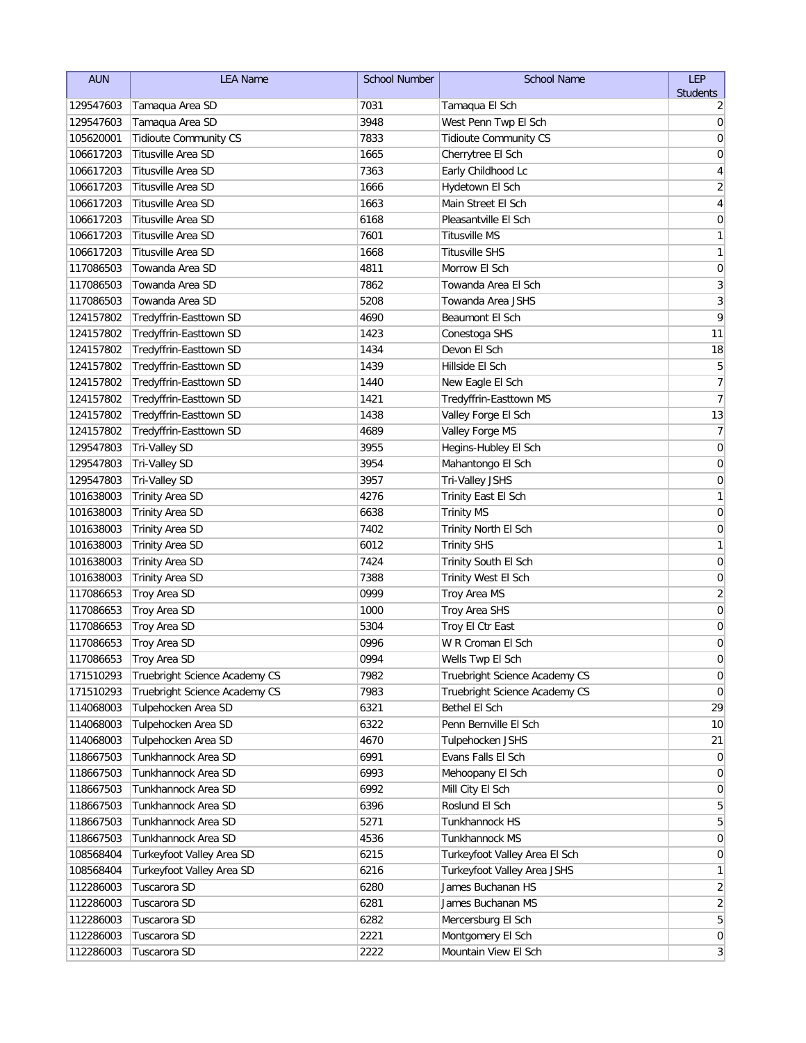| AUN | LEA Name | School Number | School Name | LEP Students |
|---|---|---|---|---|
| 129547603 | Tamaqua Area SD | 7031 | Tamaqua El Sch | 2 |
| 129547603 | Tamaqua Area SD | 3948 | West Penn Twp El Sch | 0 |
| 105620001 | Tidioute Community CS | 7833 | Tidioute Community CS | 0 |
| 106617203 | Titusville Area SD | 1665 | Cherrytree El Sch | 0 |
| 106617203 | Titusville Area SD | 7363 | Early Childhood Lc | 4 |
| 106617203 | Titusville Area SD | 1666 | Hydetown El Sch | 2 |
| 106617203 | Titusville Area SD | 1663 | Main Street El Sch | 4 |
| 106617203 | Titusville Area SD | 6168 | Pleasantville El Sch | 0 |
| 106617203 | Titusville Area SD | 7601 | Titusville MS | 1 |
| 106617203 | Titusville Area SD | 1668 | Titusville SHS | 1 |
| 117086503 | Towanda Area SD | 4811 | Morrow El Sch | 0 |
| 117086503 | Towanda Area SD | 7862 | Towanda Area El Sch | 3 |
| 117086503 | Towanda Area SD | 5208 | Towanda Area JSHS | 3 |
| 124157802 | Tredyffrin-Easttown SD | 4690 | Beaumont El Sch | 9 |
| 124157802 | Tredyffrin-Easttown SD | 1423 | Conestoga SHS | 11 |
| 124157802 | Tredyffrin-Easttown SD | 1434 | Devon El Sch | 18 |
| 124157802 | Tredyffrin-Easttown SD | 1439 | Hillside El Sch | 5 |
| 124157802 | Tredyffrin-Easttown SD | 1440 | New Eagle El Sch | 7 |
| 124157802 | Tredyffrin-Easttown SD | 1421 | Tredyffrin-Easttown MS | 7 |
| 124157802 | Tredyffrin-Easttown SD | 1438 | Valley Forge El Sch | 13 |
| 124157802 | Tredyffrin-Easttown SD | 4689 | Valley Forge MS | 7 |
| 129547803 | Tri-Valley SD | 3955 | Hegins-Hubley El Sch | 0 |
| 129547803 | Tri-Valley SD | 3954 | Mahantongo El Sch | 0 |
| 129547803 | Tri-Valley SD | 3957 | Tri-Valley JSHS | 0 |
| 101638003 | Trinity Area SD | 4276 | Trinity East El Sch | 1 |
| 101638003 | Trinity Area SD | 6638 | Trinity MS | 0 |
| 101638003 | Trinity Area SD | 7402 | Trinity North El Sch | 0 |
| 101638003 | Trinity Area SD | 6012 | Trinity SHS | 1 |
| 101638003 | Trinity Area SD | 7424 | Trinity South El Sch | 0 |
| 101638003 | Trinity Area SD | 7388 | Trinity West El Sch | 0 |
| 117086653 | Troy Area SD | 0999 | Troy Area MS | 2 |
| 117086653 | Troy Area SD | 1000 | Troy Area SHS | 0 |
| 117086653 | Troy Area SD | 5304 | Troy El Ctr East | 0 |
| 117086653 | Troy Area SD | 0996 | W R Croman El Sch | 0 |
| 117086653 | Troy Area SD | 0994 | Wells Twp El Sch | 0 |
| 171510293 | Truebright Science Academy CS | 7982 | Truebright Science Academy CS | 0 |
| 171510293 | Truebright Science Academy CS | 7983 | Truebright Science Academy CS | 0 |
| 114068003 | Tulpehocken Area SD | 6321 | Bethel El Sch | 29 |
| 114068003 | Tulpehocken Area SD | 6322 | Penn Bernville El Sch | 10 |
| 114068003 | Tulpehocken Area SD | 4670 | Tulpehocken JSHS | 21 |
| 118667503 | Tunkhannock Area SD | 6991 | Evans Falls El Sch | 0 |
| 118667503 | Tunkhannock Area SD | 6993 | Mehoopany El Sch | 0 |
| 118667503 | Tunkhannock Area SD | 6992 | Mill City El Sch | 0 |
| 118667503 | Tunkhannock Area SD | 6396 | Roslund El Sch | 5 |
| 118667503 | Tunkhannock Area SD | 5271 | Tunkhannock HS | 5 |
| 118667503 | Tunkhannock Area SD | 4536 | Tunkhannock MS | 0 |
| 108568404 | Turkeyfoot Valley Area SD | 6215 | Turkeyfoot Valley Area El Sch | 0 |
| 108568404 | Turkeyfoot Valley Area SD | 6216 | Turkeyfoot Valley Area JSHS | 1 |
| 112286003 | Tuscarora SD | 6280 | James Buchanan HS | 2 |
| 112286003 | Tuscarora SD | 6281 | James Buchanan MS | 2 |
| 112286003 | Tuscarora SD | 6282 | Mercersburg El Sch | 5 |
| 112286003 | Tuscarora SD | 2221 | Montgomery El Sch | 0 |
| 112286003 | Tuscarora SD | 2222 | Mountain View El Sch | 3 |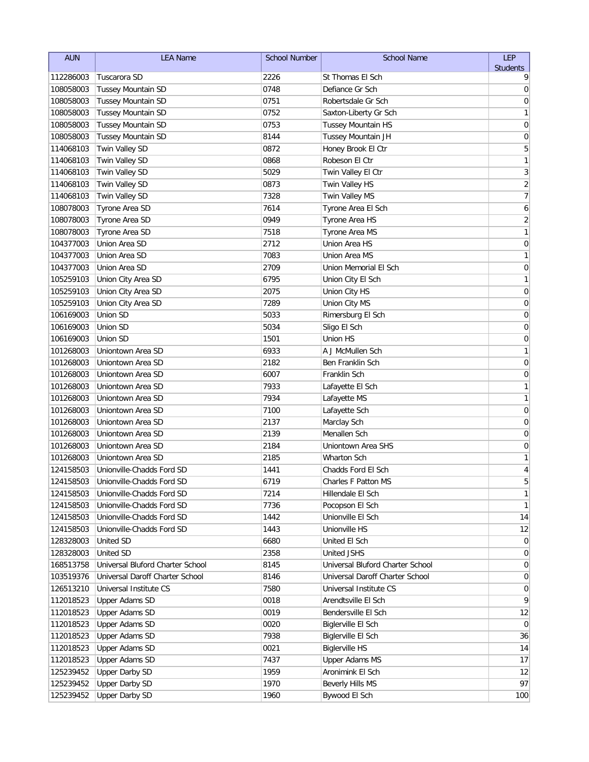| AUN | LEA Name | School Number | School Name | LEP Students |
|---|---|---|---|---|
| 112286003 | Tuscarora SD | 2226 | St Thomas El Sch | 9 |
| 108058003 | Tussey Mountain SD | 0748 | Defiance Gr Sch | 0 |
| 108058003 | Tussey Mountain SD | 0751 | Robertsdale Gr Sch | 0 |
| 108058003 | Tussey Mountain SD | 0752 | Saxton-Liberty Gr Sch | 1 |
| 108058003 | Tussey Mountain SD | 0753 | Tussey Mountain HS | 0 |
| 108058003 | Tussey Mountain SD | 8144 | Tussey Mountain JH | 0 |
| 114068103 | Twin Valley SD | 0872 | Honey Brook El Ctr | 5 |
| 114068103 | Twin Valley SD | 0868 | Robeson El Ctr | 1 |
| 114068103 | Twin Valley SD | 5029 | Twin Valley El Ctr | 3 |
| 114068103 | Twin Valley SD | 0873 | Twin Valley HS | 2 |
| 114068103 | Twin Valley SD | 7328 | Twin Valley MS | 7 |
| 108078003 | Tyrone Area SD | 7614 | Tyrone Area El Sch | 6 |
| 108078003 | Tyrone Area SD | 0949 | Tyrone Area HS | 2 |
| 108078003 | Tyrone Area SD | 7518 | Tyrone Area MS | 1 |
| 104377003 | Union Area SD | 2712 | Union Area HS | 0 |
| 104377003 | Union Area SD | 7083 | Union Area MS | 1 |
| 104377003 | Union Area SD | 2709 | Union Memorial El Sch | 0 |
| 105259103 | Union City Area SD | 6795 | Union City El Sch | 1 |
| 105259103 | Union City Area SD | 2075 | Union City HS | 0 |
| 105259103 | Union City Area SD | 7289 | Union City MS | 0 |
| 106169003 | Union SD | 5033 | Rimersburg El Sch | 0 |
| 106169003 | Union SD | 5034 | Sligo El Sch | 0 |
| 106169003 | Union SD | 1501 | Union HS | 0 |
| 101268003 | Uniontown Area SD | 6933 | A J McMullen Sch | 1 |
| 101268003 | Uniontown Area SD | 2182 | Ben Franklin Sch | 0 |
| 101268003 | Uniontown Area SD | 6007 | Franklin Sch | 0 |
| 101268003 | Uniontown Area SD | 7933 | Lafayette El Sch | 1 |
| 101268003 | Uniontown Area SD | 7934 | Lafayette MS | 1 |
| 101268003 | Uniontown Area SD | 7100 | Lafayette Sch | 0 |
| 101268003 | Uniontown Area SD | 2137 | Marclay Sch | 0 |
| 101268003 | Uniontown Area SD | 2139 | Menallen Sch | 0 |
| 101268003 | Uniontown Area SD | 2184 | Uniontown Area SHS | 0 |
| 101268003 | Uniontown Area SD | 2185 | Wharton Sch | 1 |
| 124158503 | Unionville-Chadds Ford SD | 1441 | Chadds Ford El Sch | 4 |
| 124158503 | Unionville-Chadds Ford SD | 6719 | Charles F Patton MS | 5 |
| 124158503 | Unionville-Chadds Ford SD | 7214 | Hillendale El Sch | 1 |
| 124158503 | Unionville-Chadds Ford SD | 7736 | Pocopson El Sch | 1 |
| 124158503 | Unionville-Chadds Ford SD | 1442 | Unionville El Sch | 14 |
| 124158503 | Unionville-Chadds Ford SD | 1443 | Unionville HS | 12 |
| 128328003 | United SD | 6680 | United El Sch | 0 |
| 128328003 | United SD | 2358 | United JSHS | 0 |
| 168513758 | Universal Bluford Charter School | 8145 | Universal Bluford Charter School | 0 |
| 103519376 | Universal Daroff Charter School | 8146 | Universal Daroff Charter School | 0 |
| 126513210 | Universal Institute CS | 7580 | Universal Institute CS | 0 |
| 112018523 | Upper Adams SD | 0018 | Arendtsville El Sch | 9 |
| 112018523 | Upper Adams SD | 0019 | Bendersville El Sch | 12 |
| 112018523 | Upper Adams SD | 0020 | Biglerville El Sch | 0 |
| 112018523 | Upper Adams SD | 7938 | Biglerville El Sch | 36 |
| 112018523 | Upper Adams SD | 0021 | Biglerville HS | 14 |
| 112018523 | Upper Adams SD | 7437 | Upper Adams MS | 17 |
| 125239452 | Upper Darby SD | 1959 | Aronimink El Sch | 12 |
| 125239452 | Upper Darby SD | 1970 | Beverly Hills MS | 97 |
| 125239452 | Upper Darby SD | 1960 | Bywood El Sch | 100 |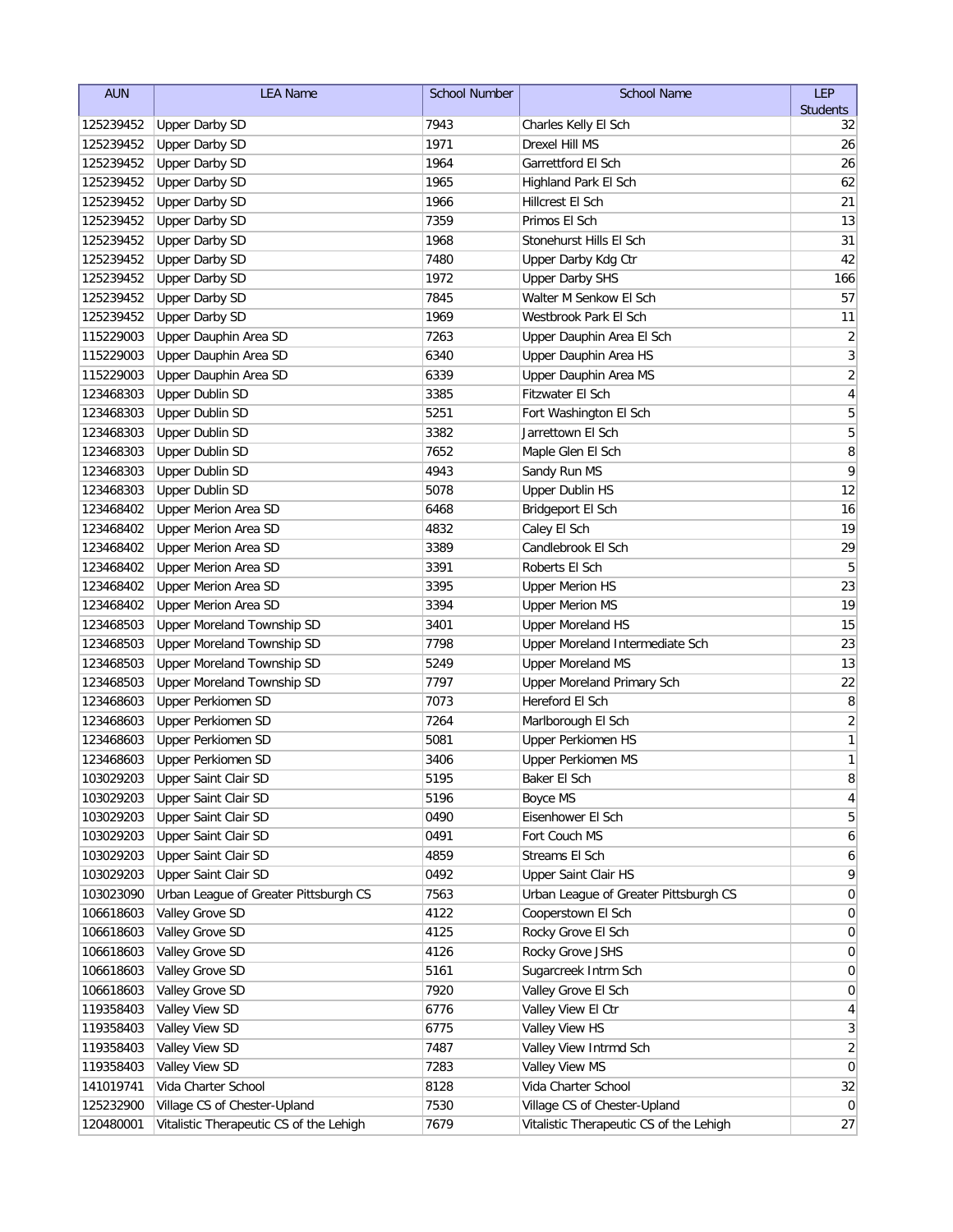| AUN | LEA Name | School Number | School Name | LEP Students |
|---|---|---|---|---|
| 125239452 | Upper Darby SD | 7943 | Charles Kelly El Sch | 32 |
| 125239452 | Upper Darby SD | 1971 | Drexel Hill MS | 26 |
| 125239452 | Upper Darby SD | 1964 | Garrettford El Sch | 26 |
| 125239452 | Upper Darby SD | 1965 | Highland Park El Sch | 62 |
| 125239452 | Upper Darby SD | 1966 | Hillcrest El Sch | 21 |
| 125239452 | Upper Darby SD | 7359 | Primos El Sch | 13 |
| 125239452 | Upper Darby SD | 1968 | Stonehurst Hills El Sch | 31 |
| 125239452 | Upper Darby SD | 7480 | Upper Darby Kdg Ctr | 42 |
| 125239452 | Upper Darby SD | 1972 | Upper Darby SHS | 166 |
| 125239452 | Upper Darby SD | 7845 | Walter M Senkow El Sch | 57 |
| 125239452 | Upper Darby SD | 1969 | Westbrook Park El Sch | 11 |
| 115229003 | Upper Dauphin Area SD | 7263 | Upper Dauphin Area El Sch | 2 |
| 115229003 | Upper Dauphin Area SD | 6340 | Upper Dauphin Area HS | 3 |
| 115229003 | Upper Dauphin Area SD | 6339 | Upper Dauphin Area MS | 2 |
| 123468303 | Upper Dublin SD | 3385 | Fitzwater El Sch | 4 |
| 123468303 | Upper Dublin SD | 5251 | Fort Washington El Sch | 5 |
| 123468303 | Upper Dublin SD | 3382 | Jarrettown El Sch | 5 |
| 123468303 | Upper Dublin SD | 7652 | Maple Glen El Sch | 8 |
| 123468303 | Upper Dublin SD | 4943 | Sandy Run MS | 9 |
| 123468303 | Upper Dublin SD | 5078 | Upper Dublin HS | 12 |
| 123468402 | Upper Merion Area SD | 6468 | Bridgeport El Sch | 16 |
| 123468402 | Upper Merion Area SD | 4832 | Caley El Sch | 19 |
| 123468402 | Upper Merion Area SD | 3389 | Candlebrook El Sch | 29 |
| 123468402 | Upper Merion Area SD | 3391 | Roberts El Sch | 5 |
| 123468402 | Upper Merion Area SD | 3395 | Upper Merion HS | 23 |
| 123468402 | Upper Merion Area SD | 3394 | Upper Merion MS | 19 |
| 123468503 | Upper Moreland Township SD | 3401 | Upper Moreland HS | 15 |
| 123468503 | Upper Moreland Township SD | 7798 | Upper Moreland Intermediate Sch | 23 |
| 123468503 | Upper Moreland Township SD | 5249 | Upper Moreland MS | 13 |
| 123468503 | Upper Moreland Township SD | 7797 | Upper Moreland Primary Sch | 22 |
| 123468603 | Upper Perkiomen SD | 7073 | Hereford El Sch | 8 |
| 123468603 | Upper Perkiomen SD | 7264 | Marlborough El Sch | 2 |
| 123468603 | Upper Perkiomen SD | 5081 | Upper Perkiomen HS | 1 |
| 123468603 | Upper Perkiomen SD | 3406 | Upper Perkiomen MS | 1 |
| 103029203 | Upper Saint Clair SD | 5195 | Baker El Sch | 8 |
| 103029203 | Upper Saint Clair SD | 5196 | Boyce MS | 4 |
| 103029203 | Upper Saint Clair SD | 0490 | Eisenhower El Sch | 5 |
| 103029203 | Upper Saint Clair SD | 0491 | Fort Couch MS | 6 |
| 103029203 | Upper Saint Clair SD | 4859 | Streams El Sch | 6 |
| 103029203 | Upper Saint Clair SD | 0492 | Upper Saint Clair HS | 9 |
| 103023090 | Urban League of Greater Pittsburgh CS | 7563 | Urban League of Greater Pittsburgh CS | 0 |
| 106618603 | Valley Grove SD | 4122 | Cooperstown El Sch | 0 |
| 106618603 | Valley Grove SD | 4125 | Rocky Grove El Sch | 0 |
| 106618603 | Valley Grove SD | 4126 | Rocky Grove JSHS | 0 |
| 106618603 | Valley Grove SD | 5161 | Sugarcreek Intrm Sch | 0 |
| 106618603 | Valley Grove SD | 7920 | Valley Grove El Sch | 0 |
| 119358403 | Valley View SD | 6776 | Valley View El Ctr | 4 |
| 119358403 | Valley View SD | 6775 | Valley View HS | 3 |
| 119358403 | Valley View SD | 7487 | Valley View Intrmd Sch | 2 |
| 119358403 | Valley View SD | 7283 | Valley View MS | 0 |
| 141019741 | Vida Charter School | 8128 | Vida Charter School | 32 |
| 125232900 | Village CS of Chester-Upland | 7530 | Village CS of Chester-Upland | 0 |
| 120480001 | Vitalistic Therapeutic CS of the Lehigh | 7679 | Vitalistic Therapeutic CS of the Lehigh | 27 |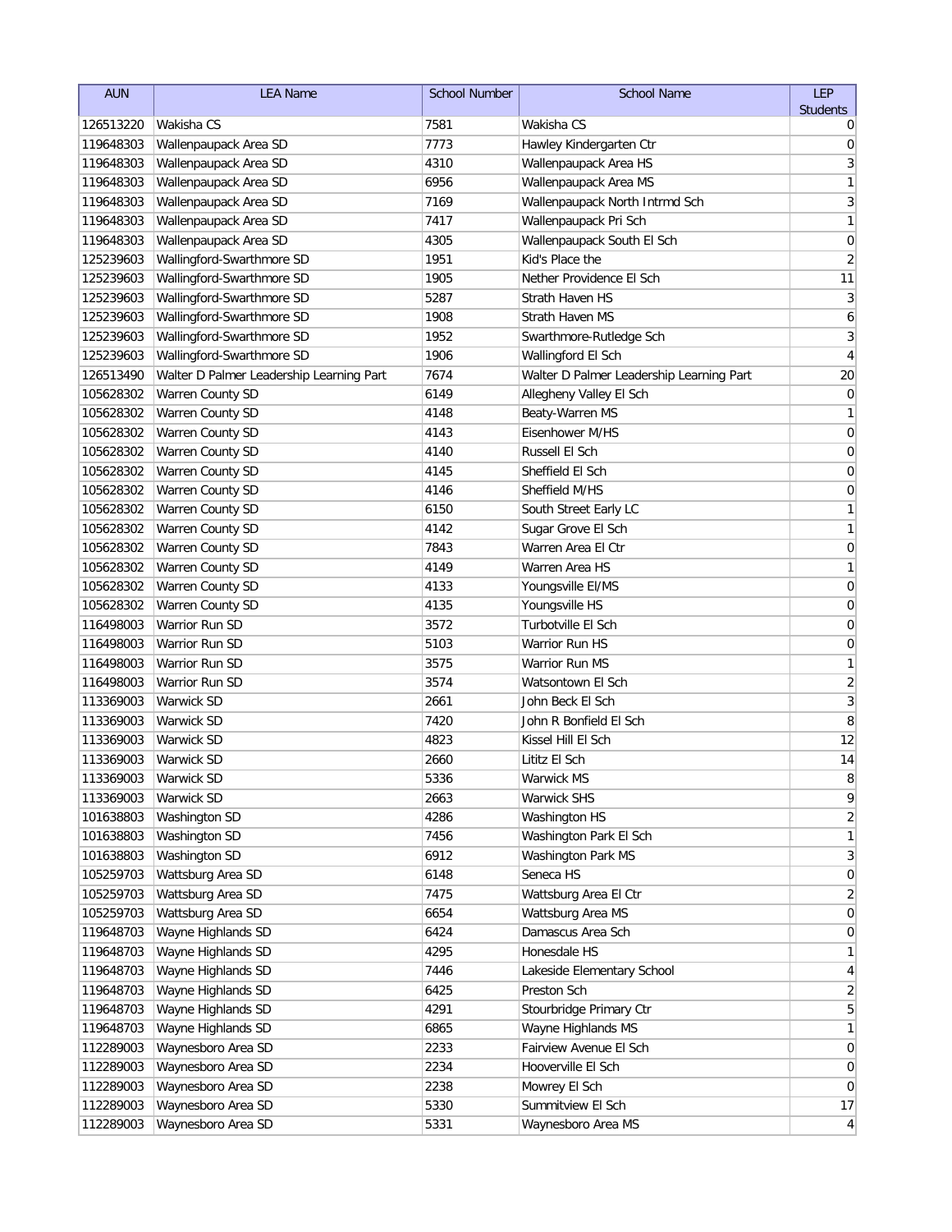| AUN | LEA Name | School Number | School Name | LEP Students |
|---|---|---|---|---|
| 126513220 | Wakisha CS | 7581 | Wakisha CS | 0 |
| 119648303 | Wallenpaupack Area SD | 7773 | Hawley Kindergarten Ctr | 0 |
| 119648303 | Wallenpaupack Area SD | 4310 | Wallenpaupack Area HS | 3 |
| 119648303 | Wallenpaupack Area SD | 6956 | Wallenpaupack Area MS | 1 |
| 119648303 | Wallenpaupack Area SD | 7169 | Wallenpaupack North Intrmd Sch | 3 |
| 119648303 | Wallenpaupack Area SD | 7417 | Wallenpaupack Pri Sch | 1 |
| 119648303 | Wallenpaupack Area SD | 4305 | Wallenpaupack South El Sch | 0 |
| 125239603 | Wallingford-Swarthmore SD | 1951 | Kid's Place the | 2 |
| 125239603 | Wallingford-Swarthmore SD | 1905 | Nether Providence El Sch | 11 |
| 125239603 | Wallingford-Swarthmore SD | 5287 | Strath Haven HS | 3 |
| 125239603 | Wallingford-Swarthmore SD | 1908 | Strath Haven MS | 6 |
| 125239603 | Wallingford-Swarthmore SD | 1952 | Swarthmore-Rutledge Sch | 3 |
| 125239603 | Wallingford-Swarthmore SD | 1906 | Wallingford El Sch | 4 |
| 126513490 | Walter D Palmer Leadership Learning Part | 7674 | Walter D Palmer Leadership Learning Part | 20 |
| 105628302 | Warren County SD | 6149 | Allegheny Valley El Sch | 0 |
| 105628302 | Warren County SD | 4148 | Beaty-Warren MS | 1 |
| 105628302 | Warren County SD | 4143 | Eisenhower M/HS | 0 |
| 105628302 | Warren County SD | 4140 | Russell El Sch | 0 |
| 105628302 | Warren County SD | 4145 | Sheffield El Sch | 0 |
| 105628302 | Warren County SD | 4146 | Sheffield M/HS | 0 |
| 105628302 | Warren County SD | 6150 | South Street Early LC | 1 |
| 105628302 | Warren County SD | 4142 | Sugar Grove El Sch | 1 |
| 105628302 | Warren County SD | 7843 | Warren Area El Ctr | 0 |
| 105628302 | Warren County SD | 4149 | Warren Area HS | 1 |
| 105628302 | Warren County SD | 4133 | Youngsville El/MS | 0 |
| 105628302 | Warren County SD | 4135 | Youngsville HS | 0 |
| 116498003 | Warrior Run SD | 3572 | Turbotville El Sch | 0 |
| 116498003 | Warrior Run SD | 5103 | Warrior Run HS | 0 |
| 116498003 | Warrior Run SD | 3575 | Warrior Run MS | 1 |
| 116498003 | Warrior Run SD | 3574 | Watsontown El Sch | 2 |
| 113369003 | Warwick SD | 2661 | John Beck El Sch | 3 |
| 113369003 | Warwick SD | 7420 | John R Bonfield El Sch | 8 |
| 113369003 | Warwick SD | 4823 | Kissel Hill El Sch | 12 |
| 113369003 | Warwick SD | 2660 | Lititz El Sch | 14 |
| 113369003 | Warwick SD | 5336 | Warwick MS | 8 |
| 113369003 | Warwick SD | 2663 | Warwick SHS | 9 |
| 101638803 | Washington SD | 4286 | Washington HS | 2 |
| 101638803 | Washington SD | 7456 | Washington Park El Sch | 1 |
| 101638803 | Washington SD | 6912 | Washington Park MS | 3 |
| 105259703 | Wattsburg Area SD | 6148 | Seneca HS | 0 |
| 105259703 | Wattsburg Area SD | 7475 | Wattsburg Area El Ctr | 2 |
| 105259703 | Wattsburg Area SD | 6654 | Wattsburg Area MS | 0 |
| 119648703 | Wayne Highlands SD | 6424 | Damascus Area Sch | 0 |
| 119648703 | Wayne Highlands SD | 4295 | Honesdale HS | 1 |
| 119648703 | Wayne Highlands SD | 7446 | Lakeside Elementary School | 4 |
| 119648703 | Wayne Highlands SD | 6425 | Preston Sch | 2 |
| 119648703 | Wayne Highlands SD | 4291 | Stourbridge Primary Ctr | 5 |
| 119648703 | Wayne Highlands SD | 6865 | Wayne Highlands MS | 1 |
| 112289003 | Waynesboro Area SD | 2233 | Fairview Avenue El Sch | 0 |
| 112289003 | Waynesboro Area SD | 2234 | Hooverville El Sch | 0 |
| 112289003 | Waynesboro Area SD | 2238 | Mowrey El Sch | 0 |
| 112289003 | Waynesboro Area SD | 5330 | Summitview El Sch | 17 |
| 112289003 | Waynesboro Area SD | 5331 | Waynesboro Area MS | 4 |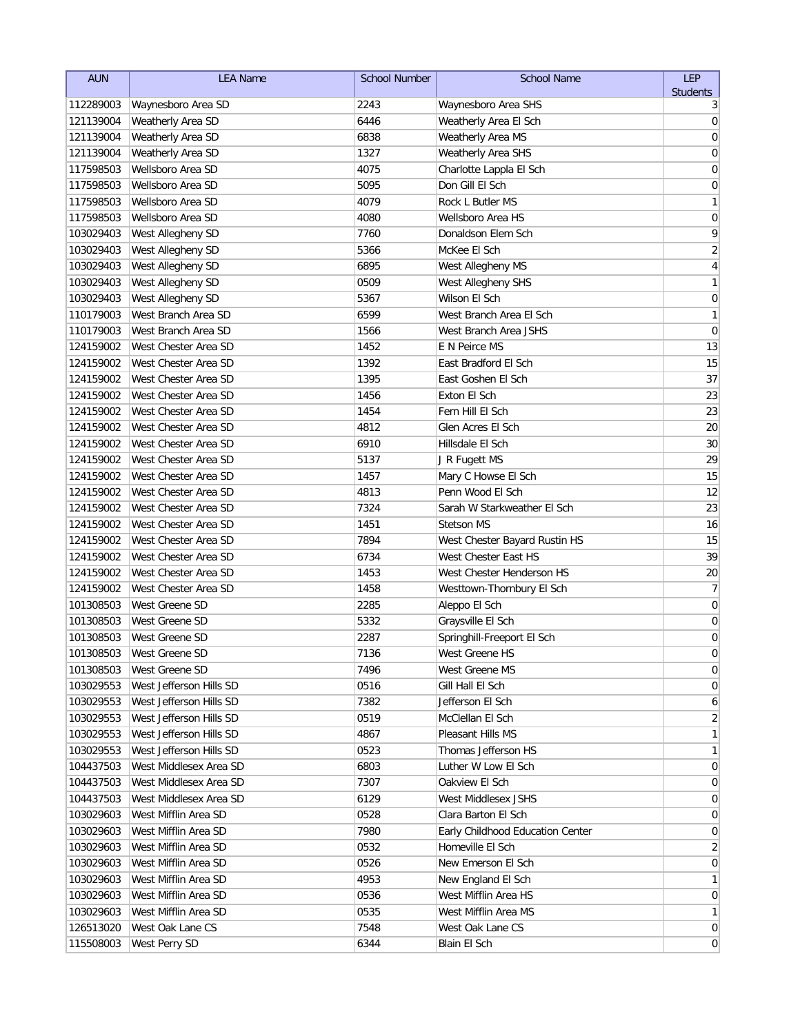| AUN | LEA Name | School Number | School Name | LEP Students |
|---|---|---|---|---|
| 112289003 | Waynesboro Area SD | 2243 | Waynesboro Area SHS | 3 |
| 121139004 | Weatherly Area SD | 6446 | Weatherly Area El Sch | 0 |
| 121139004 | Weatherly Area SD | 6838 | Weatherly Area MS | 0 |
| 121139004 | Weatherly Area SD | 1327 | Weatherly Area SHS | 0 |
| 117598503 | Wellsboro Area SD | 4075 | Charlotte Lappla El Sch | 0 |
| 117598503 | Wellsboro Area SD | 5095 | Don Gill El Sch | 0 |
| 117598503 | Wellsboro Area SD | 4079 | Rock L Butler MS | 1 |
| 117598503 | Wellsboro Area SD | 4080 | Wellsboro Area HS | 0 |
| 103029403 | West Allegheny SD | 7760 | Donaldson Elem Sch | 9 |
| 103029403 | West Allegheny SD | 5366 | McKee El Sch | 2 |
| 103029403 | West Allegheny SD | 6895 | West Allegheny MS | 4 |
| 103029403 | West Allegheny SD | 0509 | West Allegheny SHS | 1 |
| 103029403 | West Allegheny SD | 5367 | Wilson El Sch | 0 |
| 110179003 | West Branch Area SD | 6599 | West Branch Area El Sch | 1 |
| 110179003 | West Branch Area SD | 1566 | West Branch Area JSHS | 0 |
| 124159002 | West Chester Area SD | 1452 | E N Peirce MS | 13 |
| 124159002 | West Chester Area SD | 1392 | East Bradford El Sch | 15 |
| 124159002 | West Chester Area SD | 1395 | East Goshen El Sch | 37 |
| 124159002 | West Chester Area SD | 1456 | Exton El Sch | 23 |
| 124159002 | West Chester Area SD | 1454 | Fern Hill El Sch | 23 |
| 124159002 | West Chester Area SD | 4812 | Glen Acres El Sch | 20 |
| 124159002 | West Chester Area SD | 6910 | Hillsdale El Sch | 30 |
| 124159002 | West Chester Area SD | 5137 | J R Fugett MS | 29 |
| 124159002 | West Chester Area SD | 1457 | Mary C Howse El Sch | 15 |
| 124159002 | West Chester Area SD | 4813 | Penn Wood El Sch | 12 |
| 124159002 | West Chester Area SD | 7324 | Sarah W Starkweather El Sch | 23 |
| 124159002 | West Chester Area SD | 1451 | Stetson MS | 16 |
| 124159002 | West Chester Area SD | 7894 | West Chester Bayard Rustin HS | 15 |
| 124159002 | West Chester Area SD | 6734 | West Chester East HS | 39 |
| 124159002 | West Chester Area SD | 1453 | West Chester Henderson HS | 20 |
| 124159002 | West Chester Area SD | 1458 | Westtown-Thornbury El Sch | 7 |
| 101308503 | West Greene SD | 2285 | Aleppo El Sch | 0 |
| 101308503 | West Greene SD | 5332 | Graysville El Sch | 0 |
| 101308503 | West Greene SD | 2287 | Springhill-Freeport El Sch | 0 |
| 101308503 | West Greene SD | 7136 | West Greene HS | 0 |
| 101308503 | West Greene SD | 7496 | West Greene MS | 0 |
| 103029553 | West Jefferson Hills SD | 0516 | Gill Hall El Sch | 0 |
| 103029553 | West Jefferson Hills SD | 7382 | Jefferson El Sch | 6 |
| 103029553 | West Jefferson Hills SD | 0519 | McClellan El Sch | 2 |
| 103029553 | West Jefferson Hills SD | 4867 | Pleasant Hills MS | 1 |
| 103029553 | West Jefferson Hills SD | 0523 | Thomas Jefferson HS | 1 |
| 104437503 | West Middlesex Area SD | 6803 | Luther W Low El Sch | 0 |
| 104437503 | West Middlesex Area SD | 7307 | Oakview El Sch | 0 |
| 104437503 | West Middlesex Area SD | 6129 | West Middlesex JSHS | 0 |
| 103029603 | West Mifflin Area SD | 0528 | Clara Barton El Sch | 0 |
| 103029603 | West Mifflin Area SD | 7980 | Early Childhood Education Center | 0 |
| 103029603 | West Mifflin Area SD | 0532 | Homeville El Sch | 2 |
| 103029603 | West Mifflin Area SD | 0526 | New Emerson El Sch | 0 |
| 103029603 | West Mifflin Area SD | 4953 | New England El Sch | 1 |
| 103029603 | West Mifflin Area SD | 0536 | West Mifflin Area HS | 0 |
| 103029603 | West Mifflin Area SD | 0535 | West Mifflin Area MS | 1 |
| 126513020 | West Oak Lane CS | 7548 | West Oak Lane CS | 0 |
| 115508003 | West Perry SD | 6344 | Blain El Sch | 0 |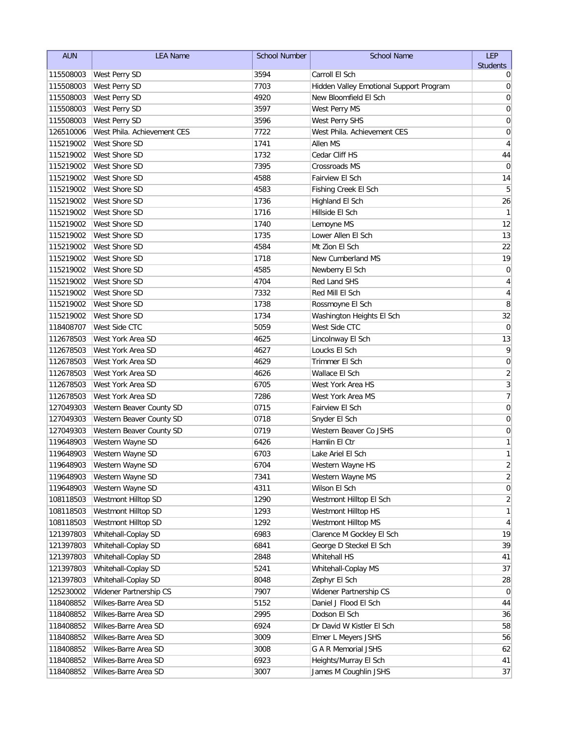| AUN | LEA Name | School Number | School Name | LEP Students |
|---|---|---|---|---|
| 115508003 | West Perry SD | 3594 | Carroll El Sch | 0 |
| 115508003 | West Perry SD | 7703 | Hidden Valley Emotional Support Program | 0 |
| 115508003 | West Perry SD | 4920 | New Bloomfield El Sch | 0 |
| 115508003 | West Perry SD | 3597 | West Perry MS | 0 |
| 115508003 | West Perry SD | 3596 | West Perry SHS | 0 |
| 126510006 | West Phila. Achievement CES | 7722 | West Phila. Achievement CES | 0 |
| 115219002 | West Shore SD | 1741 | Allen MS | 4 |
| 115219002 | West Shore SD | 1732 | Cedar Cliff HS | 44 |
| 115219002 | West Shore SD | 7395 | Crossroads MS | 0 |
| 115219002 | West Shore SD | 4588 | Fairview El Sch | 14 |
| 115219002 | West Shore SD | 4583 | Fishing Creek El Sch | 5 |
| 115219002 | West Shore SD | 1736 | Highland El Sch | 26 |
| 115219002 | West Shore SD | 1716 | Hillside El Sch | 1 |
| 115219002 | West Shore SD | 1740 | Lemoyne MS | 12 |
| 115219002 | West Shore SD | 1735 | Lower Allen El Sch | 13 |
| 115219002 | West Shore SD | 4584 | Mt Zion El Sch | 22 |
| 115219002 | West Shore SD | 1718 | New Cumberland MS | 19 |
| 115219002 | West Shore SD | 4585 | Newberry El Sch | 0 |
| 115219002 | West Shore SD | 4704 | Red Land SHS | 4 |
| 115219002 | West Shore SD | 7332 | Red Mill El Sch | 4 |
| 115219002 | West Shore SD | 1738 | Rossmoyne El Sch | 8 |
| 115219002 | West Shore SD | 1734 | Washington Heights El Sch | 32 |
| 118408707 | West Side CTC | 5059 | West Side CTC | 0 |
| 112678503 | West York Area SD | 4625 | Lincolnway El Sch | 13 |
| 112678503 | West York Area SD | 4627 | Loucks El Sch | 9 |
| 112678503 | West York Area SD | 4629 | Trimmer El Sch | 0 |
| 112678503 | West York Area SD | 4626 | Wallace El Sch | 2 |
| 112678503 | West York Area SD | 6705 | West York Area HS | 3 |
| 112678503 | West York Area SD | 7286 | West York Area MS | 7 |
| 127049303 | Western Beaver County SD | 0715 | Fairview El Sch | 0 |
| 127049303 | Western Beaver County SD | 0718 | Snyder El Sch | 0 |
| 127049303 | Western Beaver County SD | 0719 | Western Beaver Co JSHS | 0 |
| 119648903 | Western Wayne SD | 6426 | Hamlin El Ctr | 1 |
| 119648903 | Western Wayne SD | 6703 | Lake Ariel El Sch | 1 |
| 119648903 | Western Wayne SD | 6704 | Western Wayne HS | 2 |
| 119648903 | Western Wayne SD | 7341 | Western Wayne MS | 2 |
| 119648903 | Western Wayne SD | 4311 | Wilson El Sch | 0 |
| 108118503 | Westmont Hilltop SD | 1290 | Westmont Hilltop El Sch | 2 |
| 108118503 | Westmont Hilltop SD | 1293 | Westmont Hilltop HS | 1 |
| 108118503 | Westmont Hilltop SD | 1292 | Westmont Hilltop MS | 4 |
| 121397803 | Whitehall-Coplay SD | 6983 | Clarence M Gockley El Sch | 19 |
| 121397803 | Whitehall-Coplay SD | 6841 | George D Steckel El Sch | 39 |
| 121397803 | Whitehall-Coplay SD | 2848 | Whitehall HS | 41 |
| 121397803 | Whitehall-Coplay SD | 5241 | Whitehall-Coplay MS | 37 |
| 121397803 | Whitehall-Coplay SD | 8048 | Zephyr El Sch | 28 |
| 125230002 | Widener Partnership CS | 7907 | Widener Partnership CS | 0 |
| 118408852 | Wilkes-Barre Area SD | 5152 | Daniel J Flood El Sch | 44 |
| 118408852 | Wilkes-Barre Area SD | 2995 | Dodson El Sch | 36 |
| 118408852 | Wilkes-Barre Area SD | 6924 | Dr David W Kistler El Sch | 58 |
| 118408852 | Wilkes-Barre Area SD | 3009 | Elmer L Meyers JSHS | 56 |
| 118408852 | Wilkes-Barre Area SD | 3008 | G A R Memorial JSHS | 62 |
| 118408852 | Wilkes-Barre Area SD | 6923 | Heights/Murray El Sch | 41 |
| 118408852 | Wilkes-Barre Area SD | 3007 | James M Coughlin JSHS | 37 |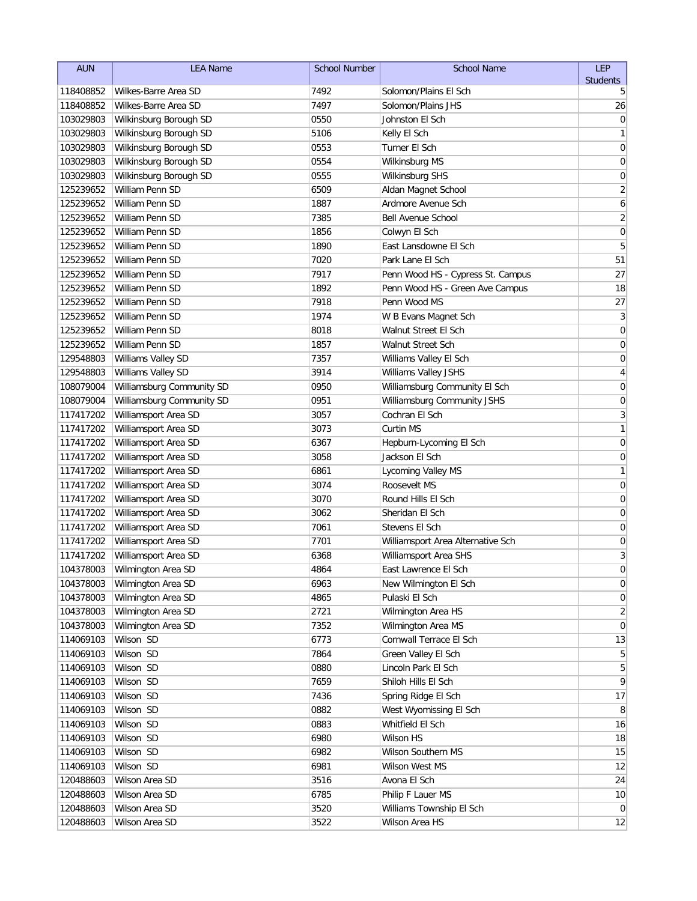| AUN | LEA Name | School Number | School Name | LEP Students |
|---|---|---|---|---|
| 118408852 | Wilkes-Barre Area SD | 7492 | Solomon/Plains El Sch | 5 |
| 118408852 | Wilkes-Barre Area SD | 7497 | Solomon/Plains JHS | 26 |
| 103029803 | Wilkinsburg Borough SD | 0550 | Johnston El Sch | 0 |
| 103029803 | Wilkinsburg Borough SD | 5106 | Kelly El Sch | 1 |
| 103029803 | Wilkinsburg Borough SD | 0553 | Turner El Sch | 0 |
| 103029803 | Wilkinsburg Borough SD | 0554 | Wilkinsburg MS | 0 |
| 103029803 | Wilkinsburg Borough SD | 0555 | Wilkinsburg SHS | 0 |
| 125239652 | William Penn SD | 6509 | Aldan Magnet School | 2 |
| 125239652 | William Penn SD | 1887 | Ardmore Avenue Sch | 6 |
| 125239652 | William Penn SD | 7385 | Bell Avenue School | 2 |
| 125239652 | William Penn SD | 1856 | Colwyn El Sch | 0 |
| 125239652 | William Penn SD | 1890 | East Lansdowne El Sch | 5 |
| 125239652 | William Penn SD | 7020 | Park Lane El Sch | 51 |
| 125239652 | William Penn SD | 7917 | Penn Wood HS - Cypress St. Campus | 27 |
| 125239652 | William Penn SD | 1892 | Penn Wood HS - Green Ave Campus | 18 |
| 125239652 | William Penn SD | 7918 | Penn Wood MS | 27 |
| 125239652 | William Penn SD | 1974 | W B Evans Magnet Sch | 3 |
| 125239652 | William Penn SD | 8018 | Walnut Street El Sch | 0 |
| 125239652 | William Penn SD | 1857 | Walnut Street Sch | 0 |
| 129548803 | Williams Valley SD | 7357 | Williams Valley El Sch | 0 |
| 129548803 | Williams Valley SD | 3914 | Williams Valley JSHS | 4 |
| 108079004 | Williamsburg Community SD | 0950 | Williamsburg Community El Sch | 0 |
| 108079004 | Williamsburg Community SD | 0951 | Williamsburg Community JSHS | 0 |
| 117417202 | Williamsport Area SD | 3057 | Cochran El Sch | 3 |
| 117417202 | Williamsport Area SD | 3073 | Curtin MS | 1 |
| 117417202 | Williamsport Area SD | 6367 | Hepburn-Lycoming El Sch | 0 |
| 117417202 | Williamsport Area SD | 3058 | Jackson El Sch | 0 |
| 117417202 | Williamsport Area SD | 6861 | Lycoming Valley MS | 1 |
| 117417202 | Williamsport Area SD | 3074 | Roosevelt MS | 0 |
| 117417202 | Williamsport Area SD | 3070 | Round Hills El Sch | 0 |
| 117417202 | Williamsport Area SD | 3062 | Sheridan El Sch | 0 |
| 117417202 | Williamsport Area SD | 7061 | Stevens El Sch | 0 |
| 117417202 | Williamsport Area SD | 7701 | Williamsport Area Alternative Sch | 0 |
| 117417202 | Williamsport Area SD | 6368 | Williamsport Area SHS | 3 |
| 104378003 | Wilmington Area SD | 4864 | East Lawrence El Sch | 0 |
| 104378003 | Wilmington Area SD | 6963 | New Wilmington El Sch | 0 |
| 104378003 | Wilmington Area SD | 4865 | Pulaski El Sch | 0 |
| 104378003 | Wilmington Area SD | 2721 | Wilmington Area HS | 2 |
| 104378003 | Wilmington Area SD | 7352 | Wilmington Area MS | 0 |
| 114069103 | Wilson SD | 6773 | Cornwall Terrace El Sch | 13 |
| 114069103 | Wilson SD | 7864 | Green Valley El Sch | 5 |
| 114069103 | Wilson SD | 0880 | Lincoln Park El Sch | 5 |
| 114069103 | Wilson SD | 7659 | Shiloh Hills El Sch | 9 |
| 114069103 | Wilson SD | 7436 | Spring Ridge El Sch | 17 |
| 114069103 | Wilson SD | 0882 | West Wyomissing El Sch | 8 |
| 114069103 | Wilson SD | 0883 | Whitfield El Sch | 16 |
| 114069103 | Wilson SD | 6980 | Wilson HS | 18 |
| 114069103 | Wilson SD | 6982 | Wilson Southern MS | 15 |
| 114069103 | Wilson SD | 6981 | Wilson West MS | 12 |
| 120488603 | Wilson Area SD | 3516 | Avona El Sch | 24 |
| 120488603 | Wilson Area SD | 6785 | Philip F Lauer MS | 10 |
| 120488603 | Wilson Area SD | 3520 | Williams Township El Sch | 0 |
| 120488603 | Wilson Area SD | 3522 | Wilson Area HS | 12 |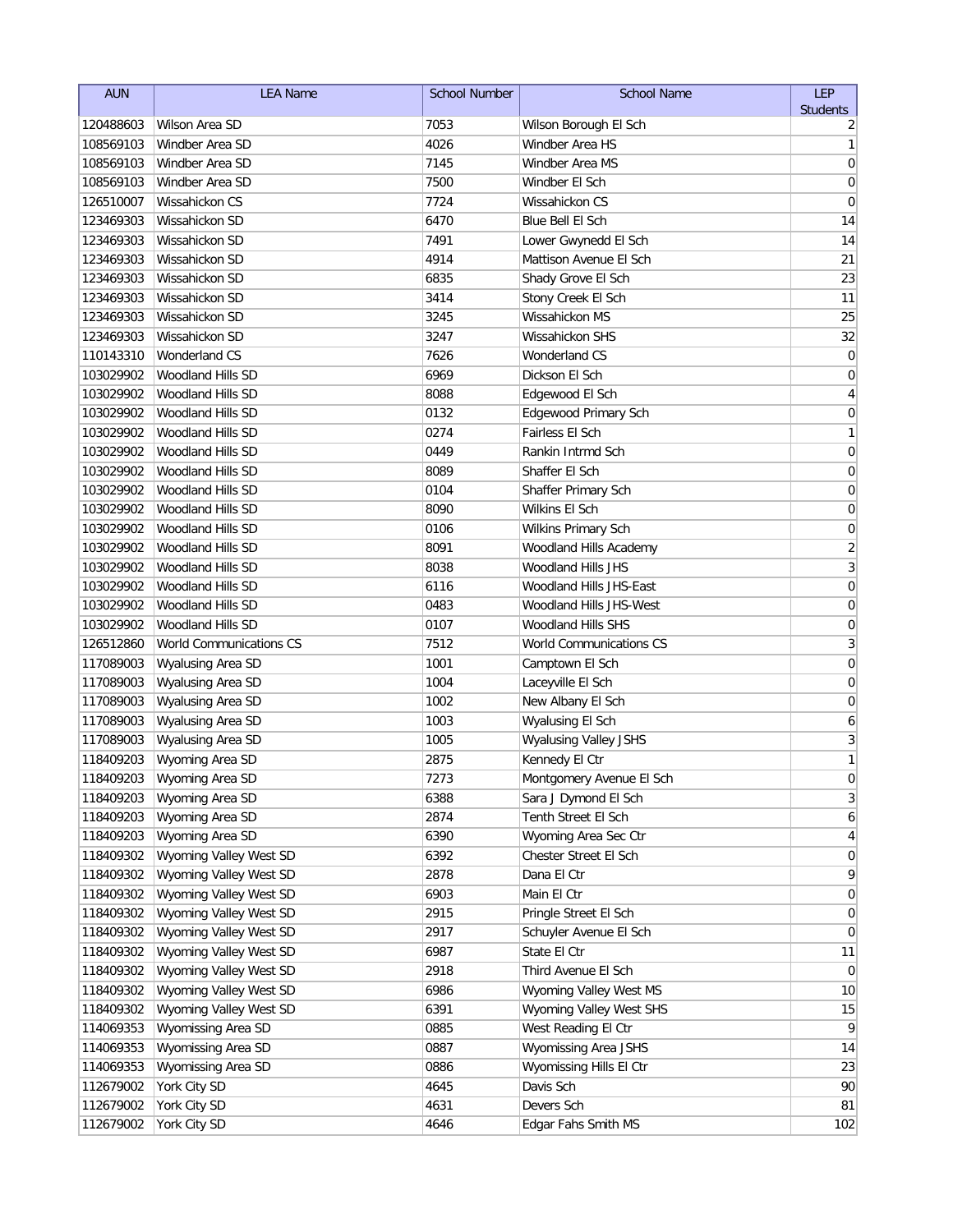| AUN | LEA Name | School Number | School Name | LEP Students |
|---|---|---|---|---|
| 120488603 | Wilson Area SD | 7053 | Wilson Borough El Sch | 2 |
| 108569103 | Windber Area SD | 4026 | Windber Area HS | 1 |
| 108569103 | Windber Area SD | 7145 | Windber Area MS | 0 |
| 108569103 | Windber Area SD | 7500 | Windber El Sch | 0 |
| 126510007 | Wissahickon CS | 7724 | Wissahickon CS | 0 |
| 123469303 | Wissahickon SD | 6470 | Blue Bell El Sch | 14 |
| 123469303 | Wissahickon SD | 7491 | Lower Gwynedd El Sch | 14 |
| 123469303 | Wissahickon SD | 4914 | Mattison Avenue El Sch | 21 |
| 123469303 | Wissahickon SD | 6835 | Shady Grove El Sch | 23 |
| 123469303 | Wissahickon SD | 3414 | Stony Creek El Sch | 11 |
| 123469303 | Wissahickon SD | 3245 | Wissahickon MS | 25 |
| 123469303 | Wissahickon SD | 3247 | Wissahickon SHS | 32 |
| 110143310 | Wonderland CS | 7626 | Wonderland CS | 0 |
| 103029902 | Woodland Hills SD | 6969 | Dickson El Sch | 0 |
| 103029902 | Woodland Hills SD | 8088 | Edgewood El Sch | 4 |
| 103029902 | Woodland Hills SD | 0132 | Edgewood Primary Sch | 0 |
| 103029902 | Woodland Hills SD | 0274 | Fairless El Sch | 1 |
| 103029902 | Woodland Hills SD | 0449 | Rankin Intrmd Sch | 0 |
| 103029902 | Woodland Hills SD | 8089 | Shaffer El Sch | 0 |
| 103029902 | Woodland Hills SD | 0104 | Shaffer Primary Sch | 0 |
| 103029902 | Woodland Hills SD | 8090 | Wilkins El Sch | 0 |
| 103029902 | Woodland Hills SD | 0106 | Wilkins Primary Sch | 0 |
| 103029902 | Woodland Hills SD | 8091 | Woodland Hills Academy | 2 |
| 103029902 | Woodland Hills SD | 8038 | Woodland Hills JHS | 3 |
| 103029902 | Woodland Hills SD | 6116 | Woodland Hills JHS-East | 0 |
| 103029902 | Woodland Hills SD | 0483 | Woodland Hills JHS-West | 0 |
| 103029902 | Woodland Hills SD | 0107 | Woodland Hills SHS | 0 |
| 126512860 | World Communications CS | 7512 | World Communications CS | 3 |
| 117089003 | Wyalusing Area SD | 1001 | Camptown El Sch | 0 |
| 117089003 | Wyalusing Area SD | 1004 | Laceyville El Sch | 0 |
| 117089003 | Wyalusing Area SD | 1002 | New Albany El Sch | 0 |
| 117089003 | Wyalusing Area SD | 1003 | Wyalusing El Sch | 6 |
| 117089003 | Wyalusing Area SD | 1005 | Wyalusing Valley JSHS | 3 |
| 118409203 | Wyoming Area SD | 2875 | Kennedy El Ctr | 1 |
| 118409203 | Wyoming Area SD | 7273 | Montgomery Avenue El Sch | 0 |
| 118409203 | Wyoming Area SD | 6388 | Sara J Dymond El Sch | 3 |
| 118409203 | Wyoming Area SD | 2874 | Tenth Street El Sch | 6 |
| 118409203 | Wyoming Area SD | 6390 | Wyoming Area Sec Ctr | 4 |
| 118409302 | Wyoming Valley West SD | 6392 | Chester Street El Sch | 0 |
| 118409302 | Wyoming Valley West SD | 2878 | Dana El Ctr | 9 |
| 118409302 | Wyoming Valley West SD | 6903 | Main El Ctr | 0 |
| 118409302 | Wyoming Valley West SD | 2915 | Pringle Street El Sch | 0 |
| 118409302 | Wyoming Valley West SD | 2917 | Schuyler Avenue El Sch | 0 |
| 118409302 | Wyoming Valley West SD | 6987 | State El Ctr | 11 |
| 118409302 | Wyoming Valley West SD | 2918 | Third Avenue El Sch | 0 |
| 118409302 | Wyoming Valley West SD | 6986 | Wyoming Valley West MS | 10 |
| 118409302 | Wyoming Valley West SD | 6391 | Wyoming Valley West SHS | 15 |
| 114069353 | Wyomissing Area SD | 0885 | West Reading El Ctr | 9 |
| 114069353 | Wyomissing Area SD | 0887 | Wyomissing Area JSHS | 14 |
| 114069353 | Wyomissing Area SD | 0886 | Wyomissing Hills El Ctr | 23 |
| 112679002 | York City SD | 4645 | Davis Sch | 90 |
| 112679002 | York City SD | 4631 | Devers Sch | 81 |
| 112679002 | York City SD | 4646 | Edgar Fahs Smith MS | 102 |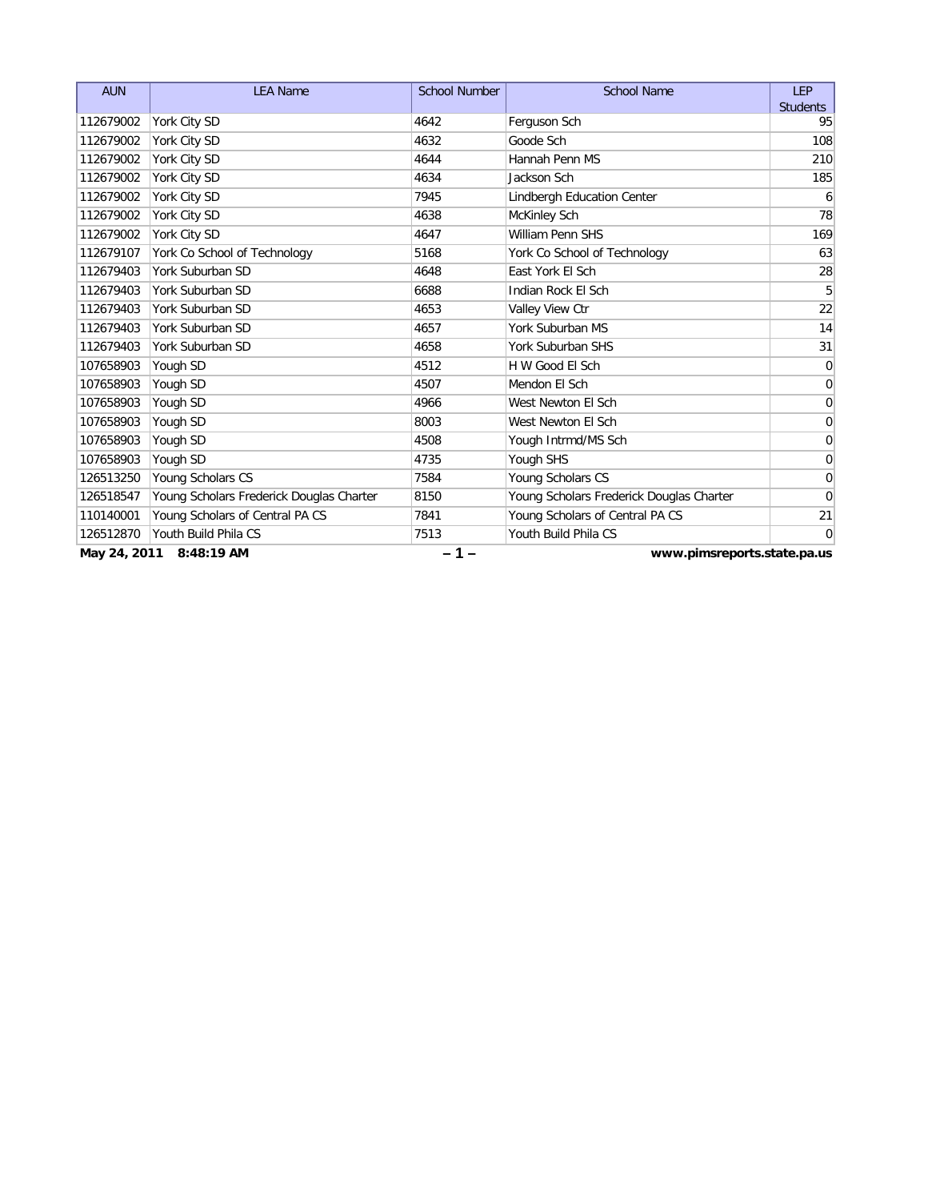| AUN | LEA Name | School Number | School Name | LEP Students |
|---|---|---|---|---|
| 112679002 | York City SD | 4642 | Ferguson Sch | 95 |
| 112679002 | York City SD | 4632 | Goode Sch | 108 |
| 112679002 | York City SD | 4644 | Hannah Penn MS | 210 |
| 112679002 | York City SD | 4634 | Jackson Sch | 185 |
| 112679002 | York City SD | 7945 | Lindbergh Education Center | 6 |
| 112679002 | York City SD | 4638 | McKinley Sch | 78 |
| 112679002 | York City SD | 4647 | William Penn SHS | 169 |
| 112679107 | York Co School of Technology | 5168 | York Co School of Technology | 63 |
| 112679403 | York Suburban SD | 4648 | East York El Sch | 28 |
| 112679403 | York Suburban SD | 6688 | Indian Rock El Sch | 5 |
| 112679403 | York Suburban SD | 4653 | Valley View Ctr | 22 |
| 112679403 | York Suburban SD | 4657 | York Suburban MS | 14 |
| 112679403 | York Suburban SD | 4658 | York Suburban SHS | 31 |
| 107658903 | Yough SD | 4512 | H W Good El Sch | 0 |
| 107658903 | Yough SD | 4507 | Mendon El Sch | 0 |
| 107658903 | Yough SD | 4966 | West Newton El Sch | 0 |
| 107658903 | Yough SD | 8003 | West Newton El Sch | 0 |
| 107658903 | Yough SD | 4508 | Yough Intrmd/MS Sch | 0 |
| 107658903 | Yough SD | 4735 | Yough SHS | 0 |
| 126513250 | Young Scholars CS | 7584 | Young Scholars CS | 0 |
| 126518547 | Young Scholars Frederick Douglas Charter | 8150 | Young Scholars Frederick Douglas Charter | 0 |
| 110140001 | Young Scholars of Central PA CS | 7841 | Young Scholars of Central PA CS | 21 |
| 126512870 | Youth Build Phila CS | 7513 | Youth Build Phila CS | 0 |